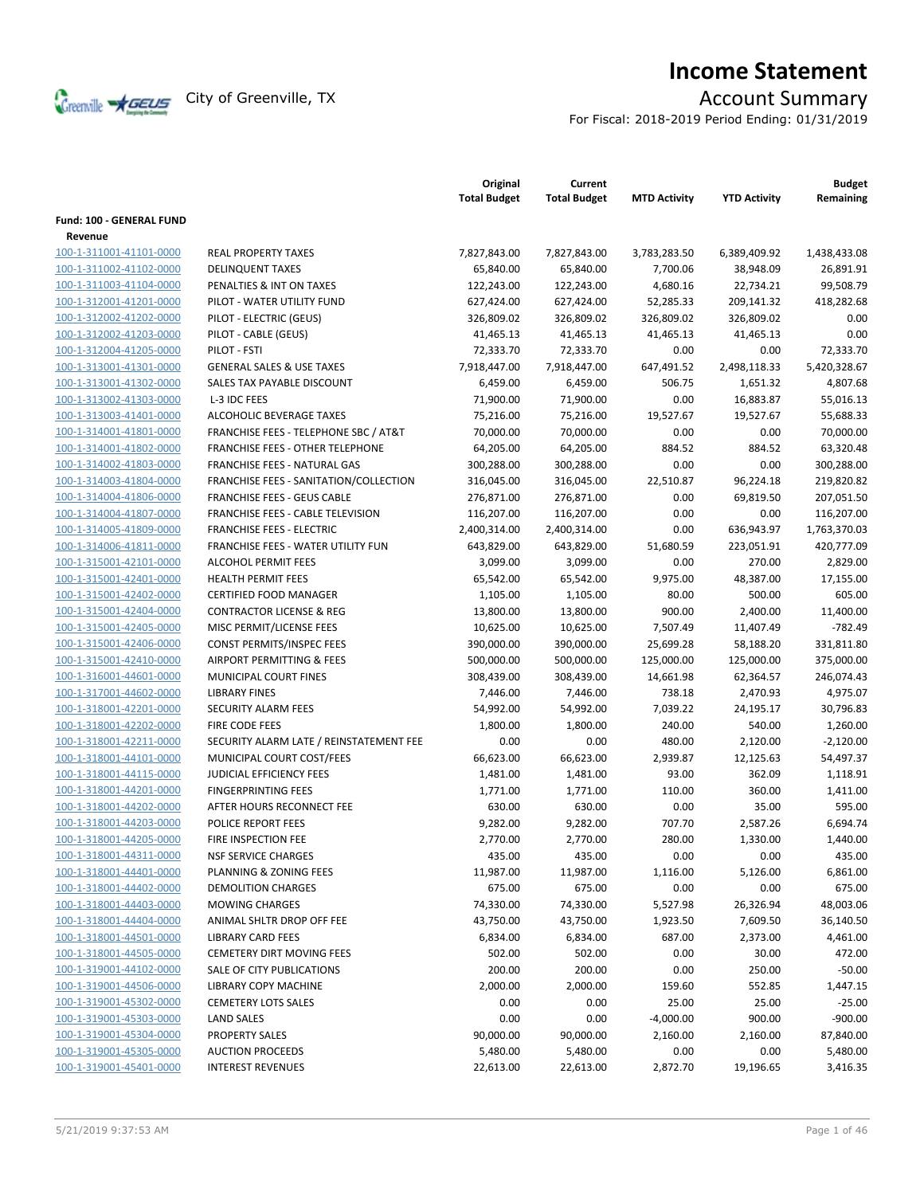# Income Statement

City of Greenville, TX

## Account Summary

For Fiscal: 2018-2019 Period Ending: 01/31/2019

**Fund: 100 - GENERAL FUND**

**Revenue**

| | | Original Total Budget | Current Total Budget | MTD Activity | YTD Activity | Budget Remaining |
|---|---|---|---|---|---|---|
| 100-1-311001-41101-0000 | REAL PROPERTY TAXES | 7,827,843.00 | 7,827,843.00 | 3,783,283.50 | 6,389,409.92 | 1,438,433.08 |
| 100-1-311002-41102-0000 | DELINQUENT TAXES | 65,840.00 | 65,840.00 | 7,700.06 | 38,948.09 | 26,891.91 |
| 100-1-311003-41104-0000 | PENALTIES & INT ON TAXES | 122,243.00 | 122,243.00 | 4,680.16 | 22,734.21 | 99,508.79 |
| 100-1-312001-41201-0000 | PILOT - WATER UTILITY FUND | 627,424.00 | 627,424.00 | 52,285.33 | 209,141.32 | 418,282.68 |
| 100-1-312002-41202-0000 | PILOT - ELECTRIC (GEUS) | 326,809.02 | 326,809.02 | 326,809.02 | 326,809.02 | 0.00 |
| 100-1-312002-41203-0000 | PILOT - CABLE (GEUS) | 41,465.13 | 41,465.13 | 41,465.13 | 41,465.13 | 0.00 |
| 100-1-312004-41205-0000 | PILOT - FSTI | 72,333.70 | 72,333.70 | 0.00 | 0.00 | 72,333.70 |
| 100-1-313001-41301-0000 | GENERAL SALES & USE TAXES | 7,918,447.00 | 7,918,447.00 | 647,491.52 | 2,498,118.33 | 5,420,328.67 |
| 100-1-313001-41302-0000 | SALES TAX PAYABLE DISCOUNT | 6,459.00 | 6,459.00 | 506.75 | 1,651.32 | 4,807.68 |
| 100-1-313002-41303-0000 | L-3 IDC FEES | 71,900.00 | 71,900.00 | 0.00 | 16,883.87 | 55,016.13 |
| 100-1-313003-41401-0000 | ALCOHOLIC BEVERAGE TAXES | 75,216.00 | 75,216.00 | 19,527.67 | 19,527.67 | 55,688.33 |
| 100-1-314001-41801-0000 | FRANCHISE FEES - TELEPHONE SBC / AT&T | 70,000.00 | 70,000.00 | 0.00 | 0.00 | 70,000.00 |
| 100-1-314001-41802-0000 | FRANCHISE FEES - OTHER TELEPHONE | 64,205.00 | 64,205.00 | 884.52 | 884.52 | 63,320.48 |
| 100-1-314002-41803-0000 | FRANCHISE FEES - NATURAL GAS | 300,288.00 | 300,288.00 | 0.00 | 0.00 | 300,288.00 |
| 100-1-314003-41804-0000 | FRANCHISE FEES - SANITATION/COLLECTION | 316,045.00 | 316,045.00 | 22,510.87 | 96,224.18 | 219,820.82 |
| 100-1-314004-41806-0000 | FRANCHISE FEES - GEUS CABLE | 276,871.00 | 276,871.00 | 0.00 | 69,819.50 | 207,051.50 |
| 100-1-314004-41807-0000 | FRANCHISE FEES - CABLE TELEVISION | 116,207.00 | 116,207.00 | 0.00 | 0.00 | 116,207.00 |
| 100-1-314005-41809-0000 | FRANCHISE FEES - ELECTRIC | 2,400,314.00 | 2,400,314.00 | 0.00 | 636,943.97 | 1,763,370.03 |
| 100-1-314006-41811-0000 | FRANCHISE FEES - WATER UTILITY FUN | 643,829.00 | 643,829.00 | 51,680.59 | 223,051.91 | 420,777.09 |
| 100-1-315001-42101-0000 | ALCOHOL PERMIT FEES | 3,099.00 | 3,099.00 | 0.00 | 270.00 | 2,829.00 |
| 100-1-315001-42401-0000 | HEALTH PERMIT FEES | 65,542.00 | 65,542.00 | 9,975.00 | 48,387.00 | 17,155.00 |
| 100-1-315001-42402-0000 | CERTIFIED FOOD MANAGER | 1,105.00 | 1,105.00 | 80.00 | 500.00 | 605.00 |
| 100-1-315001-42404-0000 | CONTRACTOR LICENSE & REG | 13,800.00 | 13,800.00 | 900.00 | 2,400.00 | 11,400.00 |
| 100-1-315001-42405-0000 | MISC PERMIT/LICENSE FEES | 10,625.00 | 10,625.00 | 7,507.49 | 11,407.49 | -782.49 |
| 100-1-315001-42406-0000 | CONST PERMITS/INSPEC FEES | 390,000.00 | 390,000.00 | 25,699.28 | 58,188.20 | 331,811.80 |
| 100-1-315001-42410-0000 | AIRPORT PERMITTING & FEES | 500,000.00 | 500,000.00 | 125,000.00 | 125,000.00 | 375,000.00 |
| 100-1-316001-44601-0000 | MUNICIPAL COURT FINES | 308,439.00 | 308,439.00 | 14,661.98 | 62,364.57 | 246,074.43 |
| 100-1-317001-44602-0000 | LIBRARY FINES | 7,446.00 | 7,446.00 | 738.18 | 2,470.93 | 4,975.07 |
| 100-1-318001-42201-0000 | SECURITY ALARM FEES | 54,992.00 | 54,992.00 | 7,039.22 | 24,195.17 | 30,796.83 |
| 100-1-318001-42202-0000 | FIRE CODE FEES | 1,800.00 | 1,800.00 | 240.00 | 540.00 | 1,260.00 |
| 100-1-318001-42211-0000 | SECURITY ALARM LATE / REINSTATEMENT FEE | 0.00 | 0.00 | 480.00 | 2,120.00 | -2,120.00 |
| 100-1-318001-44101-0000 | MUNICIPAL COURT COST/FEES | 66,623.00 | 66,623.00 | 2,939.87 | 12,125.63 | 54,497.37 |
| 100-1-318001-44115-0000 | JUDICIAL EFFICIENCY FEES | 1,481.00 | 1,481.00 | 93.00 | 362.09 | 1,118.91 |
| 100-1-318001-44201-0000 | FINGERPRINTING FEES | 1,771.00 | 1,771.00 | 110.00 | 360.00 | 1,411.00 |
| 100-1-318001-44202-0000 | AFTER HOURS RECONNECT FEE | 630.00 | 630.00 | 0.00 | 35.00 | 595.00 |
| 100-1-318001-44203-0000 | POLICE REPORT FEES | 9,282.00 | 9,282.00 | 707.70 | 2,587.26 | 6,694.74 |
| 100-1-318001-44205-0000 | FIRE INSPECTION FEE | 2,770.00 | 2,770.00 | 280.00 | 1,330.00 | 1,440.00 |
| 100-1-318001-44311-0000 | NSF SERVICE CHARGES | 435.00 | 435.00 | 0.00 | 0.00 | 435.00 |
| 100-1-318001-44401-0000 | PLANNING & ZONING FEES | 11,987.00 | 11,987.00 | 1,116.00 | 5,126.00 | 6,861.00 |
| 100-1-318001-44402-0000 | DEMOLITION CHARGES | 675.00 | 675.00 | 0.00 | 0.00 | 675.00 |
| 100-1-318001-44403-0000 | MOWING CHARGES | 74,330.00 | 74,330.00 | 5,527.98 | 26,326.94 | 48,003.06 |
| 100-1-318001-44404-0000 | ANIMAL SHLTR DROP OFF FEE | 43,750.00 | 43,750.00 | 1,923.50 | 7,609.50 | 36,140.50 |
| 100-1-318001-44501-0000 | LIBRARY CARD FEES | 6,834.00 | 6,834.00 | 687.00 | 2,373.00 | 4,461.00 |
| 100-1-318001-44505-0000 | CEMETERY DIRT MOVING FEES | 502.00 | 502.00 | 0.00 | 30.00 | 472.00 |
| 100-1-319001-44102-0000 | SALE OF CITY PUBLICATIONS | 200.00 | 200.00 | 0.00 | 250.00 | -50.00 |
| 100-1-319001-44506-0000 | LIBRARY COPY MACHINE | 2,000.00 | 2,000.00 | 159.60 | 552.85 | 1,447.15 |
| 100-1-319001-45302-0000 | CEMETERY LOTS SALES | 0.00 | 0.00 | 25.00 | 25.00 | -25.00 |
| 100-1-319001-45303-0000 | LAND SALES | 0.00 | 0.00 | -4,000.00 | 900.00 | -900.00 |
| 100-1-319001-45304-0000 | PROPERTY SALES | 90,000.00 | 90,000.00 | 2,160.00 | 2,160.00 | 87,840.00 |
| 100-1-319001-45305-0000 | AUCTION PROCEEDS | 5,480.00 | 5,480.00 | 0.00 | 0.00 | 5,480.00 |
| 100-1-319001-45401-0000 | INTEREST REVENUES | 22,613.00 | 22,613.00 | 2,872.70 | 19,196.65 | 3,416.35 |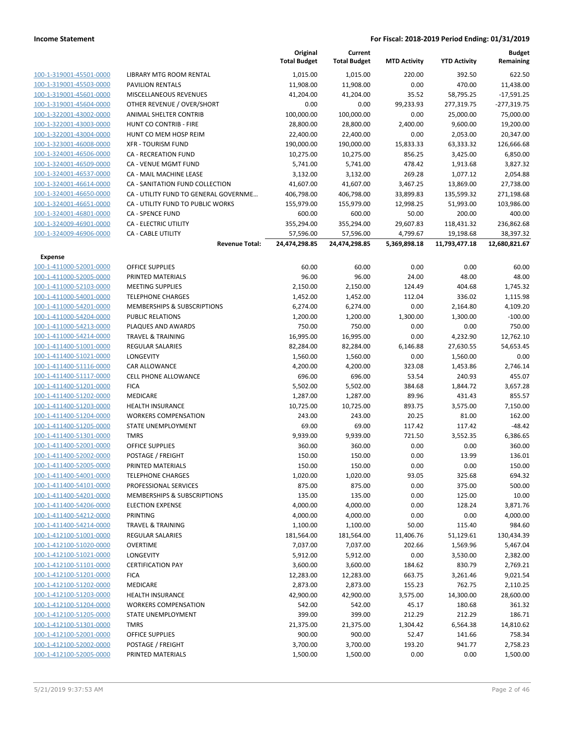| | | Original Total Budget | Current Total Budget | MTD Activity | YTD Activity | Budget Remaining |
|---|---|---|---|---|---|---|
| 100-1-319001-45501-0000 | LIBRARY MTG ROOM RENTAL | 1,015.00 | 1,015.00 | 220.00 | 392.50 | 622.50 |
| 100-1-319001-45503-0000 | PAVILION RENTALS | 11,908.00 | 11,908.00 | 0.00 | 470.00 | 11,438.00 |
| 100-1-319001-45601-0000 | MISCELLANEOUS REVENUES | 41,204.00 | 41,204.00 | 35.52 | 58,795.25 | -17,591.25 |
| 100-1-319001-45604-0000 | OTHER REVENUE / OVER/SHORT | 0.00 | 0.00 | 99,233.93 | 277,319.75 | -277,319.75 |
| 100-1-322001-43002-0000 | ANIMAL SHELTER CONTRIB | 100,000.00 | 100,000.00 | 0.00 | 25,000.00 | 75,000.00 |
| 100-1-322001-43003-0000 | HUNT CO CONTRIB - FIRE | 28,800.00 | 28,800.00 | 2,400.00 | 9,600.00 | 19,200.00 |
| 100-1-322001-43004-0000 | HUNT CO MEM HOSP REIM | 22,400.00 | 22,400.00 | 0.00 | 2,053.00 | 20,347.00 |
| 100-1-323001-46008-0000 | XFR - TOURISM FUND | 190,000.00 | 190,000.00 | 15,833.33 | 63,333.32 | 126,666.68 |
| 100-1-324001-46506-0000 | CA - RECREATION FUND | 10,275.00 | 10,275.00 | 856.25 | 3,425.00 | 6,850.00 |
| 100-1-324001-46509-0000 | CA - VENUE MGMT FUND | 5,741.00 | 5,741.00 | 478.42 | 1,913.68 | 3,827.32 |
| 100-1-324001-46537-0000 | CA - MAIL MACHINE LEASE | 3,132.00 | 3,132.00 | 269.28 | 1,077.12 | 2,054.88 |
| 100-1-324001-46614-0000 | CA - SANITATION FUND COLLECTION | 41,607.00 | 41,607.00 | 3,467.25 | 13,869.00 | 27,738.00 |
| 100-1-324001-46650-0000 | CA - UTILITY FUND TO GENERAL GOVERNME... | 406,798.00 | 406,798.00 | 33,899.83 | 135,599.32 | 271,198.68 |
| 100-1-324001-46651-0000 | CA - UTILITY FUND TO PUBLIC WORKS | 155,979.00 | 155,979.00 | 12,998.25 | 51,993.00 | 103,986.00 |
| 100-1-324001-46801-0000 | CA - SPENCE FUND | 600.00 | 600.00 | 50.00 | 200.00 | 400.00 |
| 100-1-324009-46901-0000 | CA - ELECTRIC UTILITY | 355,294.00 | 355,294.00 | 29,607.83 | 118,431.32 | 236,862.68 |
| 100-1-324009-46906-0000 | CA - CABLE UTILITY | 57,596.00 | 57,596.00 | 4,799.67 | 19,198.68 | 38,397.32 |
| | **Revenue Total:** | **24,474,298.85** | **24,474,298.85** | **5,369,898.18** | **11,793,477.18** | **12,680,821.67** |
| **Expense** | | | | | | |
| 100-1-411000-52001-0000 | OFFICE SUPPLIES | 60.00 | 60.00 | 0.00 | 0.00 | 60.00 |
| 100-1-411000-52005-0000 | PRINTED MATERIALS | 96.00 | 96.00 | 24.00 | 48.00 | 48.00 |
| 100-1-411000-52103-0000 | MEETING SUPPLIES | 2,150.00 | 2,150.00 | 124.49 | 404.68 | 1,745.32 |
| 100-1-411000-54001-0000 | TELEPHONE CHARGES | 1,452.00 | 1,452.00 | 112.04 | 336.02 | 1,115.98 |
| 100-1-411000-54201-0000 | MEMBERSHIPS & SUBSCRIPTIONS | 6,274.00 | 6,274.00 | 0.00 | 2,164.80 | 4,109.20 |
| 100-1-411000-54204-0000 | PUBLIC RELATIONS | 1,200.00 | 1,200.00 | 1,300.00 | 1,300.00 | -100.00 |
| 100-1-411000-54213-0000 | PLAQUES AND AWARDS | 750.00 | 750.00 | 0.00 | 0.00 | 750.00 |
| 100-1-411000-54214-0000 | TRAVEL & TRAINING | 16,995.00 | 16,995.00 | 0.00 | 4,232.90 | 12,762.10 |
| 100-1-411400-51001-0000 | REGULAR SALARIES | 82,284.00 | 82,284.00 | 6,146.88 | 27,630.55 | 54,653.45 |
| 100-1-411400-51021-0000 | LONGEVITY | 1,560.00 | 1,560.00 | 0.00 | 1,560.00 | 0.00 |
| 100-1-411400-51116-0000 | CAR ALLOWANCE | 4,200.00 | 4,200.00 | 323.08 | 1,453.86 | 2,746.14 |
| 100-1-411400-51117-0000 | CELL PHONE ALLOWANCE | 696.00 | 696.00 | 53.54 | 240.93 | 455.07 |
| 100-1-411400-51201-0000 | FICA | 5,502.00 | 5,502.00 | 384.68 | 1,844.72 | 3,657.28 |
| 100-1-411400-51202-0000 | MEDICARE | 1,287.00 | 1,287.00 | 89.96 | 431.43 | 855.57 |
| 100-1-411400-51203-0000 | HEALTH INSURANCE | 10,725.00 | 10,725.00 | 893.75 | 3,575.00 | 7,150.00 |
| 100-1-411400-51204-0000 | WORKERS COMPENSATION | 243.00 | 243.00 | 20.25 | 81.00 | 162.00 |
| 100-1-411400-51205-0000 | STATE UNEMPLOYMENT | 69.00 | 69.00 | 117.42 | 117.42 | -48.42 |
| 100-1-411400-51301-0000 | TMRS | 9,939.00 | 9,939.00 | 721.50 | 3,552.35 | 6,386.65 |
| 100-1-411400-52001-0000 | OFFICE SUPPLIES | 360.00 | 360.00 | 0.00 | 0.00 | 360.00 |
| 100-1-411400-52002-0000 | POSTAGE / FREIGHT | 150.00 | 150.00 | 0.00 | 13.99 | 136.01 |
| 100-1-411400-52005-0000 | PRINTED MATERIALS | 150.00 | 150.00 | 0.00 | 0.00 | 150.00 |
| 100-1-411400-54001-0000 | TELEPHONE CHARGES | 1,020.00 | 1,020.00 | 93.05 | 325.68 | 694.32 |
| 100-1-411400-54101-0000 | PROFESSIONAL SERVICES | 875.00 | 875.00 | 0.00 | 375.00 | 500.00 |
| 100-1-411400-54201-0000 | MEMBERSHIPS & SUBSCRIPTIONS | 135.00 | 135.00 | 0.00 | 125.00 | 10.00 |
| 100-1-411400-54206-0000 | ELECTION EXPENSE | 4,000.00 | 4,000.00 | 0.00 | 128.24 | 3,871.76 |
| 100-1-411400-54212-0000 | PRINTING | 4,000.00 | 4,000.00 | 0.00 | 0.00 | 4,000.00 |
| 100-1-411400-54214-0000 | TRAVEL & TRAINING | 1,100.00 | 1,100.00 | 50.00 | 115.40 | 984.60 |
| 100-1-412100-51001-0000 | REGULAR SALARIES | 181,564.00 | 181,564.00 | 11,406.76 | 51,129.61 | 130,434.39 |
| 100-1-412100-51020-0000 | OVERTIME | 7,037.00 | 7,037.00 | 202.66 | 1,569.96 | 5,467.04 |
| 100-1-412100-51021-0000 | LONGEVITY | 5,912.00 | 5,912.00 | 0.00 | 3,530.00 | 2,382.00 |
| 100-1-412100-51101-0000 | CERTIFICATION PAY | 3,600.00 | 3,600.00 | 184.62 | 830.79 | 2,769.21 |
| 100-1-412100-51201-0000 | FICA | 12,283.00 | 12,283.00 | 663.75 | 3,261.46 | 9,021.54 |
| 100-1-412100-51202-0000 | MEDICARE | 2,873.00 | 2,873.00 | 155.23 | 762.75 | 2,110.25 |
| 100-1-412100-51203-0000 | HEALTH INSURANCE | 42,900.00 | 42,900.00 | 3,575.00 | 14,300.00 | 28,600.00 |
| 100-1-412100-51204-0000 | WORKERS COMPENSATION | 542.00 | 542.00 | 45.17 | 180.68 | 361.32 |
| 100-1-412100-51205-0000 | STATE UNEMPLOYMENT | 399.00 | 399.00 | 212.29 | 212.29 | 186.71 |
| 100-1-412100-51301-0000 | TMRS | 21,375.00 | 21,375.00 | 1,304.42 | 6,564.38 | 14,810.62 |
| 100-1-412100-52001-0000 | OFFICE SUPPLIES | 900.00 | 900.00 | 52.47 | 141.66 | 758.34 |
| 100-1-412100-52002-0000 | POSTAGE / FREIGHT | 3,700.00 | 3,700.00 | 193.20 | 941.77 | 2,758.23 |
| 100-1-412100-52005-0000 | PRINTED MATERIALS | 1,500.00 | 1,500.00 | 0.00 | 0.00 | 1,500.00 |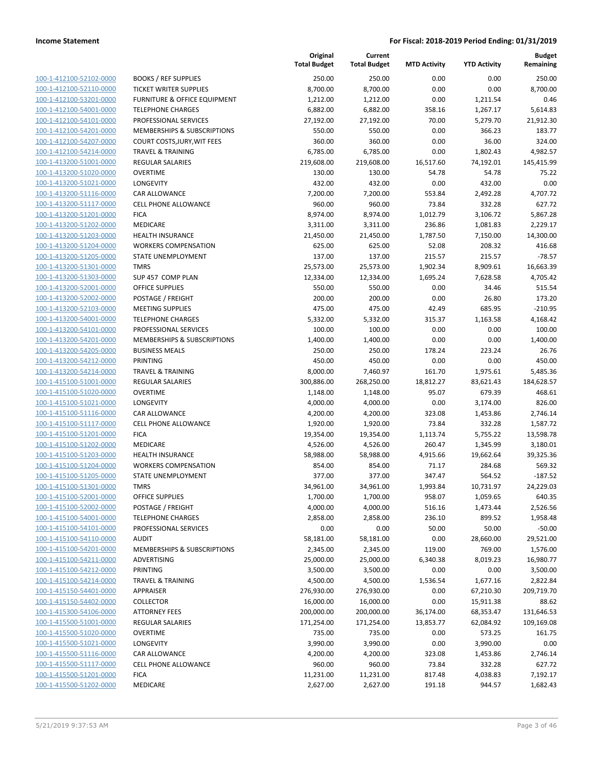**Income Statement** — **For Fiscal: 2018-2019 Period Ending: 01/31/2019**

| | | Original Total Budget | Current Total Budget | MTD Activity | YTD Activity | Budget Remaining |
|---|---|---|---|---|---|---|
| 100-1-412100-52102-0000 | BOOKS / REF SUPPLIES | 250.00 | 250.00 | 0.00 | 0.00 | 250.00 |
| 100-1-412100-52110-0000 | TICKET WRITER SUPPLIES | 8,700.00 | 8,700.00 | 0.00 | 0.00 | 8,700.00 |
| 100-1-412100-53201-0000 | FURNITURE & OFFICE EQUIPMENT | 1,212.00 | 1,212.00 | 0.00 | 1,211.54 | 0.46 |
| 100-1-412100-54001-0000 | TELEPHONE CHARGES | 6,882.00 | 6,882.00 | 358.16 | 1,267.17 | 5,614.83 |
| 100-1-412100-54101-0000 | PROFESSIONAL SERVICES | 27,192.00 | 27,192.00 | 70.00 | 5,279.70 | 21,912.30 |
| 100-1-412100-54201-0000 | MEMBERSHIPS & SUBSCRIPTIONS | 550.00 | 550.00 | 0.00 | 366.23 | 183.77 |
| 100-1-412100-54207-0000 | COURT COSTS,JURY,WIT FEES | 360.00 | 360.00 | 0.00 | 36.00 | 324.00 |
| 100-1-412100-54214-0000 | TRAVEL & TRAINING | 6,785.00 | 6,785.00 | 0.00 | 1,802.43 | 4,982.57 |
| 100-1-413200-51001-0000 | REGULAR SALARIES | 219,608.00 | 219,608.00 | 16,517.60 | 74,192.01 | 145,415.99 |
| 100-1-413200-51020-0000 | OVERTIME | 130.00 | 130.00 | 54.78 | 54.78 | 75.22 |
| 100-1-413200-51021-0000 | LONGEVITY | 432.00 | 432.00 | 0.00 | 432.00 | 0.00 |
| 100-1-413200-51116-0000 | CAR ALLOWANCE | 7,200.00 | 7,200.00 | 553.84 | 2,492.28 | 4,707.72 |
| 100-1-413200-51117-0000 | CELL PHONE ALLOWANCE | 960.00 | 960.00 | 73.84 | 332.28 | 627.72 |
| 100-1-413200-51201-0000 | FICA | 8,974.00 | 8,974.00 | 1,012.79 | 3,106.72 | 5,867.28 |
| 100-1-413200-51202-0000 | MEDICARE | 3,311.00 | 3,311.00 | 236.86 | 1,081.83 | 2,229.17 |
| 100-1-413200-51203-0000 | HEALTH INSURANCE | 21,450.00 | 21,450.00 | 1,787.50 | 7,150.00 | 14,300.00 |
| 100-1-413200-51204-0000 | WORKERS COMPENSATION | 625.00 | 625.00 | 52.08 | 208.32 | 416.68 |
| 100-1-413200-51205-0000 | STATE UNEMPLOYMENT | 137.00 | 137.00 | 215.57 | 215.57 | -78.57 |
| 100-1-413200-51301-0000 | TMRS | 25,573.00 | 25,573.00 | 1,902.34 | 8,909.61 | 16,663.39 |
| 100-1-413200-51303-0000 | SUP 457 COMP PLAN | 12,334.00 | 12,334.00 | 1,695.24 | 7,628.58 | 4,705.42 |
| 100-1-413200-52001-0000 | OFFICE SUPPLIES | 550.00 | 550.00 | 0.00 | 34.46 | 515.54 |
| 100-1-413200-52002-0000 | POSTAGE / FREIGHT | 200.00 | 200.00 | 0.00 | 26.80 | 173.20 |
| 100-1-413200-52103-0000 | MEETING SUPPLIES | 475.00 | 475.00 | 42.49 | 685.95 | -210.95 |
| 100-1-413200-54001-0000 | TELEPHONE CHARGES | 5,332.00 | 5,332.00 | 315.37 | 1,163.58 | 4,168.42 |
| 100-1-413200-54101-0000 | PROFESSIONAL SERVICES | 100.00 | 100.00 | 0.00 | 0.00 | 100.00 |
| 100-1-413200-54201-0000 | MEMBERSHIPS & SUBSCRIPTIONS | 1,400.00 | 1,400.00 | 0.00 | 0.00 | 1,400.00 |
| 100-1-413200-54205-0000 | BUSINESS MEALS | 250.00 | 250.00 | 178.24 | 223.24 | 26.76 |
| 100-1-413200-54212-0000 | PRINTING | 450.00 | 450.00 | 0.00 | 0.00 | 450.00 |
| 100-1-413200-54214-0000 | TRAVEL & TRAINING | 8,000.00 | 7,460.97 | 161.70 | 1,975.61 | 5,485.36 |
| 100-1-415100-51001-0000 | REGULAR SALARIES | 300,886.00 | 268,250.00 | 18,812.27 | 83,621.43 | 184,628.57 |
| 100-1-415100-51020-0000 | OVERTIME | 1,148.00 | 1,148.00 | 95.07 | 679.39 | 468.61 |
| 100-1-415100-51021-0000 | LONGEVITY | 4,000.00 | 4,000.00 | 0.00 | 3,174.00 | 826.00 |
| 100-1-415100-51116-0000 | CAR ALLOWANCE | 4,200.00 | 4,200.00 | 323.08 | 1,453.86 | 2,746.14 |
| 100-1-415100-51117-0000 | CELL PHONE ALLOWANCE | 1,920.00 | 1,920.00 | 73.84 | 332.28 | 1,587.72 |
| 100-1-415100-51201-0000 | FICA | 19,354.00 | 19,354.00 | 1,113.74 | 5,755.22 | 13,598.78 |
| 100-1-415100-51202-0000 | MEDICARE | 4,526.00 | 4,526.00 | 260.47 | 1,345.99 | 3,180.01 |
| 100-1-415100-51203-0000 | HEALTH INSURANCE | 58,988.00 | 58,988.00 | 4,915.66 | 19,662.64 | 39,325.36 |
| 100-1-415100-51204-0000 | WORKERS COMPENSATION | 854.00 | 854.00 | 71.17 | 284.68 | 569.32 |
| 100-1-415100-51205-0000 | STATE UNEMPLOYMENT | 377.00 | 377.00 | 347.47 | 564.52 | -187.52 |
| 100-1-415100-51301-0000 | TMRS | 34,961.00 | 34,961.00 | 1,993.84 | 10,731.97 | 24,229.03 |
| 100-1-415100-52001-0000 | OFFICE SUPPLIES | 1,700.00 | 1,700.00 | 958.07 | 1,059.65 | 640.35 |
| 100-1-415100-52002-0000 | POSTAGE / FREIGHT | 4,000.00 | 4,000.00 | 516.16 | 1,473.44 | 2,526.56 |
| 100-1-415100-54001-0000 | TELEPHONE CHARGES | 2,858.00 | 2,858.00 | 236.10 | 899.52 | 1,958.48 |
| 100-1-415100-54101-0000 | PROFESSIONAL SERVICES | 0.00 | 0.00 | 50.00 | 50.00 | -50.00 |
| 100-1-415100-54110-0000 | AUDIT | 58,181.00 | 58,181.00 | 0.00 | 28,660.00 | 29,521.00 |
| 100-1-415100-54201-0000 | MEMBERSHIPS & SUBSCRIPTIONS | 2,345.00 | 2,345.00 | 119.00 | 769.00 | 1,576.00 |
| 100-1-415100-54211-0000 | ADVERTISING | 25,000.00 | 25,000.00 | 6,340.38 | 8,019.23 | 16,980.77 |
| 100-1-415100-54212-0000 | PRINTING | 3,500.00 | 3,500.00 | 0.00 | 0.00 | 3,500.00 |
| 100-1-415100-54214-0000 | TRAVEL & TRAINING | 4,500.00 | 4,500.00 | 1,536.54 | 1,677.16 | 2,822.84 |
| 100-1-415150-54401-0000 | APPRAISER | 276,930.00 | 276,930.00 | 0.00 | 67,210.30 | 209,719.70 |
| 100-1-415150-54402-0000 | COLLECTOR | 16,000.00 | 16,000.00 | 0.00 | 15,911.38 | 88.62 |
| 100-1-415300-54106-0000 | ATTORNEY FEES | 200,000.00 | 200,000.00 | 36,174.00 | 68,353.47 | 131,646.53 |
| 100-1-415500-51001-0000 | REGULAR SALARIES | 171,254.00 | 171,254.00 | 13,853.77 | 62,084.92 | 109,169.08 |
| 100-1-415500-51020-0000 | OVERTIME | 735.00 | 735.00 | 0.00 | 573.25 | 161.75 |
| 100-1-415500-51021-0000 | LONGEVITY | 3,990.00 | 3,990.00 | 0.00 | 3,990.00 | 0.00 |
| 100-1-415500-51116-0000 | CAR ALLOWANCE | 4,200.00 | 4,200.00 | 323.08 | 1,453.86 | 2,746.14 |
| 100-1-415500-51117-0000 | CELL PHONE ALLOWANCE | 960.00 | 960.00 | 73.84 | 332.28 | 627.72 |
| 100-1-415500-51201-0000 | FICA | 11,231.00 | 11,231.00 | 817.48 | 4,038.83 | 7,192.17 |
| 100-1-415500-51202-0000 | MEDICARE | 2,627.00 | 2,627.00 | 191.18 | 944.57 | 1,682.43 |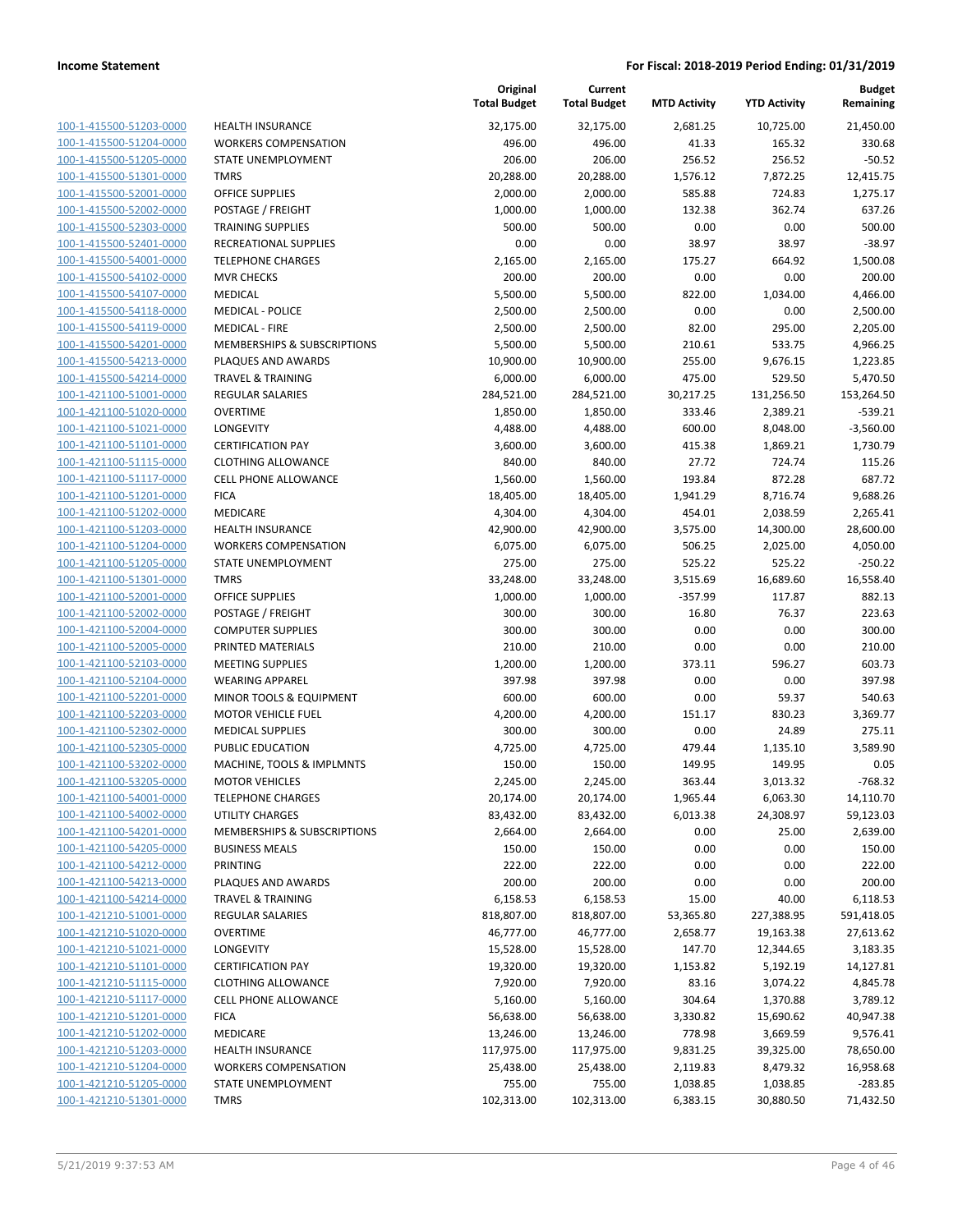| | | Original Total Budget | Current Total Budget | MTD Activity | YTD Activity | Budget Remaining |
|---|---|---|---|---|---|---|
| 100-1-415500-51203-0000 | HEALTH INSURANCE | 32,175.00 | 32,175.00 | 2,681.25 | 10,725.00 | 21,450.00 |
| 100-1-415500-51204-0000 | WORKERS COMPENSATION | 496.00 | 496.00 | 41.33 | 165.32 | 330.68 |
| 100-1-415500-51205-0000 | STATE UNEMPLOYMENT | 206.00 | 206.00 | 256.52 | 256.52 | -50.52 |
| 100-1-415500-51301-0000 | TMRS | 20,288.00 | 20,288.00 | 1,576.12 | 7,872.25 | 12,415.75 |
| 100-1-415500-52001-0000 | OFFICE SUPPLIES | 2,000.00 | 2,000.00 | 585.88 | 724.83 | 1,275.17 |
| 100-1-415500-52002-0000 | POSTAGE / FREIGHT | 1,000.00 | 1,000.00 | 132.38 | 362.74 | 637.26 |
| 100-1-415500-52303-0000 | TRAINING SUPPLIES | 500.00 | 500.00 | 0.00 | 0.00 | 500.00 |
| 100-1-415500-52401-0000 | RECREATIONAL SUPPLIES | 0.00 | 0.00 | 38.97 | 38.97 | -38.97 |
| 100-1-415500-54001-0000 | TELEPHONE CHARGES | 2,165.00 | 2,165.00 | 175.27 | 664.92 | 1,500.08 |
| 100-1-415500-54102-0000 | MVR CHECKS | 200.00 | 200.00 | 0.00 | 0.00 | 200.00 |
| 100-1-415500-54107-0000 | MEDICAL | 5,500.00 | 5,500.00 | 822.00 | 1,034.00 | 4,466.00 |
| 100-1-415500-54118-0000 | MEDICAL - POLICE | 2,500.00 | 2,500.00 | 0.00 | 0.00 | 2,500.00 |
| 100-1-415500-54119-0000 | MEDICAL - FIRE | 2,500.00 | 2,500.00 | 82.00 | 295.00 | 2,205.00 |
| 100-1-415500-54201-0000 | MEMBERSHIPS & SUBSCRIPTIONS | 5,500.00 | 5,500.00 | 210.61 | 533.75 | 4,966.25 |
| 100-1-415500-54213-0000 | PLAQUES AND AWARDS | 10,900.00 | 10,900.00 | 255.00 | 9,676.15 | 1,223.85 |
| 100-1-415500-54214-0000 | TRAVEL & TRAINING | 6,000.00 | 6,000.00 | 475.00 | 529.50 | 5,470.50 |
| 100-1-421100-51001-0000 | REGULAR SALARIES | 284,521.00 | 284,521.00 | 30,217.25 | 131,256.50 | 153,264.50 |
| 100-1-421100-51020-0000 | OVERTIME | 1,850.00 | 1,850.00 | 333.46 | 2,389.21 | -539.21 |
| 100-1-421100-51021-0000 | LONGEVITY | 4,488.00 | 4,488.00 | 600.00 | 8,048.00 | -3,560.00 |
| 100-1-421100-51101-0000 | CERTIFICATION PAY | 3,600.00 | 3,600.00 | 415.38 | 1,869.21 | 1,730.79 |
| 100-1-421100-51115-0000 | CLOTHING ALLOWANCE | 840.00 | 840.00 | 27.72 | 724.74 | 115.26 |
| 100-1-421100-51117-0000 | CELL PHONE ALLOWANCE | 1,560.00 | 1,560.00 | 193.84 | 872.28 | 687.72 |
| 100-1-421100-51201-0000 | FICA | 18,405.00 | 18,405.00 | 1,941.29 | 8,716.74 | 9,688.26 |
| 100-1-421100-51202-0000 | MEDICARE | 4,304.00 | 4,304.00 | 454.01 | 2,038.59 | 2,265.41 |
| 100-1-421100-51203-0000 | HEALTH INSURANCE | 42,900.00 | 42,900.00 | 3,575.00 | 14,300.00 | 28,600.00 |
| 100-1-421100-51204-0000 | WORKERS COMPENSATION | 6,075.00 | 6,075.00 | 506.25 | 2,025.00 | 4,050.00 |
| 100-1-421100-51205-0000 | STATE UNEMPLOYMENT | 275.00 | 275.00 | 525.22 | 525.22 | -250.22 |
| 100-1-421100-51301-0000 | TMRS | 33,248.00 | 33,248.00 | 3,515.69 | 16,689.60 | 16,558.40 |
| 100-1-421100-52001-0000 | OFFICE SUPPLIES | 1,000.00 | 1,000.00 | -357.99 | 117.87 | 882.13 |
| 100-1-421100-52002-0000 | POSTAGE / FREIGHT | 300.00 | 300.00 | 16.80 | 76.37 | 223.63 |
| 100-1-421100-52004-0000 | COMPUTER SUPPLIES | 300.00 | 300.00 | 0.00 | 0.00 | 300.00 |
| 100-1-421100-52005-0000 | PRINTED MATERIALS | 210.00 | 210.00 | 0.00 | 0.00 | 210.00 |
| 100-1-421100-52103-0000 | MEETING SUPPLIES | 1,200.00 | 1,200.00 | 373.11 | 596.27 | 603.73 |
| 100-1-421100-52104-0000 | WEARING APPAREL | 397.98 | 397.98 | 0.00 | 0.00 | 397.98 |
| 100-1-421100-52201-0000 | MINOR TOOLS & EQUIPMENT | 600.00 | 600.00 | 0.00 | 59.37 | 540.63 |
| 100-1-421100-52203-0000 | MOTOR VEHICLE FUEL | 4,200.00 | 4,200.00 | 151.17 | 830.23 | 3,369.77 |
| 100-1-421100-52302-0000 | MEDICAL SUPPLIES | 300.00 | 300.00 | 0.00 | 24.89 | 275.11 |
| 100-1-421100-52305-0000 | PUBLIC EDUCATION | 4,725.00 | 4,725.00 | 479.44 | 1,135.10 | 3,589.90 |
| 100-1-421100-53202-0000 | MACHINE, TOOLS & IMPLMNTS | 150.00 | 150.00 | 149.95 | 149.95 | 0.05 |
| 100-1-421100-53205-0000 | MOTOR VEHICLES | 2,245.00 | 2,245.00 | 363.44 | 3,013.32 | -768.32 |
| 100-1-421100-54001-0000 | TELEPHONE CHARGES | 20,174.00 | 20,174.00 | 1,965.44 | 6,063.30 | 14,110.70 |
| 100-1-421100-54002-0000 | UTILITY CHARGES | 83,432.00 | 83,432.00 | 6,013.38 | 24,308.97 | 59,123.03 |
| 100-1-421100-54201-0000 | MEMBERSHIPS & SUBSCRIPTIONS | 2,664.00 | 2,664.00 | 0.00 | 25.00 | 2,639.00 |
| 100-1-421100-54205-0000 | BUSINESS MEALS | 150.00 | 150.00 | 0.00 | 0.00 | 150.00 |
| 100-1-421100-54212-0000 | PRINTING | 222.00 | 222.00 | 0.00 | 0.00 | 222.00 |
| 100-1-421100-54213-0000 | PLAQUES AND AWARDS | 200.00 | 200.00 | 0.00 | 0.00 | 200.00 |
| 100-1-421100-54214-0000 | TRAVEL & TRAINING | 6,158.53 | 6,158.53 | 15.00 | 40.00 | 6,118.53 |
| 100-1-421210-51001-0000 | REGULAR SALARIES | 818,807.00 | 818,807.00 | 53,365.80 | 227,388.95 | 591,418.05 |
| 100-1-421210-51020-0000 | OVERTIME | 46,777.00 | 46,777.00 | 2,658.77 | 19,163.38 | 27,613.62 |
| 100-1-421210-51021-0000 | LONGEVITY | 15,528.00 | 15,528.00 | 147.70 | 12,344.65 | 3,183.35 |
| 100-1-421210-51101-0000 | CERTIFICATION PAY | 19,320.00 | 19,320.00 | 1,153.82 | 5,192.19 | 14,127.81 |
| 100-1-421210-51115-0000 | CLOTHING ALLOWANCE | 7,920.00 | 7,920.00 | 83.16 | 3,074.22 | 4,845.78 |
| 100-1-421210-51117-0000 | CELL PHONE ALLOWANCE | 5,160.00 | 5,160.00 | 304.64 | 1,370.88 | 3,789.12 |
| 100-1-421210-51201-0000 | FICA | 56,638.00 | 56,638.00 | 3,330.82 | 15,690.62 | 40,947.38 |
| 100-1-421210-51202-0000 | MEDICARE | 13,246.00 | 13,246.00 | 778.98 | 3,669.59 | 9,576.41 |
| 100-1-421210-51203-0000 | HEALTH INSURANCE | 117,975.00 | 117,975.00 | 9,831.25 | 39,325.00 | 78,650.00 |
| 100-1-421210-51204-0000 | WORKERS COMPENSATION | 25,438.00 | 25,438.00 | 2,119.83 | 8,479.32 | 16,958.68 |
| 100-1-421210-51205-0000 | STATE UNEMPLOYMENT | 755.00 | 755.00 | 1,038.85 | 1,038.85 | -283.85 |
| 100-1-421210-51301-0000 | TMRS | 102,313.00 | 102,313.00 | 6,383.15 | 30,880.50 | 71,432.50 |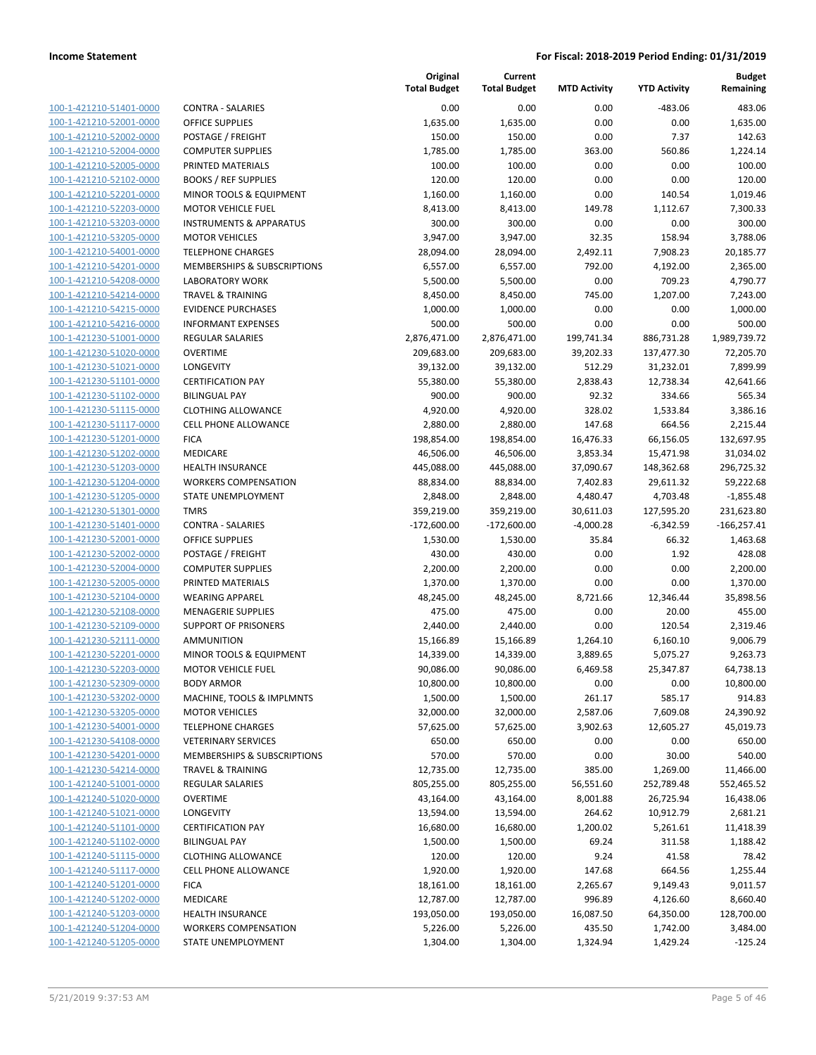**Income Statement** — **For Fiscal: 2018-2019 Period Ending: 01/31/2019**

| | | Original Total Budget | Current Total Budget | MTD Activity | YTD Activity | Budget Remaining |
|---|---|---|---|---|---|---|
| 100-1-421210-51401-0000 | CONTRA - SALARIES | 0.00 | 0.00 | 0.00 | -483.06 | 483.06 |
| 100-1-421210-52001-0000 | OFFICE SUPPLIES | 1,635.00 | 1,635.00 | 0.00 | 0.00 | 1,635.00 |
| 100-1-421210-52002-0000 | POSTAGE / FREIGHT | 150.00 | 150.00 | 0.00 | 7.37 | 142.63 |
| 100-1-421210-52004-0000 | COMPUTER SUPPLIES | 1,785.00 | 1,785.00 | 363.00 | 560.86 | 1,224.14 |
| 100-1-421210-52005-0000 | PRINTED MATERIALS | 100.00 | 100.00 | 0.00 | 0.00 | 100.00 |
| 100-1-421210-52102-0000 | BOOKS / REF SUPPLIES | 120.00 | 120.00 | 0.00 | 0.00 | 120.00 |
| 100-1-421210-52201-0000 | MINOR TOOLS & EQUIPMENT | 1,160.00 | 1,160.00 | 0.00 | 140.54 | 1,019.46 |
| 100-1-421210-52203-0000 | MOTOR VEHICLE FUEL | 8,413.00 | 8,413.00 | 149.78 | 1,112.67 | 7,300.33 |
| 100-1-421210-53203-0000 | INSTRUMENTS & APPARATUS | 300.00 | 300.00 | 0.00 | 0.00 | 300.00 |
| 100-1-421210-53205-0000 | MOTOR VEHICLES | 3,947.00 | 3,947.00 | 32.35 | 158.94 | 3,788.06 |
| 100-1-421210-54001-0000 | TELEPHONE CHARGES | 28,094.00 | 28,094.00 | 2,492.11 | 7,908.23 | 20,185.77 |
| 100-1-421210-54201-0000 | MEMBERSHIPS & SUBSCRIPTIONS | 6,557.00 | 6,557.00 | 792.00 | 4,192.00 | 2,365.00 |
| 100-1-421210-54208-0000 | LABORATORY WORK | 5,500.00 | 5,500.00 | 0.00 | 709.23 | 4,790.77 |
| 100-1-421210-54214-0000 | TRAVEL & TRAINING | 8,450.00 | 8,450.00 | 745.00 | 1,207.00 | 7,243.00 |
| 100-1-421210-54215-0000 | EVIDENCE PURCHASES | 1,000.00 | 1,000.00 | 0.00 | 0.00 | 1,000.00 |
| 100-1-421210-54216-0000 | INFORMANT EXPENSES | 500.00 | 500.00 | 0.00 | 0.00 | 500.00 |
| 100-1-421230-51001-0000 | REGULAR SALARIES | 2,876,471.00 | 2,876,471.00 | 199,741.34 | 886,731.28 | 1,989,739.72 |
| 100-1-421230-51020-0000 | OVERTIME | 209,683.00 | 209,683.00 | 39,202.33 | 137,477.30 | 72,205.70 |
| 100-1-421230-51021-0000 | LONGEVITY | 39,132.00 | 39,132.00 | 512.29 | 31,232.01 | 7,899.99 |
| 100-1-421230-51101-0000 | CERTIFICATION PAY | 55,380.00 | 55,380.00 | 2,838.43 | 12,738.34 | 42,641.66 |
| 100-1-421230-51102-0000 | BILINGUAL PAY | 900.00 | 900.00 | 92.32 | 334.66 | 565.34 |
| 100-1-421230-51115-0000 | CLOTHING ALLOWANCE | 4,920.00 | 4,920.00 | 328.02 | 1,533.84 | 3,386.16 |
| 100-1-421230-51117-0000 | CELL PHONE ALLOWANCE | 2,880.00 | 2,880.00 | 147.68 | 664.56 | 2,215.44 |
| 100-1-421230-51201-0000 | FICA | 198,854.00 | 198,854.00 | 16,476.33 | 66,156.05 | 132,697.95 |
| 100-1-421230-51202-0000 | MEDICARE | 46,506.00 | 46,506.00 | 3,853.34 | 15,471.98 | 31,034.02 |
| 100-1-421230-51203-0000 | HEALTH INSURANCE | 445,088.00 | 445,088.00 | 37,090.67 | 148,362.68 | 296,725.32 |
| 100-1-421230-51204-0000 | WORKERS COMPENSATION | 88,834.00 | 88,834.00 | 7,402.83 | 29,611.32 | 59,222.68 |
| 100-1-421230-51205-0000 | STATE UNEMPLOYMENT | 2,848.00 | 2,848.00 | 4,480.47 | 4,703.48 | -1,855.48 |
| 100-1-421230-51301-0000 | TMRS | 359,219.00 | 359,219.00 | 30,611.03 | 127,595.20 | 231,623.80 |
| 100-1-421230-51401-0000 | CONTRA - SALARIES | -172,600.00 | -172,600.00 | -4,000.28 | -6,342.59 | -166,257.41 |
| 100-1-421230-52001-0000 | OFFICE SUPPLIES | 1,530.00 | 1,530.00 | 35.84 | 66.32 | 1,463.68 |
| 100-1-421230-52002-0000 | POSTAGE / FREIGHT | 430.00 | 430.00 | 0.00 | 1.92 | 428.08 |
| 100-1-421230-52004-0000 | COMPUTER SUPPLIES | 2,200.00 | 2,200.00 | 0.00 | 0.00 | 2,200.00 |
| 100-1-421230-52005-0000 | PRINTED MATERIALS | 1,370.00 | 1,370.00 | 0.00 | 0.00 | 1,370.00 |
| 100-1-421230-52104-0000 | WEARING APPAREL | 48,245.00 | 48,245.00 | 8,721.66 | 12,346.44 | 35,898.56 |
| 100-1-421230-52108-0000 | MENAGERIE SUPPLIES | 475.00 | 475.00 | 0.00 | 20.00 | 455.00 |
| 100-1-421230-52109-0000 | SUPPORT OF PRISONERS | 2,440.00 | 2,440.00 | 0.00 | 120.54 | 2,319.46 |
| 100-1-421230-52111-0000 | AMMUNITION | 15,166.89 | 15,166.89 | 1,264.10 | 6,160.10 | 9,006.79 |
| 100-1-421230-52201-0000 | MINOR TOOLS & EQUIPMENT | 14,339.00 | 14,339.00 | 3,889.65 | 5,075.27 | 9,263.73 |
| 100-1-421230-52203-0000 | MOTOR VEHICLE FUEL | 90,086.00 | 90,086.00 | 6,469.58 | 25,347.87 | 64,738.13 |
| 100-1-421230-52309-0000 | BODY ARMOR | 10,800.00 | 10,800.00 | 0.00 | 0.00 | 10,800.00 |
| 100-1-421230-53202-0000 | MACHINE, TOOLS & IMPLMNTS | 1,500.00 | 1,500.00 | 261.17 | 585.17 | 914.83 |
| 100-1-421230-53205-0000 | MOTOR VEHICLES | 32,000.00 | 32,000.00 | 2,587.06 | 7,609.08 | 24,390.92 |
| 100-1-421230-54001-0000 | TELEPHONE CHARGES | 57,625.00 | 57,625.00 | 3,902.63 | 12,605.27 | 45,019.73 |
| 100-1-421230-54108-0000 | VETERINARY SERVICES | 650.00 | 650.00 | 0.00 | 0.00 | 650.00 |
| 100-1-421230-54201-0000 | MEMBERSHIPS & SUBSCRIPTIONS | 570.00 | 570.00 | 0.00 | 30.00 | 540.00 |
| 100-1-421230-54214-0000 | TRAVEL & TRAINING | 12,735.00 | 12,735.00 | 385.00 | 1,269.00 | 11,466.00 |
| 100-1-421240-51001-0000 | REGULAR SALARIES | 805,255.00 | 805,255.00 | 56,551.60 | 252,789.48 | 552,465.52 |
| 100-1-421240-51020-0000 | OVERTIME | 43,164.00 | 43,164.00 | 8,001.88 | 26,725.94 | 16,438.06 |
| 100-1-421240-51021-0000 | LONGEVITY | 13,594.00 | 13,594.00 | 264.62 | 10,912.79 | 2,681.21 |
| 100-1-421240-51101-0000 | CERTIFICATION PAY | 16,680.00 | 16,680.00 | 1,200.02 | 5,261.61 | 11,418.39 |
| 100-1-421240-51102-0000 | BILINGUAL PAY | 1,500.00 | 1,500.00 | 69.24 | 311.58 | 1,188.42 |
| 100-1-421240-51115-0000 | CLOTHING ALLOWANCE | 120.00 | 120.00 | 9.24 | 41.58 | 78.42 |
| 100-1-421240-51117-0000 | CELL PHONE ALLOWANCE | 1,920.00 | 1,920.00 | 147.68 | 664.56 | 1,255.44 |
| 100-1-421240-51201-0000 | FICA | 18,161.00 | 18,161.00 | 2,265.67 | 9,149.43 | 9,011.57 |
| 100-1-421240-51202-0000 | MEDICARE | 12,787.00 | 12,787.00 | 996.89 | 4,126.60 | 8,660.40 |
| 100-1-421240-51203-0000 | HEALTH INSURANCE | 193,050.00 | 193,050.00 | 16,087.50 | 64,350.00 | 128,700.00 |
| 100-1-421240-51204-0000 | WORKERS COMPENSATION | 5,226.00 | 5,226.00 | 435.50 | 1,742.00 | 3,484.00 |
| 100-1-421240-51205-0000 | STATE UNEMPLOYMENT | 1,304.00 | 1,304.00 | 1,324.94 | 1,429.24 | -125.24 |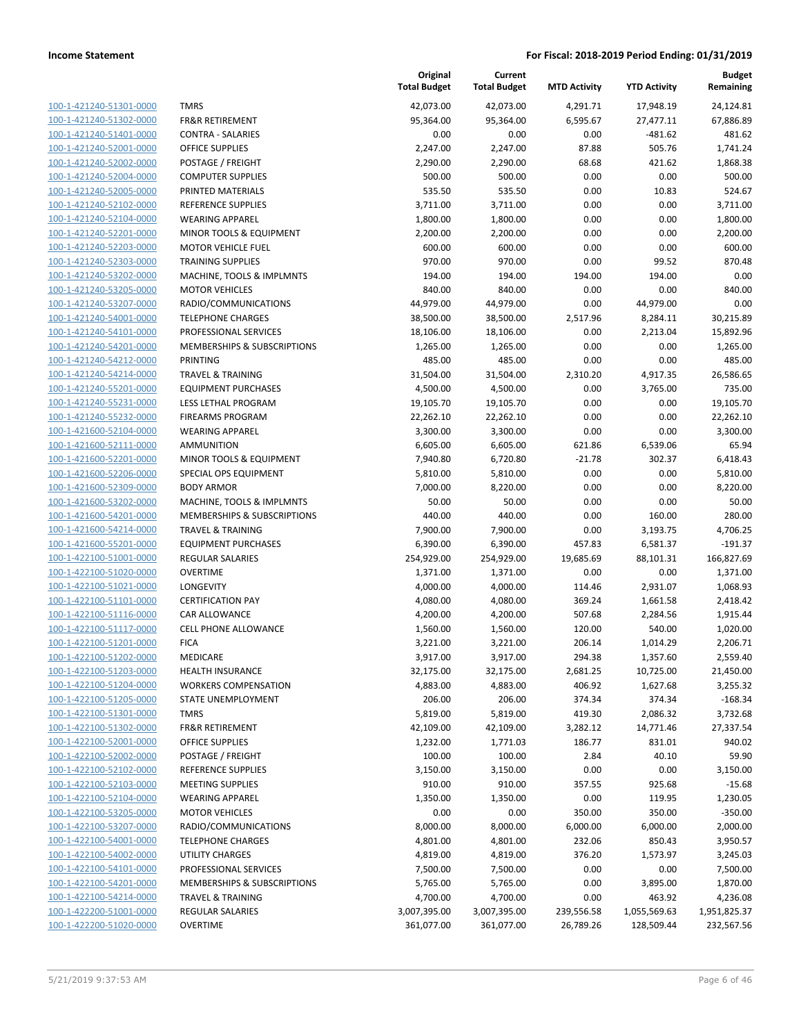**Income Statement** — **For Fiscal: 2018-2019 Period Ending: 01/31/2019**

| | | Original Total Budget | Current Total Budget | MTD Activity | YTD Activity | Budget Remaining |
|---|---|---|---|---|---|---|
| 100-1-421240-51301-0000 | TMRS | 42,073.00 | 42,073.00 | 4,291.71 | 17,948.19 | 24,124.81 |
| 100-1-421240-51302-0000 | FR&R RETIREMENT | 95,364.00 | 95,364.00 | 6,595.67 | 27,477.11 | 67,886.89 |
| 100-1-421240-51401-0000 | CONTRA - SALARIES | 0.00 | 0.00 | 0.00 | -481.62 | 481.62 |
| 100-1-421240-52001-0000 | OFFICE SUPPLIES | 2,247.00 | 2,247.00 | 87.88 | 505.76 | 1,741.24 |
| 100-1-421240-52002-0000 | POSTAGE / FREIGHT | 2,290.00 | 2,290.00 | 68.68 | 421.62 | 1,868.38 |
| 100-1-421240-52004-0000 | COMPUTER SUPPLIES | 500.00 | 500.00 | 0.00 | 0.00 | 500.00 |
| 100-1-421240-52005-0000 | PRINTED MATERIALS | 535.50 | 535.50 | 0.00 | 10.83 | 524.67 |
| 100-1-421240-52102-0000 | REFERENCE SUPPLIES | 3,711.00 | 3,711.00 | 0.00 | 0.00 | 3,711.00 |
| 100-1-421240-52104-0000 | WEARING APPAREL | 1,800.00 | 1,800.00 | 0.00 | 0.00 | 1,800.00 |
| 100-1-421240-52201-0000 | MINOR TOOLS & EQUIPMENT | 2,200.00 | 2,200.00 | 0.00 | 0.00 | 2,200.00 |
| 100-1-421240-52203-0000 | MOTOR VEHICLE FUEL | 600.00 | 600.00 | 0.00 | 0.00 | 600.00 |
| 100-1-421240-52303-0000 | TRAINING SUPPLIES | 970.00 | 970.00 | 0.00 | 99.52 | 870.48 |
| 100-1-421240-53202-0000 | MACHINE, TOOLS & IMPLMNTS | 194.00 | 194.00 | 194.00 | 194.00 | 0.00 |
| 100-1-421240-53205-0000 | MOTOR VEHICLES | 840.00 | 840.00 | 0.00 | 0.00 | 840.00 |
| 100-1-421240-53207-0000 | RADIO/COMMUNICATIONS | 44,979.00 | 44,979.00 | 0.00 | 44,979.00 | 0.00 |
| 100-1-421240-54001-0000 | TELEPHONE CHARGES | 38,500.00 | 38,500.00 | 2,517.96 | 8,284.11 | 30,215.89 |
| 100-1-421240-54101-0000 | PROFESSIONAL SERVICES | 18,106.00 | 18,106.00 | 0.00 | 2,213.04 | 15,892.96 |
| 100-1-421240-54201-0000 | MEMBERSHIPS & SUBSCRIPTIONS | 1,265.00 | 1,265.00 | 0.00 | 0.00 | 1,265.00 |
| 100-1-421240-54212-0000 | PRINTING | 485.00 | 485.00 | 0.00 | 0.00 | 485.00 |
| 100-1-421240-54214-0000 | TRAVEL & TRAINING | 31,504.00 | 31,504.00 | 2,310.20 | 4,917.35 | 26,586.65 |
| 100-1-421240-55201-0000 | EQUIPMENT PURCHASES | 4,500.00 | 4,500.00 | 0.00 | 3,765.00 | 735.00 |
| 100-1-421240-55231-0000 | LESS LETHAL PROGRAM | 19,105.70 | 19,105.70 | 0.00 | 0.00 | 19,105.70 |
| 100-1-421240-55232-0000 | FIREARMS PROGRAM | 22,262.10 | 22,262.10 | 0.00 | 0.00 | 22,262.10 |
| 100-1-421600-52104-0000 | WEARING APPAREL | 3,300.00 | 3,300.00 | 0.00 | 0.00 | 3,300.00 |
| 100-1-421600-52111-0000 | AMMUNITION | 6,605.00 | 6,605.00 | 621.86 | 6,539.06 | 65.94 |
| 100-1-421600-52201-0000 | MINOR TOOLS & EQUIPMENT | 7,940.80 | 6,720.80 | -21.78 | 302.37 | 6,418.43 |
| 100-1-421600-52206-0000 | SPECIAL OPS EQUIPMENT | 5,810.00 | 5,810.00 | 0.00 | 0.00 | 5,810.00 |
| 100-1-421600-52309-0000 | BODY ARMOR | 7,000.00 | 8,220.00 | 0.00 | 0.00 | 8,220.00 |
| 100-1-421600-53202-0000 | MACHINE, TOOLS & IMPLMNTS | 50.00 | 50.00 | 0.00 | 0.00 | 50.00 |
| 100-1-421600-54201-0000 | MEMBERSHIPS & SUBSCRIPTIONS | 440.00 | 440.00 | 0.00 | 160.00 | 280.00 |
| 100-1-421600-54214-0000 | TRAVEL & TRAINING | 7,900.00 | 7,900.00 | 0.00 | 3,193.75 | 4,706.25 |
| 100-1-421600-55201-0000 | EQUIPMENT PURCHASES | 6,390.00 | 6,390.00 | 457.83 | 6,581.37 | -191.37 |
| 100-1-422100-51001-0000 | REGULAR SALARIES | 254,929.00 | 254,929.00 | 19,685.69 | 88,101.31 | 166,827.69 |
| 100-1-422100-51020-0000 | OVERTIME | 1,371.00 | 1,371.00 | 0.00 | 0.00 | 1,371.00 |
| 100-1-422100-51021-0000 | LONGEVITY | 4,000.00 | 4,000.00 | 114.46 | 2,931.07 | 1,068.93 |
| 100-1-422100-51101-0000 | CERTIFICATION PAY | 4,080.00 | 4,080.00 | 369.24 | 1,661.58 | 2,418.42 |
| 100-1-422100-51116-0000 | CAR ALLOWANCE | 4,200.00 | 4,200.00 | 507.68 | 2,284.56 | 1,915.44 |
| 100-1-422100-51117-0000 | CELL PHONE ALLOWANCE | 1,560.00 | 1,560.00 | 120.00 | 540.00 | 1,020.00 |
| 100-1-422100-51201-0000 | FICA | 3,221.00 | 3,221.00 | 206.14 | 1,014.29 | 2,206.71 |
| 100-1-422100-51202-0000 | MEDICARE | 3,917.00 | 3,917.00 | 294.38 | 1,357.60 | 2,559.40 |
| 100-1-422100-51203-0000 | HEALTH INSURANCE | 32,175.00 | 32,175.00 | 2,681.25 | 10,725.00 | 21,450.00 |
| 100-1-422100-51204-0000 | WORKERS COMPENSATION | 4,883.00 | 4,883.00 | 406.92 | 1,627.68 | 3,255.32 |
| 100-1-422100-51205-0000 | STATE UNEMPLOYMENT | 206.00 | 206.00 | 374.34 | 374.34 | -168.34 |
| 100-1-422100-51301-0000 | TMRS | 5,819.00 | 5,819.00 | 419.30 | 2,086.32 | 3,732.68 |
| 100-1-422100-51302-0000 | FR&R RETIREMENT | 42,109.00 | 42,109.00 | 3,282.12 | 14,771.46 | 27,337.54 |
| 100-1-422100-52001-0000 | OFFICE SUPPLIES | 1,232.00 | 1,771.03 | 186.77 | 831.01 | 940.02 |
| 100-1-422100-52002-0000 | POSTAGE / FREIGHT | 100.00 | 100.00 | 2.84 | 40.10 | 59.90 |
| 100-1-422100-52102-0000 | REFERENCE SUPPLIES | 3,150.00 | 3,150.00 | 0.00 | 0.00 | 3,150.00 |
| 100-1-422100-52103-0000 | MEETING SUPPLIES | 910.00 | 910.00 | 357.55 | 925.68 | -15.68 |
| 100-1-422100-52104-0000 | WEARING APPAREL | 1,350.00 | 1,350.00 | 0.00 | 119.95 | 1,230.05 |
| 100-1-422100-53205-0000 | MOTOR VEHICLES | 0.00 | 0.00 | 350.00 | 350.00 | -350.00 |
| 100-1-422100-53207-0000 | RADIO/COMMUNICATIONS | 8,000.00 | 8,000.00 | 6,000.00 | 6,000.00 | 2,000.00 |
| 100-1-422100-54001-0000 | TELEPHONE CHARGES | 4,801.00 | 4,801.00 | 232.06 | 850.43 | 3,950.57 |
| 100-1-422100-54002-0000 | UTILITY CHARGES | 4,819.00 | 4,819.00 | 376.20 | 1,573.97 | 3,245.03 |
| 100-1-422100-54101-0000 | PROFESSIONAL SERVICES | 7,500.00 | 7,500.00 | 0.00 | 0.00 | 7,500.00 |
| 100-1-422100-54201-0000 | MEMBERSHIPS & SUBSCRIPTIONS | 5,765.00 | 5,765.00 | 0.00 | 3,895.00 | 1,870.00 |
| 100-1-422100-54214-0000 | TRAVEL & TRAINING | 4,700.00 | 4,700.00 | 0.00 | 463.92 | 4,236.08 |
| 100-1-422200-51001-0000 | REGULAR SALARIES | 3,007,395.00 | 3,007,395.00 | 239,556.58 | 1,055,569.63 | 1,951,825.37 |
| 100-1-422200-51020-0000 | OVERTIME | 361,077.00 | 361,077.00 | 26,789.26 | 128,509.44 | 232,567.56 |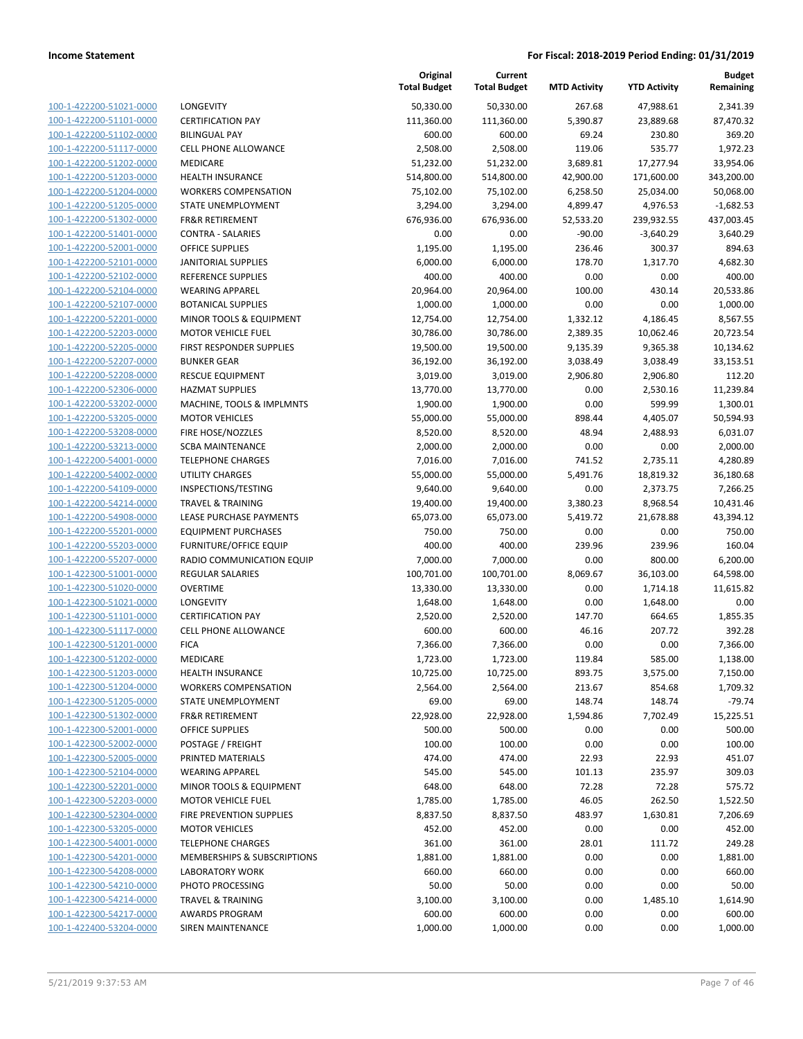**Income Statement** **For Fiscal: 2018-2019 Period Ending: 01/31/2019**

| | | Original Total Budget | Current Total Budget | MTD Activity | YTD Activity | Budget Remaining |
|---|---|---|---|---|---|---|
| 100-1-422200-51021-0000 | LONGEVITY | 50,330.00 | 50,330.00 | 267.68 | 47,988.61 | 2,341.39 |
| 100-1-422200-51101-0000 | CERTIFICATION PAY | 111,360.00 | 111,360.00 | 5,390.87 | 23,889.68 | 87,470.32 |
| 100-1-422200-51102-0000 | BILINGUAL PAY | 600.00 | 600.00 | 69.24 | 230.80 | 369.20 |
| 100-1-422200-51117-0000 | CELL PHONE ALLOWANCE | 2,508.00 | 2,508.00 | 119.06 | 535.77 | 1,972.23 |
| 100-1-422200-51202-0000 | MEDICARE | 51,232.00 | 51,232.00 | 3,689.81 | 17,277.94 | 33,954.06 |
| 100-1-422200-51203-0000 | HEALTH INSURANCE | 514,800.00 | 514,800.00 | 42,900.00 | 171,600.00 | 343,200.00 |
| 100-1-422200-51204-0000 | WORKERS COMPENSATION | 75,102.00 | 75,102.00 | 6,258.50 | 25,034.00 | 50,068.00 |
| 100-1-422200-51205-0000 | STATE UNEMPLOYMENT | 3,294.00 | 3,294.00 | 4,899.47 | 4,976.53 | -1,682.53 |
| 100-1-422200-51302-0000 | FR&R RETIREMENT | 676,936.00 | 676,936.00 | 52,533.20 | 239,932.55 | 437,003.45 |
| 100-1-422200-51401-0000 | CONTRA - SALARIES | 0.00 | 0.00 | -90.00 | -3,640.29 | 3,640.29 |
| 100-1-422200-52001-0000 | OFFICE SUPPLIES | 1,195.00 | 1,195.00 | 236.46 | 300.37 | 894.63 |
| 100-1-422200-52101-0000 | JANITORIAL SUPPLIES | 6,000.00 | 6,000.00 | 178.70 | 1,317.70 | 4,682.30 |
| 100-1-422200-52102-0000 | REFERENCE SUPPLIES | 400.00 | 400.00 | 0.00 | 0.00 | 400.00 |
| 100-1-422200-52104-0000 | WEARING APPAREL | 20,964.00 | 20,964.00 | 100.00 | 430.14 | 20,533.86 |
| 100-1-422200-52107-0000 | BOTANICAL SUPPLIES | 1,000.00 | 1,000.00 | 0.00 | 0.00 | 1,000.00 |
| 100-1-422200-52201-0000 | MINOR TOOLS & EQUIPMENT | 12,754.00 | 12,754.00 | 1,332.12 | 4,186.45 | 8,567.55 |
| 100-1-422200-52203-0000 | MOTOR VEHICLE FUEL | 30,786.00 | 30,786.00 | 2,389.35 | 10,062.46 | 20,723.54 |
| 100-1-422200-52205-0000 | FIRST RESPONDER SUPPLIES | 19,500.00 | 19,500.00 | 9,135.39 | 9,365.38 | 10,134.62 |
| 100-1-422200-52207-0000 | BUNKER GEAR | 36,192.00 | 36,192.00 | 3,038.49 | 3,038.49 | 33,153.51 |
| 100-1-422200-52208-0000 | RESCUE EQUIPMENT | 3,019.00 | 3,019.00 | 2,906.80 | 2,906.80 | 112.20 |
| 100-1-422200-52306-0000 | HAZMAT SUPPLIES | 13,770.00 | 13,770.00 | 0.00 | 2,530.16 | 11,239.84 |
| 100-1-422200-53202-0000 | MACHINE, TOOLS & IMPLMNTS | 1,900.00 | 1,900.00 | 0.00 | 599.99 | 1,300.01 |
| 100-1-422200-53205-0000 | MOTOR VEHICLES | 55,000.00 | 55,000.00 | 898.44 | 4,405.07 | 50,594.93 |
| 100-1-422200-53208-0000 | FIRE HOSE/NOZZLES | 8,520.00 | 8,520.00 | 48.94 | 2,488.93 | 6,031.07 |
| 100-1-422200-53213-0000 | SCBA MAINTENANCE | 2,000.00 | 2,000.00 | 0.00 | 0.00 | 2,000.00 |
| 100-1-422200-54001-0000 | TELEPHONE CHARGES | 7,016.00 | 7,016.00 | 741.52 | 2,735.11 | 4,280.89 |
| 100-1-422200-54002-0000 | UTILITY CHARGES | 55,000.00 | 55,000.00 | 5,491.76 | 18,819.32 | 36,180.68 |
| 100-1-422200-54109-0000 | INSPECTIONS/TESTING | 9,640.00 | 9,640.00 | 0.00 | 2,373.75 | 7,266.25 |
| 100-1-422200-54214-0000 | TRAVEL & TRAINING | 19,400.00 | 19,400.00 | 3,380.23 | 8,968.54 | 10,431.46 |
| 100-1-422200-54908-0000 | LEASE PURCHASE PAYMENTS | 65,073.00 | 65,073.00 | 5,419.72 | 21,678.88 | 43,394.12 |
| 100-1-422200-55201-0000 | EQUIPMENT PURCHASES | 750.00 | 750.00 | 0.00 | 0.00 | 750.00 |
| 100-1-422200-55203-0000 | FURNITURE/OFFICE EQUIP | 400.00 | 400.00 | 239.96 | 239.96 | 160.04 |
| 100-1-422200-55207-0000 | RADIO COMMUNICATION EQUIP | 7,000.00 | 7,000.00 | 0.00 | 800.00 | 6,200.00 |
| 100-1-422300-51001-0000 | REGULAR SALARIES | 100,701.00 | 100,701.00 | 8,069.67 | 36,103.00 | 64,598.00 |
| 100-1-422300-51020-0000 | OVERTIME | 13,330.00 | 13,330.00 | 0.00 | 1,714.18 | 11,615.82 |
| 100-1-422300-51021-0000 | LONGEVITY | 1,648.00 | 1,648.00 | 0.00 | 1,648.00 | 0.00 |
| 100-1-422300-51101-0000 | CERTIFICATION PAY | 2,520.00 | 2,520.00 | 147.70 | 664.65 | 1,855.35 |
| 100-1-422300-51117-0000 | CELL PHONE ALLOWANCE | 600.00 | 600.00 | 46.16 | 207.72 | 392.28 |
| 100-1-422300-51201-0000 | FICA | 7,366.00 | 7,366.00 | 0.00 | 0.00 | 7,366.00 |
| 100-1-422300-51202-0000 | MEDICARE | 1,723.00 | 1,723.00 | 119.84 | 585.00 | 1,138.00 |
| 100-1-422300-51203-0000 | HEALTH INSURANCE | 10,725.00 | 10,725.00 | 893.75 | 3,575.00 | 7,150.00 |
| 100-1-422300-51204-0000 | WORKERS COMPENSATION | 2,564.00 | 2,564.00 | 213.67 | 854.68 | 1,709.32 |
| 100-1-422300-51205-0000 | STATE UNEMPLOYMENT | 69.00 | 69.00 | 148.74 | 148.74 | -79.74 |
| 100-1-422300-51302-0000 | FR&R RETIREMENT | 22,928.00 | 22,928.00 | 1,594.86 | 7,702.49 | 15,225.51 |
| 100-1-422300-52001-0000 | OFFICE SUPPLIES | 500.00 | 500.00 | 0.00 | 0.00 | 500.00 |
| 100-1-422300-52002-0000 | POSTAGE / FREIGHT | 100.00 | 100.00 | 0.00 | 0.00 | 100.00 |
| 100-1-422300-52005-0000 | PRINTED MATERIALS | 474.00 | 474.00 | 22.93 | 22.93 | 451.07 |
| 100-1-422300-52104-0000 | WEARING APPAREL | 545.00 | 545.00 | 101.13 | 235.97 | 309.03 |
| 100-1-422300-52201-0000 | MINOR TOOLS & EQUIPMENT | 648.00 | 648.00 | 72.28 | 72.28 | 575.72 |
| 100-1-422300-52203-0000 | MOTOR VEHICLE FUEL | 1,785.00 | 1,785.00 | 46.05 | 262.50 | 1,522.50 |
| 100-1-422300-52304-0000 | FIRE PREVENTION SUPPLIES | 8,837.50 | 8,837.50 | 483.97 | 1,630.81 | 7,206.69 |
| 100-1-422300-53205-0000 | MOTOR VEHICLES | 452.00 | 452.00 | 0.00 | 0.00 | 452.00 |
| 100-1-422300-54001-0000 | TELEPHONE CHARGES | 361.00 | 361.00 | 28.01 | 111.72 | 249.28 |
| 100-1-422300-54201-0000 | MEMBERSHIPS & SUBSCRIPTIONS | 1,881.00 | 1,881.00 | 0.00 | 0.00 | 1,881.00 |
| 100-1-422300-54208-0000 | LABORATORY WORK | 660.00 | 660.00 | 0.00 | 0.00 | 660.00 |
| 100-1-422300-54210-0000 | PHOTO PROCESSING | 50.00 | 50.00 | 0.00 | 0.00 | 50.00 |
| 100-1-422300-54214-0000 | TRAVEL & TRAINING | 3,100.00 | 3,100.00 | 0.00 | 1,485.10 | 1,614.90 |
| 100-1-422300-54217-0000 | AWARDS PROGRAM | 600.00 | 600.00 | 0.00 | 0.00 | 600.00 |
| 100-1-422400-53204-0000 | SIREN MAINTENANCE | 1,000.00 | 1,000.00 | 0.00 | 0.00 | 1,000.00 |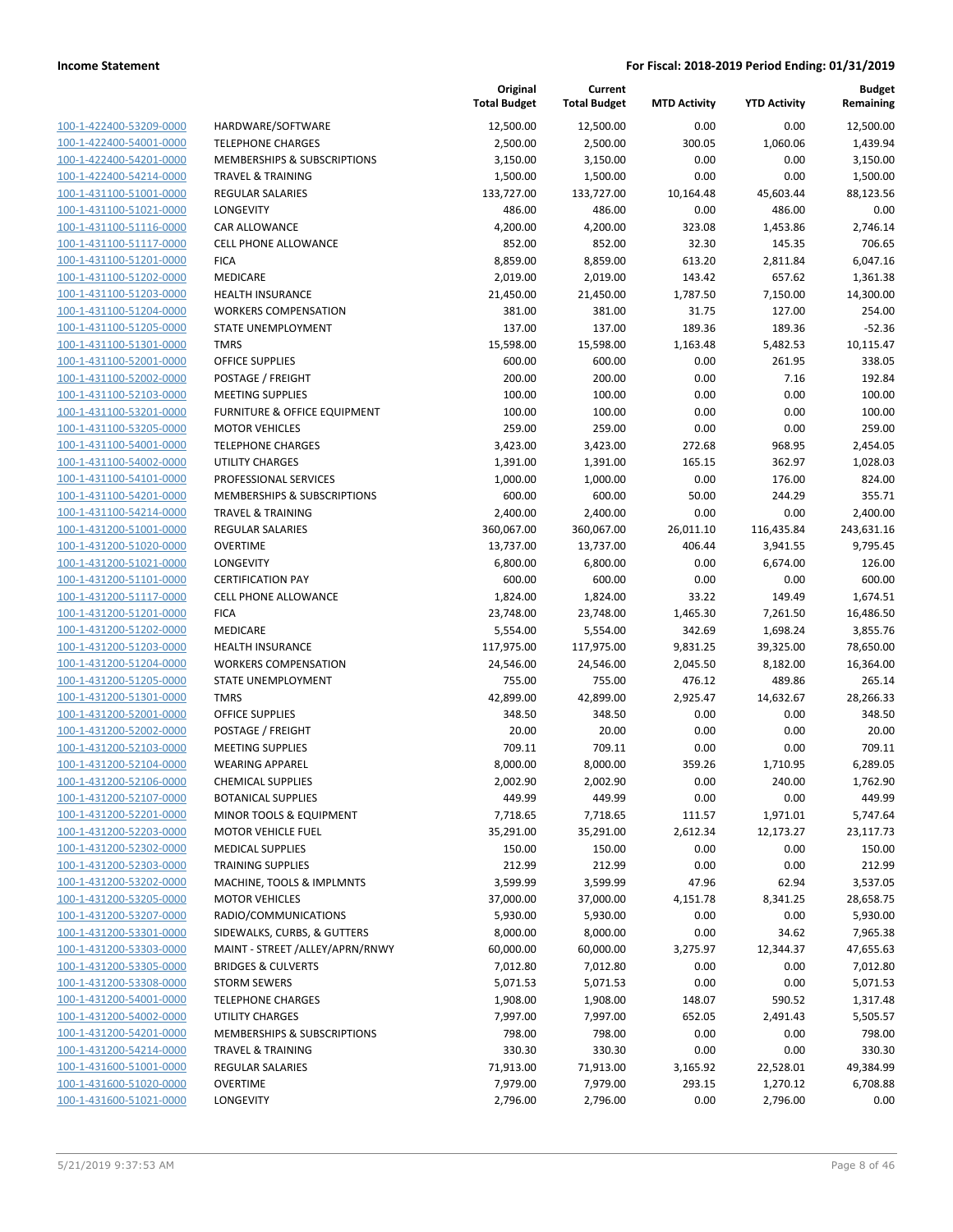| | | Original Total Budget | Current Total Budget | MTD Activity | YTD Activity | Budget Remaining |
|---|---|---|---|---|---|---|
| 100-1-422400-53209-0000 | HARDWARE/SOFTWARE | 12,500.00 | 12,500.00 | 0.00 | 0.00 | 12,500.00 |
| 100-1-422400-54001-0000 | TELEPHONE CHARGES | 2,500.00 | 2,500.00 | 300.05 | 1,060.06 | 1,439.94 |
| 100-1-422400-54201-0000 | MEMBERSHIPS & SUBSCRIPTIONS | 3,150.00 | 3,150.00 | 0.00 | 0.00 | 3,150.00 |
| 100-1-422400-54214-0000 | TRAVEL & TRAINING | 1,500.00 | 1,500.00 | 0.00 | 0.00 | 1,500.00 |
| 100-1-431100-51001-0000 | REGULAR SALARIES | 133,727.00 | 133,727.00 | 10,164.48 | 45,603.44 | 88,123.56 |
| 100-1-431100-51021-0000 | LONGEVITY | 486.00 | 486.00 | 0.00 | 486.00 | 0.00 |
| 100-1-431100-51116-0000 | CAR ALLOWANCE | 4,200.00 | 4,200.00 | 323.08 | 1,453.86 | 2,746.14 |
| 100-1-431100-51117-0000 | CELL PHONE ALLOWANCE | 852.00 | 852.00 | 32.30 | 145.35 | 706.65 |
| 100-1-431100-51201-0000 | FICA | 8,859.00 | 8,859.00 | 613.20 | 2,811.84 | 6,047.16 |
| 100-1-431100-51202-0000 | MEDICARE | 2,019.00 | 2,019.00 | 143.42 | 657.62 | 1,361.38 |
| 100-1-431100-51203-0000 | HEALTH INSURANCE | 21,450.00 | 21,450.00 | 1,787.50 | 7,150.00 | 14,300.00 |
| 100-1-431100-51204-0000 | WORKERS COMPENSATION | 381.00 | 381.00 | 31.75 | 127.00 | 254.00 |
| 100-1-431100-51205-0000 | STATE UNEMPLOYMENT | 137.00 | 137.00 | 189.36 | 189.36 | -52.36 |
| 100-1-431100-51301-0000 | TMRS | 15,598.00 | 15,598.00 | 1,163.48 | 5,482.53 | 10,115.47 |
| 100-1-431100-52001-0000 | OFFICE SUPPLIES | 600.00 | 600.00 | 0.00 | 261.95 | 338.05 |
| 100-1-431100-52002-0000 | POSTAGE / FREIGHT | 200.00 | 200.00 | 0.00 | 7.16 | 192.84 |
| 100-1-431100-52103-0000 | MEETING SUPPLIES | 100.00 | 100.00 | 0.00 | 0.00 | 100.00 |
| 100-1-431100-53201-0000 | FURNITURE & OFFICE EQUIPMENT | 100.00 | 100.00 | 0.00 | 0.00 | 100.00 |
| 100-1-431100-53205-0000 | MOTOR VEHICLES | 259.00 | 259.00 | 0.00 | 0.00 | 259.00 |
| 100-1-431100-54001-0000 | TELEPHONE CHARGES | 3,423.00 | 3,423.00 | 272.68 | 968.95 | 2,454.05 |
| 100-1-431100-54002-0000 | UTILITY CHARGES | 1,391.00 | 1,391.00 | 165.15 | 362.97 | 1,028.03 |
| 100-1-431100-54101-0000 | PROFESSIONAL SERVICES | 1,000.00 | 1,000.00 | 0.00 | 176.00 | 824.00 |
| 100-1-431100-54201-0000 | MEMBERSHIPS & SUBSCRIPTIONS | 600.00 | 600.00 | 50.00 | 244.29 | 355.71 |
| 100-1-431100-54214-0000 | TRAVEL & TRAINING | 2,400.00 | 2,400.00 | 0.00 | 0.00 | 2,400.00 |
| 100-1-431200-51001-0000 | REGULAR SALARIES | 360,067.00 | 360,067.00 | 26,011.10 | 116,435.84 | 243,631.16 |
| 100-1-431200-51020-0000 | OVERTIME | 13,737.00 | 13,737.00 | 406.44 | 3,941.55 | 9,795.45 |
| 100-1-431200-51021-0000 | LONGEVITY | 6,800.00 | 6,800.00 | 0.00 | 6,674.00 | 126.00 |
| 100-1-431200-51101-0000 | CERTIFICATION PAY | 600.00 | 600.00 | 0.00 | 0.00 | 600.00 |
| 100-1-431200-51117-0000 | CELL PHONE ALLOWANCE | 1,824.00 | 1,824.00 | 33.22 | 149.49 | 1,674.51 |
| 100-1-431200-51201-0000 | FICA | 23,748.00 | 23,748.00 | 1,465.30 | 7,261.50 | 16,486.50 |
| 100-1-431200-51202-0000 | MEDICARE | 5,554.00 | 5,554.00 | 342.69 | 1,698.24 | 3,855.76 |
| 100-1-431200-51203-0000 | HEALTH INSURANCE | 117,975.00 | 117,975.00 | 9,831.25 | 39,325.00 | 78,650.00 |
| 100-1-431200-51204-0000 | WORKERS COMPENSATION | 24,546.00 | 24,546.00 | 2,045.50 | 8,182.00 | 16,364.00 |
| 100-1-431200-51205-0000 | STATE UNEMPLOYMENT | 755.00 | 755.00 | 476.12 | 489.86 | 265.14 |
| 100-1-431200-51301-0000 | TMRS | 42,899.00 | 42,899.00 | 2,925.47 | 14,632.67 | 28,266.33 |
| 100-1-431200-52001-0000 | OFFICE SUPPLIES | 348.50 | 348.50 | 0.00 | 0.00 | 348.50 |
| 100-1-431200-52002-0000 | POSTAGE / FREIGHT | 20.00 | 20.00 | 0.00 | 0.00 | 20.00 |
| 100-1-431200-52103-0000 | MEETING SUPPLIES | 709.11 | 709.11 | 0.00 | 0.00 | 709.11 |
| 100-1-431200-52104-0000 | WEARING APPAREL | 8,000.00 | 8,000.00 | 359.26 | 1,710.95 | 6,289.05 |
| 100-1-431200-52106-0000 | CHEMICAL SUPPLIES | 2,002.90 | 2,002.90 | 0.00 | 240.00 | 1,762.90 |
| 100-1-431200-52107-0000 | BOTANICAL SUPPLIES | 449.99 | 449.99 | 0.00 | 0.00 | 449.99 |
| 100-1-431200-52201-0000 | MINOR TOOLS & EQUIPMENT | 7,718.65 | 7,718.65 | 111.57 | 1,971.01 | 5,747.64 |
| 100-1-431200-52203-0000 | MOTOR VEHICLE FUEL | 35,291.00 | 35,291.00 | 2,612.34 | 12,173.27 | 23,117.73 |
| 100-1-431200-52302-0000 | MEDICAL SUPPLIES | 150.00 | 150.00 | 0.00 | 0.00 | 150.00 |
| 100-1-431200-52303-0000 | TRAINING SUPPLIES | 212.99 | 212.99 | 0.00 | 0.00 | 212.99 |
| 100-1-431200-53202-0000 | MACHINE, TOOLS & IMPLMNTS | 3,599.99 | 3,599.99 | 47.96 | 62.94 | 3,537.05 |
| 100-1-431200-53205-0000 | MOTOR VEHICLES | 37,000.00 | 37,000.00 | 4,151.78 | 8,341.25 | 28,658.75 |
| 100-1-431200-53207-0000 | RADIO/COMMUNICATIONS | 5,930.00 | 5,930.00 | 0.00 | 0.00 | 5,930.00 |
| 100-1-431200-53301-0000 | SIDEWALKS, CURBS, & GUTTERS | 8,000.00 | 8,000.00 | 0.00 | 34.62 | 7,965.38 |
| 100-1-431200-53303-0000 | MAINT - STREET /ALLEY/APRN/RNWY | 60,000.00 | 60,000.00 | 3,275.97 | 12,344.37 | 47,655.63 |
| 100-1-431200-53305-0000 | BRIDGES & CULVERTS | 7,012.80 | 7,012.80 | 0.00 | 0.00 | 7,012.80 |
| 100-1-431200-53308-0000 | STORM SEWERS | 5,071.53 | 5,071.53 | 0.00 | 0.00 | 5,071.53 |
| 100-1-431200-54001-0000 | TELEPHONE CHARGES | 1,908.00 | 1,908.00 | 148.07 | 590.52 | 1,317.48 |
| 100-1-431200-54002-0000 | UTILITY CHARGES | 7,997.00 | 7,997.00 | 652.05 | 2,491.43 | 5,505.57 |
| 100-1-431200-54201-0000 | MEMBERSHIPS & SUBSCRIPTIONS | 798.00 | 798.00 | 0.00 | 0.00 | 798.00 |
| 100-1-431200-54214-0000 | TRAVEL & TRAINING | 330.30 | 330.30 | 0.00 | 0.00 | 330.30 |
| 100-1-431600-51001-0000 | REGULAR SALARIES | 71,913.00 | 71,913.00 | 3,165.92 | 22,528.01 | 49,384.99 |
| 100-1-431600-51020-0000 | OVERTIME | 7,979.00 | 7,979.00 | 293.15 | 1,270.12 | 6,708.88 |
| 100-1-431600-51021-0000 | LONGEVITY | 2,796.00 | 2,796.00 | 0.00 | 2,796.00 | 0.00 |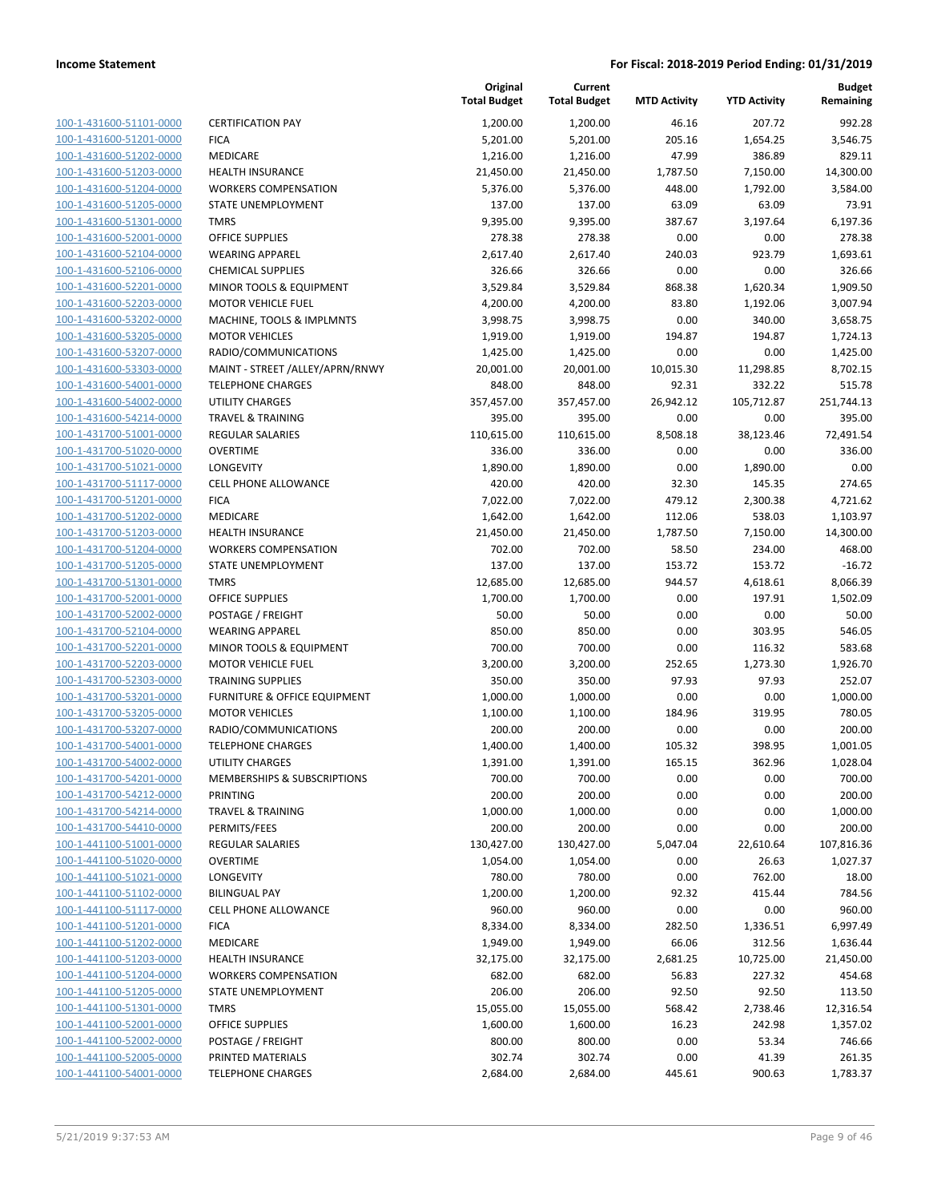**Income Statement** — For Fiscal: 2018-2019 Period Ending: 01/31/2019

| | | Original Total Budget | Current Total Budget | MTD Activity | YTD Activity | Budget Remaining |
|---|---|---|---|---|---|---|
| 100-1-431600-51101-0000 | CERTIFICATION PAY | 1,200.00 | 1,200.00 | 46.16 | 207.72 | 992.28 |
| 100-1-431600-51201-0000 | FICA | 5,201.00 | 5,201.00 | 205.16 | 1,654.25 | 3,546.75 |
| 100-1-431600-51202-0000 | MEDICARE | 1,216.00 | 1,216.00 | 47.99 | 386.89 | 829.11 |
| 100-1-431600-51203-0000 | HEALTH INSURANCE | 21,450.00 | 21,450.00 | 1,787.50 | 7,150.00 | 14,300.00 |
| 100-1-431600-51204-0000 | WORKERS COMPENSATION | 5,376.00 | 5,376.00 | 448.00 | 1,792.00 | 3,584.00 |
| 100-1-431600-51205-0000 | STATE UNEMPLOYMENT | 137.00 | 137.00 | 63.09 | 63.09 | 73.91 |
| 100-1-431600-51301-0000 | TMRS | 9,395.00 | 9,395.00 | 387.67 | 3,197.64 | 6,197.36 |
| 100-1-431600-52001-0000 | OFFICE SUPPLIES | 278.38 | 278.38 | 0.00 | 0.00 | 278.38 |
| 100-1-431600-52104-0000 | WEARING APPAREL | 2,617.40 | 2,617.40 | 240.03 | 923.79 | 1,693.61 |
| 100-1-431600-52106-0000 | CHEMICAL SUPPLIES | 326.66 | 326.66 | 0.00 | 0.00 | 326.66 |
| 100-1-431600-52201-0000 | MINOR TOOLS & EQUIPMENT | 3,529.84 | 3,529.84 | 868.38 | 1,620.34 | 1,909.50 |
| 100-1-431600-52203-0000 | MOTOR VEHICLE FUEL | 4,200.00 | 4,200.00 | 83.80 | 1,192.06 | 3,007.94 |
| 100-1-431600-53202-0000 | MACHINE, TOOLS & IMPLMNTS | 3,998.75 | 3,998.75 | 0.00 | 340.00 | 3,658.75 |
| 100-1-431600-53205-0000 | MOTOR VEHICLES | 1,919.00 | 1,919.00 | 194.87 | 194.87 | 1,724.13 |
| 100-1-431600-53207-0000 | RADIO/COMMUNICATIONS | 1,425.00 | 1,425.00 | 0.00 | 0.00 | 1,425.00 |
| 100-1-431600-53303-0000 | MAINT - STREET /ALLEY/APRN/RNWY | 20,001.00 | 20,001.00 | 10,015.30 | 11,298.85 | 8,702.15 |
| 100-1-431600-54001-0000 | TELEPHONE CHARGES | 848.00 | 848.00 | 92.31 | 332.22 | 515.78 |
| 100-1-431600-54002-0000 | UTILITY CHARGES | 357,457.00 | 357,457.00 | 26,942.12 | 105,712.87 | 251,744.13 |
| 100-1-431600-54214-0000 | TRAVEL & TRAINING | 395.00 | 395.00 | 0.00 | 0.00 | 395.00 |
| 100-1-431700-51001-0000 | REGULAR SALARIES | 110,615.00 | 110,615.00 | 8,508.18 | 38,123.46 | 72,491.54 |
| 100-1-431700-51020-0000 | OVERTIME | 336.00 | 336.00 | 0.00 | 0.00 | 336.00 |
| 100-1-431700-51021-0000 | LONGEVITY | 1,890.00 | 1,890.00 | 0.00 | 1,890.00 | 0.00 |
| 100-1-431700-51117-0000 | CELL PHONE ALLOWANCE | 420.00 | 420.00 | 32.30 | 145.35 | 274.65 |
| 100-1-431700-51201-0000 | FICA | 7,022.00 | 7,022.00 | 479.12 | 2,300.38 | 4,721.62 |
| 100-1-431700-51202-0000 | MEDICARE | 1,642.00 | 1,642.00 | 112.06 | 538.03 | 1,103.97 |
| 100-1-431700-51203-0000 | HEALTH INSURANCE | 21,450.00 | 21,450.00 | 1,787.50 | 7,150.00 | 14,300.00 |
| 100-1-431700-51204-0000 | WORKERS COMPENSATION | 702.00 | 702.00 | 58.50 | 234.00 | 468.00 |
| 100-1-431700-51205-0000 | STATE UNEMPLOYMENT | 137.00 | 137.00 | 153.72 | 153.72 | -16.72 |
| 100-1-431700-51301-0000 | TMRS | 12,685.00 | 12,685.00 | 944.57 | 4,618.61 | 8,066.39 |
| 100-1-431700-52001-0000 | OFFICE SUPPLIES | 1,700.00 | 1,700.00 | 0.00 | 197.91 | 1,502.09 |
| 100-1-431700-52002-0000 | POSTAGE / FREIGHT | 50.00 | 50.00 | 0.00 | 0.00 | 50.00 |
| 100-1-431700-52104-0000 | WEARING APPAREL | 850.00 | 850.00 | 0.00 | 303.95 | 546.05 |
| 100-1-431700-52201-0000 | MINOR TOOLS & EQUIPMENT | 700.00 | 700.00 | 0.00 | 116.32 | 583.68 |
| 100-1-431700-52203-0000 | MOTOR VEHICLE FUEL | 3,200.00 | 3,200.00 | 252.65 | 1,273.30 | 1,926.70 |
| 100-1-431700-52303-0000 | TRAINING SUPPLIES | 350.00 | 350.00 | 97.93 | 97.93 | 252.07 |
| 100-1-431700-53201-0000 | FURNITURE & OFFICE EQUIPMENT | 1,000.00 | 1,000.00 | 0.00 | 0.00 | 1,000.00 |
| 100-1-431700-53205-0000 | MOTOR VEHICLES | 1,100.00 | 1,100.00 | 184.96 | 319.95 | 780.05 |
| 100-1-431700-53207-0000 | RADIO/COMMUNICATIONS | 200.00 | 200.00 | 0.00 | 0.00 | 200.00 |
| 100-1-431700-54001-0000 | TELEPHONE CHARGES | 1,400.00 | 1,400.00 | 105.32 | 398.95 | 1,001.05 |
| 100-1-431700-54002-0000 | UTILITY CHARGES | 1,391.00 | 1,391.00 | 165.15 | 362.96 | 1,028.04 |
| 100-1-431700-54201-0000 | MEMBERSHIPS & SUBSCRIPTIONS | 700.00 | 700.00 | 0.00 | 0.00 | 700.00 |
| 100-1-431700-54212-0000 | PRINTING | 200.00 | 200.00 | 0.00 | 0.00 | 200.00 |
| 100-1-431700-54214-0000 | TRAVEL & TRAINING | 1,000.00 | 1,000.00 | 0.00 | 0.00 | 1,000.00 |
| 100-1-431700-54410-0000 | PERMITS/FEES | 200.00 | 200.00 | 0.00 | 0.00 | 200.00 |
| 100-1-441100-51001-0000 | REGULAR SALARIES | 130,427.00 | 130,427.00 | 5,047.04 | 22,610.64 | 107,816.36 |
| 100-1-441100-51020-0000 | OVERTIME | 1,054.00 | 1,054.00 | 0.00 | 26.63 | 1,027.37 |
| 100-1-441100-51021-0000 | LONGEVITY | 780.00 | 780.00 | 0.00 | 762.00 | 18.00 |
| 100-1-441100-51102-0000 | BILINGUAL PAY | 1,200.00 | 1,200.00 | 92.32 | 415.44 | 784.56 |
| 100-1-441100-51117-0000 | CELL PHONE ALLOWANCE | 960.00 | 960.00 | 0.00 | 0.00 | 960.00 |
| 100-1-441100-51201-0000 | FICA | 8,334.00 | 8,334.00 | 282.50 | 1,336.51 | 6,997.49 |
| 100-1-441100-51202-0000 | MEDICARE | 1,949.00 | 1,949.00 | 66.06 | 312.56 | 1,636.44 |
| 100-1-441100-51203-0000 | HEALTH INSURANCE | 32,175.00 | 32,175.00 | 2,681.25 | 10,725.00 | 21,450.00 |
| 100-1-441100-51204-0000 | WORKERS COMPENSATION | 682.00 | 682.00 | 56.83 | 227.32 | 454.68 |
| 100-1-441100-51205-0000 | STATE UNEMPLOYMENT | 206.00 | 206.00 | 92.50 | 92.50 | 113.50 |
| 100-1-441100-51301-0000 | TMRS | 15,055.00 | 15,055.00 | 568.42 | 2,738.46 | 12,316.54 |
| 100-1-441100-52001-0000 | OFFICE SUPPLIES | 1,600.00 | 1,600.00 | 16.23 | 242.98 | 1,357.02 |
| 100-1-441100-52002-0000 | POSTAGE / FREIGHT | 800.00 | 800.00 | 0.00 | 53.34 | 746.66 |
| 100-1-441100-52005-0000 | PRINTED MATERIALS | 302.74 | 302.74 | 0.00 | 41.39 | 261.35 |
| 100-1-441100-54001-0000 | TELEPHONE CHARGES | 2,684.00 | 2,684.00 | 445.61 | 900.63 | 1,783.37 |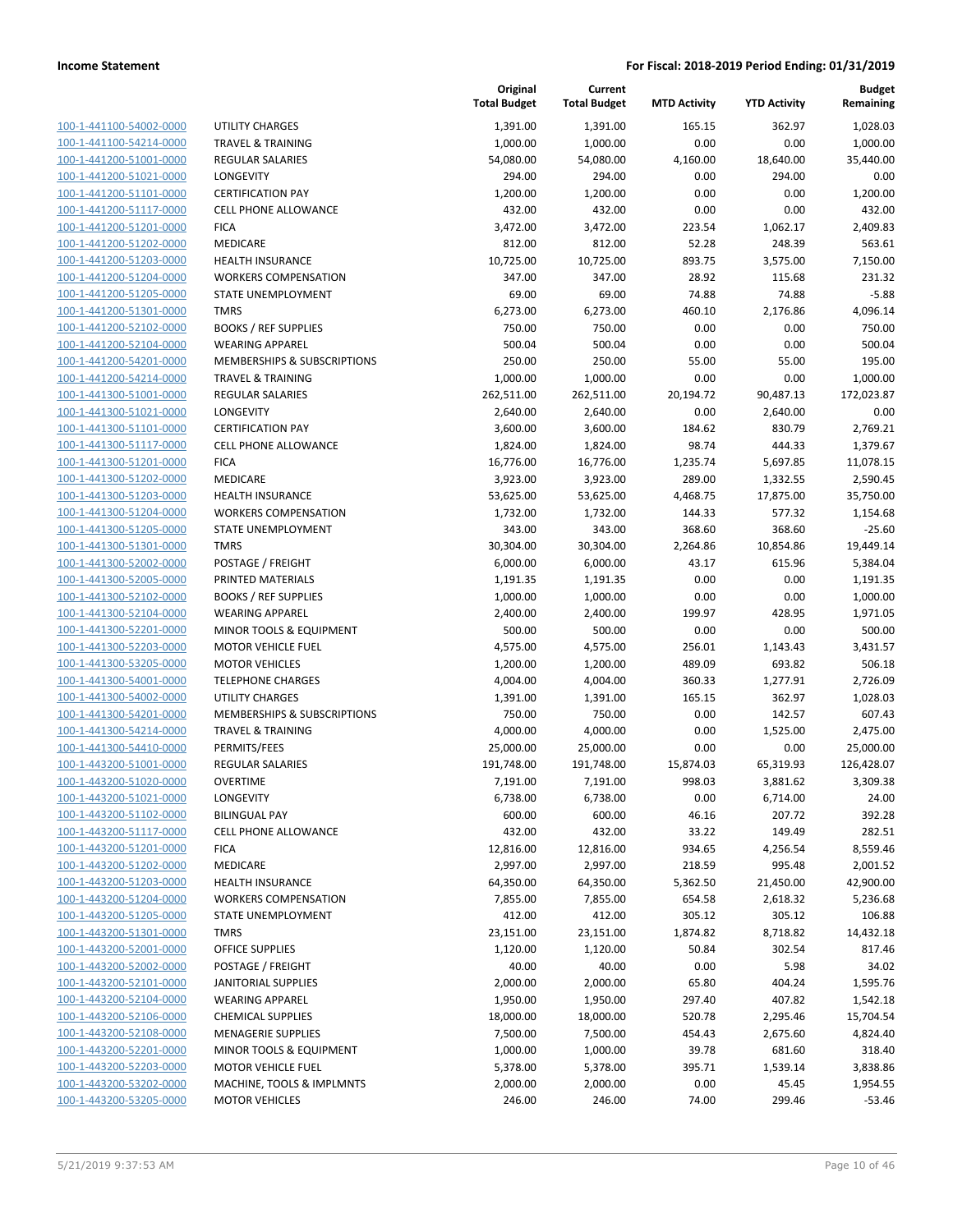| | | Original Total Budget | Current Total Budget | MTD Activity | YTD Activity | Budget Remaining |
|---|---|---|---|---|---|---|
| 100-1-441100-54002-0000 | UTILITY CHARGES | 1,391.00 | 1,391.00 | 165.15 | 362.97 | 1,028.03 |
| 100-1-441100-54214-0000 | TRAVEL & TRAINING | 1,000.00 | 1,000.00 | 0.00 | 0.00 | 1,000.00 |
| 100-1-441200-51001-0000 | REGULAR SALARIES | 54,080.00 | 54,080.00 | 4,160.00 | 18,640.00 | 35,440.00 |
| 100-1-441200-51021-0000 | LONGEVITY | 294.00 | 294.00 | 0.00 | 294.00 | 0.00 |
| 100-1-441200-51101-0000 | CERTIFICATION PAY | 1,200.00 | 1,200.00 | 0.00 | 0.00 | 1,200.00 |
| 100-1-441200-51117-0000 | CELL PHONE ALLOWANCE | 432.00 | 432.00 | 0.00 | 0.00 | 432.00 |
| 100-1-441200-51201-0000 | FICA | 3,472.00 | 3,472.00 | 223.54 | 1,062.17 | 2,409.83 |
| 100-1-441200-51202-0000 | MEDICARE | 812.00 | 812.00 | 52.28 | 248.39 | 563.61 |
| 100-1-441200-51203-0000 | HEALTH INSURANCE | 10,725.00 | 10,725.00 | 893.75 | 3,575.00 | 7,150.00 |
| 100-1-441200-51204-0000 | WORKERS COMPENSATION | 347.00 | 347.00 | 28.92 | 115.68 | 231.32 |
| 100-1-441200-51205-0000 | STATE UNEMPLOYMENT | 69.00 | 69.00 | 74.88 | 74.88 | -5.88 |
| 100-1-441200-51301-0000 | TMRS | 6,273.00 | 6,273.00 | 460.10 | 2,176.86 | 4,096.14 |
| 100-1-441200-52102-0000 | BOOKS / REF SUPPLIES | 750.00 | 750.00 | 0.00 | 0.00 | 750.00 |
| 100-1-441200-52104-0000 | WEARING APPAREL | 500.04 | 500.04 | 0.00 | 0.00 | 500.04 |
| 100-1-441200-54201-0000 | MEMBERSHIPS & SUBSCRIPTIONS | 250.00 | 250.00 | 55.00 | 55.00 | 195.00 |
| 100-1-441200-54214-0000 | TRAVEL & TRAINING | 1,000.00 | 1,000.00 | 0.00 | 0.00 | 1,000.00 |
| 100-1-441300-51001-0000 | REGULAR SALARIES | 262,511.00 | 262,511.00 | 20,194.72 | 90,487.13 | 172,023.87 |
| 100-1-441300-51021-0000 | LONGEVITY | 2,640.00 | 2,640.00 | 0.00 | 2,640.00 | 0.00 |
| 100-1-441300-51101-0000 | CERTIFICATION PAY | 3,600.00 | 3,600.00 | 184.62 | 830.79 | 2,769.21 |
| 100-1-441300-51117-0000 | CELL PHONE ALLOWANCE | 1,824.00 | 1,824.00 | 98.74 | 444.33 | 1,379.67 |
| 100-1-441300-51201-0000 | FICA | 16,776.00 | 16,776.00 | 1,235.74 | 5,697.85 | 11,078.15 |
| 100-1-441300-51202-0000 | MEDICARE | 3,923.00 | 3,923.00 | 289.00 | 1,332.55 | 2,590.45 |
| 100-1-441300-51203-0000 | HEALTH INSURANCE | 53,625.00 | 53,625.00 | 4,468.75 | 17,875.00 | 35,750.00 |
| 100-1-441300-51204-0000 | WORKERS COMPENSATION | 1,732.00 | 1,732.00 | 144.33 | 577.32 | 1,154.68 |
| 100-1-441300-51205-0000 | STATE UNEMPLOYMENT | 343.00 | 343.00 | 368.60 | 368.60 | -25.60 |
| 100-1-441300-51301-0000 | TMRS | 30,304.00 | 30,304.00 | 2,264.86 | 10,854.86 | 19,449.14 |
| 100-1-441300-52002-0000 | POSTAGE / FREIGHT | 6,000.00 | 6,000.00 | 43.17 | 615.96 | 5,384.04 |
| 100-1-441300-52005-0000 | PRINTED MATERIALS | 1,191.35 | 1,191.35 | 0.00 | 0.00 | 1,191.35 |
| 100-1-441300-52102-0000 | BOOKS / REF SUPPLIES | 1,000.00 | 1,000.00 | 0.00 | 0.00 | 1,000.00 |
| 100-1-441300-52104-0000 | WEARING APPAREL | 2,400.00 | 2,400.00 | 199.97 | 428.95 | 1,971.05 |
| 100-1-441300-52201-0000 | MINOR TOOLS & EQUIPMENT | 500.00 | 500.00 | 0.00 | 0.00 | 500.00 |
| 100-1-441300-52203-0000 | MOTOR VEHICLE FUEL | 4,575.00 | 4,575.00 | 256.01 | 1,143.43 | 3,431.57 |
| 100-1-441300-53205-0000 | MOTOR VEHICLES | 1,200.00 | 1,200.00 | 489.09 | 693.82 | 506.18 |
| 100-1-441300-54001-0000 | TELEPHONE CHARGES | 4,004.00 | 4,004.00 | 360.33 | 1,277.91 | 2,726.09 |
| 100-1-441300-54002-0000 | UTILITY CHARGES | 1,391.00 | 1,391.00 | 165.15 | 362.97 | 1,028.03 |
| 100-1-441300-54201-0000 | MEMBERSHIPS & SUBSCRIPTIONS | 750.00 | 750.00 | 0.00 | 142.57 | 607.43 |
| 100-1-441300-54214-0000 | TRAVEL & TRAINING | 4,000.00 | 4,000.00 | 0.00 | 1,525.00 | 2,475.00 |
| 100-1-441300-54410-0000 | PERMITS/FEES | 25,000.00 | 25,000.00 | 0.00 | 0.00 | 25,000.00 |
| 100-1-443200-51001-0000 | REGULAR SALARIES | 191,748.00 | 191,748.00 | 15,874.03 | 65,319.93 | 126,428.07 |
| 100-1-443200-51020-0000 | OVERTIME | 7,191.00 | 7,191.00 | 998.03 | 3,881.62 | 3,309.38 |
| 100-1-443200-51021-0000 | LONGEVITY | 6,738.00 | 6,738.00 | 0.00 | 6,714.00 | 24.00 |
| 100-1-443200-51102-0000 | BILINGUAL PAY | 600.00 | 600.00 | 46.16 | 207.72 | 392.28 |
| 100-1-443200-51117-0000 | CELL PHONE ALLOWANCE | 432.00 | 432.00 | 33.22 | 149.49 | 282.51 |
| 100-1-443200-51201-0000 | FICA | 12,816.00 | 12,816.00 | 934.65 | 4,256.54 | 8,559.46 |
| 100-1-443200-51202-0000 | MEDICARE | 2,997.00 | 2,997.00 | 218.59 | 995.48 | 2,001.52 |
| 100-1-443200-51203-0000 | HEALTH INSURANCE | 64,350.00 | 64,350.00 | 5,362.50 | 21,450.00 | 42,900.00 |
| 100-1-443200-51204-0000 | WORKERS COMPENSATION | 7,855.00 | 7,855.00 | 654.58 | 2,618.32 | 5,236.68 |
| 100-1-443200-51205-0000 | STATE UNEMPLOYMENT | 412.00 | 412.00 | 305.12 | 305.12 | 106.88 |
| 100-1-443200-51301-0000 | TMRS | 23,151.00 | 23,151.00 | 1,874.82 | 8,718.82 | 14,432.18 |
| 100-1-443200-52001-0000 | OFFICE SUPPLIES | 1,120.00 | 1,120.00 | 50.84 | 302.54 | 817.46 |
| 100-1-443200-52002-0000 | POSTAGE / FREIGHT | 40.00 | 40.00 | 0.00 | 5.98 | 34.02 |
| 100-1-443200-52101-0000 | JANITORIAL SUPPLIES | 2,000.00 | 2,000.00 | 65.80 | 404.24 | 1,595.76 |
| 100-1-443200-52104-0000 | WEARING APPAREL | 1,950.00 | 1,950.00 | 297.40 | 407.82 | 1,542.18 |
| 100-1-443200-52106-0000 | CHEMICAL SUPPLIES | 18,000.00 | 18,000.00 | 520.78 | 2,295.46 | 15,704.54 |
| 100-1-443200-52108-0000 | MENAGERIE SUPPLIES | 7,500.00 | 7,500.00 | 454.43 | 2,675.60 | 4,824.40 |
| 100-1-443200-52201-0000 | MINOR TOOLS & EQUIPMENT | 1,000.00 | 1,000.00 | 39.78 | 681.60 | 318.40 |
| 100-1-443200-52203-0000 | MOTOR VEHICLE FUEL | 5,378.00 | 5,378.00 | 395.71 | 1,539.14 | 3,838.86 |
| 100-1-443200-53202-0000 | MACHINE, TOOLS & IMPLMNTS | 2,000.00 | 2,000.00 | 0.00 | 45.45 | 1,954.55 |
| 100-1-443200-53205-0000 | MOTOR VEHICLES | 246.00 | 246.00 | 74.00 | 299.46 | -53.46 |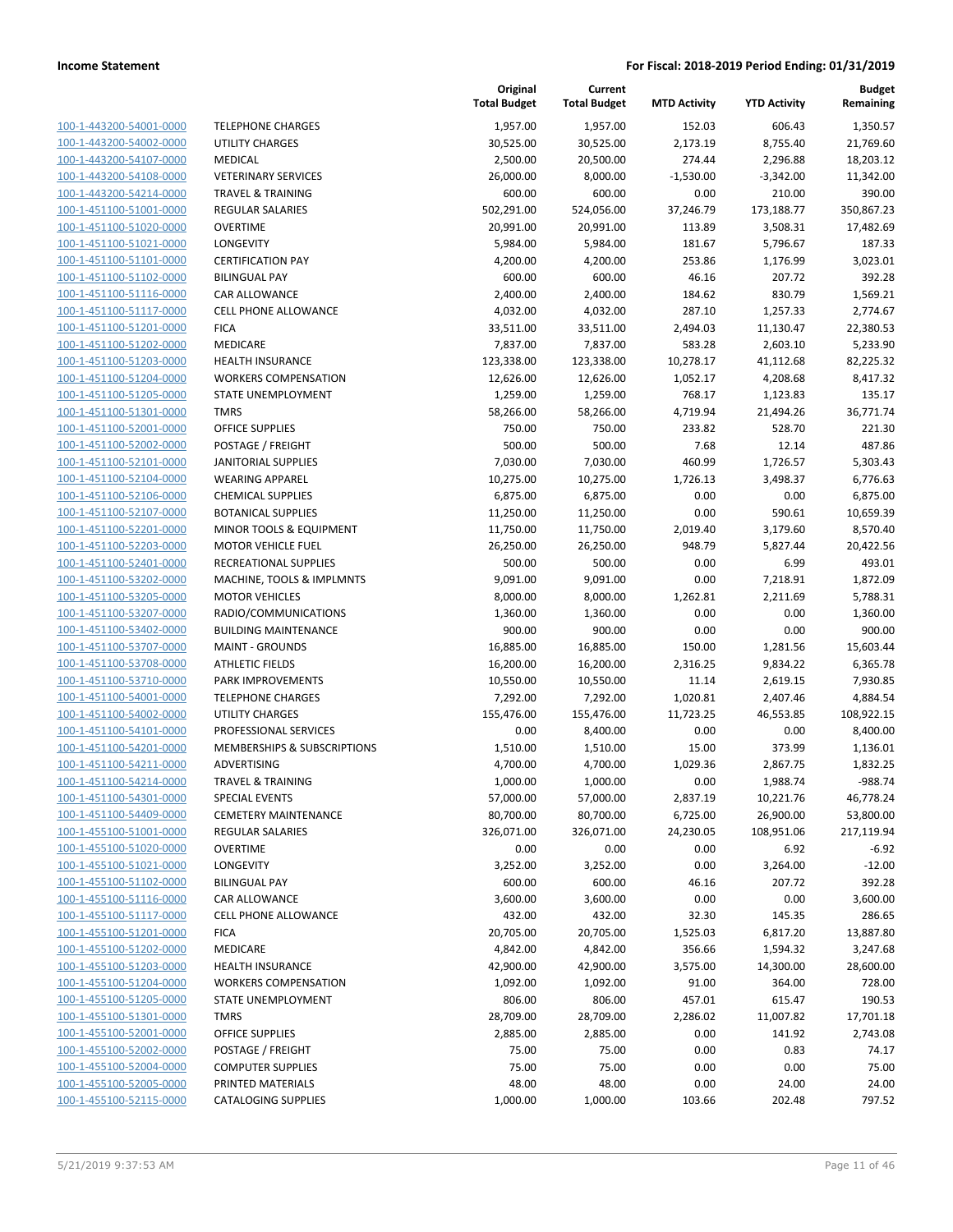**Income Statement** — **For Fiscal: 2018-2019 Period Ending: 01/31/2019**

| | | Original Total Budget | Current Total Budget | MTD Activity | YTD Activity | Budget Remaining |
|---|---|---|---|---|---|---|
| 100-1-443200-54001-0000 | TELEPHONE CHARGES | 1,957.00 | 1,957.00 | 152.03 | 606.43 | 1,350.57 |
| 100-1-443200-54002-0000 | UTILITY CHARGES | 30,525.00 | 30,525.00 | 2,173.19 | 8,755.40 | 21,769.60 |
| 100-1-443200-54107-0000 | MEDICAL | 2,500.00 | 20,500.00 | 274.44 | 2,296.88 | 18,203.12 |
| 100-1-443200-54108-0000 | VETERINARY SERVICES | 26,000.00 | 8,000.00 | -1,530.00 | -3,342.00 | 11,342.00 |
| 100-1-443200-54214-0000 | TRAVEL & TRAINING | 600.00 | 600.00 | 0.00 | 210.00 | 390.00 |
| 100-1-451100-51001-0000 | REGULAR SALARIES | 502,291.00 | 524,056.00 | 37,246.79 | 173,188.77 | 350,867.23 |
| 100-1-451100-51020-0000 | OVERTIME | 20,991.00 | 20,991.00 | 113.89 | 3,508.31 | 17,482.69 |
| 100-1-451100-51021-0000 | LONGEVITY | 5,984.00 | 5,984.00 | 181.67 | 5,796.67 | 187.33 |
| 100-1-451100-51101-0000 | CERTIFICATION PAY | 4,200.00 | 4,200.00 | 253.86 | 1,176.99 | 3,023.01 |
| 100-1-451100-51102-0000 | BILINGUAL PAY | 600.00 | 600.00 | 46.16 | 207.72 | 392.28 |
| 100-1-451100-51116-0000 | CAR ALLOWANCE | 2,400.00 | 2,400.00 | 184.62 | 830.79 | 1,569.21 |
| 100-1-451100-51117-0000 | CELL PHONE ALLOWANCE | 4,032.00 | 4,032.00 | 287.10 | 1,257.33 | 2,774.67 |
| 100-1-451100-51201-0000 | FICA | 33,511.00 | 33,511.00 | 2,494.03 | 11,130.47 | 22,380.53 |
| 100-1-451100-51202-0000 | MEDICARE | 7,837.00 | 7,837.00 | 583.28 | 2,603.10 | 5,233.90 |
| 100-1-451100-51203-0000 | HEALTH INSURANCE | 123,338.00 | 123,338.00 | 10,278.17 | 41,112.68 | 82,225.32 |
| 100-1-451100-51204-0000 | WORKERS COMPENSATION | 12,626.00 | 12,626.00 | 1,052.17 | 4,208.68 | 8,417.32 |
| 100-1-451100-51205-0000 | STATE UNEMPLOYMENT | 1,259.00 | 1,259.00 | 768.17 | 1,123.83 | 135.17 |
| 100-1-451100-51301-0000 | TMRS | 58,266.00 | 58,266.00 | 4,719.94 | 21,494.26 | 36,771.74 |
| 100-1-451100-52001-0000 | OFFICE SUPPLIES | 750.00 | 750.00 | 233.82 | 528.70 | 221.30 |
| 100-1-451100-52002-0000 | POSTAGE / FREIGHT | 500.00 | 500.00 | 7.68 | 12.14 | 487.86 |
| 100-1-451100-52101-0000 | JANITORIAL SUPPLIES | 7,030.00 | 7,030.00 | 460.99 | 1,726.57 | 5,303.43 |
| 100-1-451100-52104-0000 | WEARING APPAREL | 10,275.00 | 10,275.00 | 1,726.13 | 3,498.37 | 6,776.63 |
| 100-1-451100-52106-0000 | CHEMICAL SUPPLIES | 6,875.00 | 6,875.00 | 0.00 | 0.00 | 6,875.00 |
| 100-1-451100-52107-0000 | BOTANICAL SUPPLIES | 11,250.00 | 11,250.00 | 0.00 | 590.61 | 10,659.39 |
| 100-1-451100-52201-0000 | MINOR TOOLS & EQUIPMENT | 11,750.00 | 11,750.00 | 2,019.40 | 3,179.60 | 8,570.40 |
| 100-1-451100-52203-0000 | MOTOR VEHICLE FUEL | 26,250.00 | 26,250.00 | 948.79 | 5,827.44 | 20,422.56 |
| 100-1-451100-52401-0000 | RECREATIONAL SUPPLIES | 500.00 | 500.00 | 0.00 | 6.99 | 493.01 |
| 100-1-451100-53202-0000 | MACHINE, TOOLS & IMPLMNTS | 9,091.00 | 9,091.00 | 0.00 | 7,218.91 | 1,872.09 |
| 100-1-451100-53205-0000 | MOTOR VEHICLES | 8,000.00 | 8,000.00 | 1,262.81 | 2,211.69 | 5,788.31 |
| 100-1-451100-53207-0000 | RADIO/COMMUNICATIONS | 1,360.00 | 1,360.00 | 0.00 | 0.00 | 1,360.00 |
| 100-1-451100-53402-0000 | BUILDING MAINTENANCE | 900.00 | 900.00 | 0.00 | 0.00 | 900.00 |
| 100-1-451100-53707-0000 | MAINT - GROUNDS | 16,885.00 | 16,885.00 | 150.00 | 1,281.56 | 15,603.44 |
| 100-1-451100-53708-0000 | ATHLETIC FIELDS | 16,200.00 | 16,200.00 | 2,316.25 | 9,834.22 | 6,365.78 |
| 100-1-451100-53710-0000 | PARK IMPROVEMENTS | 10,550.00 | 10,550.00 | 11.14 | 2,619.15 | 7,930.85 |
| 100-1-451100-54001-0000 | TELEPHONE CHARGES | 7,292.00 | 7,292.00 | 1,020.81 | 2,407.46 | 4,884.54 |
| 100-1-451100-54002-0000 | UTILITY CHARGES | 155,476.00 | 155,476.00 | 11,723.25 | 46,553.85 | 108,922.15 |
| 100-1-451100-54101-0000 | PROFESSIONAL SERVICES | 0.00 | 8,400.00 | 0.00 | 0.00 | 8,400.00 |
| 100-1-451100-54201-0000 | MEMBERSHIPS & SUBSCRIPTIONS | 1,510.00 | 1,510.00 | 15.00 | 373.99 | 1,136.01 |
| 100-1-451100-54211-0000 | ADVERTISING | 4,700.00 | 4,700.00 | 1,029.36 | 2,867.75 | 1,832.25 |
| 100-1-451100-54214-0000 | TRAVEL & TRAINING | 1,000.00 | 1,000.00 | 0.00 | 1,988.74 | -988.74 |
| 100-1-451100-54301-0000 | SPECIAL EVENTS | 57,000.00 | 57,000.00 | 2,837.19 | 10,221.76 | 46,778.24 |
| 100-1-451100-54409-0000 | CEMETERY MAINTENANCE | 80,700.00 | 80,700.00 | 6,725.00 | 26,900.00 | 53,800.00 |
| 100-1-455100-51001-0000 | REGULAR SALARIES | 326,071.00 | 326,071.00 | 24,230.05 | 108,951.06 | 217,119.94 |
| 100-1-455100-51020-0000 | OVERTIME | 0.00 | 0.00 | 0.00 | 6.92 | -6.92 |
| 100-1-455100-51021-0000 | LONGEVITY | 3,252.00 | 3,252.00 | 0.00 | 3,264.00 | -12.00 |
| 100-1-455100-51102-0000 | BILINGUAL PAY | 600.00 | 600.00 | 46.16 | 207.72 | 392.28 |
| 100-1-455100-51116-0000 | CAR ALLOWANCE | 3,600.00 | 3,600.00 | 0.00 | 0.00 | 3,600.00 |
| 100-1-455100-51117-0000 | CELL PHONE ALLOWANCE | 432.00 | 432.00 | 32.30 | 145.35 | 286.65 |
| 100-1-455100-51201-0000 | FICA | 20,705.00 | 20,705.00 | 1,525.03 | 6,817.20 | 13,887.80 |
| 100-1-455100-51202-0000 | MEDICARE | 4,842.00 | 4,842.00 | 356.66 | 1,594.32 | 3,247.68 |
| 100-1-455100-51203-0000 | HEALTH INSURANCE | 42,900.00 | 42,900.00 | 3,575.00 | 14,300.00 | 28,600.00 |
| 100-1-455100-51204-0000 | WORKERS COMPENSATION | 1,092.00 | 1,092.00 | 91.00 | 364.00 | 728.00 |
| 100-1-455100-51205-0000 | STATE UNEMPLOYMENT | 806.00 | 806.00 | 457.01 | 615.47 | 190.53 |
| 100-1-455100-51301-0000 | TMRS | 28,709.00 | 28,709.00 | 2,286.02 | 11,007.82 | 17,701.18 |
| 100-1-455100-52001-0000 | OFFICE SUPPLIES | 2,885.00 | 2,885.00 | 0.00 | 141.92 | 2,743.08 |
| 100-1-455100-52002-0000 | POSTAGE / FREIGHT | 75.00 | 75.00 | 0.00 | 0.83 | 74.17 |
| 100-1-455100-52004-0000 | COMPUTER SUPPLIES | 75.00 | 75.00 | 0.00 | 0.00 | 75.00 |
| 100-1-455100-52005-0000 | PRINTED MATERIALS | 48.00 | 48.00 | 0.00 | 24.00 | 24.00 |
| 100-1-455100-52115-0000 | CATALOGING SUPPLIES | 1,000.00 | 1,000.00 | 103.66 | 202.48 | 797.52 |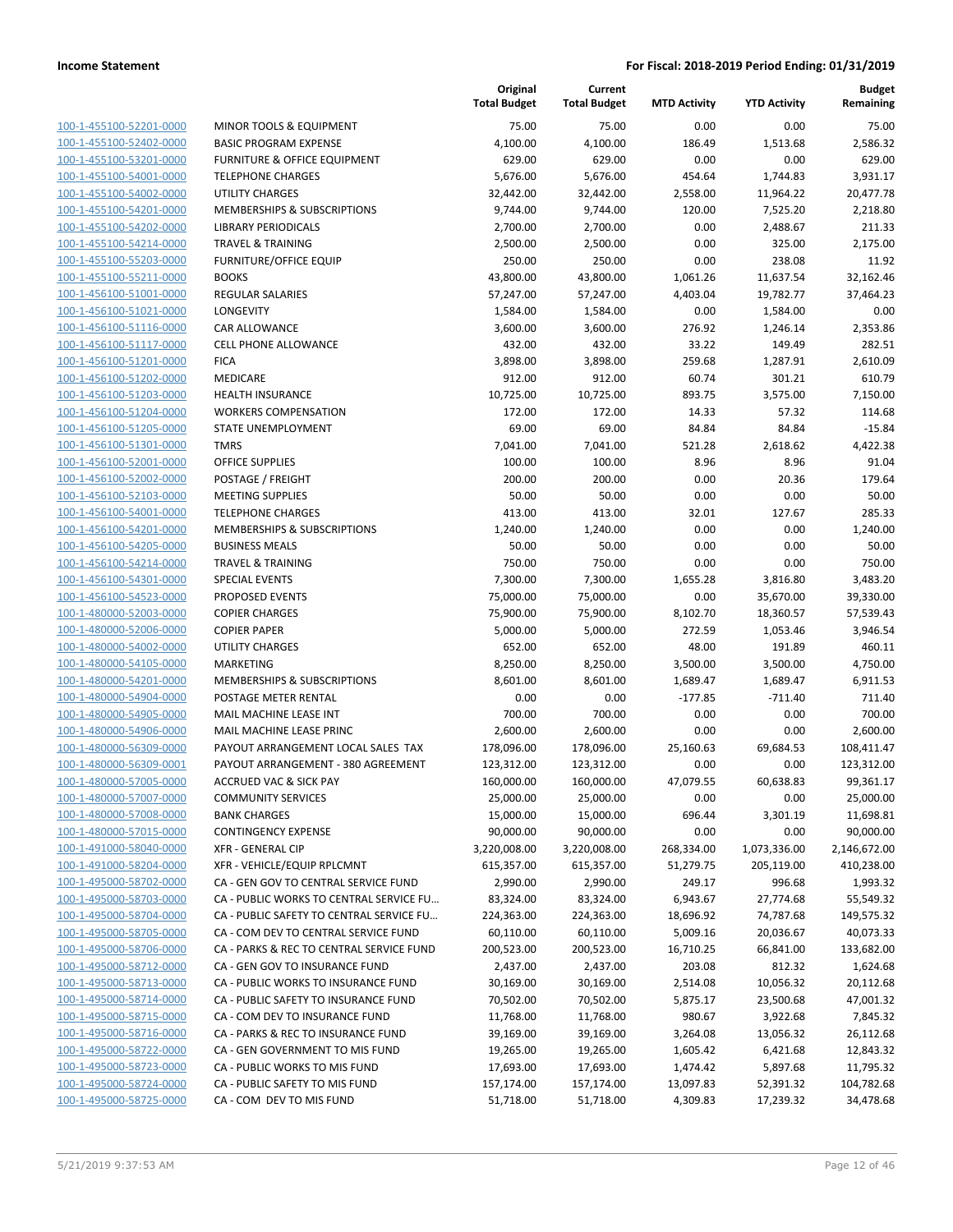**Income Statement** | **For Fiscal: 2018-2019 Period Ending: 01/31/2019**

| | | Original Total Budget | Current Total Budget | MTD Activity | YTD Activity | Budget Remaining |
|---|---|---|---|---|---|---|
| 100-1-455100-52201-0000 | MINOR TOOLS & EQUIPMENT | 75.00 | 75.00 | 0.00 | 0.00 | 75.00 |
| 100-1-455100-52402-0000 | BASIC PROGRAM EXPENSE | 4,100.00 | 4,100.00 | 186.49 | 1,513.68 | 2,586.32 |
| 100-1-455100-53201-0000 | FURNITURE & OFFICE EQUIPMENT | 629.00 | 629.00 | 0.00 | 0.00 | 629.00 |
| 100-1-455100-54001-0000 | TELEPHONE CHARGES | 5,676.00 | 5,676.00 | 454.64 | 1,744.83 | 3,931.17 |
| 100-1-455100-54002-0000 | UTILITY CHARGES | 32,442.00 | 32,442.00 | 2,558.00 | 11,964.22 | 20,477.78 |
| 100-1-455100-54201-0000 | MEMBERSHIPS & SUBSCRIPTIONS | 9,744.00 | 9,744.00 | 120.00 | 7,525.20 | 2,218.80 |
| 100-1-455100-54202-0000 | LIBRARY PERIODICALS | 2,700.00 | 2,700.00 | 0.00 | 2,488.67 | 211.33 |
| 100-1-455100-54214-0000 | TRAVEL & TRAINING | 2,500.00 | 2,500.00 | 0.00 | 325.00 | 2,175.00 |
| 100-1-455100-55203-0000 | FURNITURE/OFFICE EQUIP | 250.00 | 250.00 | 0.00 | 238.08 | 11.92 |
| 100-1-455100-55211-0000 | BOOKS | 43,800.00 | 43,800.00 | 1,061.26 | 11,637.54 | 32,162.46 |
| 100-1-456100-51001-0000 | REGULAR SALARIES | 57,247.00 | 57,247.00 | 4,403.04 | 19,782.77 | 37,464.23 |
| 100-1-456100-51021-0000 | LONGEVITY | 1,584.00 | 1,584.00 | 0.00 | 1,584.00 | 0.00 |
| 100-1-456100-51116-0000 | CAR ALLOWANCE | 3,600.00 | 3,600.00 | 276.92 | 1,246.14 | 2,353.86 |
| 100-1-456100-51117-0000 | CELL PHONE ALLOWANCE | 432.00 | 432.00 | 33.22 | 149.49 | 282.51 |
| 100-1-456100-51201-0000 | FICA | 3,898.00 | 3,898.00 | 259.68 | 1,287.91 | 2,610.09 |
| 100-1-456100-51202-0000 | MEDICARE | 912.00 | 912.00 | 60.74 | 301.21 | 610.79 |
| 100-1-456100-51203-0000 | HEALTH INSURANCE | 10,725.00 | 10,725.00 | 893.75 | 3,575.00 | 7,150.00 |
| 100-1-456100-51204-0000 | WORKERS COMPENSATION | 172.00 | 172.00 | 14.33 | 57.32 | 114.68 |
| 100-1-456100-51205-0000 | STATE UNEMPLOYMENT | 69.00 | 69.00 | 84.84 | 84.84 | -15.84 |
| 100-1-456100-51301-0000 | TMRS | 7,041.00 | 7,041.00 | 521.28 | 2,618.62 | 4,422.38 |
| 100-1-456100-52001-0000 | OFFICE SUPPLIES | 100.00 | 100.00 | 8.96 | 8.96 | 91.04 |
| 100-1-456100-52002-0000 | POSTAGE / FREIGHT | 200.00 | 200.00 | 0.00 | 20.36 | 179.64 |
| 100-1-456100-52103-0000 | MEETING SUPPLIES | 50.00 | 50.00 | 0.00 | 0.00 | 50.00 |
| 100-1-456100-54001-0000 | TELEPHONE CHARGES | 413.00 | 413.00 | 32.01 | 127.67 | 285.33 |
| 100-1-456100-54201-0000 | MEMBERSHIPS & SUBSCRIPTIONS | 1,240.00 | 1,240.00 | 0.00 | 0.00 | 1,240.00 |
| 100-1-456100-54205-0000 | BUSINESS MEALS | 50.00 | 50.00 | 0.00 | 0.00 | 50.00 |
| 100-1-456100-54214-0000 | TRAVEL & TRAINING | 750.00 | 750.00 | 0.00 | 0.00 | 750.00 |
| 100-1-456100-54301-0000 | SPECIAL EVENTS | 7,300.00 | 7,300.00 | 1,655.28 | 3,816.80 | 3,483.20 |
| 100-1-456100-54523-0000 | PROPOSED EVENTS | 75,000.00 | 75,000.00 | 0.00 | 35,670.00 | 39,330.00 |
| 100-1-480000-52003-0000 | COPIER CHARGES | 75,900.00 | 75,900.00 | 8,102.70 | 18,360.57 | 57,539.43 |
| 100-1-480000-52006-0000 | COPIER PAPER | 5,000.00 | 5,000.00 | 272.59 | 1,053.46 | 3,946.54 |
| 100-1-480000-54002-0000 | UTILITY CHARGES | 652.00 | 652.00 | 48.00 | 191.89 | 460.11 |
| 100-1-480000-54105-0000 | MARKETING | 8,250.00 | 8,250.00 | 3,500.00 | 3,500.00 | 4,750.00 |
| 100-1-480000-54201-0000 | MEMBERSHIPS & SUBSCRIPTIONS | 8,601.00 | 8,601.00 | 1,689.47 | 1,689.47 | 6,911.53 |
| 100-1-480000-54904-0000 | POSTAGE METER RENTAL | 0.00 | 0.00 | -177.85 | -711.40 | 711.40 |
| 100-1-480000-54905-0000 | MAIL MACHINE LEASE INT | 700.00 | 700.00 | 0.00 | 0.00 | 700.00 |
| 100-1-480000-54906-0000 | MAIL MACHINE LEASE PRINC | 2,600.00 | 2,600.00 | 0.00 | 0.00 | 2,600.00 |
| 100-1-480000-56309-0000 | PAYOUT ARRANGEMENT LOCAL SALES TAX | 178,096.00 | 178,096.00 | 25,160.63 | 69,684.53 | 108,411.47 |
| 100-1-480000-56309-0001 | PAYOUT ARRANGEMENT - 380 AGREEMENT | 123,312.00 | 123,312.00 | 0.00 | 0.00 | 123,312.00 |
| 100-1-480000-57005-0000 | ACCRUED VAC & SICK PAY | 160,000.00 | 160,000.00 | 47,079.55 | 60,638.83 | 99,361.17 |
| 100-1-480000-57007-0000 | COMMUNITY SERVICES | 25,000.00 | 25,000.00 | 0.00 | 0.00 | 25,000.00 |
| 100-1-480000-57008-0000 | BANK CHARGES | 15,000.00 | 15,000.00 | 696.44 | 3,301.19 | 11,698.81 |
| 100-1-480000-57015-0000 | CONTINGENCY EXPENSE | 90,000.00 | 90,000.00 | 0.00 | 0.00 | 90,000.00 |
| 100-1-491000-58040-0000 | XFR - GENERAL CIP | 3,220,008.00 | 3,220,008.00 | 268,334.00 | 1,073,336.00 | 2,146,672.00 |
| 100-1-491000-58204-0000 | XFR - VEHICLE/EQUIP RPLCMNT | 615,357.00 | 615,357.00 | 51,279.75 | 205,119.00 | 410,238.00 |
| 100-1-495000-58702-0000 | CA - GEN GOV TO CENTRAL SERVICE FUND | 2,990.00 | 2,990.00 | 249.17 | 996.68 | 1,993.32 |
| 100-1-495000-58703-0000 | CA - PUBLIC WORKS TO CENTRAL SERVICE FU… | 83,324.00 | 83,324.00 | 6,943.67 | 27,774.68 | 55,549.32 |
| 100-1-495000-58704-0000 | CA - PUBLIC SAFETY TO CENTRAL SERVICE FU… | 224,363.00 | 224,363.00 | 18,696.92 | 74,787.68 | 149,575.32 |
| 100-1-495000-58705-0000 | CA - COM DEV TO CENTRAL SERVICE FUND | 60,110.00 | 60,110.00 | 5,009.16 | 20,036.67 | 40,073.33 |
| 100-1-495000-58706-0000 | CA - PARKS & REC TO CENTRAL SERVICE FUND | 200,523.00 | 200,523.00 | 16,710.25 | 66,841.00 | 133,682.00 |
| 100-1-495000-58712-0000 | CA - GEN GOV TO INSURANCE FUND | 2,437.00 | 2,437.00 | 203.08 | 812.32 | 1,624.68 |
| 100-1-495000-58713-0000 | CA - PUBLIC WORKS TO INSURANCE FUND | 30,169.00 | 30,169.00 | 2,514.08 | 10,056.32 | 20,112.68 |
| 100-1-495000-58714-0000 | CA - PUBLIC SAFETY TO INSURANCE FUND | 70,502.00 | 70,502.00 | 5,875.17 | 23,500.68 | 47,001.32 |
| 100-1-495000-58715-0000 | CA - COM DEV TO INSURANCE FUND | 11,768.00 | 11,768.00 | 980.67 | 3,922.68 | 7,845.32 |
| 100-1-495000-58716-0000 | CA - PARKS & REC TO INSURANCE FUND | 39,169.00 | 39,169.00 | 3,264.08 | 13,056.32 | 26,112.68 |
| 100-1-495000-58722-0000 | CA - GEN GOVERNMENT TO MIS FUND | 19,265.00 | 19,265.00 | 1,605.42 | 6,421.68 | 12,843.32 |
| 100-1-495000-58723-0000 | CA - PUBLIC WORKS TO MIS FUND | 17,693.00 | 17,693.00 | 1,474.42 | 5,897.68 | 11,795.32 |
| 100-1-495000-58724-0000 | CA - PUBLIC SAFETY TO MIS FUND | 157,174.00 | 157,174.00 | 13,097.83 | 52,391.32 | 104,782.68 |
| 100-1-495000-58725-0000 | CA - COM DEV TO MIS FUND | 51,718.00 | 51,718.00 | 4,309.83 | 17,239.32 | 34,478.68 |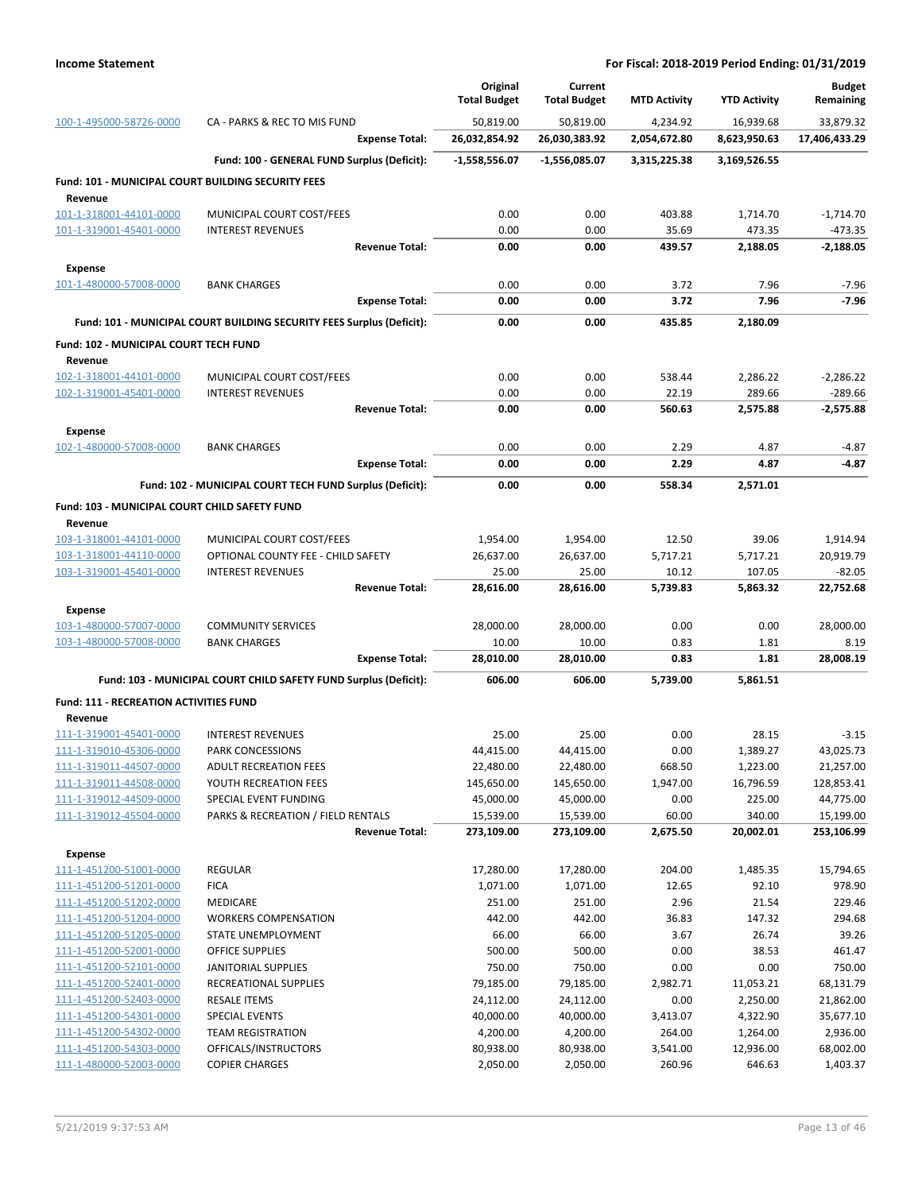**Income Statement** — **For Fiscal: 2018-2019 Period Ending: 01/31/2019**

| | | Original Total Budget | Current Total Budget | MTD Activity | YTD Activity | Budget Remaining |
|---|---|---|---|---|---|---|
| 100-1-495000-58726-0000 | CA - PARKS & REC TO MIS FUND | 50,819.00 | 50,819.00 | 4,234.92 | 16,939.68 | 33,879.32 |
| | **Expense Total:** | **26,032,854.92** | **26,030,383.92** | **2,054,672.80** | **8,623,950.63** | **17,406,433.29** |
| | **Fund: 100 - GENERAL FUND Surplus (Deficit):** | **-1,558,556.07** | **-1,556,085.07** | **3,315,225.38** | **3,169,526.55** | |
| **Fund: 101 - MUNICIPAL COURT BUILDING SECURITY FEES** | | | | | | |
| **Revenue** | | | | | | |
| 101-1-318001-44101-0000 | MUNICIPAL COURT COST/FEES | 0.00 | 0.00 | 403.88 | 1,714.70 | -1,714.70 |
| 101-1-319001-45401-0000 | INTEREST REVENUES | 0.00 | 0.00 | 35.69 | 473.35 | -473.35 |
| | **Revenue Total:** | **0.00** | **0.00** | **439.57** | **2,188.05** | **-2,188.05** |
| **Expense** | | | | | | |
| 101-1-480000-57008-0000 | BANK CHARGES | 0.00 | 0.00 | 3.72 | 7.96 | -7.96 |
| | **Expense Total:** | **0.00** | **0.00** | **3.72** | **7.96** | **-7.96** |
| | **Fund: 101 - MUNICIPAL COURT BUILDING SECURITY FEES Surplus (Deficit):** | **0.00** | **0.00** | **435.85** | **2,180.09** | |
| **Fund: 102 - MUNICIPAL COURT TECH FUND** | | | | | | |
| **Revenue** | | | | | | |
| 102-1-318001-44101-0000 | MUNICIPAL COURT COST/FEES | 0.00 | 0.00 | 538.44 | 2,286.22 | -2,286.22 |
| 102-1-319001-45401-0000 | INTEREST REVENUES | 0.00 | 0.00 | 22.19 | 289.66 | -289.66 |
| | **Revenue Total:** | **0.00** | **0.00** | **560.63** | **2,575.88** | **-2,575.88** |
| **Expense** | | | | | | |
| 102-1-480000-57008-0000 | BANK CHARGES | 0.00 | 0.00 | 2.29 | 4.87 | -4.87 |
| | **Expense Total:** | **0.00** | **0.00** | **2.29** | **4.87** | **-4.87** |
| | **Fund: 102 - MUNICIPAL COURT TECH FUND Surplus (Deficit):** | **0.00** | **0.00** | **558.34** | **2,571.01** | |
| **Fund: 103 - MUNICIPAL COURT CHILD SAFETY FUND** | | | | | | |
| **Revenue** | | | | | | |
| 103-1-318001-44101-0000 | MUNICIPAL COURT COST/FEES | 1,954.00 | 1,954.00 | 12.50 | 39.06 | 1,914.94 |
| 103-1-318001-44110-0000 | OPTIONAL COUNTY FEE - CHILD SAFETY | 26,637.00 | 26,637.00 | 5,717.21 | 5,717.21 | 20,919.79 |
| 103-1-319001-45401-0000 | INTEREST REVENUES | 25.00 | 25.00 | 10.12 | 107.05 | -82.05 |
| | **Revenue Total:** | **28,616.00** | **28,616.00** | **5,739.83** | **5,863.32** | **22,752.68** |
| **Expense** | | | | | | |
| 103-1-480000-57007-0000 | COMMUNITY SERVICES | 28,000.00 | 28,000.00 | 0.00 | 0.00 | 28,000.00 |
| 103-1-480000-57008-0000 | BANK CHARGES | 10.00 | 10.00 | 0.83 | 1.81 | 8.19 |
| | **Expense Total:** | **28,010.00** | **28,010.00** | **0.83** | **1.81** | **28,008.19** |
| | **Fund: 103 - MUNICIPAL COURT CHILD SAFETY FUND Surplus (Deficit):** | **606.00** | **606.00** | **5,739.00** | **5,861.51** | |
| **Fund: 111 - RECREATION ACTIVITIES FUND** | | | | | | |
| **Revenue** | | | | | | |
| 111-1-319001-45401-0000 | INTEREST REVENUES | 25.00 | 25.00 | 0.00 | 28.15 | -3.15 |
| 111-1-319010-45306-0000 | PARK CONCESSIONS | 44,415.00 | 44,415.00 | 0.00 | 1,389.27 | 43,025.73 |
| 111-1-319011-44507-0000 | ADULT RECREATION FEES | 22,480.00 | 22,480.00 | 668.50 | 1,223.00 | 21,257.00 |
| 111-1-319011-44508-0000 | YOUTH RECREATION FEES | 145,650.00 | 145,650.00 | 1,947.00 | 16,796.59 | 128,853.41 |
| 111-1-319012-44509-0000 | SPECIAL EVENT FUNDING | 45,000.00 | 45,000.00 | 0.00 | 225.00 | 44,775.00 |
| 111-1-319012-45504-0000 | PARKS & RECREATION / FIELD RENTALS | 15,539.00 | 15,539.00 | 60.00 | 340.00 | 15,199.00 |
| | **Revenue Total:** | **273,109.00** | **273,109.00** | **2,675.50** | **20,002.01** | **253,106.99** |
| **Expense** | | | | | | |
| 111-1-451200-51001-0000 | REGULAR | 17,280.00 | 17,280.00 | 204.00 | 1,485.35 | 15,794.65 |
| 111-1-451200-51201-0000 | FICA | 1,071.00 | 1,071.00 | 12.65 | 92.10 | 978.90 |
| 111-1-451200-51202-0000 | MEDICARE | 251.00 | 251.00 | 2.96 | 21.54 | 229.46 |
| 111-1-451200-51204-0000 | WORKERS COMPENSATION | 442.00 | 442.00 | 36.83 | 147.32 | 294.68 |
| 111-1-451200-51205-0000 | STATE UNEMPLOYMENT | 66.00 | 66.00 | 3.67 | 26.74 | 39.26 |
| 111-1-451200-52001-0000 | OFFICE SUPPLIES | 500.00 | 500.00 | 0.00 | 38.53 | 461.47 |
| 111-1-451200-52101-0000 | JANITORIAL SUPPLIES | 750.00 | 750.00 | 0.00 | 0.00 | 750.00 |
| 111-1-451200-52401-0000 | RECREATIONAL SUPPLIES | 79,185.00 | 79,185.00 | 2,982.71 | 11,053.21 | 68,131.79 |
| 111-1-451200-52403-0000 | RESALE ITEMS | 24,112.00 | 24,112.00 | 0.00 | 2,250.00 | 21,862.00 |
| 111-1-451200-54301-0000 | SPECIAL EVENTS | 40,000.00 | 40,000.00 | 3,413.07 | 4,322.90 | 35,677.10 |
| 111-1-451200-54302-0000 | TEAM REGISTRATION | 4,200.00 | 4,200.00 | 264.00 | 1,264.00 | 2,936.00 |
| 111-1-451200-54303-0000 | OFFICALS/INSTRUCTORS | 80,938.00 | 80,938.00 | 3,541.00 | 12,936.00 | 68,002.00 |
| 111-1-480000-52003-0000 | COPIER CHARGES | 2,050.00 | 2,050.00 | 260.96 | 646.63 | 1,403.37 |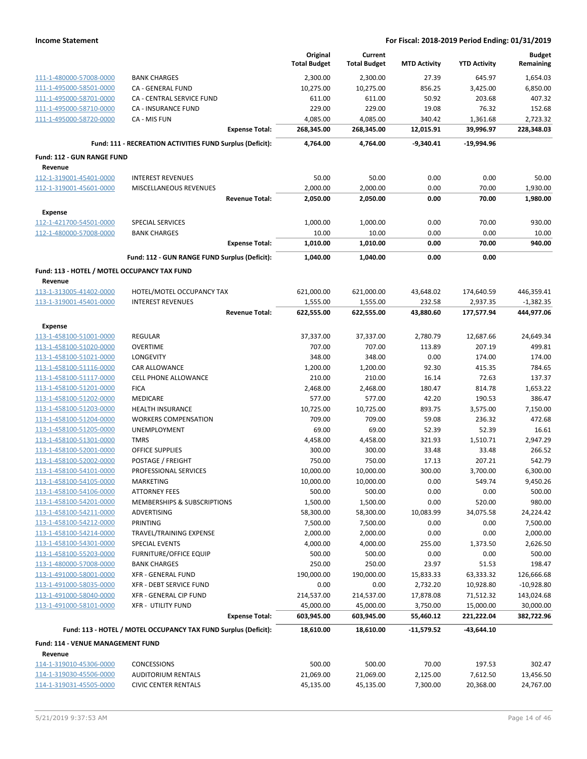**Income Statement** — For Fiscal: 2018-2019 Period Ending: 01/31/2019

| | | Original Total Budget | Current Total Budget | MTD Activity | YTD Activity | Budget Remaining |
|---|---|---|---|---|---|---|
| 111-1-480000-57008-0000 | BANK CHARGES | 2,300.00 | 2,300.00 | 27.39 | 645.97 | 1,654.03 |
| 111-1-495000-58501-0000 | CA - GENERAL FUND | 10,275.00 | 10,275.00 | 856.25 | 3,425.00 | 6,850.00 |
| 111-1-495000-58701-0000 | CA - CENTRAL SERVICE FUND | 611.00 | 611.00 | 50.92 | 203.68 | 407.32 |
| 111-1-495000-58710-0000 | CA - INSURANCE FUND | 229.00 | 229.00 | 19.08 | 76.32 | 152.68 |
| 111-1-495000-58720-0000 | CA - MIS FUN | 4,085.00 | 4,085.00 | 340.42 | 1,361.68 | 2,723.32 |
| | **Expense Total:** | **268,345.00** | **268,345.00** | **12,015.91** | **39,996.97** | **228,348.03** |
| | **Fund: 111 - RECREATION ACTIVITIES FUND Surplus (Deficit):** | **4,764.00** | **4,764.00** | **-9,340.41** | **-19,994.96** | |
| **Fund: 112 - GUN RANGE FUND** | | | | | | |
| **Revenue** | | | | | | |
| 112-1-319001-45401-0000 | INTEREST REVENUES | 50.00 | 50.00 | 0.00 | 0.00 | 50.00 |
| 112-1-319001-45601-0000 | MISCELLANEOUS REVENUES | 2,000.00 | 2,000.00 | 0.00 | 70.00 | 1,930.00 |
| | **Revenue Total:** | **2,050.00** | **2,050.00** | **0.00** | **70.00** | **1,980.00** |
| **Expense** | | | | | | |
| 112-1-421700-54501-0000 | SPECIAL SERVICES | 1,000.00 | 1,000.00 | 0.00 | 70.00 | 930.00 |
| 112-1-480000-57008-0000 | BANK CHARGES | 10.00 | 10.00 | 0.00 | 0.00 | 10.00 |
| | **Expense Total:** | **1,010.00** | **1,010.00** | **0.00** | **70.00** | **940.00** |
| | **Fund: 112 - GUN RANGE FUND Surplus (Deficit):** | **1,040.00** | **1,040.00** | **0.00** | **0.00** | |
| **Fund: 113 - HOTEL / MOTEL OCCUPANCY TAX FUND** | | | | | | |
| **Revenue** | | | | | | |
| 113-1-313005-41402-0000 | HOTEL/MOTEL OCCUPANCY TAX | 621,000.00 | 621,000.00 | 43,648.02 | 174,640.59 | 446,359.41 |
| 113-1-319001-45401-0000 | INTEREST REVENUES | 1,555.00 | 1,555.00 | 232.58 | 2,937.35 | -1,382.35 |
| | **Revenue Total:** | **622,555.00** | **622,555.00** | **43,880.60** | **177,577.94** | **444,977.06** |
| **Expense** | | | | | | |
| 113-1-458100-51001-0000 | REGULAR | 37,337.00 | 37,337.00 | 2,780.79 | 12,687.66 | 24,649.34 |
| 113-1-458100-51020-0000 | OVERTIME | 707.00 | 707.00 | 113.89 | 207.19 | 499.81 |
| 113-1-458100-51021-0000 | LONGEVITY | 348.00 | 348.00 | 0.00 | 174.00 | 174.00 |
| 113-1-458100-51116-0000 | CAR ALLOWANCE | 1,200.00 | 1,200.00 | 92.30 | 415.35 | 784.65 |
| 113-1-458100-51117-0000 | CELL PHONE ALLOWANCE | 210.00 | 210.00 | 16.14 | 72.63 | 137.37 |
| 113-1-458100-51201-0000 | FICA | 2,468.00 | 2,468.00 | 180.47 | 814.78 | 1,653.22 |
| 113-1-458100-51202-0000 | MEDICARE | 577.00 | 577.00 | 42.20 | 190.53 | 386.47 |
| 113-1-458100-51203-0000 | HEALTH INSURANCE | 10,725.00 | 10,725.00 | 893.75 | 3,575.00 | 7,150.00 |
| 113-1-458100-51204-0000 | WORKERS COMPENSATION | 709.00 | 709.00 | 59.08 | 236.32 | 472.68 |
| 113-1-458100-51205-0000 | UNEMPLOYMENT | 69.00 | 69.00 | 52.39 | 52.39 | 16.61 |
| 113-1-458100-51301-0000 | TMRS | 4,458.00 | 4,458.00 | 321.93 | 1,510.71 | 2,947.29 |
| 113-1-458100-52001-0000 | OFFICE SUPPLIES | 300.00 | 300.00 | 33.48 | 33.48 | 266.52 |
| 113-1-458100-52002-0000 | POSTAGE / FREIGHT | 750.00 | 750.00 | 17.13 | 207.21 | 542.79 |
| 113-1-458100-54101-0000 | PROFESSIONAL SERVICES | 10,000.00 | 10,000.00 | 300.00 | 3,700.00 | 6,300.00 |
| 113-1-458100-54105-0000 | MARKETING | 10,000.00 | 10,000.00 | 0.00 | 549.74 | 9,450.26 |
| 113-1-458100-54106-0000 | ATTORNEY FEES | 500.00 | 500.00 | 0.00 | 0.00 | 500.00 |
| 113-1-458100-54201-0000 | MEMBERSHIPS & SUBSCRIPTIONS | 1,500.00 | 1,500.00 | 0.00 | 520.00 | 980.00 |
| 113-1-458100-54211-0000 | ADVERTISING | 58,300.00 | 58,300.00 | 10,083.99 | 34,075.58 | 24,224.42 |
| 113-1-458100-54212-0000 | PRINTING | 7,500.00 | 7,500.00 | 0.00 | 0.00 | 7,500.00 |
| 113-1-458100-54214-0000 | TRAVEL/TRAINING EXPENSE | 2,000.00 | 2,000.00 | 0.00 | 0.00 | 2,000.00 |
| 113-1-458100-54301-0000 | SPECIAL EVENTS | 4,000.00 | 4,000.00 | 255.00 | 1,373.50 | 2,626.50 |
| 113-1-458100-55203-0000 | FURNITURE/OFFICE EQUIP | 500.00 | 500.00 | 0.00 | 0.00 | 500.00 |
| 113-1-480000-57008-0000 | BANK CHARGES | 250.00 | 250.00 | 23.97 | 51.53 | 198.47 |
| 113-1-491000-58001-0000 | XFR - GENERAL FUND | 190,000.00 | 190,000.00 | 15,833.33 | 63,333.32 | 126,666.68 |
| 113-1-491000-58035-0000 | XFR - DEBT SERVICE FUND | 0.00 | 0.00 | 2,732.20 | 10,928.80 | -10,928.80 |
| 113-1-491000-58040-0000 | XFR - GENERAL CIP FUND | 214,537.00 | 214,537.00 | 17,878.08 | 71,512.32 | 143,024.68 |
| 113-1-491000-58101-0000 | XFR - UTILITY FUND | 45,000.00 | 45,000.00 | 3,750.00 | 15,000.00 | 30,000.00 |
| | **Expense Total:** | **603,945.00** | **603,945.00** | **55,460.12** | **221,222.04** | **382,722.96** |
| | **Fund: 113 - HOTEL / MOTEL OCCUPANCY TAX FUND Surplus (Deficit):** | **18,610.00** | **18,610.00** | **-11,579.52** | **-43,644.10** | |
| **Fund: 114 - VENUE MANAGEMENT FUND** | | | | | | |
| **Revenue** | | | | | | |
| 114-1-319010-45306-0000 | CONCESSIONS | 500.00 | 500.00 | 70.00 | 197.53 | 302.47 |
| 114-1-319030-45506-0000 | AUDITORIUM RENTALS | 21,069.00 | 21,069.00 | 2,125.00 | 7,612.50 | 13,456.50 |
| 114-1-319031-45505-0000 | CIVIC CENTER RENTALS | 45,135.00 | 45,135.00 | 7,300.00 | 20,368.00 | 24,767.00 |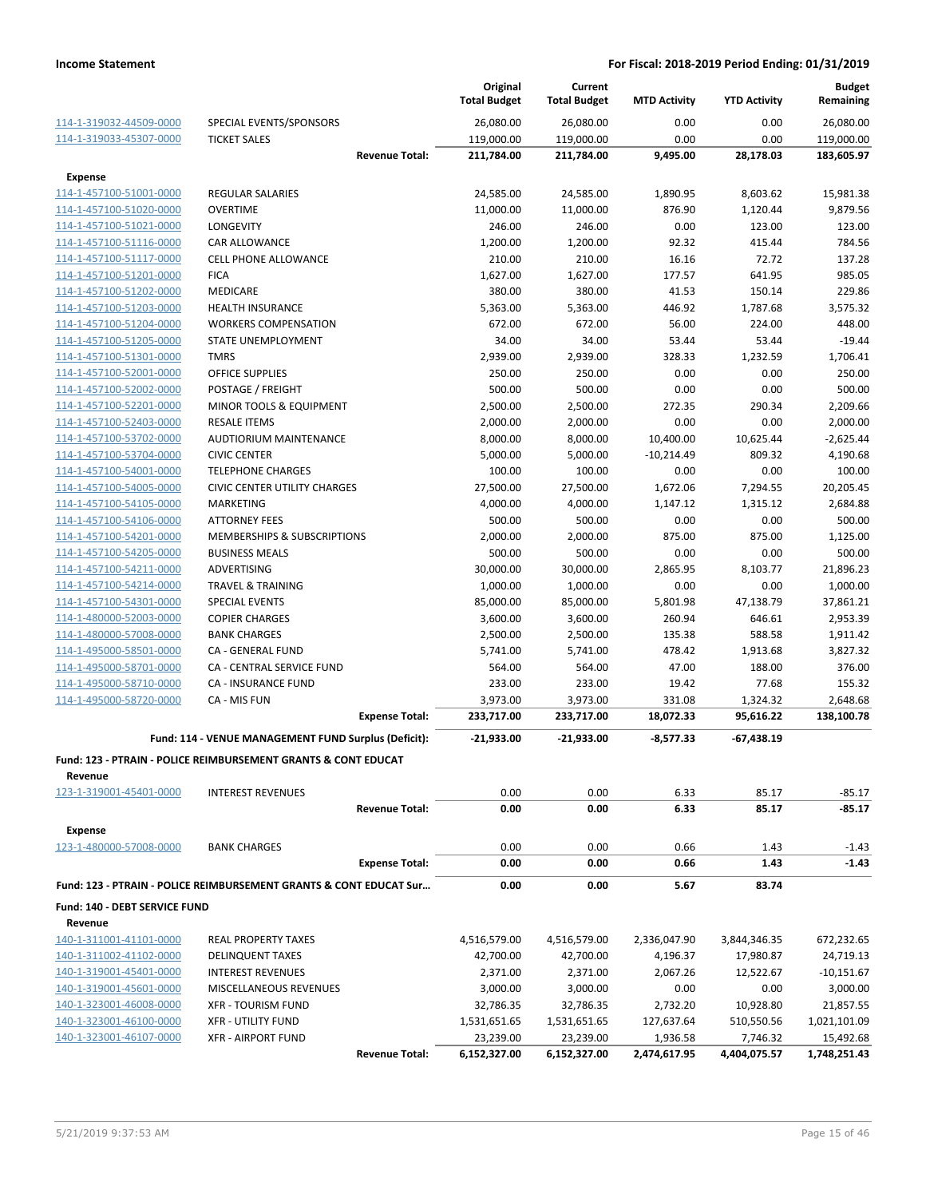**Income Statement** — **For Fiscal: 2018-2019 Period Ending: 01/31/2019**

| | | Original Total Budget | Current Total Budget | MTD Activity | YTD Activity | Budget Remaining |
|---|---|---|---|---|---|---|
| 114-1-319032-44509-0000 | SPECIAL EVENTS/SPONSORS | 26,080.00 | 26,080.00 | 0.00 | 0.00 | 26,080.00 |
| 114-1-319033-45307-0000 | TICKET SALES | 119,000.00 | 119,000.00 | 0.00 | 0.00 | 119,000.00 |
| | **Revenue Total:** | **211,784.00** | **211,784.00** | **9,495.00** | **28,178.03** | **183,605.97** |
| **Expense** | | | | | | |
| 114-1-457100-51001-0000 | REGULAR SALARIES | 24,585.00 | 24,585.00 | 1,890.95 | 8,603.62 | 15,981.38 |
| 114-1-457100-51020-0000 | OVERTIME | 11,000.00 | 11,000.00 | 876.90 | 1,120.44 | 9,879.56 |
| 114-1-457100-51021-0000 | LONGEVITY | 246.00 | 246.00 | 0.00 | 123.00 | 123.00 |
| 114-1-457100-51116-0000 | CAR ALLOWANCE | 1,200.00 | 1,200.00 | 92.32 | 415.44 | 784.56 |
| 114-1-457100-51117-0000 | CELL PHONE ALLOWANCE | 210.00 | 210.00 | 16.16 | 72.72 | 137.28 |
| 114-1-457100-51201-0000 | FICA | 1,627.00 | 1,627.00 | 177.57 | 641.95 | 985.05 |
| 114-1-457100-51202-0000 | MEDICARE | 380.00 | 380.00 | 41.53 | 150.14 | 229.86 |
| 114-1-457100-51203-0000 | HEALTH INSURANCE | 5,363.00 | 5,363.00 | 446.92 | 1,787.68 | 3,575.32 |
| 114-1-457100-51204-0000 | WORKERS COMPENSATION | 672.00 | 672.00 | 56.00 | 224.00 | 448.00 |
| 114-1-457100-51205-0000 | STATE UNEMPLOYMENT | 34.00 | 34.00 | 53.44 | 53.44 | -19.44 |
| 114-1-457100-51301-0000 | TMRS | 2,939.00 | 2,939.00 | 328.33 | 1,232.59 | 1,706.41 |
| 114-1-457100-52001-0000 | OFFICE SUPPLIES | 250.00 | 250.00 | 0.00 | 0.00 | 250.00 |
| 114-1-457100-52002-0000 | POSTAGE / FREIGHT | 500.00 | 500.00 | 0.00 | 0.00 | 500.00 |
| 114-1-457100-52201-0000 | MINOR TOOLS & EQUIPMENT | 2,500.00 | 2,500.00 | 272.35 | 290.34 | 2,209.66 |
| 114-1-457100-52403-0000 | RESALE ITEMS | 2,000.00 | 2,000.00 | 0.00 | 0.00 | 2,000.00 |
| 114-1-457100-53702-0000 | AUDTIORIUM MAINTENANCE | 8,000.00 | 8,000.00 | 10,400.00 | 10,625.44 | -2,625.44 |
| 114-1-457100-53704-0000 | CIVIC CENTER | 5,000.00 | 5,000.00 | -10,214.49 | 809.32 | 4,190.68 |
| 114-1-457100-54001-0000 | TELEPHONE CHARGES | 100.00 | 100.00 | 0.00 | 0.00 | 100.00 |
| 114-1-457100-54005-0000 | CIVIC CENTER UTILITY CHARGES | 27,500.00 | 27,500.00 | 1,672.06 | 7,294.55 | 20,205.45 |
| 114-1-457100-54105-0000 | MARKETING | 4,000.00 | 4,000.00 | 1,147.12 | 1,315.12 | 2,684.88 |
| 114-1-457100-54106-0000 | ATTORNEY FEES | 500.00 | 500.00 | 0.00 | 0.00 | 500.00 |
| 114-1-457100-54201-0000 | MEMBERSHIPS & SUBSCRIPTIONS | 2,000.00 | 2,000.00 | 875.00 | 875.00 | 1,125.00 |
| 114-1-457100-54205-0000 | BUSINESS MEALS | 500.00 | 500.00 | 0.00 | 0.00 | 500.00 |
| 114-1-457100-54211-0000 | ADVERTISING | 30,000.00 | 30,000.00 | 2,865.95 | 8,103.77 | 21,896.23 |
| 114-1-457100-54214-0000 | TRAVEL & TRAINING | 1,000.00 | 1,000.00 | 0.00 | 0.00 | 1,000.00 |
| 114-1-457100-54301-0000 | SPECIAL EVENTS | 85,000.00 | 85,000.00 | 5,801.98 | 47,138.79 | 37,861.21 |
| 114-1-480000-52003-0000 | COPIER CHARGES | 3,600.00 | 3,600.00 | 260.94 | 646.61 | 2,953.39 |
| 114-1-480000-57008-0000 | BANK CHARGES | 2,500.00 | 2,500.00 | 135.38 | 588.58 | 1,911.42 |
| 114-1-495000-58501-0000 | CA - GENERAL FUND | 5,741.00 | 5,741.00 | 478.42 | 1,913.68 | 3,827.32 |
| 114-1-495000-58701-0000 | CA - CENTRAL SERVICE FUND | 564.00 | 564.00 | 47.00 | 188.00 | 376.00 |
| 114-1-495000-58710-0000 | CA - INSURANCE FUND | 233.00 | 233.00 | 19.42 | 77.68 | 155.32 |
| 114-1-495000-58720-0000 | CA - MIS FUN | 3,973.00 | 3,973.00 | 331.08 | 1,324.32 | 2,648.68 |
| | **Expense Total:** | **233,717.00** | **233,717.00** | **18,072.33** | **95,616.22** | **138,100.78** |
| | **Fund: 114 - VENUE MANAGEMENT FUND Surplus (Deficit):** | **-21,933.00** | **-21,933.00** | **-8,577.33** | **-67,438.19** | |
| **Fund: 123 - PTRAIN - POLICE REIMBURSEMENT GRANTS & CONT EDUCAT** | | | | | | |
| **Revenue** | | | | | | |
| 123-1-319001-45401-0000 | INTEREST REVENUES | 0.00 | 0.00 | 6.33 | 85.17 | -85.17 |
| | **Revenue Total:** | **0.00** | **0.00** | **6.33** | **85.17** | **-85.17** |
| **Expense** | | | | | | |
| 123-1-480000-57008-0000 | BANK CHARGES | 0.00 | 0.00 | 0.66 | 1.43 | -1.43 |
| | **Expense Total:** | **0.00** | **0.00** | **0.66** | **1.43** | **-1.43** |
| **Fund: 123 - PTRAIN - POLICE REIMBURSEMENT GRANTS & CONT EDUCAT Sur...** | | **0.00** | **0.00** | **5.67** | **83.74** | |
| **Fund: 140 - DEBT SERVICE FUND** | | | | | | |
| **Revenue** | | | | | | |
| 140-1-311001-41101-0000 | REAL PROPERTY TAXES | 4,516,579.00 | 4,516,579.00 | 2,336,047.90 | 3,844,346.35 | 672,232.65 |
| 140-1-311002-41102-0000 | DELINQUENT TAXES | 42,700.00 | 42,700.00 | 4,196.37 | 17,980.87 | 24,719.13 |
| 140-1-319001-45401-0000 | INTEREST REVENUES | 2,371.00 | 2,371.00 | 2,067.26 | 12,522.67 | -10,151.67 |
| 140-1-319001-45601-0000 | MISCELLANEOUS REVENUES | 3,000.00 | 3,000.00 | 0.00 | 0.00 | 3,000.00 |
| 140-1-323001-46008-0000 | XFR - TOURISM FUND | 32,786.35 | 32,786.35 | 2,732.20 | 10,928.80 | 21,857.55 |
| 140-1-323001-46100-0000 | XFR - UTILITY FUND | 1,531,651.65 | 1,531,651.65 | 127,637.64 | 510,550.56 | 1,021,101.09 |
| 140-1-323001-46107-0000 | XFR - AIRPORT FUND | 23,239.00 | 23,239.00 | 1,936.58 | 7,746.32 | 15,492.68 |
| | **Revenue Total:** | **6,152,327.00** | **6,152,327.00** | **2,474,617.95** | **4,404,075.57** | **1,748,251.43** |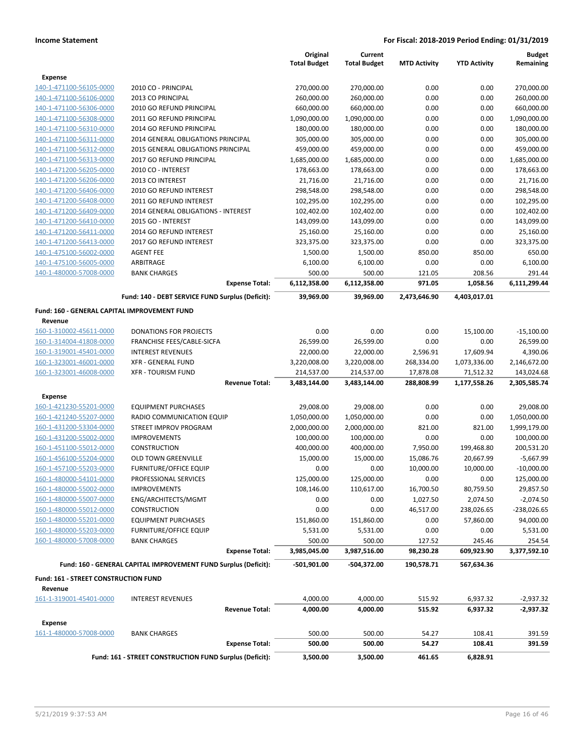| | | Original Total Budget | Current Total Budget | MTD Activity | YTD Activity | Budget Remaining |
|---|---|---|---|---|---|---|
| **Expense** | | | | | | |
| 140-1-471100-56105-0000 | 2010 CO - PRINCIPAL | 270,000.00 | 270,000.00 | 0.00 | 0.00 | 270,000.00 |
| 140-1-471100-56106-0000 | 2013 CO PRINCIPAL | 260,000.00 | 260,000.00 | 0.00 | 0.00 | 260,000.00 |
| 140-1-471100-56306-0000 | 2010 GO REFUND PRINCIPAL | 660,000.00 | 660,000.00 | 0.00 | 0.00 | 660,000.00 |
| 140-1-471100-56308-0000 | 2011 GO REFUND PRINCIPAL | 1,090,000.00 | 1,090,000.00 | 0.00 | 0.00 | 1,090,000.00 |
| 140-1-471100-56310-0000 | 2014 GO REFUND PRINCIPAL | 180,000.00 | 180,000.00 | 0.00 | 0.00 | 180,000.00 |
| 140-1-471100-56311-0000 | 2014 GENERAL OBLIGATIONS PRINCIPAL | 305,000.00 | 305,000.00 | 0.00 | 0.00 | 305,000.00 |
| 140-1-471100-56312-0000 | 2015 GENERAL OBLIGATIONS PRINCIPAL | 459,000.00 | 459,000.00 | 0.00 | 0.00 | 459,000.00 |
| 140-1-471100-56313-0000 | 2017 GO REFUND PRINCIPAL | 1,685,000.00 | 1,685,000.00 | 0.00 | 0.00 | 1,685,000.00 |
| 140-1-471200-56205-0000 | 2010 CO - INTEREST | 178,663.00 | 178,663.00 | 0.00 | 0.00 | 178,663.00 |
| 140-1-471200-56206-0000 | 2013 CO INTEREST | 21,716.00 | 21,716.00 | 0.00 | 0.00 | 21,716.00 |
| 140-1-471200-56406-0000 | 2010 GO REFUND INTEREST | 298,548.00 | 298,548.00 | 0.00 | 0.00 | 298,548.00 |
| 140-1-471200-56408-0000 | 2011 GO REFUND INTEREST | 102,295.00 | 102,295.00 | 0.00 | 0.00 | 102,295.00 |
| 140-1-471200-56409-0000 | 2014 GENERAL OBLIGATIONS - INTEREST | 102,402.00 | 102,402.00 | 0.00 | 0.00 | 102,402.00 |
| 140-1-471200-56410-0000 | 2015 GO - INTEREST | 143,099.00 | 143,099.00 | 0.00 | 0.00 | 143,099.00 |
| 140-1-471200-56411-0000 | 2014 GO REFUND INTEREST | 25,160.00 | 25,160.00 | 0.00 | 0.00 | 25,160.00 |
| 140-1-471200-56413-0000 | 2017 GO REFUND INTEREST | 323,375.00 | 323,375.00 | 0.00 | 0.00 | 323,375.00 |
| 140-1-475100-56002-0000 | AGENT FEE | 1,500.00 | 1,500.00 | 850.00 | 850.00 | 650.00 |
| 140-1-475100-56005-0000 | ARBITRAGE | 6,100.00 | 6,100.00 | 0.00 | 0.00 | 6,100.00 |
| 140-1-480000-57008-0000 | BANK CHARGES | 500.00 | 500.00 | 121.05 | 208.56 | 291.44 |
| | **Expense Total:** | **6,112,358.00** | **6,112,358.00** | **971.05** | **1,058.56** | **6,111,299.44** |
| | **Fund: 140 - DEBT SERVICE FUND Surplus (Deficit):** | **39,969.00** | **39,969.00** | **2,473,646.90** | **4,403,017.01** | |
| **Fund: 160 - GENERAL CAPITAL IMPROVEMENT FUND** | | | | | | |
| **Revenue** | | | | | | |
| 160-1-310002-45611-0000 | DONATIONS FOR PROJECTS | 0.00 | 0.00 | 0.00 | 15,100.00 | -15,100.00 |
| 160-1-314004-41808-0000 | FRANCHISE FEES/CABLE-SICFA | 26,599.00 | 26,599.00 | 0.00 | 0.00 | 26,599.00 |
| 160-1-319001-45401-0000 | INTEREST REVENUES | 22,000.00 | 22,000.00 | 2,596.91 | 17,609.94 | 4,390.06 |
| 160-1-323001-46001-0000 | XFR - GENERAL FUND | 3,220,008.00 | 3,220,008.00 | 268,334.00 | 1,073,336.00 | 2,146,672.00 |
| 160-1-323001-46008-0000 | XFR - TOURISM FUND | 214,537.00 | 214,537.00 | 17,878.08 | 71,512.32 | 143,024.68 |
| | **Revenue Total:** | **3,483,144.00** | **3,483,144.00** | **288,808.99** | **1,177,558.26** | **2,305,585.74** |
| **Expense** | | | | | | |
| 160-1-421230-55201-0000 | EQUIPMENT PURCHASES | 29,008.00 | 29,008.00 | 0.00 | 0.00 | 29,008.00 |
| 160-1-421240-55207-0000 | RADIO COMMUNICATION EQUIP | 1,050,000.00 | 1,050,000.00 | 0.00 | 0.00 | 1,050,000.00 |
| 160-1-431200-53304-0000 | STREET IMPROV PROGRAM | 2,000,000.00 | 2,000,000.00 | 821.00 | 821.00 | 1,999,179.00 |
| 160-1-431200-55002-0000 | IMPROVEMENTS | 100,000.00 | 100,000.00 | 0.00 | 0.00 | 100,000.00 |
| 160-1-451100-55012-0000 | CONSTRUCTION | 400,000.00 | 400,000.00 | 7,950.00 | 199,468.80 | 200,531.20 |
| 160-1-456100-55204-0000 | OLD TOWN GREENVILLE | 15,000.00 | 15,000.00 | 15,086.76 | 20,667.99 | -5,667.99 |
| 160-1-457100-55203-0000 | FURNITURE/OFFICE EQUIP | 0.00 | 0.00 | 10,000.00 | 10,000.00 | -10,000.00 |
| 160-1-480000-54101-0000 | PROFESSIONAL SERVICES | 125,000.00 | 125,000.00 | 0.00 | 0.00 | 125,000.00 |
| 160-1-480000-55002-0000 | IMPROVEMENTS | 108,146.00 | 110,617.00 | 16,700.50 | 80,759.50 | 29,857.50 |
| 160-1-480000-55007-0000 | ENG/ARCHITECTS/MGMT | 0.00 | 0.00 | 1,027.50 | 2,074.50 | -2,074.50 |
| 160-1-480000-55012-0000 | CONSTRUCTION | 0.00 | 0.00 | 46,517.00 | 238,026.65 | -238,026.65 |
| 160-1-480000-55201-0000 | EQUIPMENT PURCHASES | 151,860.00 | 151,860.00 | 0.00 | 57,860.00 | 94,000.00 |
| 160-1-480000-55203-0000 | FURNITURE/OFFICE EQUIP | 5,531.00 | 5,531.00 | 0.00 | 0.00 | 5,531.00 |
| 160-1-480000-57008-0000 | BANK CHARGES | 500.00 | 500.00 | 127.52 | 245.46 | 254.54 |
| | **Expense Total:** | **3,985,045.00** | **3,987,516.00** | **98,230.28** | **609,923.90** | **3,377,592.10** |
| | **Fund: 160 - GENERAL CAPITAL IMPROVEMENT FUND Surplus (Deficit):** | **-501,901.00** | **-504,372.00** | **190,578.71** | **567,634.36** | |
| **Fund: 161 - STREET CONSTRUCTION FUND** | | | | | | |
| **Revenue** | | | | | | |
| 161-1-319001-45401-0000 | INTEREST REVENUES | 4,000.00 | 4,000.00 | 515.92 | 6,937.32 | -2,937.32 |
| | **Revenue Total:** | **4,000.00** | **4,000.00** | **515.92** | **6,937.32** | **-2,937.32** |
| **Expense** | | | | | | |
| 161-1-480000-57008-0000 | BANK CHARGES | 500.00 | 500.00 | 54.27 | 108.41 | 391.59 |
| | **Expense Total:** | **500.00** | **500.00** | **54.27** | **108.41** | **391.59** |
| | **Fund: 161 - STREET CONSTRUCTION FUND Surplus (Deficit):** | **3,500.00** | **3,500.00** | **461.65** | **6,828.91** | |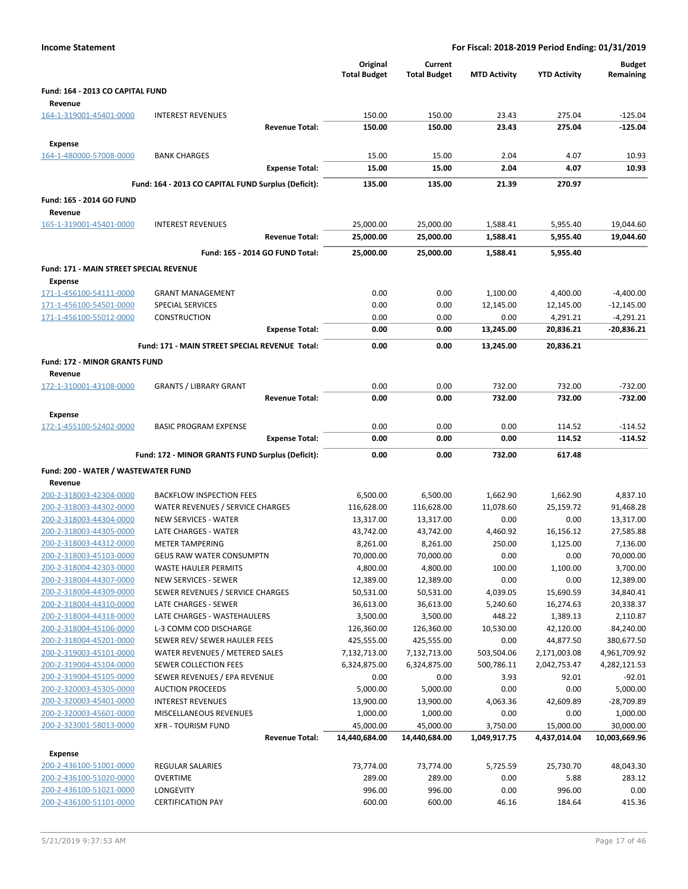**Income Statement** — **For Fiscal: 2018-2019 Period Ending: 01/31/2019**

| | | Original Total Budget | Current Total Budget | MTD Activity | YTD Activity | Budget Remaining |
|---|---|---|---|---|---|---|
| **Fund: 164 - 2013 CO CAPITAL FUND** | | | | | | |
| **Revenue** | | | | | | |
| 164-1-319001-45401-0000 | INTEREST REVENUES | 150.00 | 150.00 | 23.43 | 275.04 | -125.04 |
| | **Revenue Total:** | **150.00** | **150.00** | **23.43** | **275.04** | **-125.04** |
| **Expense** | | | | | | |
| 164-1-480000-57008-0000 | BANK CHARGES | 15.00 | 15.00 | 2.04 | 4.07 | 10.93 |
| | **Expense Total:** | **15.00** | **15.00** | **2.04** | **4.07** | **10.93** |
| | **Fund: 164 - 2013 CO CAPITAL FUND Surplus (Deficit):** | **135.00** | **135.00** | **21.39** | **270.97** | |
| **Fund: 165 - 2014 GO FUND** | | | | | | |
| **Revenue** | | | | | | |
| 165-1-319001-45401-0000 | INTEREST REVENUES | 25,000.00 | 25,000.00 | 1,588.41 | 5,955.40 | 19,044.60 |
| | **Revenue Total:** | **25,000.00** | **25,000.00** | **1,588.41** | **5,955.40** | **19,044.60** |
| | **Fund: 165 - 2014 GO FUND Total:** | **25,000.00** | **25,000.00** | **1,588.41** | **5,955.40** | |
| **Fund: 171 - MAIN STREET SPECIAL REVENUE** | | | | | | |
| **Expense** | | | | | | |
| 171-1-456100-54111-0000 | GRANT MANAGEMENT | 0.00 | 0.00 | 1,100.00 | 4,400.00 | -4,400.00 |
| 171-1-456100-54501-0000 | SPECIAL SERVICES | 0.00 | 0.00 | 12,145.00 | 12,145.00 | -12,145.00 |
| 171-1-456100-55012-0000 | CONSTRUCTION | 0.00 | 0.00 | 0.00 | 4,291.21 | -4,291.21 |
| | **Expense Total:** | **0.00** | **0.00** | **13,245.00** | **20,836.21** | **-20,836.21** |
| | **Fund: 171 - MAIN STREET SPECIAL REVENUE Total:** | **0.00** | **0.00** | **13,245.00** | **20,836.21** | |
| **Fund: 172 - MINOR GRANTS FUND** | | | | | | |
| **Revenue** | | | | | | |
| 172-1-310001-43108-0000 | GRANTS / LIBRARY GRANT | 0.00 | 0.00 | 732.00 | 732.00 | -732.00 |
| | **Revenue Total:** | **0.00** | **0.00** | **732.00** | **732.00** | **-732.00** |
| **Expense** | | | | | | |
| 172-1-455100-52402-0000 | BASIC PROGRAM EXPENSE | 0.00 | 0.00 | 0.00 | 114.52 | -114.52 |
| | **Expense Total:** | **0.00** | **0.00** | **0.00** | **114.52** | **-114.52** |
| | **Fund: 172 - MINOR GRANTS FUND Surplus (Deficit):** | **0.00** | **0.00** | **732.00** | **617.48** | |
| **Fund: 200 - WATER / WASTEWATER FUND** | | | | | | |
| **Revenue** | | | | | | |
| 200-2-318003-42304-0000 | BACKFLOW INSPECTION FEES | 6,500.00 | 6,500.00 | 1,662.90 | 1,662.90 | 4,837.10 |
| 200-2-318003-44302-0000 | WATER REVENUES / SERVICE CHARGES | 116,628.00 | 116,628.00 | 11,078.60 | 25,159.72 | 91,468.28 |
| 200-2-318003-44304-0000 | NEW SERVICES - WATER | 13,317.00 | 13,317.00 | 0.00 | 0.00 | 13,317.00 |
| 200-2-318003-44305-0000 | LATE CHARGES - WATER | 43,742.00 | 43,742.00 | 4,460.92 | 16,156.12 | 27,585.88 |
| 200-2-318003-44312-0000 | METER TAMPERING | 8,261.00 | 8,261.00 | 250.00 | 1,125.00 | 7,136.00 |
| 200-2-318003-45103-0000 | GEUS RAW WATER CONSUMPTN | 70,000.00 | 70,000.00 | 0.00 | 0.00 | 70,000.00 |
| 200-2-318004-42303-0000 | WASTE HAULER PERMITS | 4,800.00 | 4,800.00 | 100.00 | 1,100.00 | 3,700.00 |
| 200-2-318004-44307-0000 | NEW SERVICES - SEWER | 12,389.00 | 12,389.00 | 0.00 | 0.00 | 12,389.00 |
| 200-2-318004-44309-0000 | SEWER REVENUES / SERVICE CHARGES | 50,531.00 | 50,531.00 | 4,039.05 | 15,690.59 | 34,840.41 |
| 200-2-318004-44310-0000 | LATE CHARGES - SEWER | 36,613.00 | 36,613.00 | 5,240.60 | 16,274.63 | 20,338.37 |
| 200-2-318004-44318-0000 | LATE CHARGES - WASTEHAULERS | 3,500.00 | 3,500.00 | 448.22 | 1,389.13 | 2,110.87 |
| 200-2-318004-45106-0000 | L-3 COMM COD DISCHARGE | 126,360.00 | 126,360.00 | 10,530.00 | 42,120.00 | 84,240.00 |
| 200-2-318004-45201-0000 | SEWER REV/ SEWER HAULER FEES | 425,555.00 | 425,555.00 | 0.00 | 44,877.50 | 380,677.50 |
| 200-2-319003-45101-0000 | WATER REVENUES / METERED SALES | 7,132,713.00 | 7,132,713.00 | 503,504.06 | 2,171,003.08 | 4,961,709.92 |
| 200-2-319004-45104-0000 | SEWER COLLECTION FEES | 6,324,875.00 | 6,324,875.00 | 500,786.11 | 2,042,753.47 | 4,282,121.53 |
| 200-2-319004-45105-0000 | SEWER REVENUES / EPA REVENUE | 0.00 | 0.00 | 3.93 | 92.01 | -92.01 |
| 200-2-320003-45305-0000 | AUCTION PROCEEDS | 5,000.00 | 5,000.00 | 0.00 | 0.00 | 5,000.00 |
| 200-2-320003-45401-0000 | INTEREST REVENUES | 13,900.00 | 13,900.00 | 4,063.36 | 42,609.89 | -28,709.89 |
| 200-2-320003-45601-0000 | MISCELLANEOUS REVENUES | 1,000.00 | 1,000.00 | 0.00 | 0.00 | 1,000.00 |
| 200-2-323001-58013-0000 | XFR - TOURISM FUND | 45,000.00 | 45,000.00 | 3,750.00 | 15,000.00 | 30,000.00 |
| | **Revenue Total:** | **14,440,684.00** | **14,440,684.00** | **1,049,917.75** | **4,437,014.04** | **10,003,669.96** |
| **Expense** | | | | | | |
| 200-2-436100-51001-0000 | REGULAR SALARIES | 73,774.00 | 73,774.00 | 5,725.59 | 25,730.70 | 48,043.30 |
| 200-2-436100-51020-0000 | OVERTIME | 289.00 | 289.00 | 0.00 | 5.88 | 283.12 |
| 200-2-436100-51021-0000 | LONGEVITY | 996.00 | 996.00 | 0.00 | 996.00 | 0.00 |
| 200-2-436100-51101-0000 | CERTIFICATION PAY | 600.00 | 600.00 | 46.16 | 184.64 | 415.36 |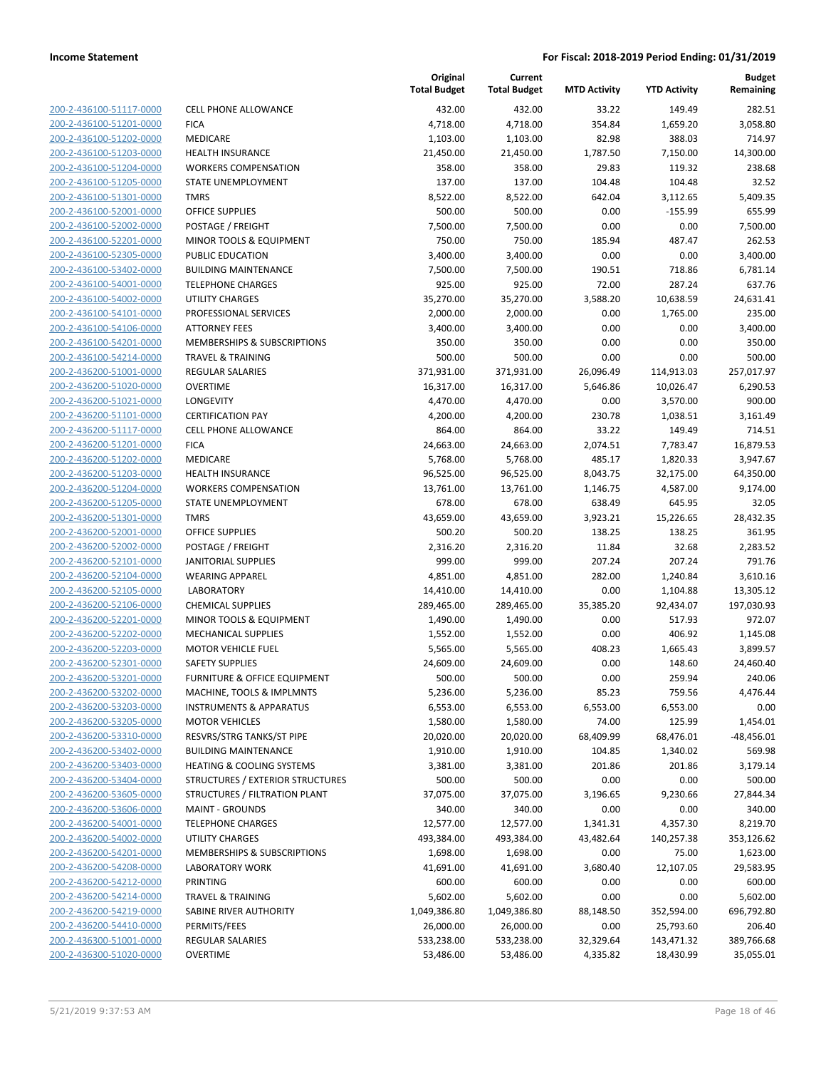**Income Statement** — **For Fiscal: 2018-2019 Period Ending: 01/31/2019**

| | | Original Total Budget | Current Total Budget | MTD Activity | YTD Activity | Budget Remaining |
|---|---|---|---|---|---|---|
| 200-2-436100-51117-0000 | CELL PHONE ALLOWANCE | 432.00 | 432.00 | 33.22 | 149.49 | 282.51 |
| 200-2-436100-51201-0000 | FICA | 4,718.00 | 4,718.00 | 354.84 | 1,659.20 | 3,058.80 |
| 200-2-436100-51202-0000 | MEDICARE | 1,103.00 | 1,103.00 | 82.98 | 388.03 | 714.97 |
| 200-2-436100-51203-0000 | HEALTH INSURANCE | 21,450.00 | 21,450.00 | 1,787.50 | 7,150.00 | 14,300.00 |
| 200-2-436100-51204-0000 | WORKERS COMPENSATION | 358.00 | 358.00 | 29.83 | 119.32 | 238.68 |
| 200-2-436100-51205-0000 | STATE UNEMPLOYMENT | 137.00 | 137.00 | 104.48 | 104.48 | 32.52 |
| 200-2-436100-51301-0000 | TMRS | 8,522.00 | 8,522.00 | 642.04 | 3,112.65 | 5,409.35 |
| 200-2-436100-52001-0000 | OFFICE SUPPLIES | 500.00 | 500.00 | 0.00 | -155.99 | 655.99 |
| 200-2-436100-52002-0000 | POSTAGE / FREIGHT | 7,500.00 | 7,500.00 | 0.00 | 0.00 | 7,500.00 |
| 200-2-436100-52201-0000 | MINOR TOOLS & EQUIPMENT | 750.00 | 750.00 | 185.94 | 487.47 | 262.53 |
| 200-2-436100-52305-0000 | PUBLIC EDUCATION | 3,400.00 | 3,400.00 | 0.00 | 0.00 | 3,400.00 |
| 200-2-436100-53402-0000 | BUILDING MAINTENANCE | 7,500.00 | 7,500.00 | 190.51 | 718.86 | 6,781.14 |
| 200-2-436100-54001-0000 | TELEPHONE CHARGES | 925.00 | 925.00 | 72.00 | 287.24 | 637.76 |
| 200-2-436100-54002-0000 | UTILITY CHARGES | 35,270.00 | 35,270.00 | 3,588.20 | 10,638.59 | 24,631.41 |
| 200-2-436100-54101-0000 | PROFESSIONAL SERVICES | 2,000.00 | 2,000.00 | 0.00 | 1,765.00 | 235.00 |
| 200-2-436100-54106-0000 | ATTORNEY FEES | 3,400.00 | 3,400.00 | 0.00 | 0.00 | 3,400.00 |
| 200-2-436100-54201-0000 | MEMBERSHIPS & SUBSCRIPTIONS | 350.00 | 350.00 | 0.00 | 0.00 | 350.00 |
| 200-2-436100-54214-0000 | TRAVEL & TRAINING | 500.00 | 500.00 | 0.00 | 0.00 | 500.00 |
| 200-2-436200-51001-0000 | REGULAR SALARIES | 371,931.00 | 371,931.00 | 26,096.49 | 114,913.03 | 257,017.97 |
| 200-2-436200-51020-0000 | OVERTIME | 16,317.00 | 16,317.00 | 5,646.86 | 10,026.47 | 6,290.53 |
| 200-2-436200-51021-0000 | LONGEVITY | 4,470.00 | 4,470.00 | 0.00 | 3,570.00 | 900.00 |
| 200-2-436200-51101-0000 | CERTIFICATION PAY | 4,200.00 | 4,200.00 | 230.78 | 1,038.51 | 3,161.49 |
| 200-2-436200-51117-0000 | CELL PHONE ALLOWANCE | 864.00 | 864.00 | 33.22 | 149.49 | 714.51 |
| 200-2-436200-51201-0000 | FICA | 24,663.00 | 24,663.00 | 2,074.51 | 7,783.47 | 16,879.53 |
| 200-2-436200-51202-0000 | MEDICARE | 5,768.00 | 5,768.00 | 485.17 | 1,820.33 | 3,947.67 |
| 200-2-436200-51203-0000 | HEALTH INSURANCE | 96,525.00 | 96,525.00 | 8,043.75 | 32,175.00 | 64,350.00 |
| 200-2-436200-51204-0000 | WORKERS COMPENSATION | 13,761.00 | 13,761.00 | 1,146.75 | 4,587.00 | 9,174.00 |
| 200-2-436200-51205-0000 | STATE UNEMPLOYMENT | 678.00 | 678.00 | 638.49 | 645.95 | 32.05 |
| 200-2-436200-51301-0000 | TMRS | 43,659.00 | 43,659.00 | 3,923.21 | 15,226.65 | 28,432.35 |
| 200-2-436200-52001-0000 | OFFICE SUPPLIES | 500.20 | 500.20 | 138.25 | 138.25 | 361.95 |
| 200-2-436200-52002-0000 | POSTAGE / FREIGHT | 2,316.20 | 2,316.20 | 11.84 | 32.68 | 2,283.52 |
| 200-2-436200-52101-0000 | JANITORIAL SUPPLIES | 999.00 | 999.00 | 207.24 | 207.24 | 791.76 |
| 200-2-436200-52104-0000 | WEARING APPAREL | 4,851.00 | 4,851.00 | 282.00 | 1,240.84 | 3,610.16 |
| 200-2-436200-52105-0000 | LABORATORY | 14,410.00 | 14,410.00 | 0.00 | 1,104.88 | 13,305.12 |
| 200-2-436200-52106-0000 | CHEMICAL SUPPLIES | 289,465.00 | 289,465.00 | 35,385.20 | 92,434.07 | 197,030.93 |
| 200-2-436200-52201-0000 | MINOR TOOLS & EQUIPMENT | 1,490.00 | 1,490.00 | 0.00 | 517.93 | 972.07 |
| 200-2-436200-52202-0000 | MECHANICAL SUPPLIES | 1,552.00 | 1,552.00 | 0.00 | 406.92 | 1,145.08 |
| 200-2-436200-52203-0000 | MOTOR VEHICLE FUEL | 5,565.00 | 5,565.00 | 408.23 | 1,665.43 | 3,899.57 |
| 200-2-436200-52301-0000 | SAFETY SUPPLIES | 24,609.00 | 24,609.00 | 0.00 | 148.60 | 24,460.40 |
| 200-2-436200-53201-0000 | FURNITURE & OFFICE EQUIPMENT | 500.00 | 500.00 | 0.00 | 259.94 | 240.06 |
| 200-2-436200-53202-0000 | MACHINE, TOOLS & IMPLMNTS | 5,236.00 | 5,236.00 | 85.23 | 759.56 | 4,476.44 |
| 200-2-436200-53203-0000 | INSTRUMENTS & APPARATUS | 6,553.00 | 6,553.00 | 6,553.00 | 6,553.00 | 0.00 |
| 200-2-436200-53205-0000 | MOTOR VEHICLES | 1,580.00 | 1,580.00 | 74.00 | 125.99 | 1,454.01 |
| 200-2-436200-53310-0000 | RESVRS/STRG TANKS/ST PIPE | 20,020.00 | 20,020.00 | 68,409.99 | 68,476.01 | -48,456.01 |
| 200-2-436200-53402-0000 | BUILDING MAINTENANCE | 1,910.00 | 1,910.00 | 104.85 | 1,340.02 | 569.98 |
| 200-2-436200-53403-0000 | HEATING & COOLING SYSTEMS | 3,381.00 | 3,381.00 | 201.86 | 201.86 | 3,179.14 |
| 200-2-436200-53404-0000 | STRUCTURES / EXTERIOR STRUCTURES | 500.00 | 500.00 | 0.00 | 0.00 | 500.00 |
| 200-2-436200-53605-0000 | STRUCTURES / FILTRATION PLANT | 37,075.00 | 37,075.00 | 3,196.65 | 9,230.66 | 27,844.34 |
| 200-2-436200-53606-0000 | MAINT - GROUNDS | 340.00 | 340.00 | 0.00 | 0.00 | 340.00 |
| 200-2-436200-54001-0000 | TELEPHONE CHARGES | 12,577.00 | 12,577.00 | 1,341.31 | 4,357.30 | 8,219.70 |
| 200-2-436200-54002-0000 | UTILITY CHARGES | 493,384.00 | 493,384.00 | 43,482.64 | 140,257.38 | 353,126.62 |
| 200-2-436200-54201-0000 | MEMBERSHIPS & SUBSCRIPTIONS | 1,698.00 | 1,698.00 | 0.00 | 75.00 | 1,623.00 |
| 200-2-436200-54208-0000 | LABORATORY WORK | 41,691.00 | 41,691.00 | 3,680.40 | 12,107.05 | 29,583.95 |
| 200-2-436200-54212-0000 | PRINTING | 600.00 | 600.00 | 0.00 | 0.00 | 600.00 |
| 200-2-436200-54214-0000 | TRAVEL & TRAINING | 5,602.00 | 5,602.00 | 0.00 | 0.00 | 5,602.00 |
| 200-2-436200-54219-0000 | SABINE RIVER AUTHORITY | 1,049,386.80 | 1,049,386.80 | 88,148.50 | 352,594.00 | 696,792.80 |
| 200-2-436200-54410-0000 | PERMITS/FEES | 26,000.00 | 26,000.00 | 0.00 | 25,793.60 | 206.40 |
| 200-2-436300-51001-0000 | REGULAR SALARIES | 533,238.00 | 533,238.00 | 32,329.64 | 143,471.32 | 389,766.68 |
| 200-2-436300-51020-0000 | OVERTIME | 53,486.00 | 53,486.00 | 4,335.82 | 18,430.99 | 35,055.01 |

5/21/2019 9:37:53 AM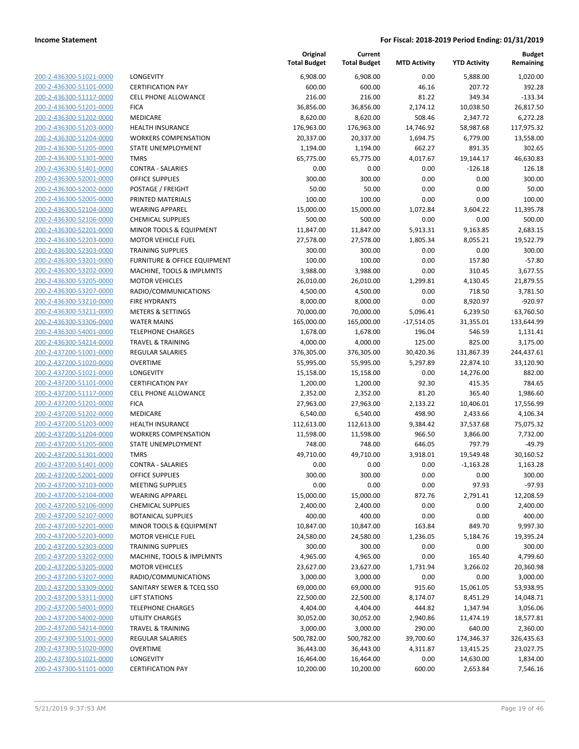**Income Statement** | **For Fiscal: 2018-2019 Period Ending: 01/31/2019**

| | | Original Total Budget | Current Total Budget | MTD Activity | YTD Activity | Budget Remaining |
|---|---|---|---|---|---|---|
| 200-2-436300-51021-0000 | LONGEVITY | 6,908.00 | 6,908.00 | 0.00 | 5,888.00 | 1,020.00 |
| 200-2-436300-51101-0000 | CERTIFICATION PAY | 600.00 | 600.00 | 46.16 | 207.72 | 392.28 |
| 200-2-436300-51117-0000 | CELL PHONE ALLOWANCE | 216.00 | 216.00 | 81.22 | 349.34 | -133.34 |
| 200-2-436300-51201-0000 | FICA | 36,856.00 | 36,856.00 | 2,174.12 | 10,038.50 | 26,817.50 |
| 200-2-436300-51202-0000 | MEDICARE | 8,620.00 | 8,620.00 | 508.46 | 2,347.72 | 6,272.28 |
| 200-2-436300-51203-0000 | HEALTH INSURANCE | 176,963.00 | 176,963.00 | 14,746.92 | 58,987.68 | 117,975.32 |
| 200-2-436300-51204-0000 | WORKERS COMPENSATION | 20,337.00 | 20,337.00 | 1,694.75 | 6,779.00 | 13,558.00 |
| 200-2-436300-51205-0000 | STATE UNEMPLOYMENT | 1,194.00 | 1,194.00 | 662.27 | 891.35 | 302.65 |
| 200-2-436300-51301-0000 | TMRS | 65,775.00 | 65,775.00 | 4,017.67 | 19,144.17 | 46,630.83 |
| 200-2-436300-51401-0000 | CONTRA - SALARIES | 0.00 | 0.00 | 0.00 | -126.18 | 126.18 |
| 200-2-436300-52001-0000 | OFFICE SUPPLIES | 300.00 | 300.00 | 0.00 | 0.00 | 300.00 |
| 200-2-436300-52002-0000 | POSTAGE / FREIGHT | 50.00 | 50.00 | 0.00 | 0.00 | 50.00 |
| 200-2-436300-52005-0000 | PRINTED MATERIALS | 100.00 | 100.00 | 0.00 | 0.00 | 100.00 |
| 200-2-436300-52104-0000 | WEARING APPAREL | 15,000.00 | 15,000.00 | 1,072.84 | 3,604.22 | 11,395.78 |
| 200-2-436300-52106-0000 | CHEMICAL SUPPLIES | 500.00 | 500.00 | 0.00 | 0.00 | 500.00 |
| 200-2-436300-52201-0000 | MINOR TOOLS & EQUIPMENT | 11,847.00 | 11,847.00 | 5,913.31 | 9,163.85 | 2,683.15 |
| 200-2-436300-52203-0000 | MOTOR VEHICLE FUEL | 27,578.00 | 27,578.00 | 1,805.34 | 8,055.21 | 19,522.79 |
| 200-2-436300-52303-0000 | TRAINING SUPPLIES | 300.00 | 300.00 | 0.00 | 0.00 | 300.00 |
| 200-2-436300-53201-0000 | FURNITURE & OFFICE EQUIPMENT | 100.00 | 100.00 | 0.00 | 157.80 | -57.80 |
| 200-2-436300-53202-0000 | MACHINE, TOOLS & IMPLMNTS | 3,988.00 | 3,988.00 | 0.00 | 310.45 | 3,677.55 |
| 200-2-436300-53205-0000 | MOTOR VEHICLES | 26,010.00 | 26,010.00 | 1,299.81 | 4,130.45 | 21,879.55 |
| 200-2-436300-53207-0000 | RADIO/COMMUNICATIONS | 4,500.00 | 4,500.00 | 0.00 | 718.50 | 3,781.50 |
| 200-2-436300-53210-0000 | FIRE HYDRANTS | 8,000.00 | 8,000.00 | 0.00 | 8,920.97 | -920.97 |
| 200-2-436300-53211-0000 | METERS & SETTINGS | 70,000.00 | 70,000.00 | 5,096.41 | 6,239.50 | 63,760.50 |
| 200-2-436300-53306-0000 | WATER MAINS | 165,000.00 | 165,000.00 | -17,514.05 | 31,355.01 | 133,644.99 |
| 200-2-436300-54001-0000 | TELEPHONE CHARGES | 1,678.00 | 1,678.00 | 196.04 | 546.59 | 1,131.41 |
| 200-2-436300-54214-0000 | TRAVEL & TRAINING | 4,000.00 | 4,000.00 | 125.00 | 825.00 | 3,175.00 |
| 200-2-437200-51001-0000 | REGULAR SALARIES | 376,305.00 | 376,305.00 | 30,420.36 | 131,867.39 | 244,437.61 |
| 200-2-437200-51020-0000 | OVERTIME | 55,995.00 | 55,995.00 | 5,297.89 | 22,874.10 | 33,120.90 |
| 200-2-437200-51021-0000 | LONGEVITY | 15,158.00 | 15,158.00 | 0.00 | 14,276.00 | 882.00 |
| 200-2-437200-51101-0000 | CERTIFICATION PAY | 1,200.00 | 1,200.00 | 92.30 | 415.35 | 784.65 |
| 200-2-437200-51117-0000 | CELL PHONE ALLOWANCE | 2,352.00 | 2,352.00 | 81.20 | 365.40 | 1,986.60 |
| 200-2-437200-51201-0000 | FICA | 27,963.00 | 27,963.00 | 2,133.22 | 10,406.01 | 17,556.99 |
| 200-2-437200-51202-0000 | MEDICARE | 6,540.00 | 6,540.00 | 498.90 | 2,433.66 | 4,106.34 |
| 200-2-437200-51203-0000 | HEALTH INSURANCE | 112,613.00 | 112,613.00 | 9,384.42 | 37,537.68 | 75,075.32 |
| 200-2-437200-51204-0000 | WORKERS COMPENSATION | 11,598.00 | 11,598.00 | 966.50 | 3,866.00 | 7,732.00 |
| 200-2-437200-51205-0000 | STATE UNEMPLOYMENT | 748.00 | 748.00 | 646.05 | 797.79 | -49.79 |
| 200-2-437200-51301-0000 | TMRS | 49,710.00 | 49,710.00 | 3,918.01 | 19,549.48 | 30,160.52 |
| 200-2-437200-51401-0000 | CONTRA - SALARIES | 0.00 | 0.00 | 0.00 | -1,163.28 | 1,163.28 |
| 200-2-437200-52001-0000 | OFFICE SUPPLIES | 300.00 | 300.00 | 0.00 | 0.00 | 300.00 |
| 200-2-437200-52103-0000 | MEETING SUPPLIES | 0.00 | 0.00 | 0.00 | 97.93 | -97.93 |
| 200-2-437200-52104-0000 | WEARING APPAREL | 15,000.00 | 15,000.00 | 872.76 | 2,791.41 | 12,208.59 |
| 200-2-437200-52106-0000 | CHEMICAL SUPPLIES | 2,400.00 | 2,400.00 | 0.00 | 0.00 | 2,400.00 |
| 200-2-437200-52107-0000 | BOTANICAL SUPPLIES | 400.00 | 400.00 | 0.00 | 0.00 | 400.00 |
| 200-2-437200-52201-0000 | MINOR TOOLS & EQUIPMENT | 10,847.00 | 10,847.00 | 163.84 | 849.70 | 9,997.30 |
| 200-2-437200-52203-0000 | MOTOR VEHICLE FUEL | 24,580.00 | 24,580.00 | 1,236.05 | 5,184.76 | 19,395.24 |
| 200-2-437200-52303-0000 | TRAINING SUPPLIES | 300.00 | 300.00 | 0.00 | 0.00 | 300.00 |
| 200-2-437200-53202-0000 | MACHINE, TOOLS & IMPLMNTS | 4,965.00 | 4,965.00 | 0.00 | 165.40 | 4,799.60 |
| 200-2-437200-53205-0000 | MOTOR VEHICLES | 23,627.00 | 23,627.00 | 1,731.94 | 3,266.02 | 20,360.98 |
| 200-2-437200-53207-0000 | RADIO/COMMUNICATIONS | 3,000.00 | 3,000.00 | 0.00 | 0.00 | 3,000.00 |
| 200-2-437200-53309-0000 | SANITARY SEWER & TCEQ SSO | 69,000.00 | 69,000.00 | 915.60 | 15,061.05 | 53,938.95 |
| 200-2-437200-53311-0000 | LIFT STATIONS | 22,500.00 | 22,500.00 | 8,174.07 | 8,451.29 | 14,048.71 |
| 200-2-437200-54001-0000 | TELEPHONE CHARGES | 4,404.00 | 4,404.00 | 444.82 | 1,347.94 | 3,056.06 |
| 200-2-437200-54002-0000 | UTILITY CHARGES | 30,052.00 | 30,052.00 | 2,940.86 | 11,474.19 | 18,577.81 |
| 200-2-437200-54214-0000 | TRAVEL & TRAINING | 3,000.00 | 3,000.00 | 290.00 | 640.00 | 2,360.00 |
| 200-2-437300-51001-0000 | REGULAR SALARIES | 500,782.00 | 500,782.00 | 39,700.60 | 174,346.37 | 326,435.63 |
| 200-2-437300-51020-0000 | OVERTIME | 36,443.00 | 36,443.00 | 4,311.87 | 13,415.25 | 23,027.75 |
| 200-2-437300-51021-0000 | LONGEVITY | 16,464.00 | 16,464.00 | 0.00 | 14,630.00 | 1,834.00 |
| 200-2-437300-51101-0000 | CERTIFICATION PAY | 10,200.00 | 10,200.00 | 600.00 | 2,653.84 | 7,546.16 |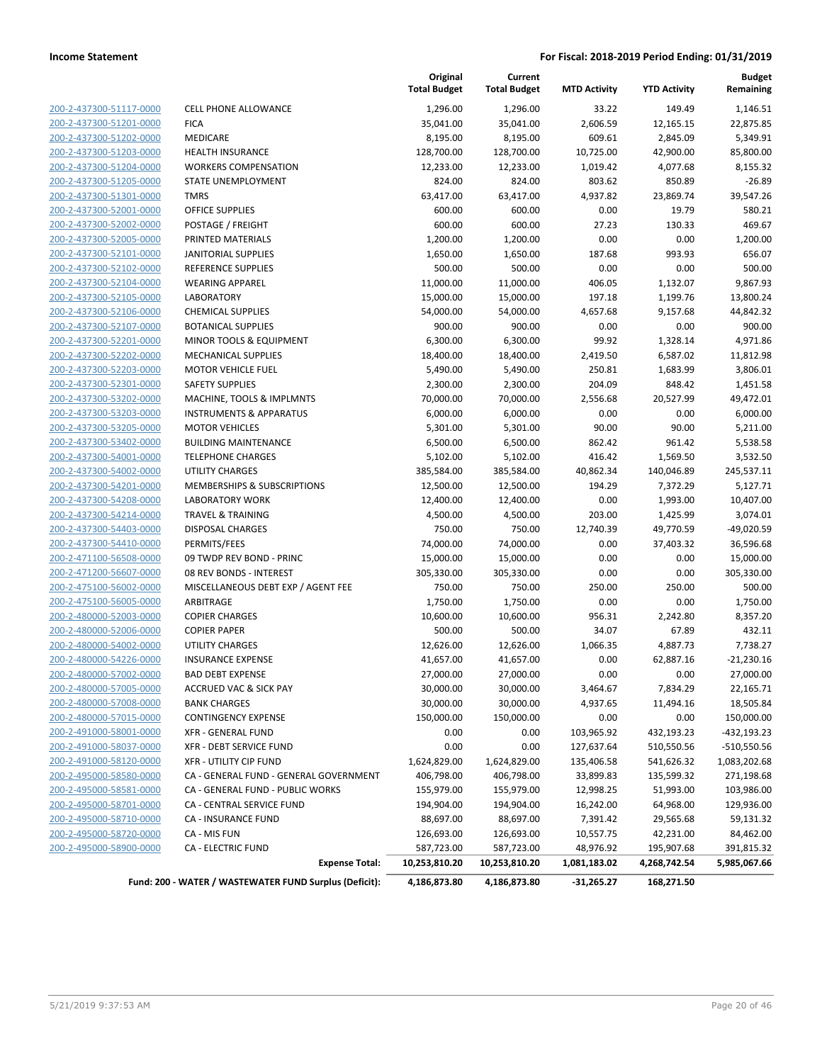**Income Statement** — For Fiscal: 2018-2019 Period Ending: 01/31/2019

| | | Original Total Budget | Current Total Budget | MTD Activity | YTD Activity | Budget Remaining |
|---|---|---|---|---|---|---|
| 200-2-437300-51117-0000 | CELL PHONE ALLOWANCE | 1,296.00 | 1,296.00 | 33.22 | 149.49 | 1,146.51 |
| 200-2-437300-51201-0000 | FICA | 35,041.00 | 35,041.00 | 2,606.59 | 12,165.15 | 22,875.85 |
| 200-2-437300-51202-0000 | MEDICARE | 8,195.00 | 8,195.00 | 609.61 | 2,845.09 | 5,349.91 |
| 200-2-437300-51203-0000 | HEALTH INSURANCE | 128,700.00 | 128,700.00 | 10,725.00 | 42,900.00 | 85,800.00 |
| 200-2-437300-51204-0000 | WORKERS COMPENSATION | 12,233.00 | 12,233.00 | 1,019.42 | 4,077.68 | 8,155.32 |
| 200-2-437300-51205-0000 | STATE UNEMPLOYMENT | 824.00 | 824.00 | 803.62 | 850.89 | -26.89 |
| 200-2-437300-51301-0000 | TMRS | 63,417.00 | 63,417.00 | 4,937.82 | 23,869.74 | 39,547.26 |
| 200-2-437300-52001-0000 | OFFICE SUPPLIES | 600.00 | 600.00 | 0.00 | 19.79 | 580.21 |
| 200-2-437300-52002-0000 | POSTAGE / FREIGHT | 600.00 | 600.00 | 27.23 | 130.33 | 469.67 |
| 200-2-437300-52005-0000 | PRINTED MATERIALS | 1,200.00 | 1,200.00 | 0.00 | 0.00 | 1,200.00 |
| 200-2-437300-52101-0000 | JANITORIAL SUPPLIES | 1,650.00 | 1,650.00 | 187.68 | 993.93 | 656.07 |
| 200-2-437300-52102-0000 | REFERENCE SUPPLIES | 500.00 | 500.00 | 0.00 | 0.00 | 500.00 |
| 200-2-437300-52104-0000 | WEARING APPAREL | 11,000.00 | 11,000.00 | 406.05 | 1,132.07 | 9,867.93 |
| 200-2-437300-52105-0000 | LABORATORY | 15,000.00 | 15,000.00 | 197.18 | 1,199.76 | 13,800.24 |
| 200-2-437300-52106-0000 | CHEMICAL SUPPLIES | 54,000.00 | 54,000.00 | 4,657.68 | 9,157.68 | 44,842.32 |
| 200-2-437300-52107-0000 | BOTANICAL SUPPLIES | 900.00 | 900.00 | 0.00 | 0.00 | 900.00 |
| 200-2-437300-52201-0000 | MINOR TOOLS & EQUIPMENT | 6,300.00 | 6,300.00 | 99.92 | 1,328.14 | 4,971.86 |
| 200-2-437300-52202-0000 | MECHANICAL SUPPLIES | 18,400.00 | 18,400.00 | 2,419.50 | 6,587.02 | 11,812.98 |
| 200-2-437300-52203-0000 | MOTOR VEHICLE FUEL | 5,490.00 | 5,490.00 | 250.81 | 1,683.99 | 3,806.01 |
| 200-2-437300-52301-0000 | SAFETY SUPPLIES | 2,300.00 | 2,300.00 | 204.09 | 848.42 | 1,451.58 |
| 200-2-437300-53202-0000 | MACHINE, TOOLS & IMPLMNTS | 70,000.00 | 70,000.00 | 2,556.68 | 20,527.99 | 49,472.01 |
| 200-2-437300-53203-0000 | INSTRUMENTS & APPARATUS | 6,000.00 | 6,000.00 | 0.00 | 0.00 | 6,000.00 |
| 200-2-437300-53205-0000 | MOTOR VEHICLES | 5,301.00 | 5,301.00 | 90.00 | 90.00 | 5,211.00 |
| 200-2-437300-53402-0000 | BUILDING MAINTENANCE | 6,500.00 | 6,500.00 | 862.42 | 961.42 | 5,538.58 |
| 200-2-437300-54001-0000 | TELEPHONE CHARGES | 5,102.00 | 5,102.00 | 416.42 | 1,569.50 | 3,532.50 |
| 200-2-437300-54002-0000 | UTILITY CHARGES | 385,584.00 | 385,584.00 | 40,862.34 | 140,046.89 | 245,537.11 |
| 200-2-437300-54201-0000 | MEMBERSHIPS & SUBSCRIPTIONS | 12,500.00 | 12,500.00 | 194.29 | 7,372.29 | 5,127.71 |
| 200-2-437300-54208-0000 | LABORATORY WORK | 12,400.00 | 12,400.00 | 0.00 | 1,993.00 | 10,407.00 |
| 200-2-437300-54214-0000 | TRAVEL & TRAINING | 4,500.00 | 4,500.00 | 203.00 | 1,425.99 | 3,074.01 |
| 200-2-437300-54403-0000 | DISPOSAL CHARGES | 750.00 | 750.00 | 12,740.39 | 49,770.59 | -49,020.59 |
| 200-2-437300-54410-0000 | PERMITS/FEES | 74,000.00 | 74,000.00 | 0.00 | 37,403.32 | 36,596.68 |
| 200-2-471100-56508-0000 | 09 TWDP REV BOND - PRINC | 15,000.00 | 15,000.00 | 0.00 | 0.00 | 15,000.00 |
| 200-2-471200-56607-0000 | 08 REV BONDS - INTEREST | 305,330.00 | 305,330.00 | 0.00 | 0.00 | 305,330.00 |
| 200-2-475100-56002-0000 | MISCELLANEOUS DEBT EXP / AGENT FEE | 750.00 | 750.00 | 250.00 | 250.00 | 500.00 |
| 200-2-475100-56005-0000 | ARBITRAGE | 1,750.00 | 1,750.00 | 0.00 | 0.00 | 1,750.00 |
| 200-2-480000-52003-0000 | COPIER CHARGES | 10,600.00 | 10,600.00 | 956.31 | 2,242.80 | 8,357.20 |
| 200-2-480000-52006-0000 | COPIER PAPER | 500.00 | 500.00 | 34.07 | 67.89 | 432.11 |
| 200-2-480000-54002-0000 | UTILITY CHARGES | 12,626.00 | 12,626.00 | 1,066.35 | 4,887.73 | 7,738.27 |
| 200-2-480000-54226-0000 | INSURANCE EXPENSE | 41,657.00 | 41,657.00 | 0.00 | 62,887.16 | -21,230.16 |
| 200-2-480000-57002-0000 | BAD DEBT EXPENSE | 27,000.00 | 27,000.00 | 0.00 | 0.00 | 27,000.00 |
| 200-2-480000-57005-0000 | ACCRUED VAC & SICK PAY | 30,000.00 | 30,000.00 | 3,464.67 | 7,834.29 | 22,165.71 |
| 200-2-480000-57008-0000 | BANK CHARGES | 30,000.00 | 30,000.00 | 4,937.65 | 11,494.16 | 18,505.84 |
| 200-2-480000-57015-0000 | CONTINGENCY EXPENSE | 150,000.00 | 150,000.00 | 0.00 | 0.00 | 150,000.00 |
| 200-2-491000-58001-0000 | XFR - GENERAL FUND | 0.00 | 0.00 | 103,965.92 | 432,193.23 | -432,193.23 |
| 200-2-491000-58037-0000 | XFR - DEBT SERVICE FUND | 0.00 | 0.00 | 127,637.64 | 510,550.56 | -510,550.56 |
| 200-2-491000-58120-0000 | XFR - UTILITY CIP FUND | 1,624,829.00 | 1,624,829.00 | 135,406.58 | 541,626.32 | 1,083,202.68 |
| 200-2-495000-58580-0000 | CA - GENERAL FUND - GENERAL GOVERNMENT | 406,798.00 | 406,798.00 | 33,899.83 | 135,599.32 | 271,198.68 |
| 200-2-495000-58581-0000 | CA - GENERAL FUND - PUBLIC WORKS | 155,979.00 | 155,979.00 | 12,998.25 | 51,993.00 | 103,986.00 |
| 200-2-495000-58701-0000 | CA - CENTRAL SERVICE FUND | 194,904.00 | 194,904.00 | 16,242.00 | 64,968.00 | 129,936.00 |
| 200-2-495000-58710-0000 | CA - INSURANCE FUND | 88,697.00 | 88,697.00 | 7,391.42 | 29,565.68 | 59,131.32 |
| 200-2-495000-58720-0000 | CA - MIS FUN | 126,693.00 | 126,693.00 | 10,557.75 | 42,231.00 | 84,462.00 |
| 200-2-495000-58900-0000 | CA - ELECTRIC FUND | 587,723.00 | 587,723.00 | 48,976.92 | 195,907.68 | 391,815.32 |
| | **Expense Total:** | **10,253,810.20** | **10,253,810.20** | **1,081,183.02** | **4,268,742.54** | **5,985,067.66** |
| | **Fund: 200 - WATER / WASTEWATER FUND Surplus (Deficit):** | **4,186,873.80** | **4,186,873.80** | **-31,265.27** | **168,271.50** | |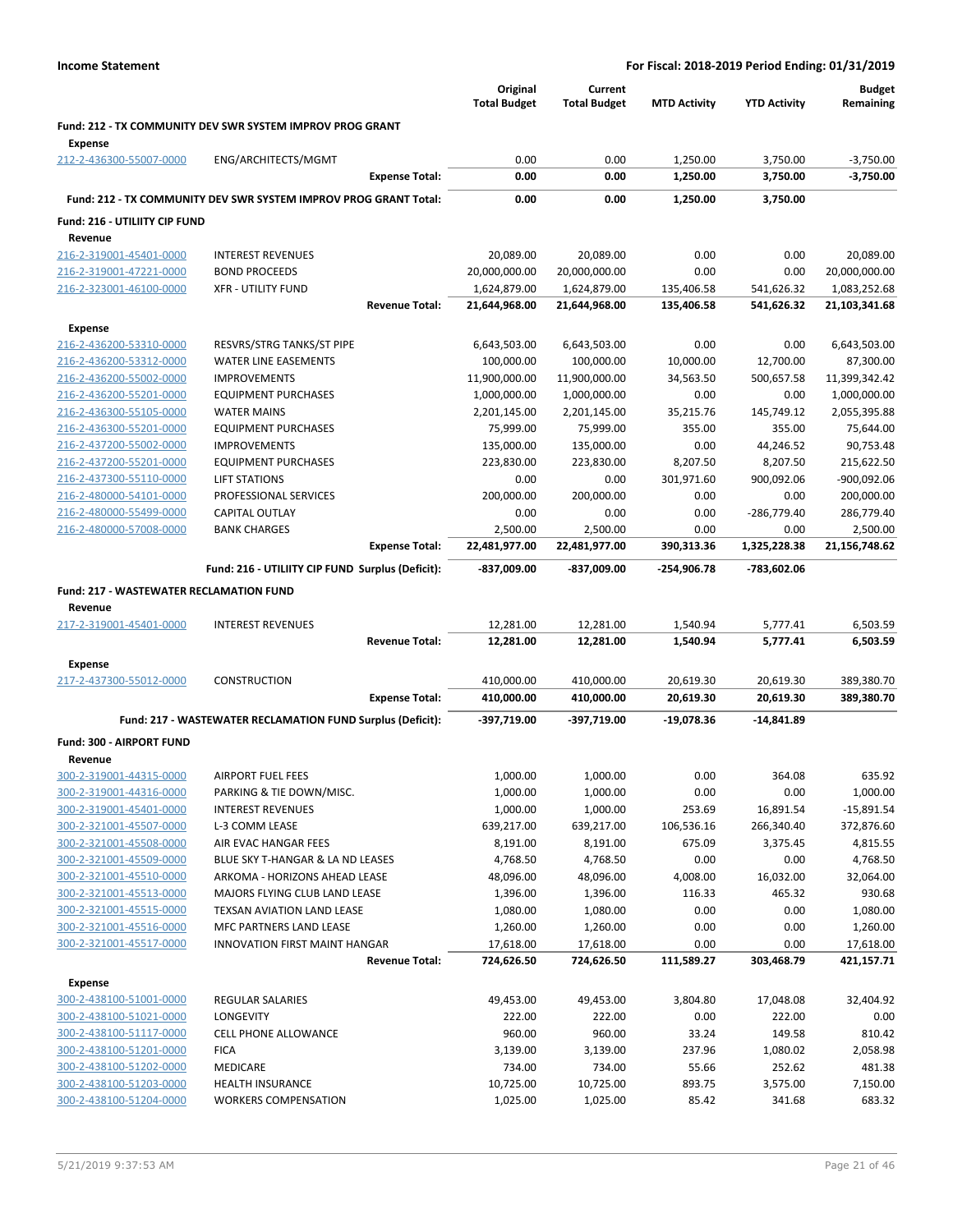**Income Statement** — For Fiscal: 2018-2019 Period Ending: 01/31/2019

| | | Original Total Budget | Current Total Budget | MTD Activity | YTD Activity | Budget Remaining |
|---|---|---|---|---|---|---|
| **Fund: 212 - TX COMMUNITY DEV SWR SYSTEM IMPROV PROG GRANT** | | | | | | |
| **Expense** | | | | | | |
| 212-2-436300-55007-0000 | ENG/ARCHITECTS/MGMT | 0.00 | 0.00 | 1,250.00 | 3,750.00 | -3,750.00 |
| | **Expense Total:** | **0.00** | **0.00** | **1,250.00** | **3,750.00** | **-3,750.00** |
| **Fund: 212 - TX COMMUNITY DEV SWR SYSTEM IMPROV PROG GRANT Total:** | | **0.00** | **0.00** | **1,250.00** | **3,750.00** | |
| **Fund: 216 - UTILIITY CIP FUND** | | | | | | |
| **Revenue** | | | | | | |
| 216-2-319001-45401-0000 | INTEREST REVENUES | 20,089.00 | 20,089.00 | 0.00 | 0.00 | 20,089.00 |
| 216-2-319001-47221-0000 | BOND PROCEEDS | 20,000,000.00 | 20,000,000.00 | 0.00 | 0.00 | 20,000,000.00 |
| 216-2-323001-46100-0000 | XFR - UTILITY FUND | 1,624,879.00 | 1,624,879.00 | 135,406.58 | 541,626.32 | 1,083,252.68 |
| | **Revenue Total:** | **21,644,968.00** | **21,644,968.00** | **135,406.58** | **541,626.32** | **21,103,341.68** |
| **Expense** | | | | | | |
| 216-2-436200-53310-0000 | RESVRS/STRG TANKS/ST PIPE | 6,643,503.00 | 6,643,503.00 | 0.00 | 0.00 | 6,643,503.00 |
| 216-2-436200-53312-0000 | WATER LINE EASEMENTS | 100,000.00 | 100,000.00 | 10,000.00 | 12,700.00 | 87,300.00 |
| 216-2-436200-55002-0000 | IMPROVEMENTS | 11,900,000.00 | 11,900,000.00 | 34,563.50 | 500,657.58 | 11,399,342.42 |
| 216-2-436200-55201-0000 | EQUIPMENT PURCHASES | 1,000,000.00 | 1,000,000.00 | 0.00 | 0.00 | 1,000,000.00 |
| 216-2-436300-55105-0000 | WATER MAINS | 2,201,145.00 | 2,201,145.00 | 35,215.76 | 145,749.12 | 2,055,395.88 |
| 216-2-436300-55201-0000 | EQUIPMENT PURCHASES | 75,999.00 | 75,999.00 | 355.00 | 355.00 | 75,644.00 |
| 216-2-437200-55002-0000 | IMPROVEMENTS | 135,000.00 | 135,000.00 | 0.00 | 44,246.52 | 90,753.48 |
| 216-2-437200-55201-0000 | EQUIPMENT PURCHASES | 223,830.00 | 223,830.00 | 8,207.50 | 8,207.50 | 215,622.50 |
| 216-2-437300-55110-0000 | LIFT STATIONS | 0.00 | 0.00 | 301,971.60 | 900,092.06 | -900,092.06 |
| 216-2-480000-54101-0000 | PROFESSIONAL SERVICES | 200,000.00 | 200,000.00 | 0.00 | 0.00 | 200,000.00 |
| 216-2-480000-55499-0000 | CAPITAL OUTLAY | 0.00 | 0.00 | 0.00 | -286,779.40 | 286,779.40 |
| 216-2-480000-57008-0000 | BANK CHARGES | 2,500.00 | 2,500.00 | 0.00 | 0.00 | 2,500.00 |
| | **Expense Total:** | **22,481,977.00** | **22,481,977.00** | **390,313.36** | **1,325,228.38** | **21,156,748.62** |
| | **Fund: 216 - UTILIITY CIP FUND Surplus (Deficit):** | **-837,009.00** | **-837,009.00** | **-254,906.78** | **-783,602.06** | |
| **Fund: 217 - WASTEWATER RECLAMATION FUND** | | | | | | |
| **Revenue** | | | | | | |
| 217-2-319001-45401-0000 | INTEREST REVENUES | 12,281.00 | 12,281.00 | 1,540.94 | 5,777.41 | 6,503.59 |
| | **Revenue Total:** | **12,281.00** | **12,281.00** | **1,540.94** | **5,777.41** | **6,503.59** |
| **Expense** | | | | | | |
| 217-2-437300-55012-0000 | CONSTRUCTION | 410,000.00 | 410,000.00 | 20,619.30 | 20,619.30 | 389,380.70 |
| | **Expense Total:** | **410,000.00** | **410,000.00** | **20,619.30** | **20,619.30** | **389,380.70** |
| | **Fund: 217 - WASTEWATER RECLAMATION FUND Surplus (Deficit):** | **-397,719.00** | **-397,719.00** | **-19,078.36** | **-14,841.89** | |
| **Fund: 300 - AIRPORT FUND** | | | | | | |
| **Revenue** | | | | | | |
| 300-2-319001-44315-0000 | AIRPORT FUEL FEES | 1,000.00 | 1,000.00 | 0.00 | 364.08 | 635.92 |
| 300-2-319001-44316-0000 | PARKING & TIE DOWN/MISC. | 1,000.00 | 1,000.00 | 0.00 | 0.00 | 1,000.00 |
| 300-2-319001-45401-0000 | INTEREST REVENUES | 1,000.00 | 1,000.00 | 253.69 | 16,891.54 | -15,891.54 |
| 300-2-321001-45507-0000 | L-3 COMM LEASE | 639,217.00 | 639,217.00 | 106,536.16 | 266,340.40 | 372,876.60 |
| 300-2-321001-45508-0000 | AIR EVAC HANGAR FEES | 8,191.00 | 8,191.00 | 675.09 | 3,375.45 | 4,815.55 |
| 300-2-321001-45509-0000 | BLUE SKY T-HANGAR & LA ND LEASES | 4,768.50 | 4,768.50 | 0.00 | 0.00 | 4,768.50 |
| 300-2-321001-45510-0000 | ARKOMA - HORIZONS AHEAD LEASE | 48,096.00 | 48,096.00 | 4,008.00 | 16,032.00 | 32,064.00 |
| 300-2-321001-45513-0000 | MAJORS FLYING CLUB LAND LEASE | 1,396.00 | 1,396.00 | 116.33 | 465.32 | 930.68 |
| 300-2-321001-45515-0000 | TEXSAN AVIATION LAND LEASE | 1,080.00 | 1,080.00 | 0.00 | 0.00 | 1,080.00 |
| 300-2-321001-45516-0000 | MFC PARTNERS LAND LEASE | 1,260.00 | 1,260.00 | 0.00 | 0.00 | 1,260.00 |
| 300-2-321001-45517-0000 | INNOVATION FIRST MAINT HANGAR | 17,618.00 | 17,618.00 | 0.00 | 0.00 | 17,618.00 |
| | **Revenue Total:** | **724,626.50** | **724,626.50** | **111,589.27** | **303,468.79** | **421,157.71** |
| **Expense** | | | | | | |
| 300-2-438100-51001-0000 | REGULAR SALARIES | 49,453.00 | 49,453.00 | 3,804.80 | 17,048.08 | 32,404.92 |
| 300-2-438100-51021-0000 | LONGEVITY | 222.00 | 222.00 | 0.00 | 222.00 | 0.00 |
| 300-2-438100-51117-0000 | CELL PHONE ALLOWANCE | 960.00 | 960.00 | 33.24 | 149.58 | 810.42 |
| 300-2-438100-51201-0000 | FICA | 3,139.00 | 3,139.00 | 237.96 | 1,080.02 | 2,058.98 |
| 300-2-438100-51202-0000 | MEDICARE | 734.00 | 734.00 | 55.66 | 252.62 | 481.38 |
| 300-2-438100-51203-0000 | HEALTH INSURANCE | 10,725.00 | 10,725.00 | 893.75 | 3,575.00 | 7,150.00 |
| 300-2-438100-51204-0000 | WORKERS COMPENSATION | 1,025.00 | 1,025.00 | 85.42 | 341.68 | 683.32 |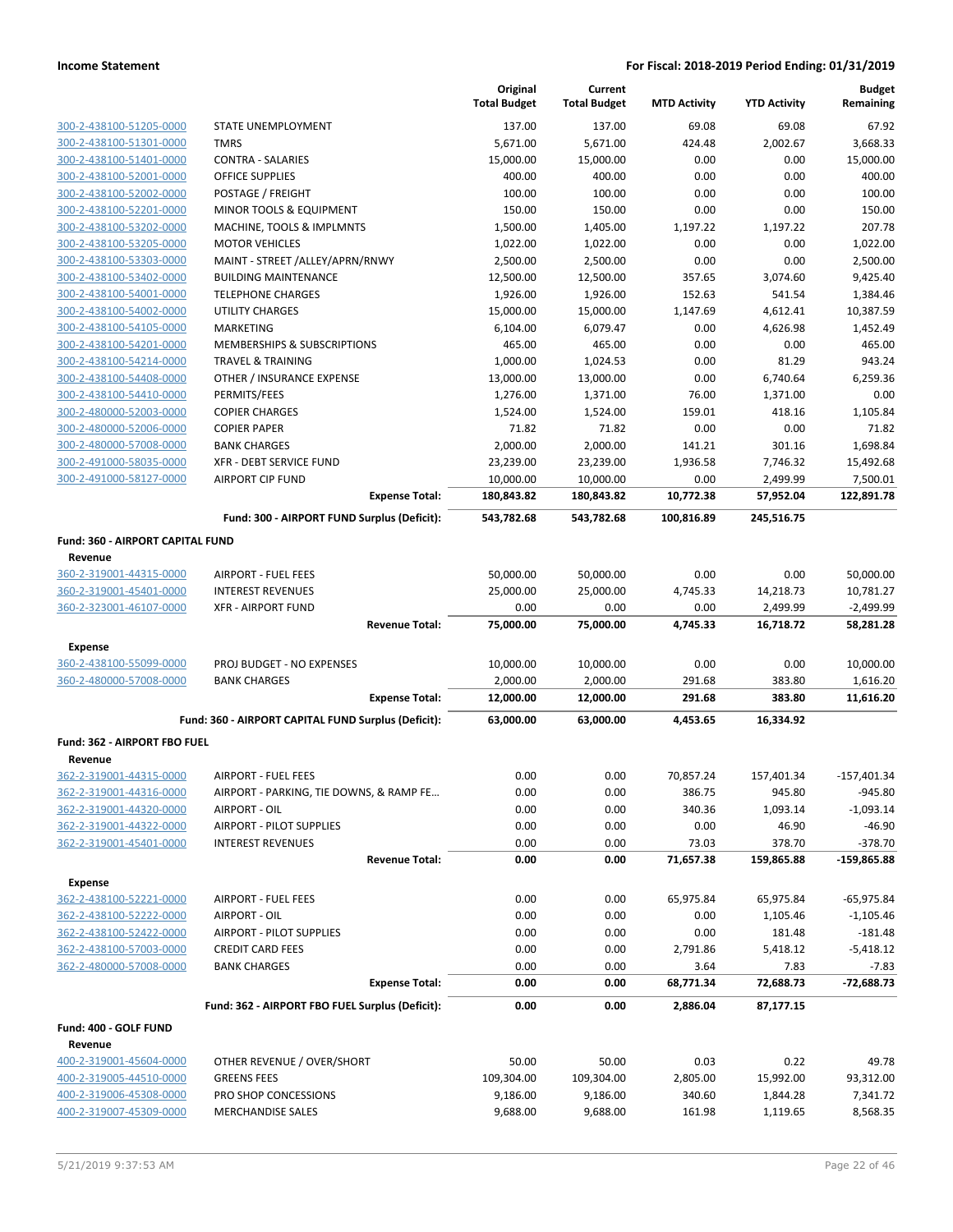**Income Statement** — For Fiscal: 2018-2019 Period Ending: 01/31/2019

| | | Original Total Budget | Current Total Budget | MTD Activity | YTD Activity | Budget Remaining |
|---|---|---|---|---|---|---|
| 300-2-438100-51205-0000 | STATE UNEMPLOYMENT | 137.00 | 137.00 | 69.08 | 69.08 | 67.92 |
| 300-2-438100-51301-0000 | TMRS | 5,671.00 | 5,671.00 | 424.48 | 2,002.67 | 3,668.33 |
| 300-2-438100-51401-0000 | CONTRA - SALARIES | 15,000.00 | 15,000.00 | 0.00 | 0.00 | 15,000.00 |
| 300-2-438100-52001-0000 | OFFICE SUPPLIES | 400.00 | 400.00 | 0.00 | 0.00 | 400.00 |
| 300-2-438100-52002-0000 | POSTAGE / FREIGHT | 100.00 | 100.00 | 0.00 | 0.00 | 100.00 |
| 300-2-438100-52201-0000 | MINOR TOOLS & EQUIPMENT | 150.00 | 150.00 | 0.00 | 0.00 | 150.00 |
| 300-2-438100-53202-0000 | MACHINE, TOOLS & IMPLMNTS | 1,500.00 | 1,405.00 | 1,197.22 | 1,197.22 | 207.78 |
| 300-2-438100-53205-0000 | MOTOR VEHICLES | 1,022.00 | 1,022.00 | 0.00 | 0.00 | 1,022.00 |
| 300-2-438100-53303-0000 | MAINT - STREET /ALLEY/APRN/RNWY | 2,500.00 | 2,500.00 | 0.00 | 0.00 | 2,500.00 |
| 300-2-438100-53402-0000 | BUILDING MAINTENANCE | 12,500.00 | 12,500.00 | 357.65 | 3,074.60 | 9,425.40 |
| 300-2-438100-54001-0000 | TELEPHONE CHARGES | 1,926.00 | 1,926.00 | 152.63 | 541.54 | 1,384.46 |
| 300-2-438100-54002-0000 | UTILITY CHARGES | 15,000.00 | 15,000.00 | 1,147.69 | 4,612.41 | 10,387.59 |
| 300-2-438100-54105-0000 | MARKETING | 6,104.00 | 6,079.47 | 0.00 | 4,626.98 | 1,452.49 |
| 300-2-438100-54201-0000 | MEMBERSHIPS & SUBSCRIPTIONS | 465.00 | 465.00 | 0.00 | 0.00 | 465.00 |
| 300-2-438100-54214-0000 | TRAVEL & TRAINING | 1,000.00 | 1,024.53 | 0.00 | 81.29 | 943.24 |
| 300-2-438100-54408-0000 | OTHER / INSURANCE EXPENSE | 13,000.00 | 13,000.00 | 0.00 | 6,740.64 | 6,259.36 |
| 300-2-438100-54410-0000 | PERMITS/FEES | 1,276.00 | 1,371.00 | 76.00 | 1,371.00 | 0.00 |
| 300-2-480000-52003-0000 | COPIER CHARGES | 1,524.00 | 1,524.00 | 159.01 | 418.16 | 1,105.84 |
| 300-2-480000-52006-0000 | COPIER PAPER | 71.82 | 71.82 | 0.00 | 0.00 | 71.82 |
| 300-2-480000-57008-0000 | BANK CHARGES | 2,000.00 | 2,000.00 | 141.21 | 301.16 | 1,698.84 |
| 300-2-491000-58035-0000 | XFR - DEBT SERVICE FUND | 23,239.00 | 23,239.00 | 1,936.58 | 7,746.32 | 15,492.68 |
| 300-2-491000-58127-0000 | AIRPORT CIP FUND | 10,000.00 | 10,000.00 | 0.00 | 2,499.99 | 7,500.01 |
| | **Expense Total:** | **180,843.82** | **180,843.82** | **10,772.38** | **57,952.04** | **122,891.78** |
| | **Fund: 300 - AIRPORT FUND Surplus (Deficit):** | **543,782.68** | **543,782.68** | **100,816.89** | **245,516.75** | |
| **Fund: 360 - AIRPORT CAPITAL FUND** | | | | | | |
| **Revenue** | | | | | | |
| 360-2-319001-44315-0000 | AIRPORT - FUEL FEES | 50,000.00 | 50,000.00 | 0.00 | 0.00 | 50,000.00 |
| 360-2-319001-45401-0000 | INTEREST REVENUES | 25,000.00 | 25,000.00 | 4,745.33 | 14,218.73 | 10,781.27 |
| 360-2-323001-46107-0000 | XFR - AIRPORT FUND | 0.00 | 0.00 | 0.00 | 2,499.99 | -2,499.99 |
| | **Revenue Total:** | **75,000.00** | **75,000.00** | **4,745.33** | **16,718.72** | **58,281.28** |
| **Expense** | | | | | | |
| 360-2-438100-55099-0000 | PROJ BUDGET - NO EXPENSES | 10,000.00 | 10,000.00 | 0.00 | 0.00 | 10,000.00 |
| 360-2-480000-57008-0000 | BANK CHARGES | 2,000.00 | 2,000.00 | 291.68 | 383.80 | 1,616.20 |
| | **Expense Total:** | **12,000.00** | **12,000.00** | **291.68** | **383.80** | **11,616.20** |
| | **Fund: 360 - AIRPORT CAPITAL FUND Surplus (Deficit):** | **63,000.00** | **63,000.00** | **4,453.65** | **16,334.92** | |
| **Fund: 362 - AIRPORT FBO FUEL** | | | | | | |
| **Revenue** | | | | | | |
| 362-2-319001-44315-0000 | AIRPORT - FUEL FEES | 0.00 | 0.00 | 70,857.24 | 157,401.34 | -157,401.34 |
| 362-2-319001-44316-0000 | AIRPORT - PARKING, TIE DOWNS, & RAMP FE… | 0.00 | 0.00 | 386.75 | 945.80 | -945.80 |
| 362-2-319001-44320-0000 | AIRPORT - OIL | 0.00 | 0.00 | 340.36 | 1,093.14 | -1,093.14 |
| 362-2-319001-44322-0000 | AIRPORT - PILOT SUPPLIES | 0.00 | 0.00 | 0.00 | 46.90 | -46.90 |
| 362-2-319001-45401-0000 | INTEREST REVENUES | 0.00 | 0.00 | 73.03 | 378.70 | -378.70 |
| | **Revenue Total:** | **0.00** | **0.00** | **71,657.38** | **159,865.88** | **-159,865.88** |
| **Expense** | | | | | | |
| 362-2-438100-52221-0000 | AIRPORT - FUEL FEES | 0.00 | 0.00 | 65,975.84 | 65,975.84 | -65,975.84 |
| 362-2-438100-52222-0000 | AIRPORT - OIL | 0.00 | 0.00 | 0.00 | 1,105.46 | -1,105.46 |
| 362-2-438100-52422-0000 | AIRPORT - PILOT SUPPLIES | 0.00 | 0.00 | 0.00 | 181.48 | -181.48 |
| 362-2-438100-57003-0000 | CREDIT CARD FEES | 0.00 | 0.00 | 2,791.86 | 5,418.12 | -5,418.12 |
| 362-2-480000-57008-0000 | BANK CHARGES | 0.00 | 0.00 | 3.64 | 7.83 | -7.83 |
| | **Expense Total:** | **0.00** | **0.00** | **68,771.34** | **72,688.73** | **-72,688.73** |
| | **Fund: 362 - AIRPORT FBO FUEL Surplus (Deficit):** | **0.00** | **0.00** | **2,886.04** | **87,177.15** | |
| **Fund: 400 - GOLF FUND** | | | | | | |
| **Revenue** | | | | | | |
| 400-2-319001-45604-0000 | OTHER REVENUE / OVER/SHORT | 50.00 | 50.00 | 0.03 | 0.22 | 49.78 |
| 400-2-319005-44510-0000 | GREENS FEES | 109,304.00 | 109,304.00 | 2,805.00 | 15,992.00 | 93,312.00 |
| 400-2-319006-45308-0000 | PRO SHOP CONCESSIONS | 9,186.00 | 9,186.00 | 340.60 | 1,844.28 | 7,341.72 |
| 400-2-319007-45309-0000 | MERCHANDISE SALES | 9,688.00 | 9,688.00 | 161.98 | 1,119.65 | 8,568.35 |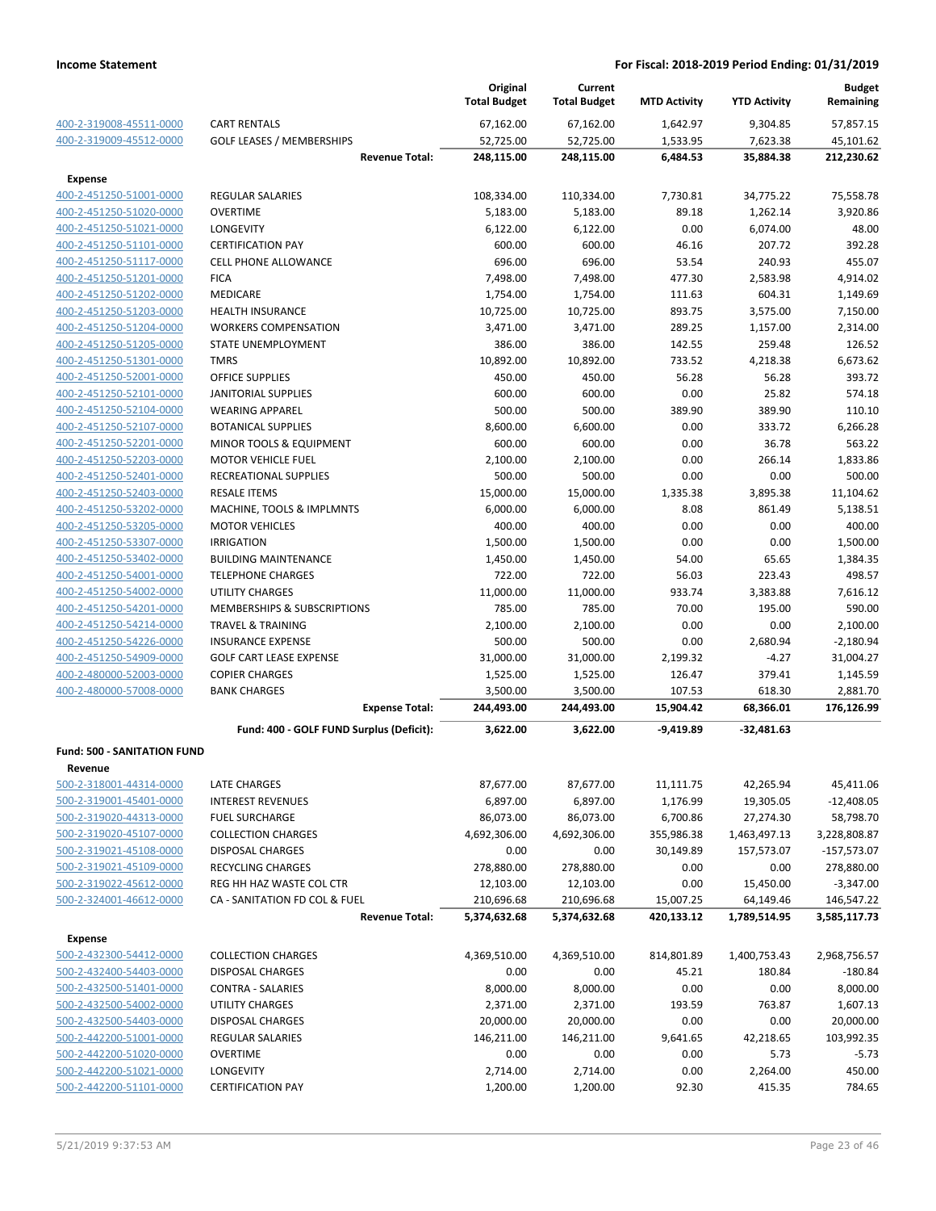**Income Statement** — For Fiscal: 2018-2019 Period Ending: 01/31/2019

| | | Original Total Budget | Current Total Budget | MTD Activity | YTD Activity | Budget Remaining |
|---|---|---|---|---|---|---|
| 400-2-319008-45511-0000 | CART RENTALS | 67,162.00 | 67,162.00 | 1,642.97 | 9,304.85 | 57,857.15 |
| 400-2-319009-45512-0000 | GOLF LEASES / MEMBERSHIPS | 52,725.00 | 52,725.00 | 1,533.95 | 7,623.38 | 45,101.62 |
| | **Revenue Total:** | **248,115.00** | **248,115.00** | **6,484.53** | **35,884.38** | **212,230.62** |
| **Expense** | | | | | | |
| 400-2-451250-51001-0000 | REGULAR SALARIES | 108,334.00 | 110,334.00 | 7,730.81 | 34,775.22 | 75,558.78 |
| 400-2-451250-51020-0000 | OVERTIME | 5,183.00 | 5,183.00 | 89.18 | 1,262.14 | 3,920.86 |
| 400-2-451250-51021-0000 | LONGEVITY | 6,122.00 | 6,122.00 | 0.00 | 6,074.00 | 48.00 |
| 400-2-451250-51101-0000 | CERTIFICATION PAY | 600.00 | 600.00 | 46.16 | 207.72 | 392.28 |
| 400-2-451250-51117-0000 | CELL PHONE ALLOWANCE | 696.00 | 696.00 | 53.54 | 240.93 | 455.07 |
| 400-2-451250-51201-0000 | FICA | 7,498.00 | 7,498.00 | 477.30 | 2,583.98 | 4,914.02 |
| 400-2-451250-51202-0000 | MEDICARE | 1,754.00 | 1,754.00 | 111.63 | 604.31 | 1,149.69 |
| 400-2-451250-51203-0000 | HEALTH INSURANCE | 10,725.00 | 10,725.00 | 893.75 | 3,575.00 | 7,150.00 |
| 400-2-451250-51204-0000 | WORKERS COMPENSATION | 3,471.00 | 3,471.00 | 289.25 | 1,157.00 | 2,314.00 |
| 400-2-451250-51205-0000 | STATE UNEMPLOYMENT | 386.00 | 386.00 | 142.55 | 259.48 | 126.52 |
| 400-2-451250-51301-0000 | TMRS | 10,892.00 | 10,892.00 | 733.52 | 4,218.38 | 6,673.62 |
| 400-2-451250-52001-0000 | OFFICE SUPPLIES | 450.00 | 450.00 | 56.28 | 56.28 | 393.72 |
| 400-2-451250-52101-0000 | JANITORIAL SUPPLIES | 600.00 | 600.00 | 0.00 | 25.82 | 574.18 |
| 400-2-451250-52104-0000 | WEARING APPAREL | 500.00 | 500.00 | 389.90 | 389.90 | 110.10 |
| 400-2-451250-52107-0000 | BOTANICAL SUPPLIES | 8,600.00 | 6,600.00 | 0.00 | 333.72 | 6,266.28 |
| 400-2-451250-52201-0000 | MINOR TOOLS & EQUIPMENT | 600.00 | 600.00 | 0.00 | 36.78 | 563.22 |
| 400-2-451250-52203-0000 | MOTOR VEHICLE FUEL | 2,100.00 | 2,100.00 | 0.00 | 266.14 | 1,833.86 |
| 400-2-451250-52401-0000 | RECREATIONAL SUPPLIES | 500.00 | 500.00 | 0.00 | 0.00 | 500.00 |
| 400-2-451250-52403-0000 | RESALE ITEMS | 15,000.00 | 15,000.00 | 1,335.38 | 3,895.38 | 11,104.62 |
| 400-2-451250-53202-0000 | MACHINE, TOOLS & IMPLMNTS | 6,000.00 | 6,000.00 | 8.08 | 861.49 | 5,138.51 |
| 400-2-451250-53205-0000 | MOTOR VEHICLES | 400.00 | 400.00 | 0.00 | 0.00 | 400.00 |
| 400-2-451250-53307-0000 | IRRIGATION | 1,500.00 | 1,500.00 | 0.00 | 0.00 | 1,500.00 |
| 400-2-451250-53402-0000 | BUILDING MAINTENANCE | 1,450.00 | 1,450.00 | 54.00 | 65.65 | 1,384.35 |
| 400-2-451250-54001-0000 | TELEPHONE CHARGES | 722.00 | 722.00 | 56.03 | 223.43 | 498.57 |
| 400-2-451250-54002-0000 | UTILITY CHARGES | 11,000.00 | 11,000.00 | 933.74 | 3,383.88 | 7,616.12 |
| 400-2-451250-54201-0000 | MEMBERSHIPS & SUBSCRIPTIONS | 785.00 | 785.00 | 70.00 | 195.00 | 590.00 |
| 400-2-451250-54214-0000 | TRAVEL & TRAINING | 2,100.00 | 2,100.00 | 0.00 | 0.00 | 2,100.00 |
| 400-2-451250-54226-0000 | INSURANCE EXPENSE | 500.00 | 500.00 | 0.00 | 2,680.94 | -2,180.94 |
| 400-2-451250-54909-0000 | GOLF CART LEASE EXPENSE | 31,000.00 | 31,000.00 | 2,199.32 | -4.27 | 31,004.27 |
| 400-2-480000-52003-0000 | COPIER CHARGES | 1,525.00 | 1,525.00 | 126.47 | 379.41 | 1,145.59 |
| 400-2-480000-57008-0000 | BANK CHARGES | 3,500.00 | 3,500.00 | 107.53 | 618.30 | 2,881.70 |
| | **Expense Total:** | **244,493.00** | **244,493.00** | **15,904.42** | **68,366.01** | **176,126.99** |
| | **Fund: 400 - GOLF FUND Surplus (Deficit):** | **3,622.00** | **3,622.00** | **-9,419.89** | **-32,481.63** | |
| **Fund: 500 - SANITATION FUND** | | | | | | |
| **Revenue** | | | | | | |
| 500-2-318001-44314-0000 | LATE CHARGES | 87,677.00 | 87,677.00 | 11,111.75 | 42,265.94 | 45,411.06 |
| 500-2-319001-45401-0000 | INTEREST REVENUES | 6,897.00 | 6,897.00 | 1,176.99 | 19,305.05 | -12,408.05 |
| 500-2-319020-44313-0000 | FUEL SURCHARGE | 86,073.00 | 86,073.00 | 6,700.86 | 27,274.30 | 58,798.70 |
| 500-2-319020-45107-0000 | COLLECTION CHARGES | 4,692,306.00 | 4,692,306.00 | 355,986.38 | 1,463,497.13 | 3,228,808.87 |
| 500-2-319021-45108-0000 | DISPOSAL CHARGES | 0.00 | 0.00 | 30,149.89 | 157,573.07 | -157,573.07 |
| 500-2-319021-45109-0000 | RECYCLING CHARGES | 278,880.00 | 278,880.00 | 0.00 | 0.00 | 278,880.00 |
| 500-2-319022-45612-0000 | REG HH HAZ WASTE COL CTR | 12,103.00 | 12,103.00 | 0.00 | 15,450.00 | -3,347.00 |
| 500-2-324001-46612-0000 | CA - SANITATION FD COL & FUEL | 210,696.68 | 210,696.68 | 15,007.25 | 64,149.46 | 146,547.22 |
| | **Revenue Total:** | **5,374,632.68** | **5,374,632.68** | **420,133.12** | **1,789,514.95** | **3,585,117.73** |
| **Expense** | | | | | | |
| 500-2-432300-54412-0000 | COLLECTION CHARGES | 4,369,510.00 | 4,369,510.00 | 814,801.89 | 1,400,753.43 | 2,968,756.57 |
| 500-2-432400-54403-0000 | DISPOSAL CHARGES | 0.00 | 0.00 | 45.21 | 180.84 | -180.84 |
| 500-2-432500-51401-0000 | CONTRA - SALARIES | 8,000.00 | 8,000.00 | 0.00 | 0.00 | 8,000.00 |
| 500-2-432500-54002-0000 | UTILITY CHARGES | 2,371.00 | 2,371.00 | 193.59 | 763.87 | 1,607.13 |
| 500-2-432500-54403-0000 | DISPOSAL CHARGES | 20,000.00 | 20,000.00 | 0.00 | 0.00 | 20,000.00 |
| 500-2-442200-51001-0000 | REGULAR SALARIES | 146,211.00 | 146,211.00 | 9,641.65 | 42,218.65 | 103,992.35 |
| 500-2-442200-51020-0000 | OVERTIME | 0.00 | 0.00 | 0.00 | 5.73 | -5.73 |
| 500-2-442200-51021-0000 | LONGEVITY | 2,714.00 | 2,714.00 | 0.00 | 2,264.00 | 450.00 |
| 500-2-442200-51101-0000 | CERTIFICATION PAY | 1,200.00 | 1,200.00 | 92.30 | 415.35 | 784.65 |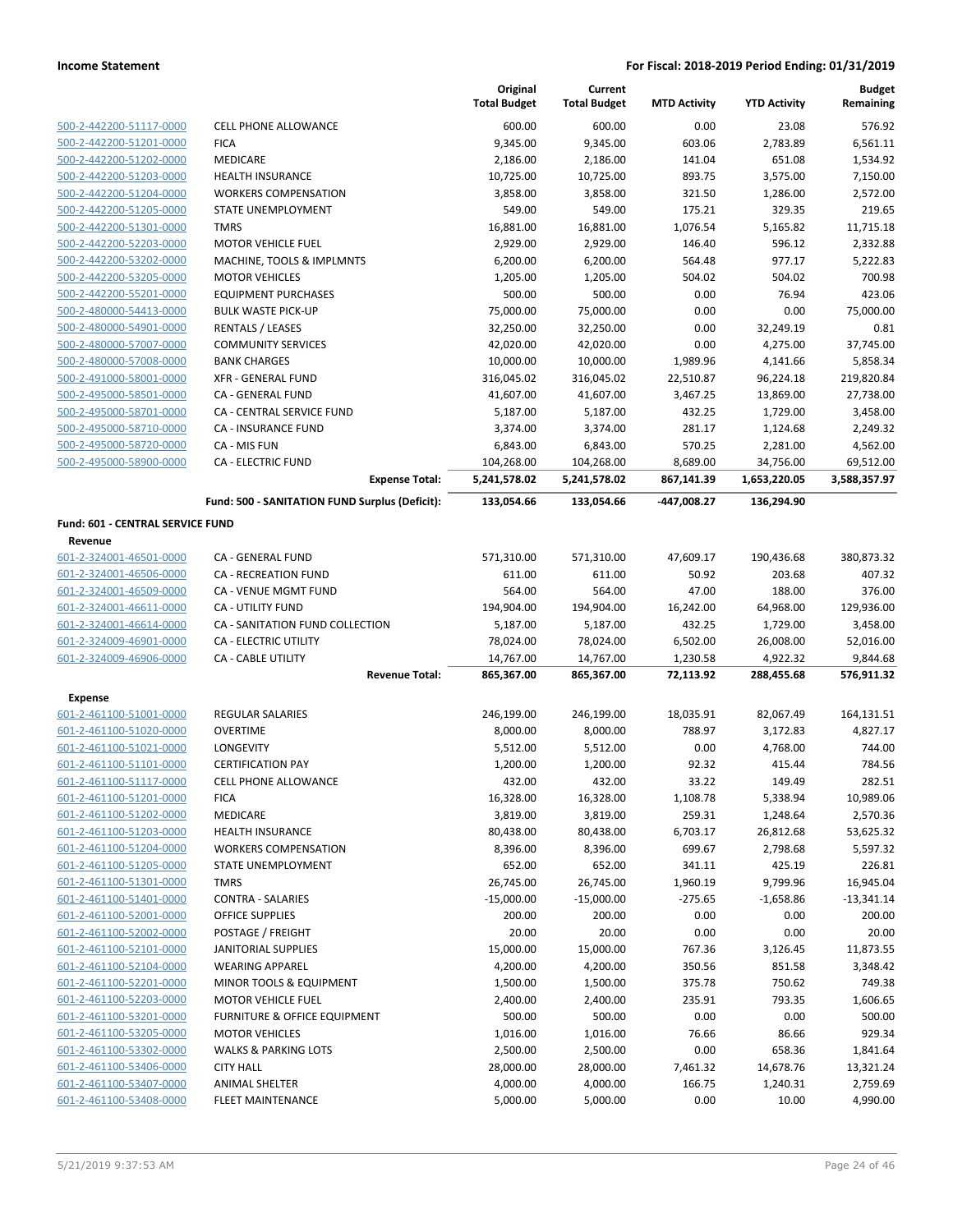**Income Statement** | **For Fiscal: 2018-2019 Period Ending: 01/31/2019**

| | | Original Total Budget | Current Total Budget | MTD Activity | YTD Activity | Budget Remaining |
|---|---|---|---|---|---|---|
| 500-2-442200-51117-0000 | CELL PHONE ALLOWANCE | 600.00 | 600.00 | 0.00 | 23.08 | 576.92 |
| 500-2-442200-51201-0000 | FICA | 9,345.00 | 9,345.00 | 603.06 | 2,783.89 | 6,561.11 |
| 500-2-442200-51202-0000 | MEDICARE | 2,186.00 | 2,186.00 | 141.04 | 651.08 | 1,534.92 |
| 500-2-442200-51203-0000 | HEALTH INSURANCE | 10,725.00 | 10,725.00 | 893.75 | 3,575.00 | 7,150.00 |
| 500-2-442200-51204-0000 | WORKERS COMPENSATION | 3,858.00 | 3,858.00 | 321.50 | 1,286.00 | 2,572.00 |
| 500-2-442200-51205-0000 | STATE UNEMPLOYMENT | 549.00 | 549.00 | 175.21 | 329.35 | 219.65 |
| 500-2-442200-51301-0000 | TMRS | 16,881.00 | 16,881.00 | 1,076.54 | 5,165.82 | 11,715.18 |
| 500-2-442200-52203-0000 | MOTOR VEHICLE FUEL | 2,929.00 | 2,929.00 | 146.40 | 596.12 | 2,332.88 |
| 500-2-442200-53202-0000 | MACHINE, TOOLS & IMPLMNTS | 6,200.00 | 6,200.00 | 564.48 | 977.17 | 5,222.83 |
| 500-2-442200-53205-0000 | MOTOR VEHICLES | 1,205.00 | 1,205.00 | 504.02 | 504.02 | 700.98 |
| 500-2-442200-55201-0000 | EQUIPMENT PURCHASES | 500.00 | 500.00 | 0.00 | 76.94 | 423.06 |
| 500-2-480000-54413-0000 | BULK WASTE PICK-UP | 75,000.00 | 75,000.00 | 0.00 | 0.00 | 75,000.00 |
| 500-2-480000-54901-0000 | RENTALS / LEASES | 32,250.00 | 32,250.00 | 0.00 | 32,249.19 | 0.81 |
| 500-2-480000-57007-0000 | COMMUNITY SERVICES | 42,020.00 | 42,020.00 | 0.00 | 4,275.00 | 37,745.00 |
| 500-2-480000-57008-0000 | BANK CHARGES | 10,000.00 | 10,000.00 | 1,989.96 | 4,141.66 | 5,858.34 |
| 500-2-491000-58001-0000 | XFR - GENERAL FUND | 316,045.02 | 316,045.02 | 22,510.87 | 96,224.18 | 219,820.84 |
| 500-2-495000-58501-0000 | CA - GENERAL FUND | 41,607.00 | 41,607.00 | 3,467.25 | 13,869.00 | 27,738.00 |
| 500-2-495000-58701-0000 | CA - CENTRAL SERVICE FUND | 5,187.00 | 5,187.00 | 432.25 | 1,729.00 | 3,458.00 |
| 500-2-495000-58710-0000 | CA - INSURANCE FUND | 3,374.00 | 3,374.00 | 281.17 | 1,124.68 | 2,249.32 |
| 500-2-495000-58720-0000 | CA - MIS FUN | 6,843.00 | 6,843.00 | 570.25 | 2,281.00 | 4,562.00 |
| 500-2-495000-58900-0000 | CA - ELECTRIC FUND | 104,268.00 | 104,268.00 | 8,689.00 | 34,756.00 | 69,512.00 |
| | **Expense Total:** | **5,241,578.02** | **5,241,578.02** | **867,141.39** | **1,653,220.05** | **3,588,357.97** |
| | **Fund: 500 - SANITATION FUND Surplus (Deficit):** | **133,054.66** | **133,054.66** | **-447,008.27** | **136,294.90** | |

**Fund: 601 - CENTRAL SERVICE FUND**

**Revenue**

| | | Original Total Budget | Current Total Budget | MTD Activity | YTD Activity | Budget Remaining |
|---|---|---|---|---|---|---|
| 601-2-324001-46501-0000 | CA - GENERAL FUND | 571,310.00 | 571,310.00 | 47,609.17 | 190,436.68 | 380,873.32 |
| 601-2-324001-46506-0000 | CA - RECREATION FUND | 611.00 | 611.00 | 50.92 | 203.68 | 407.32 |
| 601-2-324001-46509-0000 | CA - VENUE MGMT FUND | 564.00 | 564.00 | 47.00 | 188.00 | 376.00 |
| 601-2-324001-46611-0000 | CA - UTILITY FUND | 194,904.00 | 194,904.00 | 16,242.00 | 64,968.00 | 129,936.00 |
| 601-2-324001-46614-0000 | CA - SANITATION FUND COLLECTION | 5,187.00 | 5,187.00 | 432.25 | 1,729.00 | 3,458.00 |
| 601-2-324009-46901-0000 | CA - ELECTRIC UTILITY | 78,024.00 | 78,024.00 | 6,502.00 | 26,008.00 | 52,016.00 |
| 601-2-324009-46906-0000 | CA - CABLE UTILITY | 14,767.00 | 14,767.00 | 1,230.58 | 4,922.32 | 9,844.68 |
| | **Revenue Total:** | **865,367.00** | **865,367.00** | **72,113.92** | **288,455.68** | **576,911.32** |

**Expense**

| | | Original Total Budget | Current Total Budget | MTD Activity | YTD Activity | Budget Remaining |
|---|---|---|---|---|---|---|
| 601-2-461100-51001-0000 | REGULAR SALARIES | 246,199.00 | 246,199.00 | 18,035.91 | 82,067.49 | 164,131.51 |
| 601-2-461100-51020-0000 | OVERTIME | 8,000.00 | 8,000.00 | 788.97 | 3,172.83 | 4,827.17 |
| 601-2-461100-51021-0000 | LONGEVITY | 5,512.00 | 5,512.00 | 0.00 | 4,768.00 | 744.00 |
| 601-2-461100-51101-0000 | CERTIFICATION PAY | 1,200.00 | 1,200.00 | 92.32 | 415.44 | 784.56 |
| 601-2-461100-51117-0000 | CELL PHONE ALLOWANCE | 432.00 | 432.00 | 33.22 | 149.49 | 282.51 |
| 601-2-461100-51201-0000 | FICA | 16,328.00 | 16,328.00 | 1,108.78 | 5,338.94 | 10,989.06 |
| 601-2-461100-51202-0000 | MEDICARE | 3,819.00 | 3,819.00 | 259.31 | 1,248.64 | 2,570.36 |
| 601-2-461100-51203-0000 | HEALTH INSURANCE | 80,438.00 | 80,438.00 | 6,703.17 | 26,812.68 | 53,625.32 |
| 601-2-461100-51204-0000 | WORKERS COMPENSATION | 8,396.00 | 8,396.00 | 699.67 | 2,798.68 | 5,597.32 |
| 601-2-461100-51205-0000 | STATE UNEMPLOYMENT | 652.00 | 652.00 | 341.11 | 425.19 | 226.81 |
| 601-2-461100-51301-0000 | TMRS | 26,745.00 | 26,745.00 | 1,960.19 | 9,799.96 | 16,945.04 |
| 601-2-461100-51401-0000 | CONTRA - SALARIES | -15,000.00 | -15,000.00 | -275.65 | -1,658.86 | -13,341.14 |
| 601-2-461100-52001-0000 | OFFICE SUPPLIES | 200.00 | 200.00 | 0.00 | 0.00 | 200.00 |
| 601-2-461100-52002-0000 | POSTAGE / FREIGHT | 20.00 | 20.00 | 0.00 | 0.00 | 20.00 |
| 601-2-461100-52101-0000 | JANITORIAL SUPPLIES | 15,000.00 | 15,000.00 | 767.36 | 3,126.45 | 11,873.55 |
| 601-2-461100-52104-0000 | WEARING APPAREL | 4,200.00 | 4,200.00 | 350.56 | 851.58 | 3,348.42 |
| 601-2-461100-52201-0000 | MINOR TOOLS & EQUIPMENT | 1,500.00 | 1,500.00 | 375.78 | 750.62 | 749.38 |
| 601-2-461100-52203-0000 | MOTOR VEHICLE FUEL | 2,400.00 | 2,400.00 | 235.91 | 793.35 | 1,606.65 |
| 601-2-461100-53201-0000 | FURNITURE & OFFICE EQUIPMENT | 500.00 | 500.00 | 0.00 | 0.00 | 500.00 |
| 601-2-461100-53205-0000 | MOTOR VEHICLES | 1,016.00 | 1,016.00 | 76.66 | 86.66 | 929.34 |
| 601-2-461100-53302-0000 | WALKS & PARKING LOTS | 2,500.00 | 2,500.00 | 0.00 | 658.36 | 1,841.64 |
| 601-2-461100-53406-0000 | CITY HALL | 28,000.00 | 28,000.00 | 7,461.32 | 14,678.76 | 13,321.24 |
| 601-2-461100-53407-0000 | ANIMAL SHELTER | 4,000.00 | 4,000.00 | 166.75 | 1,240.31 | 2,759.69 |
| 601-2-461100-53408-0000 | FLEET MAINTENANCE | 5,000.00 | 5,000.00 | 0.00 | 10.00 | 4,990.00 |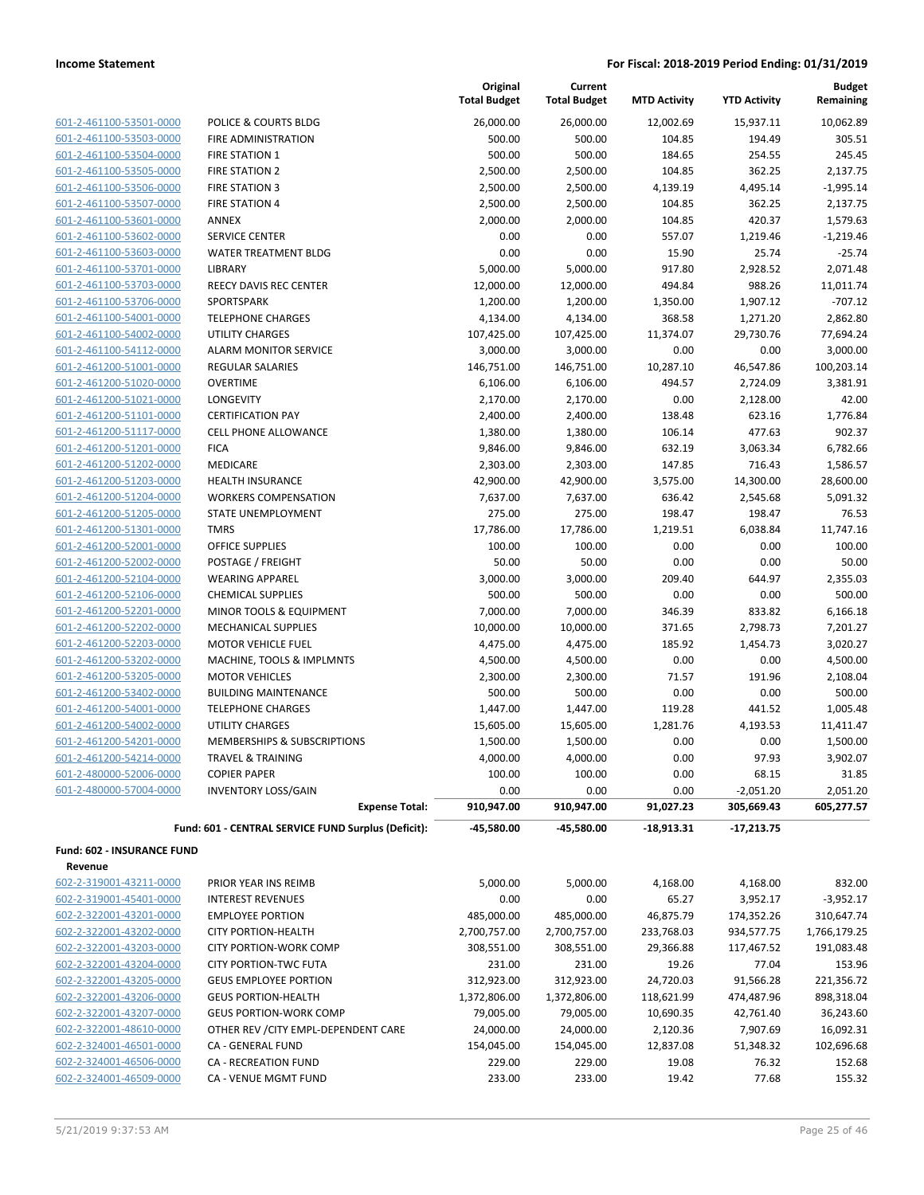**Income Statement** — For Fiscal: 2018-2019 Period Ending: 01/31/2019

| | | Original Total Budget | Current Total Budget | MTD Activity | YTD Activity | Budget Remaining |
|---|---|---|---|---|---|---|
| 601-2-461100-53501-0000 | POLICE & COURTS BLDG | 26,000.00 | 26,000.00 | 12,002.69 | 15,937.11 | 10,062.89 |
| 601-2-461100-53503-0000 | FIRE ADMINISTRATION | 500.00 | 500.00 | 104.85 | 194.49 | 305.51 |
| 601-2-461100-53504-0000 | FIRE STATION 1 | 500.00 | 500.00 | 184.65 | 254.55 | 245.45 |
| 601-2-461100-53505-0000 | FIRE STATION 2 | 2,500.00 | 2,500.00 | 104.85 | 362.25 | 2,137.75 |
| 601-2-461100-53506-0000 | FIRE STATION 3 | 2,500.00 | 2,500.00 | 4,139.19 | 4,495.14 | -1,995.14 |
| 601-2-461100-53507-0000 | FIRE STATION 4 | 2,500.00 | 2,500.00 | 104.85 | 362.25 | 2,137.75 |
| 601-2-461100-53601-0000 | ANNEX | 2,000.00 | 2,000.00 | 104.85 | 420.37 | 1,579.63 |
| 601-2-461100-53602-0000 | SERVICE CENTER | 0.00 | 0.00 | 557.07 | 1,219.46 | -1,219.46 |
| 601-2-461100-53603-0000 | WATER TREATMENT BLDG | 0.00 | 0.00 | 15.90 | 25.74 | -25.74 |
| 601-2-461100-53701-0000 | LIBRARY | 5,000.00 | 5,000.00 | 917.80 | 2,928.52 | 2,071.48 |
| 601-2-461100-53703-0000 | REECY DAVIS REC CENTER | 12,000.00 | 12,000.00 | 494.84 | 988.26 | 11,011.74 |
| 601-2-461100-53706-0000 | SPORTSPARK | 1,200.00 | 1,200.00 | 1,350.00 | 1,907.12 | -707.12 |
| 601-2-461100-54001-0000 | TELEPHONE CHARGES | 4,134.00 | 4,134.00 | 368.58 | 1,271.20 | 2,862.80 |
| 601-2-461100-54002-0000 | UTILITY CHARGES | 107,425.00 | 107,425.00 | 11,374.07 | 29,730.76 | 77,694.24 |
| 601-2-461100-54112-0000 | ALARM MONITOR SERVICE | 3,000.00 | 3,000.00 | 0.00 | 0.00 | 3,000.00 |
| 601-2-461200-51001-0000 | REGULAR SALARIES | 146,751.00 | 146,751.00 | 10,287.10 | 46,547.86 | 100,203.14 |
| 601-2-461200-51020-0000 | OVERTIME | 6,106.00 | 6,106.00 | 494.57 | 2,724.09 | 3,381.91 |
| 601-2-461200-51021-0000 | LONGEVITY | 2,170.00 | 2,170.00 | 0.00 | 2,128.00 | 42.00 |
| 601-2-461200-51101-0000 | CERTIFICATION PAY | 2,400.00 | 2,400.00 | 138.48 | 623.16 | 1,776.84 |
| 601-2-461200-51117-0000 | CELL PHONE ALLOWANCE | 1,380.00 | 1,380.00 | 106.14 | 477.63 | 902.37 |
| 601-2-461200-51201-0000 | FICA | 9,846.00 | 9,846.00 | 632.19 | 3,063.34 | 6,782.66 |
| 601-2-461200-51202-0000 | MEDICARE | 2,303.00 | 2,303.00 | 147.85 | 716.43 | 1,586.57 |
| 601-2-461200-51203-0000 | HEALTH INSURANCE | 42,900.00 | 42,900.00 | 3,575.00 | 14,300.00 | 28,600.00 |
| 601-2-461200-51204-0000 | WORKERS COMPENSATION | 7,637.00 | 7,637.00 | 636.42 | 2,545.68 | 5,091.32 |
| 601-2-461200-51205-0000 | STATE UNEMPLOYMENT | 275.00 | 275.00 | 198.47 | 198.47 | 76.53 |
| 601-2-461200-51301-0000 | TMRS | 17,786.00 | 17,786.00 | 1,219.51 | 6,038.84 | 11,747.16 |
| 601-2-461200-52001-0000 | OFFICE SUPPLIES | 100.00 | 100.00 | 0.00 | 0.00 | 100.00 |
| 601-2-461200-52002-0000 | POSTAGE / FREIGHT | 50.00 | 50.00 | 0.00 | 0.00 | 50.00 |
| 601-2-461200-52104-0000 | WEARING APPAREL | 3,000.00 | 3,000.00 | 209.40 | 644.97 | 2,355.03 |
| 601-2-461200-52106-0000 | CHEMICAL SUPPLIES | 500.00 | 500.00 | 0.00 | 0.00 | 500.00 |
| 601-2-461200-52201-0000 | MINOR TOOLS & EQUIPMENT | 7,000.00 | 7,000.00 | 346.39 | 833.82 | 6,166.18 |
| 601-2-461200-52202-0000 | MECHANICAL SUPPLIES | 10,000.00 | 10,000.00 | 371.65 | 2,798.73 | 7,201.27 |
| 601-2-461200-52203-0000 | MOTOR VEHICLE FUEL | 4,475.00 | 4,475.00 | 185.92 | 1,454.73 | 3,020.27 |
| 601-2-461200-53202-0000 | MACHINE, TOOLS & IMPLMNTS | 4,500.00 | 4,500.00 | 0.00 | 0.00 | 4,500.00 |
| 601-2-461200-53205-0000 | MOTOR VEHICLES | 2,300.00 | 2,300.00 | 71.57 | 191.96 | 2,108.04 |
| 601-2-461200-53402-0000 | BUILDING MAINTENANCE | 500.00 | 500.00 | 0.00 | 0.00 | 500.00 |
| 601-2-461200-54001-0000 | TELEPHONE CHARGES | 1,447.00 | 1,447.00 | 119.28 | 441.52 | 1,005.48 |
| 601-2-461200-54002-0000 | UTILITY CHARGES | 15,605.00 | 15,605.00 | 1,281.76 | 4,193.53 | 11,411.47 |
| 601-2-461200-54201-0000 | MEMBERSHIPS & SUBSCRIPTIONS | 1,500.00 | 1,500.00 | 0.00 | 0.00 | 1,500.00 |
| 601-2-461200-54214-0000 | TRAVEL & TRAINING | 4,000.00 | 4,000.00 | 0.00 | 97.93 | 3,902.07 |
| 601-2-480000-52006-0000 | COPIER PAPER | 100.00 | 100.00 | 0.00 | 68.15 | 31.85 |
| 601-2-480000-57004-0000 | INVENTORY LOSS/GAIN | 0.00 | 0.00 | 0.00 | -2,051.20 | 2,051.20 |
| | **Expense Total:** | **910,947.00** | **910,947.00** | **91,027.23** | **305,669.43** | **605,277.57** |
| | **Fund: 601 - CENTRAL SERVICE FUND Surplus (Deficit):** | **-45,580.00** | **-45,580.00** | **-18,913.31** | **-17,213.75** | |

**Fund: 602 - INSURANCE FUND**

**Revenue**

| | | Original Total Budget | Current Total Budget | MTD Activity | YTD Activity | Budget Remaining |
|---|---|---|---|---|---|---|
| 602-2-319001-43211-0000 | PRIOR YEAR INS REIMB | 5,000.00 | 5,000.00 | 4,168.00 | 4,168.00 | 832.00 |
| 602-2-319001-45401-0000 | INTEREST REVENUES | 0.00 | 0.00 | 65.27 | 3,952.17 | -3,952.17 |
| 602-2-322001-43201-0000 | EMPLOYEE PORTION | 485,000.00 | 485,000.00 | 46,875.79 | 174,352.26 | 310,647.74 |
| 602-2-322001-43202-0000 | CITY PORTION-HEALTH | 2,700,757.00 | 2,700,757.00 | 233,768.03 | 934,577.75 | 1,766,179.25 |
| 602-2-322001-43203-0000 | CITY PORTION-WORK COMP | 308,551.00 | 308,551.00 | 29,366.88 | 117,467.52 | 191,083.48 |
| 602-2-322001-43204-0000 | CITY PORTION-TWC FUTA | 231.00 | 231.00 | 19.26 | 77.04 | 153.96 |
| 602-2-322001-43205-0000 | GEUS EMPLOYEE PORTION | 312,923.00 | 312,923.00 | 24,720.03 | 91,566.28 | 221,356.72 |
| 602-2-322001-43206-0000 | GEUS PORTION-HEALTH | 1,372,806.00 | 1,372,806.00 | 118,621.99 | 474,487.96 | 898,318.04 |
| 602-2-322001-43207-0000 | GEUS PORTION-WORK COMP | 79,005.00 | 79,005.00 | 10,690.35 | 42,761.40 | 36,243.60 |
| 602-2-322001-48610-0000 | OTHER REV /CITY EMPL-DEPENDENT CARE | 24,000.00 | 24,000.00 | 2,120.36 | 7,907.69 | 16,092.31 |
| 602-2-324001-46501-0000 | CA - GENERAL FUND | 154,045.00 | 154,045.00 | 12,837.08 | 51,348.32 | 102,696.68 |
| 602-2-324001-46506-0000 | CA - RECREATION FUND | 229.00 | 229.00 | 19.08 | 76.32 | 152.68 |
| 602-2-324001-46509-0000 | CA - VENUE MGMT FUND | 233.00 | 233.00 | 19.42 | 77.68 | 155.32 |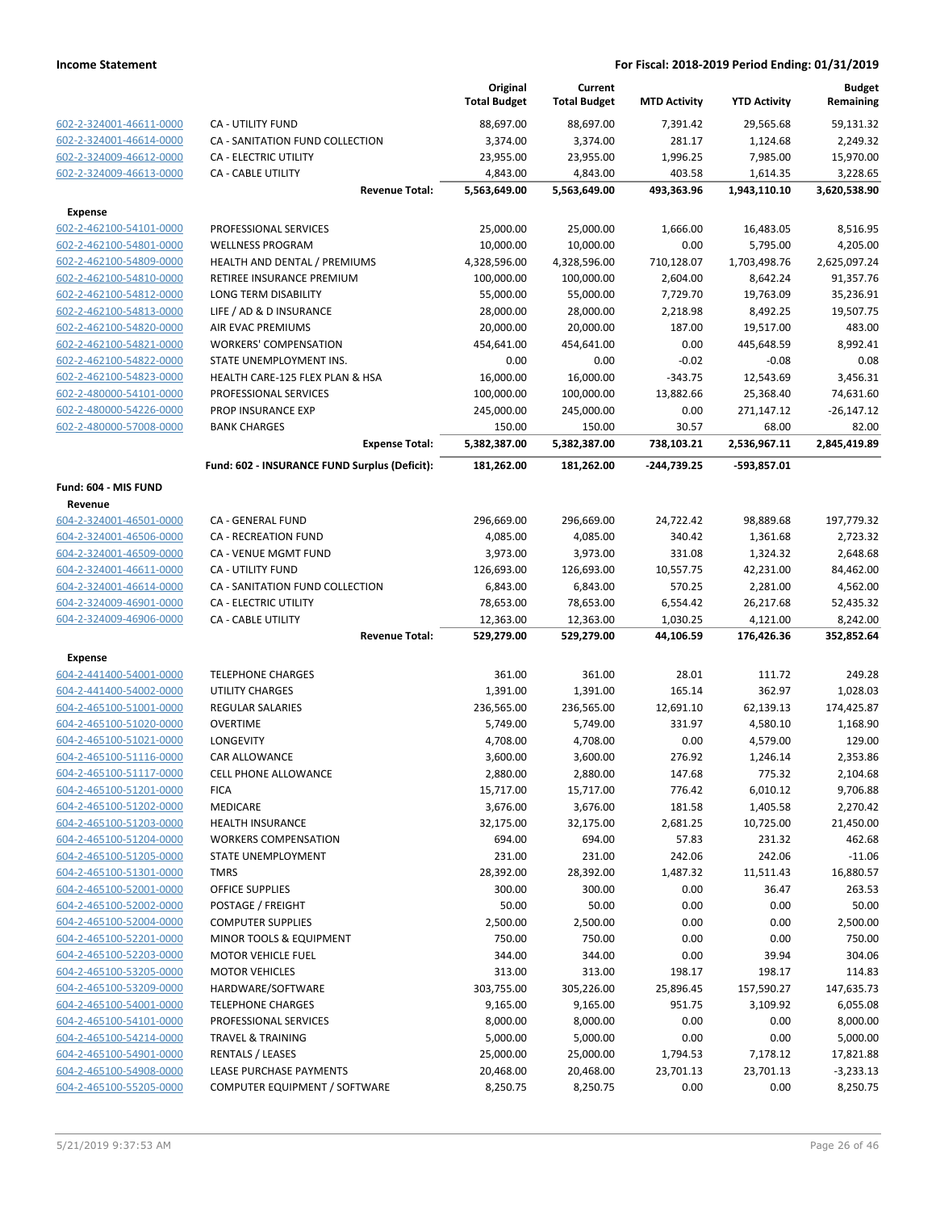| | | Original Total Budget | Current Total Budget | MTD Activity | YTD Activity | Budget Remaining |
|---|---|---|---|---|---|---|
| 602-2-324001-46611-0000 | CA - UTILITY FUND | 88,697.00 | 88,697.00 | 7,391.42 | 29,565.68 | 59,131.32 |
| 602-2-324001-46614-0000 | CA - SANITATION FUND COLLECTION | 3,374.00 | 3,374.00 | 281.17 | 1,124.68 | 2,249.32 |
| 602-2-324009-46612-0000 | CA - ELECTRIC UTILITY | 23,955.00 | 23,955.00 | 1,996.25 | 7,985.00 | 15,970.00 |
| 602-2-324009-46613-0000 | CA - CABLE UTILITY | 4,843.00 | 4,843.00 | 403.58 | 1,614.35 | 3,228.65 |
| | **Revenue Total:** | **5,563,649.00** | **5,563,649.00** | **493,363.96** | **1,943,110.10** | **3,620,538.90** |
| **Expense** | | | | | | |
| 602-2-462100-54101-0000 | PROFESSIONAL SERVICES | 25,000.00 | 25,000.00 | 1,666.00 | 16,483.05 | 8,516.95 |
| 602-2-462100-54801-0000 | WELLNESS PROGRAM | 10,000.00 | 10,000.00 | 0.00 | 5,795.00 | 4,205.00 |
| 602-2-462100-54809-0000 | HEALTH AND DENTAL / PREMIUMS | 4,328,596.00 | 4,328,596.00 | 710,128.07 | 1,703,498.76 | 2,625,097.24 |
| 602-2-462100-54810-0000 | RETIREE INSURANCE PREMIUM | 100,000.00 | 100,000.00 | 2,604.00 | 8,642.24 | 91,357.76 |
| 602-2-462100-54812-0000 | LONG TERM DISABILITY | 55,000.00 | 55,000.00 | 7,729.70 | 19,763.09 | 35,236.91 |
| 602-2-462100-54813-0000 | LIFE / AD & D INSURANCE | 28,000.00 | 28,000.00 | 2,218.98 | 8,492.25 | 19,507.75 |
| 602-2-462100-54820-0000 | AIR EVAC PREMIUMS | 20,000.00 | 20,000.00 | 187.00 | 19,517.00 | 483.00 |
| 602-2-462100-54821-0000 | WORKERS' COMPENSATION | 454,641.00 | 454,641.00 | 0.00 | 445,648.59 | 8,992.41 |
| 602-2-462100-54822-0000 | STATE UNEMPLOYMENT INS. | 0.00 | 0.00 | -0.02 | -0.08 | 0.08 |
| 602-2-462100-54823-0000 | HEALTH CARE-125 FLEX PLAN & HSA | 16,000.00 | 16,000.00 | -343.75 | 12,543.69 | 3,456.31 |
| 602-2-480000-54101-0000 | PROFESSIONAL SERVICES | 100,000.00 | 100,000.00 | 13,882.66 | 25,368.40 | 74,631.60 |
| 602-2-480000-54226-0000 | PROP INSURANCE EXP | 245,000.00 | 245,000.00 | 0.00 | 271,147.12 | -26,147.12 |
| 602-2-480000-57008-0000 | BANK CHARGES | 150.00 | 150.00 | 30.57 | 68.00 | 82.00 |
| | **Expense Total:** | **5,382,387.00** | **5,382,387.00** | **738,103.21** | **2,536,967.11** | **2,845,419.89** |
| | **Fund: 602 - INSURANCE FUND Surplus (Deficit):** | **181,262.00** | **181,262.00** | **-244,739.25** | **-593,857.01** | |
| **Fund: 604 - MIS FUND** | | | | | | |
| **Revenue** | | | | | | |
| 604-2-324001-46501-0000 | CA - GENERAL FUND | 296,669.00 | 296,669.00 | 24,722.42 | 98,889.68 | 197,779.32 |
| 604-2-324001-46506-0000 | CA - RECREATION FUND | 4,085.00 | 4,085.00 | 340.42 | 1,361.68 | 2,723.32 |
| 604-2-324001-46509-0000 | CA - VENUE MGMT FUND | 3,973.00 | 3,973.00 | 331.08 | 1,324.32 | 2,648.68 |
| 604-2-324001-46611-0000 | CA - UTILITY FUND | 126,693.00 | 126,693.00 | 10,557.75 | 42,231.00 | 84,462.00 |
| 604-2-324001-46614-0000 | CA - SANITATION FUND COLLECTION | 6,843.00 | 6,843.00 | 570.25 | 2,281.00 | 4,562.00 |
| 604-2-324009-46901-0000 | CA - ELECTRIC UTILITY | 78,653.00 | 78,653.00 | 6,554.42 | 26,217.68 | 52,435.32 |
| 604-2-324009-46906-0000 | CA - CABLE UTILITY | 12,363.00 | 12,363.00 | 1,030.25 | 4,121.00 | 8,242.00 |
| | **Revenue Total:** | **529,279.00** | **529,279.00** | **44,106.59** | **176,426.36** | **352,852.64** |
| **Expense** | | | | | | |
| 604-2-441400-54001-0000 | TELEPHONE CHARGES | 361.00 | 361.00 | 28.01 | 111.72 | 249.28 |
| 604-2-441400-54002-0000 | UTILITY CHARGES | 1,391.00 | 1,391.00 | 165.14 | 362.97 | 1,028.03 |
| 604-2-465100-51001-0000 | REGULAR SALARIES | 236,565.00 | 236,565.00 | 12,691.10 | 62,139.13 | 174,425.87 |
| 604-2-465100-51020-0000 | OVERTIME | 5,749.00 | 5,749.00 | 331.97 | 4,580.10 | 1,168.90 |
| 604-2-465100-51021-0000 | LONGEVITY | 4,708.00 | 4,708.00 | 0.00 | 4,579.00 | 129.00 |
| 604-2-465100-51116-0000 | CAR ALLOWANCE | 3,600.00 | 3,600.00 | 276.92 | 1,246.14 | 2,353.86 |
| 604-2-465100-51117-0000 | CELL PHONE ALLOWANCE | 2,880.00 | 2,880.00 | 147.68 | 775.32 | 2,104.68 |
| 604-2-465100-51201-0000 | FICA | 15,717.00 | 15,717.00 | 776.42 | 6,010.12 | 9,706.88 |
| 604-2-465100-51202-0000 | MEDICARE | 3,676.00 | 3,676.00 | 181.58 | 1,405.58 | 2,270.42 |
| 604-2-465100-51203-0000 | HEALTH INSURANCE | 32,175.00 | 32,175.00 | 2,681.25 | 10,725.00 | 21,450.00 |
| 604-2-465100-51204-0000 | WORKERS COMPENSATION | 694.00 | 694.00 | 57.83 | 231.32 | 462.68 |
| 604-2-465100-51205-0000 | STATE UNEMPLOYMENT | 231.00 | 231.00 | 242.06 | 242.06 | -11.06 |
| 604-2-465100-51301-0000 | TMRS | 28,392.00 | 28,392.00 | 1,487.32 | 11,511.43 | 16,880.57 |
| 604-2-465100-52001-0000 | OFFICE SUPPLIES | 300.00 | 300.00 | 0.00 | 36.47 | 263.53 |
| 604-2-465100-52002-0000 | POSTAGE / FREIGHT | 50.00 | 50.00 | 0.00 | 0.00 | 50.00 |
| 604-2-465100-52004-0000 | COMPUTER SUPPLIES | 2,500.00 | 2,500.00 | 0.00 | 0.00 | 2,500.00 |
| 604-2-465100-52201-0000 | MINOR TOOLS & EQUIPMENT | 750.00 | 750.00 | 0.00 | 0.00 | 750.00 |
| 604-2-465100-52203-0000 | MOTOR VEHICLE FUEL | 344.00 | 344.00 | 0.00 | 39.94 | 304.06 |
| 604-2-465100-53205-0000 | MOTOR VEHICLES | 313.00 | 313.00 | 198.17 | 198.17 | 114.83 |
| 604-2-465100-53209-0000 | HARDWARE/SOFTWARE | 303,755.00 | 305,226.00 | 25,896.45 | 157,590.27 | 147,635.73 |
| 604-2-465100-54001-0000 | TELEPHONE CHARGES | 9,165.00 | 9,165.00 | 951.75 | 3,109.92 | 6,055.08 |
| 604-2-465100-54101-0000 | PROFESSIONAL SERVICES | 8,000.00 | 8,000.00 | 0.00 | 0.00 | 8,000.00 |
| 604-2-465100-54214-0000 | TRAVEL & TRAINING | 5,000.00 | 5,000.00 | 0.00 | 0.00 | 5,000.00 |
| 604-2-465100-54901-0000 | RENTALS / LEASES | 25,000.00 | 25,000.00 | 1,794.53 | 7,178.12 | 17,821.88 |
| 604-2-465100-54908-0000 | LEASE PURCHASE PAYMENTS | 20,468.00 | 20,468.00 | 23,701.13 | 23,701.13 | -3,233.13 |
| 604-2-465100-55205-0000 | COMPUTER EQUIPMENT / SOFTWARE | 8,250.75 | 8,250.75 | 0.00 | 0.00 | 8,250.75 |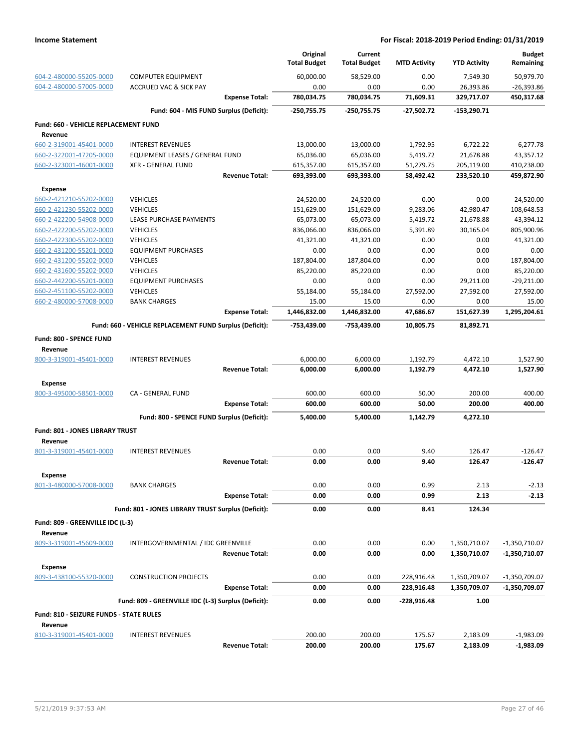**Income Statement** — **For Fiscal: 2018-2019 Period Ending: 01/31/2019**

| | | Original Total Budget | Current Total Budget | MTD Activity | YTD Activity | Budget Remaining |
|---|---|---|---|---|---|---|
| 604-2-480000-55205-0000 | COMPUTER EQUIPMENT | 60,000.00 | 58,529.00 | 0.00 | 7,549.30 | 50,979.70 |
| 604-2-480000-57005-0000 | ACCRUED VAC & SICK PAY | 0.00 | 0.00 | 0.00 | 26,393.86 | -26,393.86 |
| | **Expense Total:** | **780,034.75** | **780,034.75** | **71,609.31** | **329,717.07** | **450,317.68** |
| | **Fund: 604 - MIS FUND Surplus (Deficit):** | **-250,755.75** | **-250,755.75** | **-27,502.72** | **-153,290.71** | |
| **Fund: 660 - VEHICLE REPLACEMENT FUND** | | | | | | |
| **Revenue** | | | | | | |
| 660-2-319001-45401-0000 | INTEREST REVENUES | 13,000.00 | 13,000.00 | 1,792.95 | 6,722.22 | 6,277.78 |
| 660-2-322001-47205-0000 | EQUIPMENT LEASES / GENERAL FUND | 65,036.00 | 65,036.00 | 5,419.72 | 21,678.88 | 43,357.12 |
| 660-2-323001-46001-0000 | XFR - GENERAL FUND | 615,357.00 | 615,357.00 | 51,279.75 | 205,119.00 | 410,238.00 |
| | **Revenue Total:** | **693,393.00** | **693,393.00** | **58,492.42** | **233,520.10** | **459,872.90** |
| **Expense** | | | | | | |
| 660-2-421210-55202-0000 | VEHICLES | 24,520.00 | 24,520.00 | 0.00 | 0.00 | 24,520.00 |
| 660-2-421230-55202-0000 | VEHICLES | 151,629.00 | 151,629.00 | 9,283.06 | 42,980.47 | 108,648.53 |
| 660-2-422200-54908-0000 | LEASE PURCHASE PAYMENTS | 65,073.00 | 65,073.00 | 5,419.72 | 21,678.88 | 43,394.12 |
| 660-2-422200-55202-0000 | VEHICLES | 836,066.00 | 836,066.00 | 5,391.89 | 30,165.04 | 805,900.96 |
| 660-2-422300-55202-0000 | VEHICLES | 41,321.00 | 41,321.00 | 0.00 | 0.00 | 41,321.00 |
| 660-2-431200-55201-0000 | EQUIPMENT PURCHASES | 0.00 | 0.00 | 0.00 | 0.00 | 0.00 |
| 660-2-431200-55202-0000 | VEHICLES | 187,804.00 | 187,804.00 | 0.00 | 0.00 | 187,804.00 |
| 660-2-431600-55202-0000 | VEHICLES | 85,220.00 | 85,220.00 | 0.00 | 0.00 | 85,220.00 |
| 660-2-442200-55201-0000 | EQUIPMENT PURCHASES | 0.00 | 0.00 | 0.00 | 29,211.00 | -29,211.00 |
| 660-2-451100-55202-0000 | VEHICLES | 55,184.00 | 55,184.00 | 27,592.00 | 27,592.00 | 27,592.00 |
| 660-2-480000-57008-0000 | BANK CHARGES | 15.00 | 15.00 | 0.00 | 0.00 | 15.00 |
| | **Expense Total:** | **1,446,832.00** | **1,446,832.00** | **47,686.67** | **151,627.39** | **1,295,204.61** |
| | **Fund: 660 - VEHICLE REPLACEMENT FUND Surplus (Deficit):** | **-753,439.00** | **-753,439.00** | **10,805.75** | **81,892.71** | |
| **Fund: 800 - SPENCE FUND** | | | | | | |
| **Revenue** | | | | | | |
| 800-3-319001-45401-0000 | INTEREST REVENUES | 6,000.00 | 6,000.00 | 1,192.79 | 4,472.10 | 1,527.90 |
| | **Revenue Total:** | **6,000.00** | **6,000.00** | **1,192.79** | **4,472.10** | **1,527.90** |
| **Expense** | | | | | | |
| 800-3-495000-58501-0000 | CA - GENERAL FUND | 600.00 | 600.00 | 50.00 | 200.00 | 400.00 |
| | **Expense Total:** | **600.00** | **600.00** | **50.00** | **200.00** | **400.00** |
| | **Fund: 800 - SPENCE FUND Surplus (Deficit):** | **5,400.00** | **5,400.00** | **1,142.79** | **4,272.10** | |
| **Fund: 801 - JONES LIBRARY TRUST** | | | | | | |
| **Revenue** | | | | | | |
| 801-3-319001-45401-0000 | INTEREST REVENUES | 0.00 | 0.00 | 9.40 | 126.47 | -126.47 |
| | **Revenue Total:** | **0.00** | **0.00** | **9.40** | **126.47** | **-126.47** |
| **Expense** | | | | | | |
| 801-3-480000-57008-0000 | BANK CHARGES | 0.00 | 0.00 | 0.99 | 2.13 | -2.13 |
| | **Expense Total:** | **0.00** | **0.00** | **0.99** | **2.13** | **-2.13** |
| | **Fund: 801 - JONES LIBRARY TRUST Surplus (Deficit):** | **0.00** | **0.00** | **8.41** | **124.34** | |
| **Fund: 809 - GREENVILLE IDC (L-3)** | | | | | | |
| **Revenue** | | | | | | |
| 809-3-319001-45609-0000 | INTERGOVERNMENTAL / IDC GREENVILLE | 0.00 | 0.00 | 0.00 | 1,350,710.07 | -1,350,710.07 |
| | **Revenue Total:** | **0.00** | **0.00** | **0.00** | **1,350,710.07** | **-1,350,710.07** |
| **Expense** | | | | | | |
| 809-3-438100-55320-0000 | CONSTRUCTION PROJECTS | 0.00 | 0.00 | 228,916.48 | 1,350,709.07 | -1,350,709.07 |
| | **Expense Total:** | **0.00** | **0.00** | **228,916.48** | **1,350,709.07** | **-1,350,709.07** |
| | **Fund: 809 - GREENVILLE IDC (L-3) Surplus (Deficit):** | **0.00** | **0.00** | **-228,916.48** | **1.00** | |
| **Fund: 810 - SEIZURE FUNDS - STATE RULES** | | | | | | |
| **Revenue** | | | | | | |
| 810-3-319001-45401-0000 | INTEREST REVENUES | 200.00 | 200.00 | 175.67 | 2,183.09 | -1,983.09 |
| | **Revenue Total:** | **200.00** | **200.00** | **175.67** | **2,183.09** | **-1,983.09** |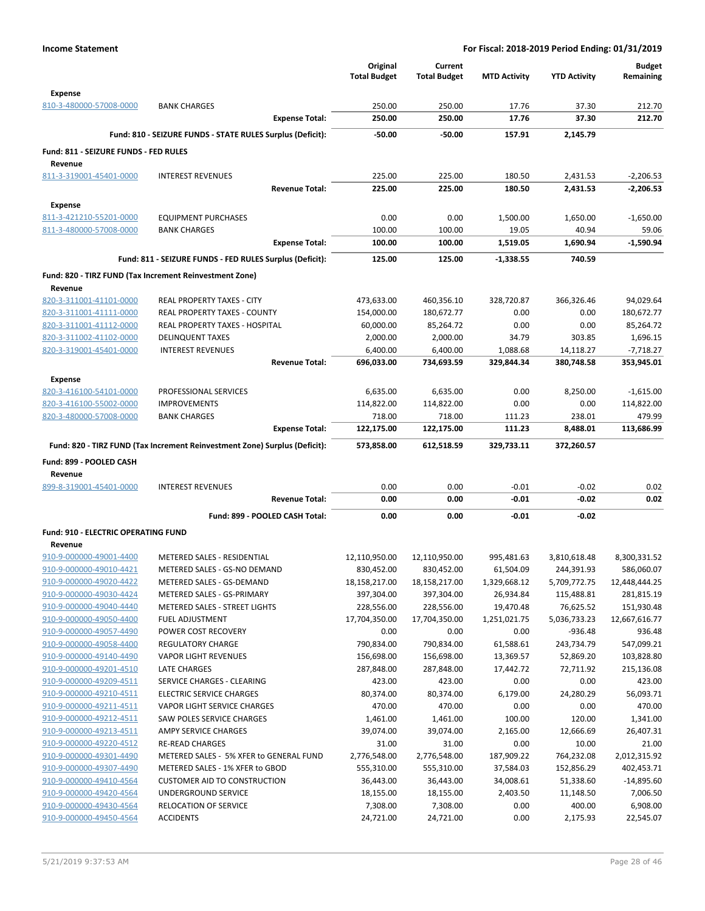**Income Statement** — **For Fiscal: 2018-2019 Period Ending: 01/31/2019**

| | | Original Total Budget | Current Total Budget | MTD Activity | YTD Activity | Budget Remaining |
|---|---|---|---|---|---|---|
| **Expense** | | | | | | |
| 810-3-480000-57008-0000 | BANK CHARGES | 250.00 | 250.00 | 17.76 | 37.30 | 212.70 |
| | **Expense Total:** | **250.00** | **250.00** | **17.76** | **37.30** | **212.70** |
| | **Fund: 810 - SEIZURE FUNDS - STATE RULES Surplus (Deficit):** | **-50.00** | **-50.00** | **157.91** | **2,145.79** | |
| **Fund: 811 - SEIZURE FUNDS - FED RULES** | | | | | | |
| **Revenue** | | | | | | |
| 811-3-319001-45401-0000 | INTEREST REVENUES | 225.00 | 225.00 | 180.50 | 2,431.53 | -2,206.53 |
| | **Revenue Total:** | **225.00** | **225.00** | **180.50** | **2,431.53** | **-2,206.53** |
| **Expense** | | | | | | |
| 811-3-421210-55201-0000 | EQUIPMENT PURCHASES | 0.00 | 0.00 | 1,500.00 | 1,650.00 | -1,650.00 |
| 811-3-480000-57008-0000 | BANK CHARGES | 100.00 | 100.00 | 19.05 | 40.94 | 59.06 |
| | **Expense Total:** | **100.00** | **100.00** | **1,519.05** | **1,690.94** | **-1,590.94** |
| | **Fund: 811 - SEIZURE FUNDS - FED RULES Surplus (Deficit):** | **125.00** | **125.00** | **-1,338.55** | **740.59** | |
| **Fund: 820 - TIRZ FUND (Tax Increment Reinvestment Zone)** | | | | | | |
| **Revenue** | | | | | | |
| 820-3-311001-41101-0000 | REAL PROPERTY TAXES - CITY | 473,633.00 | 460,356.10 | 328,720.87 | 366,326.46 | 94,029.64 |
| 820-3-311001-41111-0000 | REAL PROPERTY TAXES - COUNTY | 154,000.00 | 180,672.77 | 0.00 | 0.00 | 180,672.77 |
| 820-3-311001-41112-0000 | REAL PROPERTY TAXES - HOSPITAL | 60,000.00 | 85,264.72 | 0.00 | 0.00 | 85,264.72 |
| 820-3-311002-41102-0000 | DELINQUENT TAXES | 2,000.00 | 2,000.00 | 34.79 | 303.85 | 1,696.15 |
| 820-3-319001-45401-0000 | INTEREST REVENUES | 6,400.00 | 6,400.00 | 1,088.68 | 14,118.27 | -7,718.27 |
| | **Revenue Total:** | **696,033.00** | **734,693.59** | **329,844.34** | **380,748.58** | **353,945.01** |
| **Expense** | | | | | | |
| 820-3-416100-54101-0000 | PROFESSIONAL SERVICES | 6,635.00 | 6,635.00 | 0.00 | 8,250.00 | -1,615.00 |
| 820-3-416100-55002-0000 | IMPROVEMENTS | 114,822.00 | 114,822.00 | 0.00 | 0.00 | 114,822.00 |
| 820-3-480000-57008-0000 | BANK CHARGES | 718.00 | 718.00 | 111.23 | 238.01 | 479.99 |
| | **Expense Total:** | **122,175.00** | **122,175.00** | **111.23** | **8,488.01** | **113,686.99** |
| | **Fund: 820 - TIRZ FUND (Tax Increment Reinvestment Zone) Surplus (Deficit):** | **573,858.00** | **612,518.59** | **329,733.11** | **372,260.57** | |
| **Fund: 899 - POOLED CASH** | | | | | | |
| **Revenue** | | | | | | |
| 899-8-319001-45401-0000 | INTEREST REVENUES | 0.00 | 0.00 | -0.01 | -0.02 | 0.02 |
| | **Revenue Total:** | **0.00** | **0.00** | **-0.01** | **-0.02** | **0.02** |
| | **Fund: 899 - POOLED CASH Total:** | **0.00** | **0.00** | **-0.01** | **-0.02** | |
| **Fund: 910 - ELECTRIC OPERATING FUND** | | | | | | |
| **Revenue** | | | | | | |
| 910-9-000000-49001-4400 | METERED SALES - RESIDENTIAL | 12,110,950.00 | 12,110,950.00 | 995,481.63 | 3,810,618.48 | 8,300,331.52 |
| 910-9-000000-49010-4421 | METERED SALES - GS-NO DEMAND | 830,452.00 | 830,452.00 | 61,504.09 | 244,391.93 | 586,060.07 |
| 910-9-000000-49020-4422 | METERED SALES - GS-DEMAND | 18,158,217.00 | 18,158,217.00 | 1,329,668.12 | 5,709,772.75 | 12,448,444.25 |
| 910-9-000000-49030-4424 | METERED SALES - GS-PRIMARY | 397,304.00 | 397,304.00 | 26,934.84 | 115,488.81 | 281,815.19 |
| 910-9-000000-49040-4440 | METERED SALES - STREET LIGHTS | 228,556.00 | 228,556.00 | 19,470.48 | 76,625.52 | 151,930.48 |
| 910-9-000000-49050-4400 | FUEL ADJUSTMENT | 17,704,350.00 | 17,704,350.00 | 1,251,021.75 | 5,036,733.23 | 12,667,616.77 |
| 910-9-000000-49057-4490 | POWER COST RECOVERY | 0.00 | 0.00 | 0.00 | -936.48 | 936.48 |
| 910-9-000000-49058-4400 | REGULATORY CHARGE | 790,834.00 | 790,834.00 | 61,588.61 | 243,734.79 | 547,099.21 |
| 910-9-000000-49140-4490 | VAPOR LIGHT REVENUES | 156,698.00 | 156,698.00 | 13,369.57 | 52,869.20 | 103,828.80 |
| 910-9-000000-49201-4510 | LATE CHARGES | 287,848.00 | 287,848.00 | 17,442.72 | 72,711.92 | 215,136.08 |
| 910-9-000000-49209-4511 | SERVICE CHARGES - CLEARING | 423.00 | 423.00 | 0.00 | 0.00 | 423.00 |
| 910-9-000000-49210-4511 | ELECTRIC SERVICE CHARGES | 80,374.00 | 80,374.00 | 6,179.00 | 24,280.29 | 56,093.71 |
| 910-9-000000-49211-4511 | VAPOR LIGHT SERVICE CHARGES | 470.00 | 470.00 | 0.00 | 0.00 | 470.00 |
| 910-9-000000-49212-4511 | SAW POLES SERVICE CHARGES | 1,461.00 | 1,461.00 | 100.00 | 120.00 | 1,341.00 |
| 910-9-000000-49213-4511 | AMPY SERVICE CHARGES | 39,074.00 | 39,074.00 | 2,165.00 | 12,666.69 | 26,407.31 |
| 910-9-000000-49220-4512 | RE-READ CHARGES | 31.00 | 31.00 | 0.00 | 10.00 | 21.00 |
| 910-9-000000-49301-4490 | METERED SALES - 5% XFER to GENERAL FUND | 2,776,548.00 | 2,776,548.00 | 187,909.22 | 764,232.08 | 2,012,315.92 |
| 910-9-000000-49307-4490 | METERED SALES - 1% XFER to GBOD | 555,310.00 | 555,310.00 | 37,584.03 | 152,856.29 | 402,453.71 |
| 910-9-000000-49410-4564 | CUSTOMER AID TO CONSTRUCTION | 36,443.00 | 36,443.00 | 34,008.61 | 51,338.60 | -14,895.60 |
| 910-9-000000-49420-4564 | UNDERGROUND SERVICE | 18,155.00 | 18,155.00 | 2,403.50 | 11,148.50 | 7,006.50 |
| 910-9-000000-49430-4564 | RELOCATION OF SERVICE | 7,308.00 | 7,308.00 | 0.00 | 400.00 | 6,908.00 |
| 910-9-000000-49450-4564 | ACCIDENTS | 24,721.00 | 24,721.00 | 0.00 | 2,175.93 | 22,545.07 |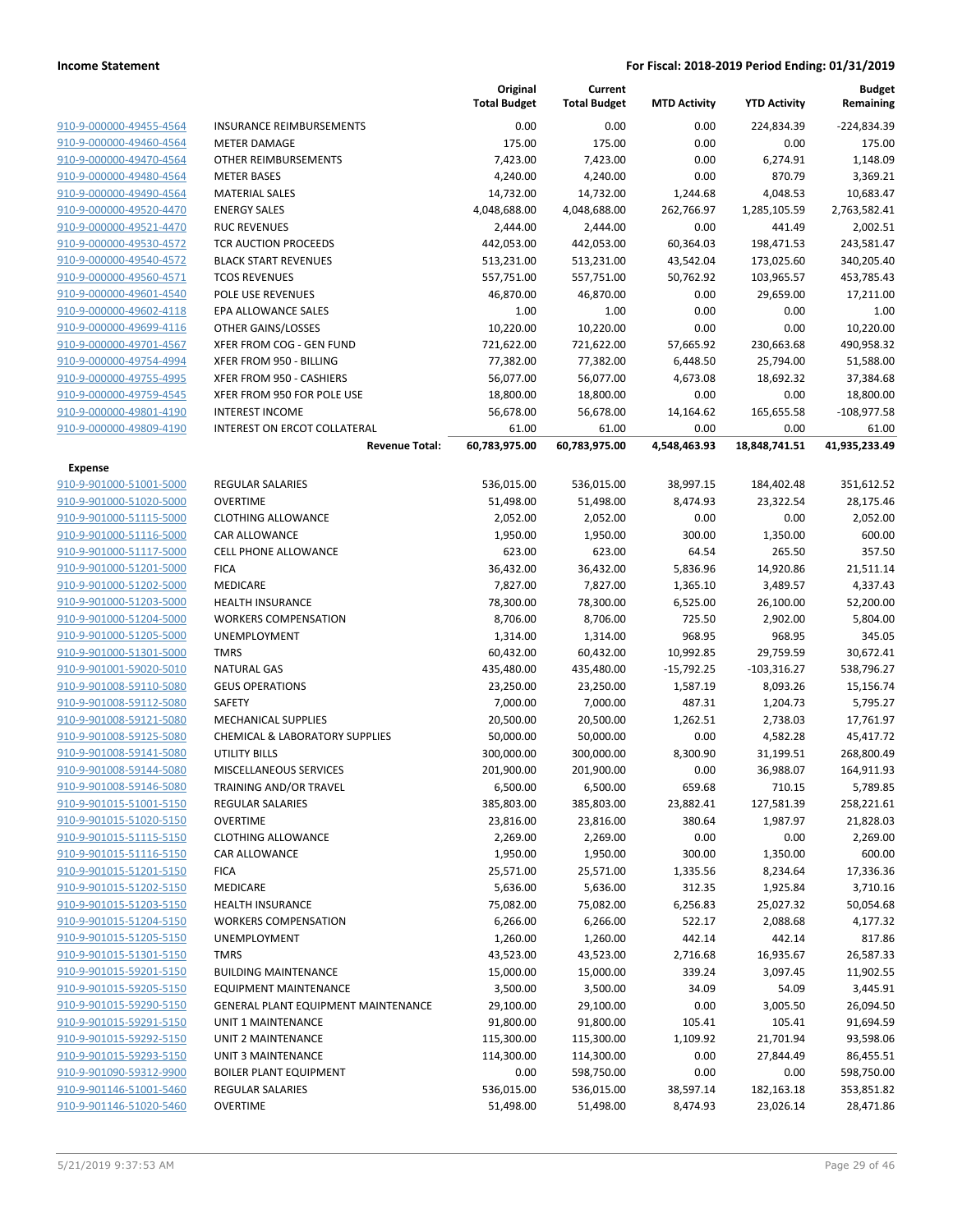| | | Original Total Budget | Current Total Budget | MTD Activity | YTD Activity | Budget Remaining |
|---|---|---|---|---|---|---|
| 910-9-000000-49455-4564 | INSURANCE REIMBURSEMENTS | 0.00 | 0.00 | 0.00 | 224,834.39 | -224,834.39 |
| 910-9-000000-49460-4564 | METER DAMAGE | 175.00 | 175.00 | 0.00 | 0.00 | 175.00 |
| 910-9-000000-49470-4564 | OTHER REIMBURSEMENTS | 7,423.00 | 7,423.00 | 0.00 | 6,274.91 | 1,148.09 |
| 910-9-000000-49480-4564 | METER BASES | 4,240.00 | 4,240.00 | 0.00 | 870.79 | 3,369.21 |
| 910-9-000000-49490-4564 | MATERIAL SALES | 14,732.00 | 14,732.00 | 1,244.68 | 4,048.53 | 10,683.47 |
| 910-9-000000-49520-4470 | ENERGY SALES | 4,048,688.00 | 4,048,688.00 | 262,766.97 | 1,285,105.59 | 2,763,582.41 |
| 910-9-000000-49521-4470 | RUC REVENUES | 2,444.00 | 2,444.00 | 0.00 | 441.49 | 2,002.51 |
| 910-9-000000-49530-4572 | TCR AUCTION PROCEEDS | 442,053.00 | 442,053.00 | 60,364.03 | 198,471.53 | 243,581.47 |
| 910-9-000000-49540-4572 | BLACK START REVENUES | 513,231.00 | 513,231.00 | 43,542.04 | 173,025.60 | 340,205.40 |
| 910-9-000000-49560-4571 | TCOS REVENUES | 557,751.00 | 557,751.00 | 50,762.92 | 103,965.57 | 453,785.43 |
| 910-9-000000-49601-4540 | POLE USE REVENUES | 46,870.00 | 46,870.00 | 0.00 | 29,659.00 | 17,211.00 |
| 910-9-000000-49602-4118 | EPA ALLOWANCE SALES | 1.00 | 1.00 | 0.00 | 0.00 | 1.00 |
| 910-9-000000-49699-4116 | OTHER GAINS/LOSSES | 10,220.00 | 10,220.00 | 0.00 | 0.00 | 10,220.00 |
| 910-9-000000-49701-4567 | XFER FROM COG - GEN FUND | 721,622.00 | 721,622.00 | 57,665.92 | 230,663.68 | 490,958.32 |
| 910-9-000000-49754-4994 | XFER FROM 950 - BILLING | 77,382.00 | 77,382.00 | 6,448.50 | 25,794.00 | 51,588.00 |
| 910-9-000000-49755-4995 | XFER FROM 950 - CASHIERS | 56,077.00 | 56,077.00 | 4,673.08 | 18,692.32 | 37,384.68 |
| 910-9-000000-49759-4545 | XFER FROM 950 FOR POLE USE | 18,800.00 | 18,800.00 | 0.00 | 0.00 | 18,800.00 |
| 910-9-000000-49801-4190 | INTEREST INCOME | 56,678.00 | 56,678.00 | 14,164.62 | 165,655.58 | -108,977.58 |
| 910-9-000000-49809-4190 | INTEREST ON ERCOT COLLATERAL | 61.00 | 61.00 | 0.00 | 0.00 | 61.00 |
| | **Revenue Total:** | **60,783,975.00** | **60,783,975.00** | **4,548,463.93** | **18,848,741.51** | **41,935,233.49** |
| **Expense** | | | | | | |
| 910-9-901000-51001-5000 | REGULAR SALARIES | 536,015.00 | 536,015.00 | 38,997.15 | 184,402.48 | 351,612.52 |
| 910-9-901000-51020-5000 | OVERTIME | 51,498.00 | 51,498.00 | 8,474.93 | 23,322.54 | 28,175.46 |
| 910-9-901000-51115-5000 | CLOTHING ALLOWANCE | 2,052.00 | 2,052.00 | 0.00 | 0.00 | 2,052.00 |
| 910-9-901000-51116-5000 | CAR ALLOWANCE | 1,950.00 | 1,950.00 | 300.00 | 1,350.00 | 600.00 |
| 910-9-901000-51117-5000 | CELL PHONE ALLOWANCE | 623.00 | 623.00 | 64.54 | 265.50 | 357.50 |
| 910-9-901000-51201-5000 | FICA | 36,432.00 | 36,432.00 | 5,836.96 | 14,920.86 | 21,511.14 |
| 910-9-901000-51202-5000 | MEDICARE | 7,827.00 | 7,827.00 | 1,365.10 | 3,489.57 | 4,337.43 |
| 910-9-901000-51203-5000 | HEALTH INSURANCE | 78,300.00 | 78,300.00 | 6,525.00 | 26,100.00 | 52,200.00 |
| 910-9-901000-51204-5000 | WORKERS COMPENSATION | 8,706.00 | 8,706.00 | 725.50 | 2,902.00 | 5,804.00 |
| 910-9-901000-51205-5000 | UNEMPLOYMENT | 1,314.00 | 1,314.00 | 968.95 | 968.95 | 345.05 |
| 910-9-901000-51301-5000 | TMRS | 60,432.00 | 60,432.00 | 10,992.85 | 29,759.59 | 30,672.41 |
| 910-9-901001-59020-5010 | NATURAL GAS | 435,480.00 | 435,480.00 | -15,792.25 | -103,316.27 | 538,796.27 |
| 910-9-901008-59110-5080 | GEUS OPERATIONS | 23,250.00 | 23,250.00 | 1,587.19 | 8,093.26 | 15,156.74 |
| 910-9-901008-59112-5080 | SAFETY | 7,000.00 | 7,000.00 | 487.31 | 1,204.73 | 5,795.27 |
| 910-9-901008-59121-5080 | MECHANICAL SUPPLIES | 20,500.00 | 20,500.00 | 1,262.51 | 2,738.03 | 17,761.97 |
| 910-9-901008-59125-5080 | CHEMICAL & LABORATORY SUPPLIES | 50,000.00 | 50,000.00 | 0.00 | 4,582.28 | 45,417.72 |
| 910-9-901008-59141-5080 | UTILITY BILLS | 300,000.00 | 300,000.00 | 8,300.90 | 31,199.51 | 268,800.49 |
| 910-9-901008-59144-5080 | MISCELLANEOUS SERVICES | 201,900.00 | 201,900.00 | 0.00 | 36,988.07 | 164,911.93 |
| 910-9-901008-59146-5080 | TRAINING AND/OR TRAVEL | 6,500.00 | 6,500.00 | 659.68 | 710.15 | 5,789.85 |
| 910-9-901015-51001-5150 | REGULAR SALARIES | 385,803.00 | 385,803.00 | 23,882.41 | 127,581.39 | 258,221.61 |
| 910-9-901015-51020-5150 | OVERTIME | 23,816.00 | 23,816.00 | 380.64 | 1,987.97 | 21,828.03 |
| 910-9-901015-51115-5150 | CLOTHING ALLOWANCE | 2,269.00 | 2,269.00 | 0.00 | 0.00 | 2,269.00 |
| 910-9-901015-51116-5150 | CAR ALLOWANCE | 1,950.00 | 1,950.00 | 300.00 | 1,350.00 | 600.00 |
| 910-9-901015-51201-5150 | FICA | 25,571.00 | 25,571.00 | 1,335.56 | 8,234.64 | 17,336.36 |
| 910-9-901015-51202-5150 | MEDICARE | 5,636.00 | 5,636.00 | 312.35 | 1,925.84 | 3,710.16 |
| 910-9-901015-51203-5150 | HEALTH INSURANCE | 75,082.00 | 75,082.00 | 6,256.83 | 25,027.32 | 50,054.68 |
| 910-9-901015-51204-5150 | WORKERS COMPENSATION | 6,266.00 | 6,266.00 | 522.17 | 2,088.68 | 4,177.32 |
| 910-9-901015-51205-5150 | UNEMPLOYMENT | 1,260.00 | 1,260.00 | 442.14 | 442.14 | 817.86 |
| 910-9-901015-51301-5150 | TMRS | 43,523.00 | 43,523.00 | 2,716.68 | 16,935.67 | 26,587.33 |
| 910-9-901015-59201-5150 | BUILDING MAINTENANCE | 15,000.00 | 15,000.00 | 339.24 | 3,097.45 | 11,902.55 |
| 910-9-901015-59205-5150 | EQUIPMENT MAINTENANCE | 3,500.00 | 3,500.00 | 34.09 | 54.09 | 3,445.91 |
| 910-9-901015-59290-5150 | GENERAL PLANT EQUIPMENT MAINTENANCE | 29,100.00 | 29,100.00 | 0.00 | 3,005.50 | 26,094.50 |
| 910-9-901015-59291-5150 | UNIT 1 MAINTENANCE | 91,800.00 | 91,800.00 | 105.41 | 105.41 | 91,694.59 |
| 910-9-901015-59292-5150 | UNIT 2 MAINTENANCE | 115,300.00 | 115,300.00 | 1,109.92 | 21,701.94 | 93,598.06 |
| 910-9-901015-59293-5150 | UNIT 3 MAINTENANCE | 114,300.00 | 114,300.00 | 0.00 | 27,844.49 | 86,455.51 |
| 910-9-901090-59312-9900 | BOILER PLANT EQUIPMENT | 0.00 | 598,750.00 | 0.00 | 0.00 | 598,750.00 |
| 910-9-901146-51001-5460 | REGULAR SALARIES | 536,015.00 | 536,015.00 | 38,597.14 | 182,163.18 | 353,851.82 |
| 910-9-901146-51020-5460 | OVERTIME | 51,498.00 | 51,498.00 | 8,474.93 | 23,026.14 | 28,471.86 |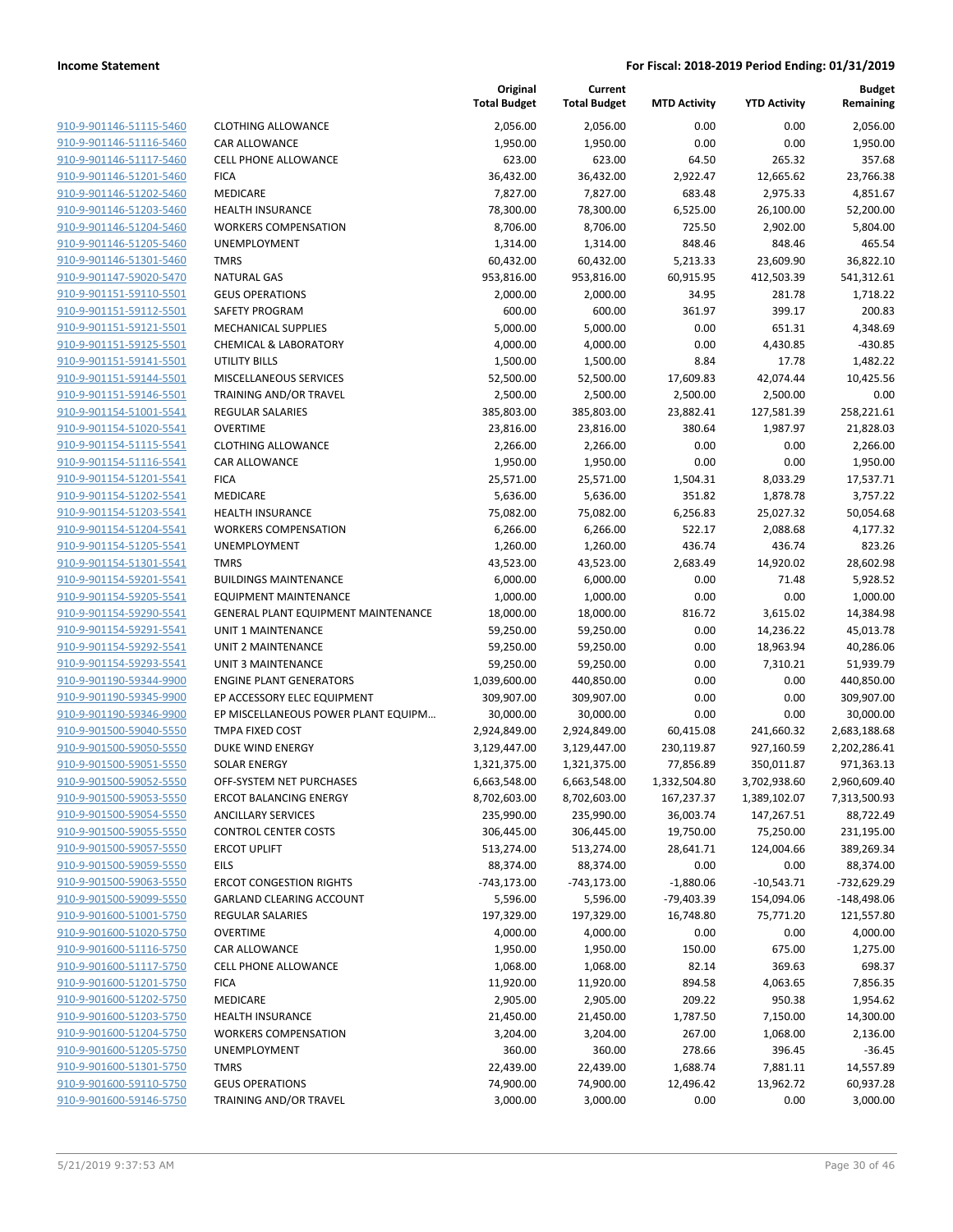**Income Statement** | **For Fiscal: 2018-2019 Period Ending: 01/31/2019**

| | | Original Total Budget | Current Total Budget | MTD Activity | YTD Activity | Budget Remaining |
|---|---|---|---|---|---|---|
| 910-9-901146-51115-5460 | CLOTHING ALLOWANCE | 2,056.00 | 2,056.00 | 0.00 | 0.00 | 2,056.00 |
| 910-9-901146-51116-5460 | CAR ALLOWANCE | 1,950.00 | 1,950.00 | 0.00 | 0.00 | 1,950.00 |
| 910-9-901146-51117-5460 | CELL PHONE ALLOWANCE | 623.00 | 623.00 | 64.50 | 265.32 | 357.68 |
| 910-9-901146-51201-5460 | FICA | 36,432.00 | 36,432.00 | 2,922.47 | 12,665.62 | 23,766.38 |
| 910-9-901146-51202-5460 | MEDICARE | 7,827.00 | 7,827.00 | 683.48 | 2,975.33 | 4,851.67 |
| 910-9-901146-51203-5460 | HEALTH INSURANCE | 78,300.00 | 78,300.00 | 6,525.00 | 26,100.00 | 52,200.00 |
| 910-9-901146-51204-5460 | WORKERS COMPENSATION | 8,706.00 | 8,706.00 | 725.50 | 2,902.00 | 5,804.00 |
| 910-9-901146-51205-5460 | UNEMPLOYMENT | 1,314.00 | 1,314.00 | 848.46 | 848.46 | 465.54 |
| 910-9-901146-51301-5460 | TMRS | 60,432.00 | 60,432.00 | 5,213.33 | 23,609.90 | 36,822.10 |
| 910-9-901147-59020-5470 | NATURAL GAS | 953,816.00 | 953,816.00 | 60,915.95 | 412,503.39 | 541,312.61 |
| 910-9-901151-59110-5501 | GEUS OPERATIONS | 2,000.00 | 2,000.00 | 34.95 | 281.78 | 1,718.22 |
| 910-9-901151-59112-5501 | SAFETY PROGRAM | 600.00 | 600.00 | 361.97 | 399.17 | 200.83 |
| 910-9-901151-59121-5501 | MECHANICAL SUPPLIES | 5,000.00 | 5,000.00 | 0.00 | 651.31 | 4,348.69 |
| 910-9-901151-59125-5501 | CHEMICAL & LABORATORY | 4,000.00 | 4,000.00 | 0.00 | 4,430.85 | -430.85 |
| 910-9-901151-59141-5501 | UTILITY BILLS | 1,500.00 | 1,500.00 | 8.84 | 17.78 | 1,482.22 |
| 910-9-901151-59144-5501 | MISCELLANEOUS SERVICES | 52,500.00 | 52,500.00 | 17,609.83 | 42,074.44 | 10,425.56 |
| 910-9-901151-59146-5501 | TRAINING AND/OR TRAVEL | 2,500.00 | 2,500.00 | 2,500.00 | 2,500.00 | 0.00 |
| 910-9-901154-51001-5541 | REGULAR SALARIES | 385,803.00 | 385,803.00 | 23,882.41 | 127,581.39 | 258,221.61 |
| 910-9-901154-51020-5541 | OVERTIME | 23,816.00 | 23,816.00 | 380.64 | 1,987.97 | 21,828.03 |
| 910-9-901154-51115-5541 | CLOTHING ALLOWANCE | 2,266.00 | 2,266.00 | 0.00 | 0.00 | 2,266.00 |
| 910-9-901154-51116-5541 | CAR ALLOWANCE | 1,950.00 | 1,950.00 | 0.00 | 0.00 | 1,950.00 |
| 910-9-901154-51201-5541 | FICA | 25,571.00 | 25,571.00 | 1,504.31 | 8,033.29 | 17,537.71 |
| 910-9-901154-51202-5541 | MEDICARE | 5,636.00 | 5,636.00 | 351.82 | 1,878.78 | 3,757.22 |
| 910-9-901154-51203-5541 | HEALTH INSURANCE | 75,082.00 | 75,082.00 | 6,256.83 | 25,027.32 | 50,054.68 |
| 910-9-901154-51204-5541 | WORKERS COMPENSATION | 6,266.00 | 6,266.00 | 522.17 | 2,088.68 | 4,177.32 |
| 910-9-901154-51205-5541 | UNEMPLOYMENT | 1,260.00 | 1,260.00 | 436.74 | 436.74 | 823.26 |
| 910-9-901154-51301-5541 | TMRS | 43,523.00 | 43,523.00 | 2,683.49 | 14,920.02 | 28,602.98 |
| 910-9-901154-59201-5541 | BUILDINGS MAINTENANCE | 6,000.00 | 6,000.00 | 0.00 | 71.48 | 5,928.52 |
| 910-9-901154-59205-5541 | EQUIPMENT MAINTENANCE | 1,000.00 | 1,000.00 | 0.00 | 0.00 | 1,000.00 |
| 910-9-901154-59290-5541 | GENERAL PLANT EQUIPMENT MAINTENANCE | 18,000.00 | 18,000.00 | 816.72 | 3,615.02 | 14,384.98 |
| 910-9-901154-59291-5541 | UNIT 1 MAINTENANCE | 59,250.00 | 59,250.00 | 0.00 | 14,236.22 | 45,013.78 |
| 910-9-901154-59292-5541 | UNIT 2 MAINTENANCE | 59,250.00 | 59,250.00 | 0.00 | 18,963.94 | 40,286.06 |
| 910-9-901154-59293-5541 | UNIT 3 MAINTENANCE | 59,250.00 | 59,250.00 | 0.00 | 7,310.21 | 51,939.79 |
| 910-9-901190-59344-9900 | ENGINE PLANT GENERATORS | 1,039,600.00 | 440,850.00 | 0.00 | 0.00 | 440,850.00 |
| 910-9-901190-59345-9900 | EP ACCESSORY ELEC EQUIPMENT | 309,907.00 | 309,907.00 | 0.00 | 0.00 | 309,907.00 |
| 910-9-901190-59346-9900 | EP MISCELLANEOUS POWER PLANT EQUIPM... | 30,000.00 | 30,000.00 | 0.00 | 0.00 | 30,000.00 |
| 910-9-901500-59040-5550 | TMPA FIXED COST | 2,924,849.00 | 2,924,849.00 | 60,415.08 | 241,660.32 | 2,683,188.68 |
| 910-9-901500-59050-5550 | DUKE WIND ENERGY | 3,129,447.00 | 3,129,447.00 | 230,119.87 | 927,160.59 | 2,202,286.41 |
| 910-9-901500-59051-5550 | SOLAR ENERGY | 1,321,375.00 | 1,321,375.00 | 77,856.89 | 350,011.87 | 971,363.13 |
| 910-9-901500-59052-5550 | OFF-SYSTEM NET PURCHASES | 6,663,548.00 | 6,663,548.00 | 1,332,504.80 | 3,702,938.60 | 2,960,609.40 |
| 910-9-901500-59053-5550 | ERCOT BALANCING ENERGY | 8,702,603.00 | 8,702,603.00 | 167,237.37 | 1,389,102.07 | 7,313,500.93 |
| 910-9-901500-59054-5550 | ANCILLARY SERVICES | 235,990.00 | 235,990.00 | 36,003.74 | 147,267.51 | 88,722.49 |
| 910-9-901500-59055-5550 | CONTROL CENTER COSTS | 306,445.00 | 306,445.00 | 19,750.00 | 75,250.00 | 231,195.00 |
| 910-9-901500-59057-5550 | ERCOT UPLIFT | 513,274.00 | 513,274.00 | 28,641.71 | 124,004.66 | 389,269.34 |
| 910-9-901500-59059-5550 | EILS | 88,374.00 | 88,374.00 | 0.00 | 0.00 | 88,374.00 |
| 910-9-901500-59063-5550 | ERCOT CONGESTION RIGHTS | -743,173.00 | -743,173.00 | -1,880.06 | -10,543.71 | -732,629.29 |
| 910-9-901500-59099-5550 | GARLAND CLEARING ACCOUNT | 5,596.00 | 5,596.00 | -79,403.39 | 154,094.06 | -148,498.06 |
| 910-9-901600-51001-5750 | REGULAR SALARIES | 197,329.00 | 197,329.00 | 16,748.80 | 75,771.20 | 121,557.80 |
| 910-9-901600-51020-5750 | OVERTIME | 4,000.00 | 4,000.00 | 0.00 | 0.00 | 4,000.00 |
| 910-9-901600-51116-5750 | CAR ALLOWANCE | 1,950.00 | 1,950.00 | 150.00 | 675.00 | 1,275.00 |
| 910-9-901600-51117-5750 | CELL PHONE ALLOWANCE | 1,068.00 | 1,068.00 | 82.14 | 369.63 | 698.37 |
| 910-9-901600-51201-5750 | FICA | 11,920.00 | 11,920.00 | 894.58 | 4,063.65 | 7,856.35 |
| 910-9-901600-51202-5750 | MEDICARE | 2,905.00 | 2,905.00 | 209.22 | 950.38 | 1,954.62 |
| 910-9-901600-51203-5750 | HEALTH INSURANCE | 21,450.00 | 21,450.00 | 1,787.50 | 7,150.00 | 14,300.00 |
| 910-9-901600-51204-5750 | WORKERS COMPENSATION | 3,204.00 | 3,204.00 | 267.00 | 1,068.00 | 2,136.00 |
| 910-9-901600-51205-5750 | UNEMPLOYMENT | 360.00 | 360.00 | 278.66 | 396.45 | -36.45 |
| 910-9-901600-51301-5750 | TMRS | 22,439.00 | 22,439.00 | 1,688.74 | 7,881.11 | 14,557.89 |
| 910-9-901600-59110-5750 | GEUS OPERATIONS | 74,900.00 | 74,900.00 | 12,496.42 | 13,962.72 | 60,937.28 |
| 910-9-901600-59146-5750 | TRAINING AND/OR TRAVEL | 3,000.00 | 3,000.00 | 0.00 | 0.00 | 3,000.00 |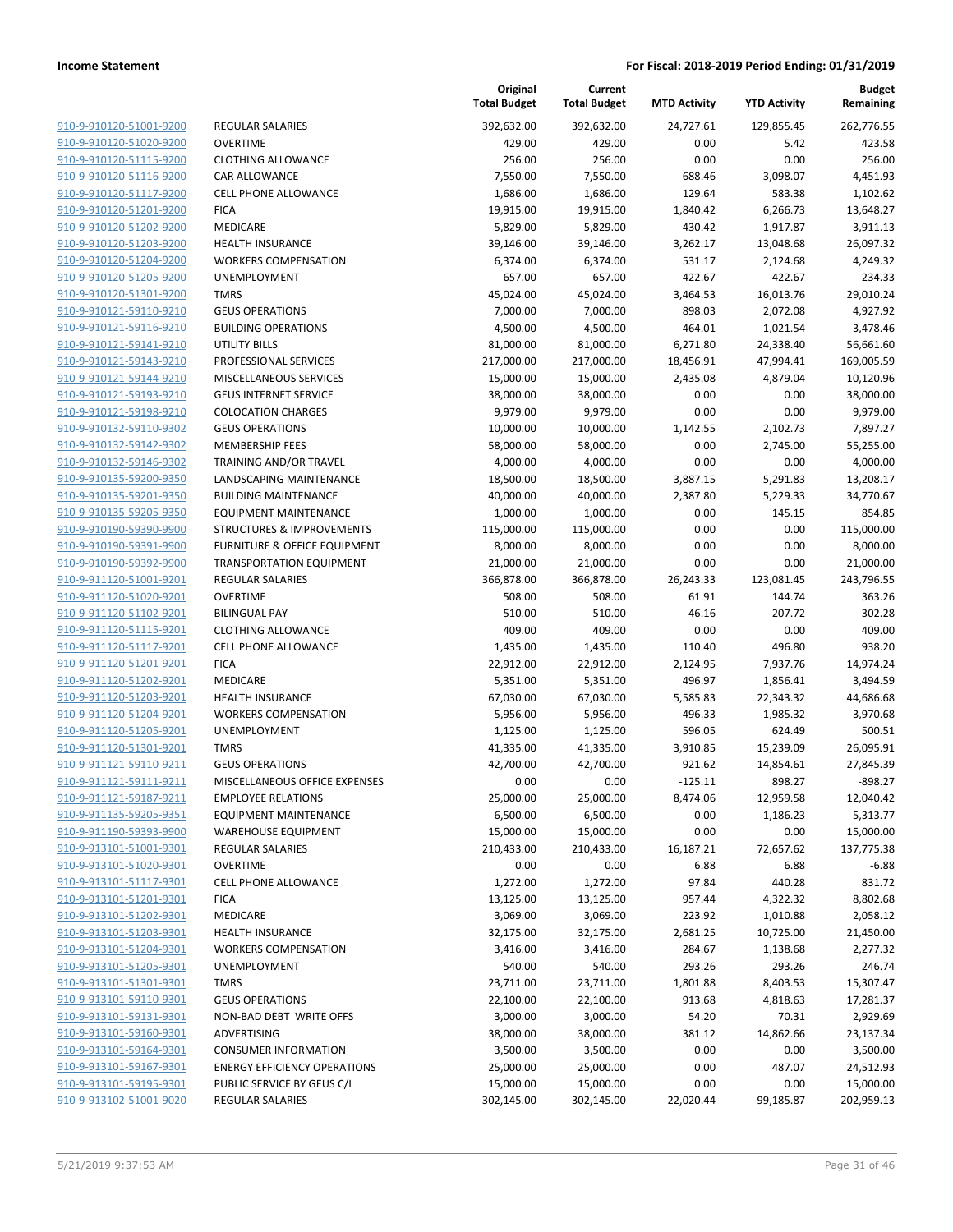**Income Statement** — **For Fiscal: 2018-2019 Period Ending: 01/31/2019**

| | | Original Total Budget | Current Total Budget | MTD Activity | YTD Activity | Budget Remaining |
|---|---|---|---|---|---|---|
| 910-9-910120-51001-9200 | REGULAR SALARIES | 392,632.00 | 392,632.00 | 24,727.61 | 129,855.45 | 262,776.55 |
| 910-9-910120-51020-9200 | OVERTIME | 429.00 | 429.00 | 0.00 | 5.42 | 423.58 |
| 910-9-910120-51115-9200 | CLOTHING ALLOWANCE | 256.00 | 256.00 | 0.00 | 0.00 | 256.00 |
| 910-9-910120-51116-9200 | CAR ALLOWANCE | 7,550.00 | 7,550.00 | 688.46 | 3,098.07 | 4,451.93 |
| 910-9-910120-51117-9200 | CELL PHONE ALLOWANCE | 1,686.00 | 1,686.00 | 129.64 | 583.38 | 1,102.62 |
| 910-9-910120-51201-9200 | FICA | 19,915.00 | 19,915.00 | 1,840.42 | 6,266.73 | 13,648.27 |
| 910-9-910120-51202-9200 | MEDICARE | 5,829.00 | 5,829.00 | 430.42 | 1,917.87 | 3,911.13 |
| 910-9-910120-51203-9200 | HEALTH INSURANCE | 39,146.00 | 39,146.00 | 3,262.17 | 13,048.68 | 26,097.32 |
| 910-9-910120-51204-9200 | WORKERS COMPENSATION | 6,374.00 | 6,374.00 | 531.17 | 2,124.68 | 4,249.32 |
| 910-9-910120-51205-9200 | UNEMPLOYMENT | 657.00 | 657.00 | 422.67 | 422.67 | 234.33 |
| 910-9-910120-51301-9200 | TMRS | 45,024.00 | 45,024.00 | 3,464.53 | 16,013.76 | 29,010.24 |
| 910-9-910121-59110-9210 | GEUS OPERATIONS | 7,000.00 | 7,000.00 | 898.03 | 2,072.08 | 4,927.92 |
| 910-9-910121-59116-9210 | BUILDING OPERATIONS | 4,500.00 | 4,500.00 | 464.01 | 1,021.54 | 3,478.46 |
| 910-9-910121-59141-9210 | UTILITY BILLS | 81,000.00 | 81,000.00 | 6,271.80 | 24,338.40 | 56,661.60 |
| 910-9-910121-59143-9210 | PROFESSIONAL SERVICES | 217,000.00 | 217,000.00 | 18,456.91 | 47,994.41 | 169,005.59 |
| 910-9-910121-59144-9210 | MISCELLANEOUS SERVICES | 15,000.00 | 15,000.00 | 2,435.08 | 4,879.04 | 10,120.96 |
| 910-9-910121-59193-9210 | GEUS INTERNET SERVICE | 38,000.00 | 38,000.00 | 0.00 | 0.00 | 38,000.00 |
| 910-9-910121-59198-9210 | COLOCATION CHARGES | 9,979.00 | 9,979.00 | 0.00 | 0.00 | 9,979.00 |
| 910-9-910132-59110-9302 | GEUS OPERATIONS | 10,000.00 | 10,000.00 | 1,142.55 | 2,102.73 | 7,897.27 |
| 910-9-910132-59142-9302 | MEMBERSHIP FEES | 58,000.00 | 58,000.00 | 0.00 | 2,745.00 | 55,255.00 |
| 910-9-910132-59146-9302 | TRAINING AND/OR TRAVEL | 4,000.00 | 4,000.00 | 0.00 | 0.00 | 4,000.00 |
| 910-9-910135-59200-9350 | LANDSCAPING MAINTENANCE | 18,500.00 | 18,500.00 | 3,887.15 | 5,291.83 | 13,208.17 |
| 910-9-910135-59201-9350 | BUILDING MAINTENANCE | 40,000.00 | 40,000.00 | 2,387.80 | 5,229.33 | 34,770.67 |
| 910-9-910135-59205-9350 | EQUIPMENT MAINTENANCE | 1,000.00 | 1,000.00 | 0.00 | 145.15 | 854.85 |
| 910-9-910190-59390-9900 | STRUCTURES & IMPROVEMENTS | 115,000.00 | 115,000.00 | 0.00 | 0.00 | 115,000.00 |
| 910-9-910190-59391-9900 | FURNITURE & OFFICE EQUIPMENT | 8,000.00 | 8,000.00 | 0.00 | 0.00 | 8,000.00 |
| 910-9-910190-59392-9900 | TRANSPORTATION EQUIPMENT | 21,000.00 | 21,000.00 | 0.00 | 0.00 | 21,000.00 |
| 910-9-911120-51001-9201 | REGULAR SALARIES | 366,878.00 | 366,878.00 | 26,243.33 | 123,081.45 | 243,796.55 |
| 910-9-911120-51020-9201 | OVERTIME | 508.00 | 508.00 | 61.91 | 144.74 | 363.26 |
| 910-9-911120-51102-9201 | BILINGUAL PAY | 510.00 | 510.00 | 46.16 | 207.72 | 302.28 |
| 910-9-911120-51115-9201 | CLOTHING ALLOWANCE | 409.00 | 409.00 | 0.00 | 0.00 | 409.00 |
| 910-9-911120-51117-9201 | CELL PHONE ALLOWANCE | 1,435.00 | 1,435.00 | 110.40 | 496.80 | 938.20 |
| 910-9-911120-51201-9201 | FICA | 22,912.00 | 22,912.00 | 2,124.95 | 7,937.76 | 14,974.24 |
| 910-9-911120-51202-9201 | MEDICARE | 5,351.00 | 5,351.00 | 496.97 | 1,856.41 | 3,494.59 |
| 910-9-911120-51203-9201 | HEALTH INSURANCE | 67,030.00 | 67,030.00 | 5,585.83 | 22,343.32 | 44,686.68 |
| 910-9-911120-51204-9201 | WORKERS COMPENSATION | 5,956.00 | 5,956.00 | 496.33 | 1,985.32 | 3,970.68 |
| 910-9-911120-51205-9201 | UNEMPLOYMENT | 1,125.00 | 1,125.00 | 596.05 | 624.49 | 500.51 |
| 910-9-911120-51301-9201 | TMRS | 41,335.00 | 41,335.00 | 3,910.85 | 15,239.09 | 26,095.91 |
| 910-9-911121-59110-9211 | GEUS OPERATIONS | 42,700.00 | 42,700.00 | 921.62 | 14,854.61 | 27,845.39 |
| 910-9-911121-59111-9211 | MISCELLANEOUS OFFICE EXPENSES | 0.00 | 0.00 | -125.11 | 898.27 | -898.27 |
| 910-9-911121-59187-9211 | EMPLOYEE RELATIONS | 25,000.00 | 25,000.00 | 8,474.06 | 12,959.58 | 12,040.42 |
| 910-9-911135-59205-9351 | EQUIPMENT MAINTENANCE | 6,500.00 | 6,500.00 | 0.00 | 1,186.23 | 5,313.77 |
| 910-9-911190-59393-9900 | WAREHOUSE EQUIPMENT | 15,000.00 | 15,000.00 | 0.00 | 0.00 | 15,000.00 |
| 910-9-913101-51001-9301 | REGULAR SALARIES | 210,433.00 | 210,433.00 | 16,187.21 | 72,657.62 | 137,775.38 |
| 910-9-913101-51020-9301 | OVERTIME | 0.00 | 0.00 | 6.88 | 6.88 | -6.88 |
| 910-9-913101-51117-9301 | CELL PHONE ALLOWANCE | 1,272.00 | 1,272.00 | 97.84 | 440.28 | 831.72 |
| 910-9-913101-51201-9301 | FICA | 13,125.00 | 13,125.00 | 957.44 | 4,322.32 | 8,802.68 |
| 910-9-913101-51202-9301 | MEDICARE | 3,069.00 | 3,069.00 | 223.92 | 1,010.88 | 2,058.12 |
| 910-9-913101-51203-9301 | HEALTH INSURANCE | 32,175.00 | 32,175.00 | 2,681.25 | 10,725.00 | 21,450.00 |
| 910-9-913101-51204-9301 | WORKERS COMPENSATION | 3,416.00 | 3,416.00 | 284.67 | 1,138.68 | 2,277.32 |
| 910-9-913101-51205-9301 | UNEMPLOYMENT | 540.00 | 540.00 | 293.26 | 293.26 | 246.74 |
| 910-9-913101-51301-9301 | TMRS | 23,711.00 | 23,711.00 | 1,801.88 | 8,403.53 | 15,307.47 |
| 910-9-913101-59110-9301 | GEUS OPERATIONS | 22,100.00 | 22,100.00 | 913.68 | 4,818.63 | 17,281.37 |
| 910-9-913101-59131-9301 | NON-BAD DEBT WRITE OFFS | 3,000.00 | 3,000.00 | 54.20 | 70.31 | 2,929.69 |
| 910-9-913101-59160-9301 | ADVERTISING | 38,000.00 | 38,000.00 | 381.12 | 14,862.66 | 23,137.34 |
| 910-9-913101-59164-9301 | CONSUMER INFORMATION | 3,500.00 | 3,500.00 | 0.00 | 0.00 | 3,500.00 |
| 910-9-913101-59167-9301 | ENERGY EFFICIENCY OPERATIONS | 25,000.00 | 25,000.00 | 0.00 | 487.07 | 24,512.93 |
| 910-9-913101-59195-9301 | PUBLIC SERVICE BY GEUS C/I | 15,000.00 | 15,000.00 | 0.00 | 0.00 | 15,000.00 |
| 910-9-913102-51001-9020 | REGULAR SALARIES | 302,145.00 | 302,145.00 | 22,020.44 | 99,185.87 | 202,959.13 |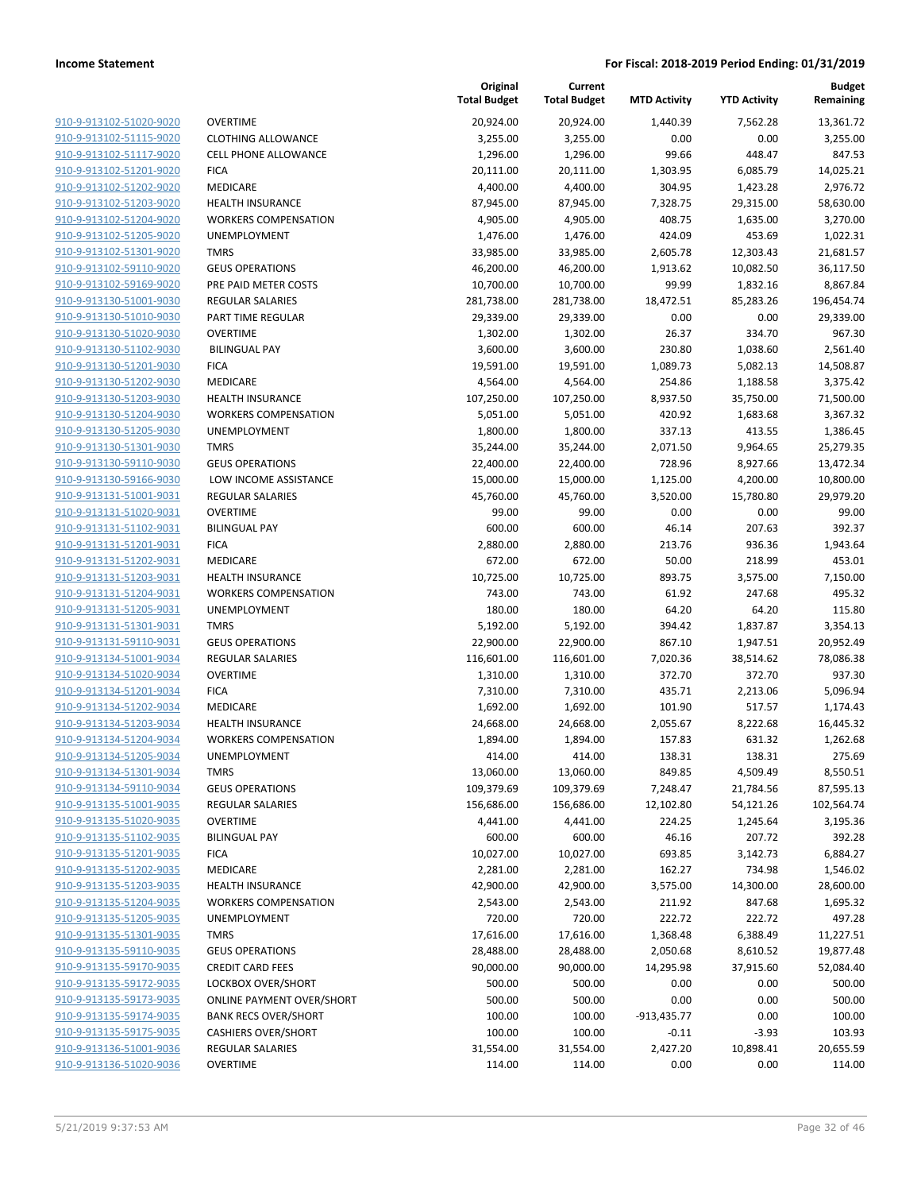| | | Original Total Budget | Current Total Budget | MTD Activity | YTD Activity | Budget Remaining |
|---|---|---|---|---|---|---|
| 910-9-913102-51020-9020 | OVERTIME | 20,924.00 | 20,924.00 | 1,440.39 | 7,562.28 | 13,361.72 |
| 910-9-913102-51115-9020 | CLOTHING ALLOWANCE | 3,255.00 | 3,255.00 | 0.00 | 0.00 | 3,255.00 |
| 910-9-913102-51117-9020 | CELL PHONE ALLOWANCE | 1,296.00 | 1,296.00 | 99.66 | 448.47 | 847.53 |
| 910-9-913102-51201-9020 | FICA | 20,111.00 | 20,111.00 | 1,303.95 | 6,085.79 | 14,025.21 |
| 910-9-913102-51202-9020 | MEDICARE | 4,400.00 | 4,400.00 | 304.95 | 1,423.28 | 2,976.72 |
| 910-9-913102-51203-9020 | HEALTH INSURANCE | 87,945.00 | 87,945.00 | 7,328.75 | 29,315.00 | 58,630.00 |
| 910-9-913102-51204-9020 | WORKERS COMPENSATION | 4,905.00 | 4,905.00 | 408.75 | 1,635.00 | 3,270.00 |
| 910-9-913102-51205-9020 | UNEMPLOYMENT | 1,476.00 | 1,476.00 | 424.09 | 453.69 | 1,022.31 |
| 910-9-913102-51301-9020 | TMRS | 33,985.00 | 33,985.00 | 2,605.78 | 12,303.43 | 21,681.57 |
| 910-9-913102-59110-9020 | GEUS OPERATIONS | 46,200.00 | 46,200.00 | 1,913.62 | 10,082.50 | 36,117.50 |
| 910-9-913102-59169-9020 | PRE PAID METER COSTS | 10,700.00 | 10,700.00 | 99.99 | 1,832.16 | 8,867.84 |
| 910-9-913130-51001-9030 | REGULAR SALARIES | 281,738.00 | 281,738.00 | 18,472.51 | 85,283.26 | 196,454.74 |
| 910-9-913130-51010-9030 | PART TIME REGULAR | 29,339.00 | 29,339.00 | 0.00 | 0.00 | 29,339.00 |
| 910-9-913130-51020-9030 | OVERTIME | 1,302.00 | 1,302.00 | 26.37 | 334.70 | 967.30 |
| 910-9-913130-51102-9030 | BILINGUAL PAY | 3,600.00 | 3,600.00 | 230.80 | 1,038.60 | 2,561.40 |
| 910-9-913130-51201-9030 | FICA | 19,591.00 | 19,591.00 | 1,089.73 | 5,082.13 | 14,508.87 |
| 910-9-913130-51202-9030 | MEDICARE | 4,564.00 | 4,564.00 | 254.86 | 1,188.58 | 3,375.42 |
| 910-9-913130-51203-9030 | HEALTH INSURANCE | 107,250.00 | 107,250.00 | 8,937.50 | 35,750.00 | 71,500.00 |
| 910-9-913130-51204-9030 | WORKERS COMPENSATION | 5,051.00 | 5,051.00 | 420.92 | 1,683.68 | 3,367.32 |
| 910-9-913130-51205-9030 | UNEMPLOYMENT | 1,800.00 | 1,800.00 | 337.13 | 413.55 | 1,386.45 |
| 910-9-913130-51301-9030 | TMRS | 35,244.00 | 35,244.00 | 2,071.50 | 9,964.65 | 25,279.35 |
| 910-9-913130-59110-9030 | GEUS OPERATIONS | 22,400.00 | 22,400.00 | 728.96 | 8,927.66 | 13,472.34 |
| 910-9-913130-59166-9030 | LOW INCOME ASSISTANCE | 15,000.00 | 15,000.00 | 1,125.00 | 4,200.00 | 10,800.00 |
| 910-9-913131-51001-9031 | REGULAR SALARIES | 45,760.00 | 45,760.00 | 3,520.00 | 15,780.80 | 29,979.20 |
| 910-9-913131-51020-9031 | OVERTIME | 99.00 | 99.00 | 0.00 | 0.00 | 99.00 |
| 910-9-913131-51102-9031 | BILINGUAL PAY | 600.00 | 600.00 | 46.14 | 207.63 | 392.37 |
| 910-9-913131-51201-9031 | FICA | 2,880.00 | 2,880.00 | 213.76 | 936.36 | 1,943.64 |
| 910-9-913131-51202-9031 | MEDICARE | 672.00 | 672.00 | 50.00 | 218.99 | 453.01 |
| 910-9-913131-51203-9031 | HEALTH INSURANCE | 10,725.00 | 10,725.00 | 893.75 | 3,575.00 | 7,150.00 |
| 910-9-913131-51204-9031 | WORKERS COMPENSATION | 743.00 | 743.00 | 61.92 | 247.68 | 495.32 |
| 910-9-913131-51205-9031 | UNEMPLOYMENT | 180.00 | 180.00 | 64.20 | 64.20 | 115.80 |
| 910-9-913131-51301-9031 | TMRS | 5,192.00 | 5,192.00 | 394.42 | 1,837.87 | 3,354.13 |
| 910-9-913131-59110-9031 | GEUS OPERATIONS | 22,900.00 | 22,900.00 | 867.10 | 1,947.51 | 20,952.49 |
| 910-9-913134-51001-9034 | REGULAR SALARIES | 116,601.00 | 116,601.00 | 7,020.36 | 38,514.62 | 78,086.38 |
| 910-9-913134-51020-9034 | OVERTIME | 1,310.00 | 1,310.00 | 372.70 | 372.70 | 937.30 |
| 910-9-913134-51201-9034 | FICA | 7,310.00 | 7,310.00 | 435.71 | 2,213.06 | 5,096.94 |
| 910-9-913134-51202-9034 | MEDICARE | 1,692.00 | 1,692.00 | 101.90 | 517.57 | 1,174.43 |
| 910-9-913134-51203-9034 | HEALTH INSURANCE | 24,668.00 | 24,668.00 | 2,055.67 | 8,222.68 | 16,445.32 |
| 910-9-913134-51204-9034 | WORKERS COMPENSATION | 1,894.00 | 1,894.00 | 157.83 | 631.32 | 1,262.68 |
| 910-9-913134-51205-9034 | UNEMPLOYMENT | 414.00 | 414.00 | 138.31 | 138.31 | 275.69 |
| 910-9-913134-51301-9034 | TMRS | 13,060.00 | 13,060.00 | 849.85 | 4,509.49 | 8,550.51 |
| 910-9-913134-59110-9034 | GEUS OPERATIONS | 109,379.69 | 109,379.69 | 7,248.47 | 21,784.56 | 87,595.13 |
| 910-9-913135-51001-9035 | REGULAR SALARIES | 156,686.00 | 156,686.00 | 12,102.80 | 54,121.26 | 102,564.74 |
| 910-9-913135-51020-9035 | OVERTIME | 4,441.00 | 4,441.00 | 224.25 | 1,245.64 | 3,195.36 |
| 910-9-913135-51102-9035 | BILINGUAL PAY | 600.00 | 600.00 | 46.16 | 207.72 | 392.28 |
| 910-9-913135-51201-9035 | FICA | 10,027.00 | 10,027.00 | 693.85 | 3,142.73 | 6,884.27 |
| 910-9-913135-51202-9035 | MEDICARE | 2,281.00 | 2,281.00 | 162.27 | 734.98 | 1,546.02 |
| 910-9-913135-51203-9035 | HEALTH INSURANCE | 42,900.00 | 42,900.00 | 3,575.00 | 14,300.00 | 28,600.00 |
| 910-9-913135-51204-9035 | WORKERS COMPENSATION | 2,543.00 | 2,543.00 | 211.92 | 847.68 | 1,695.32 |
| 910-9-913135-51205-9035 | UNEMPLOYMENT | 720.00 | 720.00 | 222.72 | 222.72 | 497.28 |
| 910-9-913135-51301-9035 | TMRS | 17,616.00 | 17,616.00 | 1,368.48 | 6,388.49 | 11,227.51 |
| 910-9-913135-59110-9035 | GEUS OPERATIONS | 28,488.00 | 28,488.00 | 2,050.68 | 8,610.52 | 19,877.48 |
| 910-9-913135-59170-9035 | CREDIT CARD FEES | 90,000.00 | 90,000.00 | 14,295.98 | 37,915.60 | 52,084.40 |
| 910-9-913135-59172-9035 | LOCKBOX OVER/SHORT | 500.00 | 500.00 | 0.00 | 0.00 | 500.00 |
| 910-9-913135-59173-9035 | ONLINE PAYMENT OVER/SHORT | 500.00 | 500.00 | 0.00 | 0.00 | 500.00 |
| 910-9-913135-59174-9035 | BANK RECS OVER/SHORT | 100.00 | 100.00 | -913,435.77 | 0.00 | 100.00 |
| 910-9-913135-59175-9035 | CASHIERS OVER/SHORT | 100.00 | 100.00 | -0.11 | -3.93 | 103.93 |
| 910-9-913136-51001-9036 | REGULAR SALARIES | 31,554.00 | 31,554.00 | 2,427.20 | 10,898.41 | 20,655.59 |
| 910-9-913136-51020-9036 | OVERTIME | 114.00 | 114.00 | 0.00 | 0.00 | 114.00 |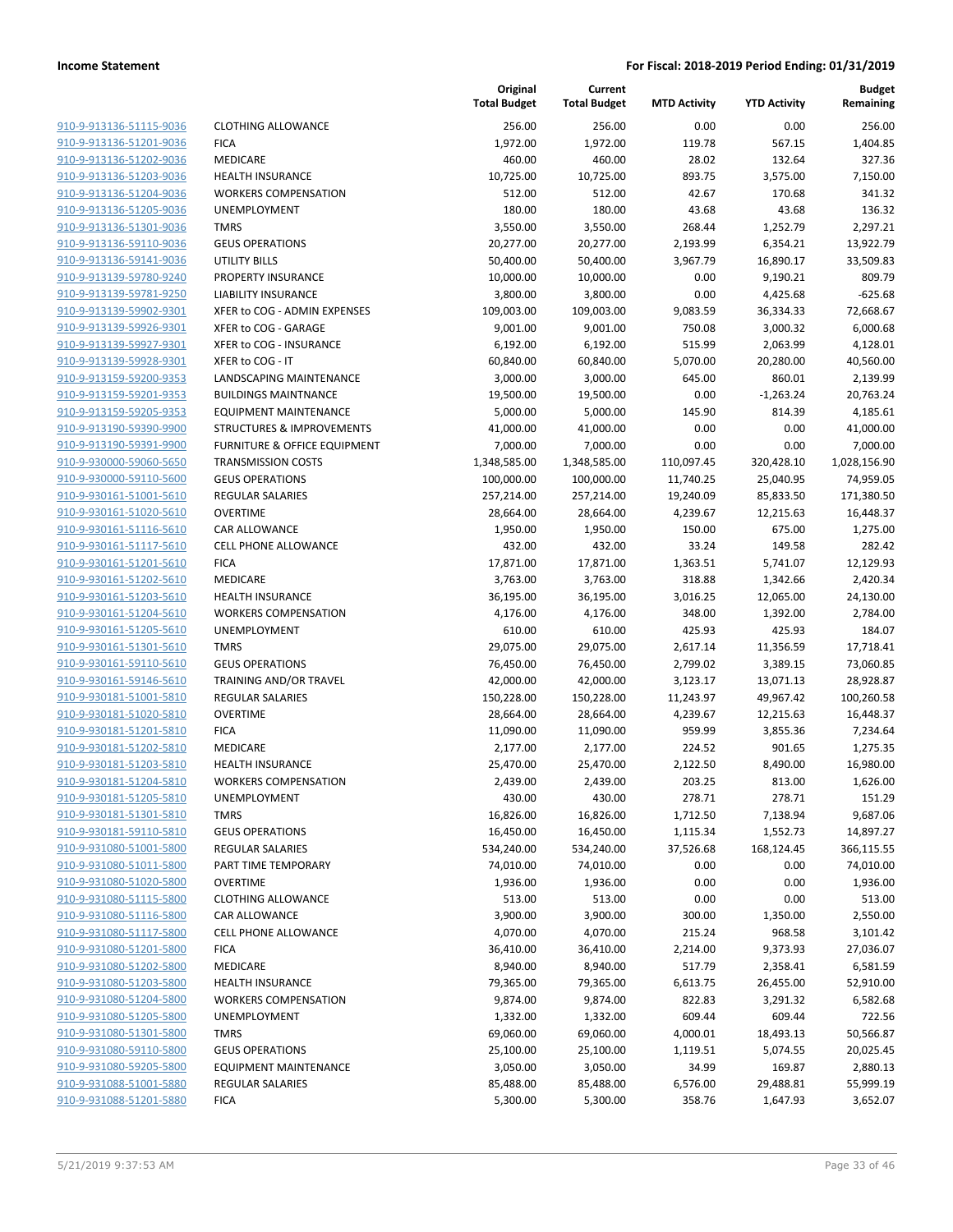**Income Statement** — **For Fiscal: 2018-2019 Period Ending: 01/31/2019**

| | | Original Total Budget | Current Total Budget | MTD Activity | YTD Activity | Budget Remaining |
|---|---|---|---|---|---|---|
| 910-9-913136-51115-9036 | CLOTHING ALLOWANCE | 256.00 | 256.00 | 0.00 | 0.00 | 256.00 |
| 910-9-913136-51201-9036 | FICA | 1,972.00 | 1,972.00 | 119.78 | 567.15 | 1,404.85 |
| 910-9-913136-51202-9036 | MEDICARE | 460.00 | 460.00 | 28.02 | 132.64 | 327.36 |
| 910-9-913136-51203-9036 | HEALTH INSURANCE | 10,725.00 | 10,725.00 | 893.75 | 3,575.00 | 7,150.00 |
| 910-9-913136-51204-9036 | WORKERS COMPENSATION | 512.00 | 512.00 | 42.67 | 170.68 | 341.32 |
| 910-9-913136-51205-9036 | UNEMPLOYMENT | 180.00 | 180.00 | 43.68 | 43.68 | 136.32 |
| 910-9-913136-51301-9036 | TMRS | 3,550.00 | 3,550.00 | 268.44 | 1,252.79 | 2,297.21 |
| 910-9-913136-59110-9036 | GEUS OPERATIONS | 20,277.00 | 20,277.00 | 2,193.99 | 6,354.21 | 13,922.79 |
| 910-9-913136-59141-9036 | UTILITY BILLS | 50,400.00 | 50,400.00 | 3,967.79 | 16,890.17 | 33,509.83 |
| 910-9-913139-59780-9240 | PROPERTY INSURANCE | 10,000.00 | 10,000.00 | 0.00 | 9,190.21 | 809.79 |
| 910-9-913139-59781-9250 | LIABILITY INSURANCE | 3,800.00 | 3,800.00 | 0.00 | 4,425.68 | -625.68 |
| 910-9-913139-59902-9301 | XFER to COG - ADMIN EXPENSES | 109,003.00 | 109,003.00 | 9,083.59 | 36,334.33 | 72,668.67 |
| 910-9-913139-59926-9301 | XFER to COG - GARAGE | 9,001.00 | 9,001.00 | 750.08 | 3,000.32 | 6,000.68 |
| 910-9-913139-59927-9301 | XFER to COG - INSURANCE | 6,192.00 | 6,192.00 | 515.99 | 2,063.99 | 4,128.01 |
| 910-9-913139-59928-9301 | XFER to COG - IT | 60,840.00 | 60,840.00 | 5,070.00 | 20,280.00 | 40,560.00 |
| 910-9-913159-59200-9353 | LANDSCAPING MAINTENANCE | 3,000.00 | 3,000.00 | 645.00 | 860.01 | 2,139.99 |
| 910-9-913159-59201-9353 | BUILDINGS MAINTNANCE | 19,500.00 | 19,500.00 | 0.00 | -1,263.24 | 20,763.24 |
| 910-9-913159-59205-9353 | EQUIPMENT MAINTENANCE | 5,000.00 | 5,000.00 | 145.90 | 814.39 | 4,185.61 |
| 910-9-913190-59390-9900 | STRUCTURES & IMPROVEMENTS | 41,000.00 | 41,000.00 | 0.00 | 0.00 | 41,000.00 |
| 910-9-913190-59391-9900 | FURNITURE & OFFICE EQUIPMENT | 7,000.00 | 7,000.00 | 0.00 | 0.00 | 7,000.00 |
| 910-9-930000-59060-5650 | TRANSMISSION COSTS | 1,348,585.00 | 1,348,585.00 | 110,097.45 | 320,428.10 | 1,028,156.90 |
| 910-9-930000-59110-5600 | GEUS OPERATIONS | 100,000.00 | 100,000.00 | 11,740.25 | 25,040.95 | 74,959.05 |
| 910-9-930161-51001-5610 | REGULAR SALARIES | 257,214.00 | 257,214.00 | 19,240.09 | 85,833.50 | 171,380.50 |
| 910-9-930161-51020-5610 | OVERTIME | 28,664.00 | 28,664.00 | 4,239.67 | 12,215.63 | 16,448.37 |
| 910-9-930161-51116-5610 | CAR ALLOWANCE | 1,950.00 | 1,950.00 | 150.00 | 675.00 | 1,275.00 |
| 910-9-930161-51117-5610 | CELL PHONE ALLOWANCE | 432.00 | 432.00 | 33.24 | 149.58 | 282.42 |
| 910-9-930161-51201-5610 | FICA | 17,871.00 | 17,871.00 | 1,363.51 | 5,741.07 | 12,129.93 |
| 910-9-930161-51202-5610 | MEDICARE | 3,763.00 | 3,763.00 | 318.88 | 1,342.66 | 2,420.34 |
| 910-9-930161-51203-5610 | HEALTH INSURANCE | 36,195.00 | 36,195.00 | 3,016.25 | 12,065.00 | 24,130.00 |
| 910-9-930161-51204-5610 | WORKERS COMPENSATION | 4,176.00 | 4,176.00 | 348.00 | 1,392.00 | 2,784.00 |
| 910-9-930161-51205-5610 | UNEMPLOYMENT | 610.00 | 610.00 | 425.93 | 425.93 | 184.07 |
| 910-9-930161-51301-5610 | TMRS | 29,075.00 | 29,075.00 | 2,617.14 | 11,356.59 | 17,718.41 |
| 910-9-930161-59110-5610 | GEUS OPERATIONS | 76,450.00 | 76,450.00 | 2,799.02 | 3,389.15 | 73,060.85 |
| 910-9-930161-59146-5610 | TRAINING AND/OR TRAVEL | 42,000.00 | 42,000.00 | 3,123.17 | 13,071.13 | 28,928.87 |
| 910-9-930181-51001-5810 | REGULAR SALARIES | 150,228.00 | 150,228.00 | 11,243.97 | 49,967.42 | 100,260.58 |
| 910-9-930181-51020-5810 | OVERTIME | 28,664.00 | 28,664.00 | 4,239.67 | 12,215.63 | 16,448.37 |
| 910-9-930181-51201-5810 | FICA | 11,090.00 | 11,090.00 | 959.99 | 3,855.36 | 7,234.64 |
| 910-9-930181-51202-5810 | MEDICARE | 2,177.00 | 2,177.00 | 224.52 | 901.65 | 1,275.35 |
| 910-9-930181-51203-5810 | HEALTH INSURANCE | 25,470.00 | 25,470.00 | 2,122.50 | 8,490.00 | 16,980.00 |
| 910-9-930181-51204-5810 | WORKERS COMPENSATION | 2,439.00 | 2,439.00 | 203.25 | 813.00 | 1,626.00 |
| 910-9-930181-51205-5810 | UNEMPLOYMENT | 430.00 | 430.00 | 278.71 | 278.71 | 151.29 |
| 910-9-930181-51301-5810 | TMRS | 16,826.00 | 16,826.00 | 1,712.50 | 7,138.94 | 9,687.06 |
| 910-9-930181-59110-5810 | GEUS OPERATIONS | 16,450.00 | 16,450.00 | 1,115.34 | 1,552.73 | 14,897.27 |
| 910-9-931080-51001-5800 | REGULAR SALARIES | 534,240.00 | 534,240.00 | 37,526.68 | 168,124.45 | 366,115.55 |
| 910-9-931080-51011-5800 | PART TIME TEMPORARY | 74,010.00 | 74,010.00 | 0.00 | 0.00 | 74,010.00 |
| 910-9-931080-51020-5800 | OVERTIME | 1,936.00 | 1,936.00 | 0.00 | 0.00 | 1,936.00 |
| 910-9-931080-51115-5800 | CLOTHING ALLOWANCE | 513.00 | 513.00 | 0.00 | 0.00 | 513.00 |
| 910-9-931080-51116-5800 | CAR ALLOWANCE | 3,900.00 | 3,900.00 | 300.00 | 1,350.00 | 2,550.00 |
| 910-9-931080-51117-5800 | CELL PHONE ALLOWANCE | 4,070.00 | 4,070.00 | 215.24 | 968.58 | 3,101.42 |
| 910-9-931080-51201-5800 | FICA | 36,410.00 | 36,410.00 | 2,214.00 | 9,373.93 | 27,036.07 |
| 910-9-931080-51202-5800 | MEDICARE | 8,940.00 | 8,940.00 | 517.79 | 2,358.41 | 6,581.59 |
| 910-9-931080-51203-5800 | HEALTH INSURANCE | 79,365.00 | 79,365.00 | 6,613.75 | 26,455.00 | 52,910.00 |
| 910-9-931080-51204-5800 | WORKERS COMPENSATION | 9,874.00 | 9,874.00 | 822.83 | 3,291.32 | 6,582.68 |
| 910-9-931080-51205-5800 | UNEMPLOYMENT | 1,332.00 | 1,332.00 | 609.44 | 609.44 | 722.56 |
| 910-9-931080-51301-5800 | TMRS | 69,060.00 | 69,060.00 | 4,000.01 | 18,493.13 | 50,566.87 |
| 910-9-931080-59110-5800 | GEUS OPERATIONS | 25,100.00 | 25,100.00 | 1,119.51 | 5,074.55 | 20,025.45 |
| 910-9-931080-59205-5800 | EQUIPMENT MAINTENANCE | 3,050.00 | 3,050.00 | 34.99 | 169.87 | 2,880.13 |
| 910-9-931088-51001-5880 | REGULAR SALARIES | 85,488.00 | 85,488.00 | 6,576.00 | 29,488.81 | 55,999.19 |
| 910-9-931088-51201-5880 | FICA | 5,300.00 | 5,300.00 | 358.76 | 1,647.93 | 3,652.07 |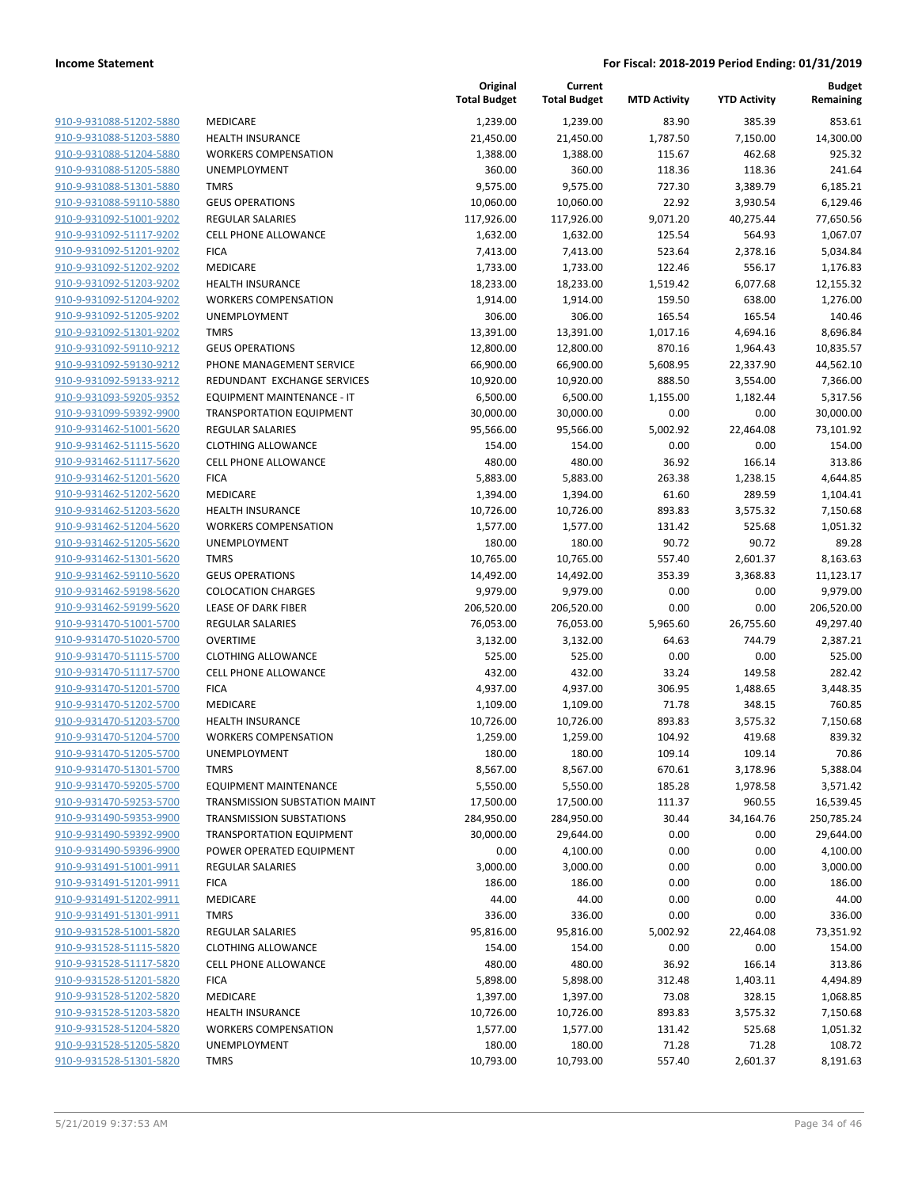**Income Statement** | **For Fiscal: 2018-2019 Period Ending: 01/31/2019**

| | | Original Total Budget | Current Total Budget | MTD Activity | YTD Activity | Budget Remaining |
|---|---|---|---|---|---|---|
| 910-9-931088-51202-5880 | MEDICARE | 1,239.00 | 1,239.00 | 83.90 | 385.39 | 853.61 |
| 910-9-931088-51203-5880 | HEALTH INSURANCE | 21,450.00 | 21,450.00 | 1,787.50 | 7,150.00 | 14,300.00 |
| 910-9-931088-51204-5880 | WORKERS COMPENSATION | 1,388.00 | 1,388.00 | 115.67 | 462.68 | 925.32 |
| 910-9-931088-51205-5880 | UNEMPLOYMENT | 360.00 | 360.00 | 118.36 | 118.36 | 241.64 |
| 910-9-931088-51301-5880 | TMRS | 9,575.00 | 9,575.00 | 727.30 | 3,389.79 | 6,185.21 |
| 910-9-931088-59110-5880 | GEUS OPERATIONS | 10,060.00 | 10,060.00 | 22.92 | 3,930.54 | 6,129.46 |
| 910-9-931092-51001-9202 | REGULAR SALARIES | 117,926.00 | 117,926.00 | 9,071.20 | 40,275.44 | 77,650.56 |
| 910-9-931092-51117-9202 | CELL PHONE ALLOWANCE | 1,632.00 | 1,632.00 | 125.54 | 564.93 | 1,067.07 |
| 910-9-931092-51201-9202 | FICA | 7,413.00 | 7,413.00 | 523.64 | 2,378.16 | 5,034.84 |
| 910-9-931092-51202-9202 | MEDICARE | 1,733.00 | 1,733.00 | 122.46 | 556.17 | 1,176.83 |
| 910-9-931092-51203-9202 | HEALTH INSURANCE | 18,233.00 | 18,233.00 | 1,519.42 | 6,077.68 | 12,155.32 |
| 910-9-931092-51204-9202 | WORKERS COMPENSATION | 1,914.00 | 1,914.00 | 159.50 | 638.00 | 1,276.00 |
| 910-9-931092-51205-9202 | UNEMPLOYMENT | 306.00 | 306.00 | 165.54 | 165.54 | 140.46 |
| 910-9-931092-51301-9202 | TMRS | 13,391.00 | 13,391.00 | 1,017.16 | 4,694.16 | 8,696.84 |
| 910-9-931092-59110-9212 | GEUS OPERATIONS | 12,800.00 | 12,800.00 | 870.16 | 1,964.43 | 10,835.57 |
| 910-9-931092-59130-9212 | PHONE MANAGEMENT SERVICE | 66,900.00 | 66,900.00 | 5,608.95 | 22,337.90 | 44,562.10 |
| 910-9-931092-59133-9212 | REDUNDANT EXCHANGE SERVICES | 10,920.00 | 10,920.00 | 888.50 | 3,554.00 | 7,366.00 |
| 910-9-931093-59205-9352 | EQUIPMENT MAINTENANCE - IT | 6,500.00 | 6,500.00 | 1,155.00 | 1,182.44 | 5,317.56 |
| 910-9-931099-59392-9900 | TRANSPORTATION EQUIPMENT | 30,000.00 | 30,000.00 | 0.00 | 0.00 | 30,000.00 |
| 910-9-931462-51001-5620 | REGULAR SALARIES | 95,566.00 | 95,566.00 | 5,002.92 | 22,464.08 | 73,101.92 |
| 910-9-931462-51115-5620 | CLOTHING ALLOWANCE | 154.00 | 154.00 | 0.00 | 0.00 | 154.00 |
| 910-9-931462-51117-5620 | CELL PHONE ALLOWANCE | 480.00 | 480.00 | 36.92 | 166.14 | 313.86 |
| 910-9-931462-51201-5620 | FICA | 5,883.00 | 5,883.00 | 263.38 | 1,238.15 | 4,644.85 |
| 910-9-931462-51202-5620 | MEDICARE | 1,394.00 | 1,394.00 | 61.60 | 289.59 | 1,104.41 |
| 910-9-931462-51203-5620 | HEALTH INSURANCE | 10,726.00 | 10,726.00 | 893.83 | 3,575.32 | 7,150.68 |
| 910-9-931462-51204-5620 | WORKERS COMPENSATION | 1,577.00 | 1,577.00 | 131.42 | 525.68 | 1,051.32 |
| 910-9-931462-51205-5620 | UNEMPLOYMENT | 180.00 | 180.00 | 90.72 | 90.72 | 89.28 |
| 910-9-931462-51301-5620 | TMRS | 10,765.00 | 10,765.00 | 557.40 | 2,601.37 | 8,163.63 |
| 910-9-931462-59110-5620 | GEUS OPERATIONS | 14,492.00 | 14,492.00 | 353.39 | 3,368.83 | 11,123.17 |
| 910-9-931462-59198-5620 | COLOCATION CHARGES | 9,979.00 | 9,979.00 | 0.00 | 0.00 | 9,979.00 |
| 910-9-931462-59199-5620 | LEASE OF DARK FIBER | 206,520.00 | 206,520.00 | 0.00 | 0.00 | 206,520.00 |
| 910-9-931470-51001-5700 | REGULAR SALARIES | 76,053.00 | 76,053.00 | 5,965.60 | 26,755.60 | 49,297.40 |
| 910-9-931470-51020-5700 | OVERTIME | 3,132.00 | 3,132.00 | 64.63 | 744.79 | 2,387.21 |
| 910-9-931470-51115-5700 | CLOTHING ALLOWANCE | 525.00 | 525.00 | 0.00 | 0.00 | 525.00 |
| 910-9-931470-51117-5700 | CELL PHONE ALLOWANCE | 432.00 | 432.00 | 33.24 | 149.58 | 282.42 |
| 910-9-931470-51201-5700 | FICA | 4,937.00 | 4,937.00 | 306.95 | 1,488.65 | 3,448.35 |
| 910-9-931470-51202-5700 | MEDICARE | 1,109.00 | 1,109.00 | 71.78 | 348.15 | 760.85 |
| 910-9-931470-51203-5700 | HEALTH INSURANCE | 10,726.00 | 10,726.00 | 893.83 | 3,575.32 | 7,150.68 |
| 910-9-931470-51204-5700 | WORKERS COMPENSATION | 1,259.00 | 1,259.00 | 104.92 | 419.68 | 839.32 |
| 910-9-931470-51205-5700 | UNEMPLOYMENT | 180.00 | 180.00 | 109.14 | 109.14 | 70.86 |
| 910-9-931470-51301-5700 | TMRS | 8,567.00 | 8,567.00 | 670.61 | 3,178.96 | 5,388.04 |
| 910-9-931470-59205-5700 | EQUIPMENT MAINTENANCE | 5,550.00 | 5,550.00 | 185.28 | 1,978.58 | 3,571.42 |
| 910-9-931470-59253-5700 | TRANSMISSION SUBSTATION MAINT | 17,500.00 | 17,500.00 | 111.37 | 960.55 | 16,539.45 |
| 910-9-931490-59353-9900 | TRANSMISSION SUBSTATIONS | 284,950.00 | 284,950.00 | 30.44 | 34,164.76 | 250,785.24 |
| 910-9-931490-59392-9900 | TRANSPORTATION EQUIPMENT | 30,000.00 | 29,644.00 | 0.00 | 0.00 | 29,644.00 |
| 910-9-931490-59396-9900 | POWER OPERATED EQUIPMENT | 0.00 | 4,100.00 | 0.00 | 0.00 | 4,100.00 |
| 910-9-931491-51001-9911 | REGULAR SALARIES | 3,000.00 | 3,000.00 | 0.00 | 0.00 | 3,000.00 |
| 910-9-931491-51201-9911 | FICA | 186.00 | 186.00 | 0.00 | 0.00 | 186.00 |
| 910-9-931491-51202-9911 | MEDICARE | 44.00 | 44.00 | 0.00 | 0.00 | 44.00 |
| 910-9-931491-51301-9911 | TMRS | 336.00 | 336.00 | 0.00 | 0.00 | 336.00 |
| 910-9-931528-51001-5820 | REGULAR SALARIES | 95,816.00 | 95,816.00 | 5,002.92 | 22,464.08 | 73,351.92 |
| 910-9-931528-51115-5820 | CLOTHING ALLOWANCE | 154.00 | 154.00 | 0.00 | 0.00 | 154.00 |
| 910-9-931528-51117-5820 | CELL PHONE ALLOWANCE | 480.00 | 480.00 | 36.92 | 166.14 | 313.86 |
| 910-9-931528-51201-5820 | FICA | 5,898.00 | 5,898.00 | 312.48 | 1,403.11 | 4,494.89 |
| 910-9-931528-51202-5820 | MEDICARE | 1,397.00 | 1,397.00 | 73.08 | 328.15 | 1,068.85 |
| 910-9-931528-51203-5820 | HEALTH INSURANCE | 10,726.00 | 10,726.00 | 893.83 | 3,575.32 | 7,150.68 |
| 910-9-931528-51204-5820 | WORKERS COMPENSATION | 1,577.00 | 1,577.00 | 131.42 | 525.68 | 1,051.32 |
| 910-9-931528-51205-5820 | UNEMPLOYMENT | 180.00 | 180.00 | 71.28 | 71.28 | 108.72 |
| 910-9-931528-51301-5820 | TMRS | 10,793.00 | 10,793.00 | 557.40 | 2,601.37 | 8,191.63 |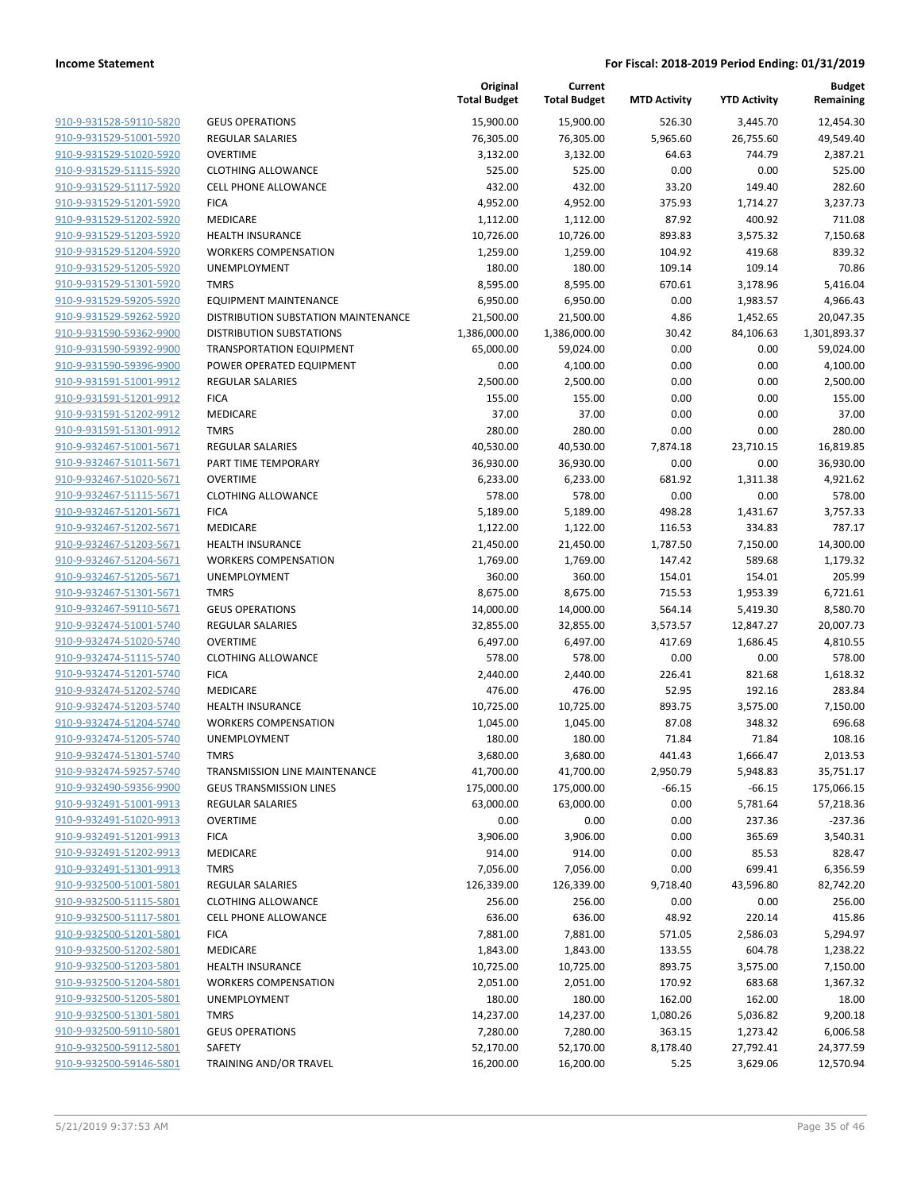**Income Statement** **For Fiscal: 2018-2019 Period Ending: 01/31/2019**

| | | Original Total Budget | Current Total Budget | MTD Activity | YTD Activity | Budget Remaining |
|---|---|---|---|---|---|---|
| 910-9-931528-59110-5820 | GEUS OPERATIONS | 15,900.00 | 15,900.00 | 526.30 | 3,445.70 | 12,454.30 |
| 910-9-931529-51001-5920 | REGULAR SALARIES | 76,305.00 | 76,305.00 | 5,965.60 | 26,755.60 | 49,549.40 |
| 910-9-931529-51020-5920 | OVERTIME | 3,132.00 | 3,132.00 | 64.63 | 744.79 | 2,387.21 |
| 910-9-931529-51115-5920 | CLOTHING ALLOWANCE | 525.00 | 525.00 | 0.00 | 0.00 | 525.00 |
| 910-9-931529-51117-5920 | CELL PHONE ALLOWANCE | 432.00 | 432.00 | 33.20 | 149.40 | 282.60 |
| 910-9-931529-51201-5920 | FICA | 4,952.00 | 4,952.00 | 375.93 | 1,714.27 | 3,237.73 |
| 910-9-931529-51202-5920 | MEDICARE | 1,112.00 | 1,112.00 | 87.92 | 400.92 | 711.08 |
| 910-9-931529-51203-5920 | HEALTH INSURANCE | 10,726.00 | 10,726.00 | 893.83 | 3,575.32 | 7,150.68 |
| 910-9-931529-51204-5920 | WORKERS COMPENSATION | 1,259.00 | 1,259.00 | 104.92 | 419.68 | 839.32 |
| 910-9-931529-51205-5920 | UNEMPLOYMENT | 180.00 | 180.00 | 109.14 | 109.14 | 70.86 |
| 910-9-931529-51301-5920 | TMRS | 8,595.00 | 8,595.00 | 670.61 | 3,178.96 | 5,416.04 |
| 910-9-931529-59205-5920 | EQUIPMENT MAINTENANCE | 6,950.00 | 6,950.00 | 0.00 | 1,983.57 | 4,966.43 |
| 910-9-931529-59262-5920 | DISTRIBUTION SUBSTATION MAINTENANCE | 21,500.00 | 21,500.00 | 4.86 | 1,452.65 | 20,047.35 |
| 910-9-931590-59362-9900 | DISTRIBUTION SUBSTATIONS | 1,386,000.00 | 1,386,000.00 | 30.42 | 84,106.63 | 1,301,893.37 |
| 910-9-931590-59392-9900 | TRANSPORTATION EQUIPMENT | 65,000.00 | 59,024.00 | 0.00 | 0.00 | 59,024.00 |
| 910-9-931590-59396-9900 | POWER OPERATED EQUIPMENT | 0.00 | 4,100.00 | 0.00 | 0.00 | 4,100.00 |
| 910-9-931591-51001-9912 | REGULAR SALARIES | 2,500.00 | 2,500.00 | 0.00 | 0.00 | 2,500.00 |
| 910-9-931591-51201-9912 | FICA | 155.00 | 155.00 | 0.00 | 0.00 | 155.00 |
| 910-9-931591-51202-9912 | MEDICARE | 37.00 | 37.00 | 0.00 | 0.00 | 37.00 |
| 910-9-931591-51301-9912 | TMRS | 280.00 | 280.00 | 0.00 | 0.00 | 280.00 |
| 910-9-932467-51001-5671 | REGULAR SALARIES | 40,530.00 | 40,530.00 | 7,874.18 | 23,710.15 | 16,819.85 |
| 910-9-932467-51011-5671 | PART TIME TEMPORARY | 36,930.00 | 36,930.00 | 0.00 | 0.00 | 36,930.00 |
| 910-9-932467-51020-5671 | OVERTIME | 6,233.00 | 6,233.00 | 681.92 | 1,311.38 | 4,921.62 |
| 910-9-932467-51115-5671 | CLOTHING ALLOWANCE | 578.00 | 578.00 | 0.00 | 0.00 | 578.00 |
| 910-9-932467-51201-5671 | FICA | 5,189.00 | 5,189.00 | 498.28 | 1,431.67 | 3,757.33 |
| 910-9-932467-51202-5671 | MEDICARE | 1,122.00 | 1,122.00 | 116.53 | 334.83 | 787.17 |
| 910-9-932467-51203-5671 | HEALTH INSURANCE | 21,450.00 | 21,450.00 | 1,787.50 | 7,150.00 | 14,300.00 |
| 910-9-932467-51204-5671 | WORKERS COMPENSATION | 1,769.00 | 1,769.00 | 147.42 | 589.68 | 1,179.32 |
| 910-9-932467-51205-5671 | UNEMPLOYMENT | 360.00 | 360.00 | 154.01 | 154.01 | 205.99 |
| 910-9-932467-51301-5671 | TMRS | 8,675.00 | 8,675.00 | 715.53 | 1,953.39 | 6,721.61 |
| 910-9-932467-59110-5671 | GEUS OPERATIONS | 14,000.00 | 14,000.00 | 564.14 | 5,419.30 | 8,580.70 |
| 910-9-932474-51001-5740 | REGULAR SALARIES | 32,855.00 | 32,855.00 | 3,573.57 | 12,847.27 | 20,007.73 |
| 910-9-932474-51020-5740 | OVERTIME | 6,497.00 | 6,497.00 | 417.69 | 1,686.45 | 4,810.55 |
| 910-9-932474-51115-5740 | CLOTHING ALLOWANCE | 578.00 | 578.00 | 0.00 | 0.00 | 578.00 |
| 910-9-932474-51201-5740 | FICA | 2,440.00 | 2,440.00 | 226.41 | 821.68 | 1,618.32 |
| 910-9-932474-51202-5740 | MEDICARE | 476.00 | 476.00 | 52.95 | 192.16 | 283.84 |
| 910-9-932474-51203-5740 | HEALTH INSURANCE | 10,725.00 | 10,725.00 | 893.75 | 3,575.00 | 7,150.00 |
| 910-9-932474-51204-5740 | WORKERS COMPENSATION | 1,045.00 | 1,045.00 | 87.08 | 348.32 | 696.68 |
| 910-9-932474-51205-5740 | UNEMPLOYMENT | 180.00 | 180.00 | 71.84 | 71.84 | 108.16 |
| 910-9-932474-51301-5740 | TMRS | 3,680.00 | 3,680.00 | 441.43 | 1,666.47 | 2,013.53 |
| 910-9-932474-59257-5740 | TRANSMISSION LINE MAINTENANCE | 41,700.00 | 41,700.00 | 2,950.79 | 5,948.83 | 35,751.17 |
| 910-9-932490-59356-9900 | GEUS TRANSMISSION LINES | 175,000.00 | 175,000.00 | -66.15 | -66.15 | 175,066.15 |
| 910-9-932491-51001-9913 | REGULAR SALARIES | 63,000.00 | 63,000.00 | 0.00 | 5,781.64 | 57,218.36 |
| 910-9-932491-51020-9913 | OVERTIME | 0.00 | 0.00 | 0.00 | 237.36 | -237.36 |
| 910-9-932491-51201-9913 | FICA | 3,906.00 | 3,906.00 | 0.00 | 365.69 | 3,540.31 |
| 910-9-932491-51202-9913 | MEDICARE | 914.00 | 914.00 | 0.00 | 85.53 | 828.47 |
| 910-9-932491-51301-9913 | TMRS | 7,056.00 | 7,056.00 | 0.00 | 699.41 | 6,356.59 |
| 910-9-932500-51001-5801 | REGULAR SALARIES | 126,339.00 | 126,339.00 | 9,718.40 | 43,596.80 | 82,742.20 |
| 910-9-932500-51115-5801 | CLOTHING ALLOWANCE | 256.00 | 256.00 | 0.00 | 0.00 | 256.00 |
| 910-9-932500-51117-5801 | CELL PHONE ALLOWANCE | 636.00 | 636.00 | 48.92 | 220.14 | 415.86 |
| 910-9-932500-51201-5801 | FICA | 7,881.00 | 7,881.00 | 571.05 | 2,586.03 | 5,294.97 |
| 910-9-932500-51202-5801 | MEDICARE | 1,843.00 | 1,843.00 | 133.55 | 604.78 | 1,238.22 |
| 910-9-932500-51203-5801 | HEALTH INSURANCE | 10,725.00 | 10,725.00 | 893.75 | 3,575.00 | 7,150.00 |
| 910-9-932500-51204-5801 | WORKERS COMPENSATION | 2,051.00 | 2,051.00 | 170.92 | 683.68 | 1,367.32 |
| 910-9-932500-51205-5801 | UNEMPLOYMENT | 180.00 | 180.00 | 162.00 | 162.00 | 18.00 |
| 910-9-932500-51301-5801 | TMRS | 14,237.00 | 14,237.00 | 1,080.26 | 5,036.82 | 9,200.18 |
| 910-9-932500-59110-5801 | GEUS OPERATIONS | 7,280.00 | 7,280.00 | 363.15 | 1,273.42 | 6,006.58 |
| 910-9-932500-59112-5801 | SAFETY | 52,170.00 | 52,170.00 | 8,178.40 | 27,792.41 | 24,377.59 |
| 910-9-932500-59146-5801 | TRAINING AND/OR TRAVEL | 16,200.00 | 16,200.00 | 5.25 | 3,629.06 | 12,570.94 |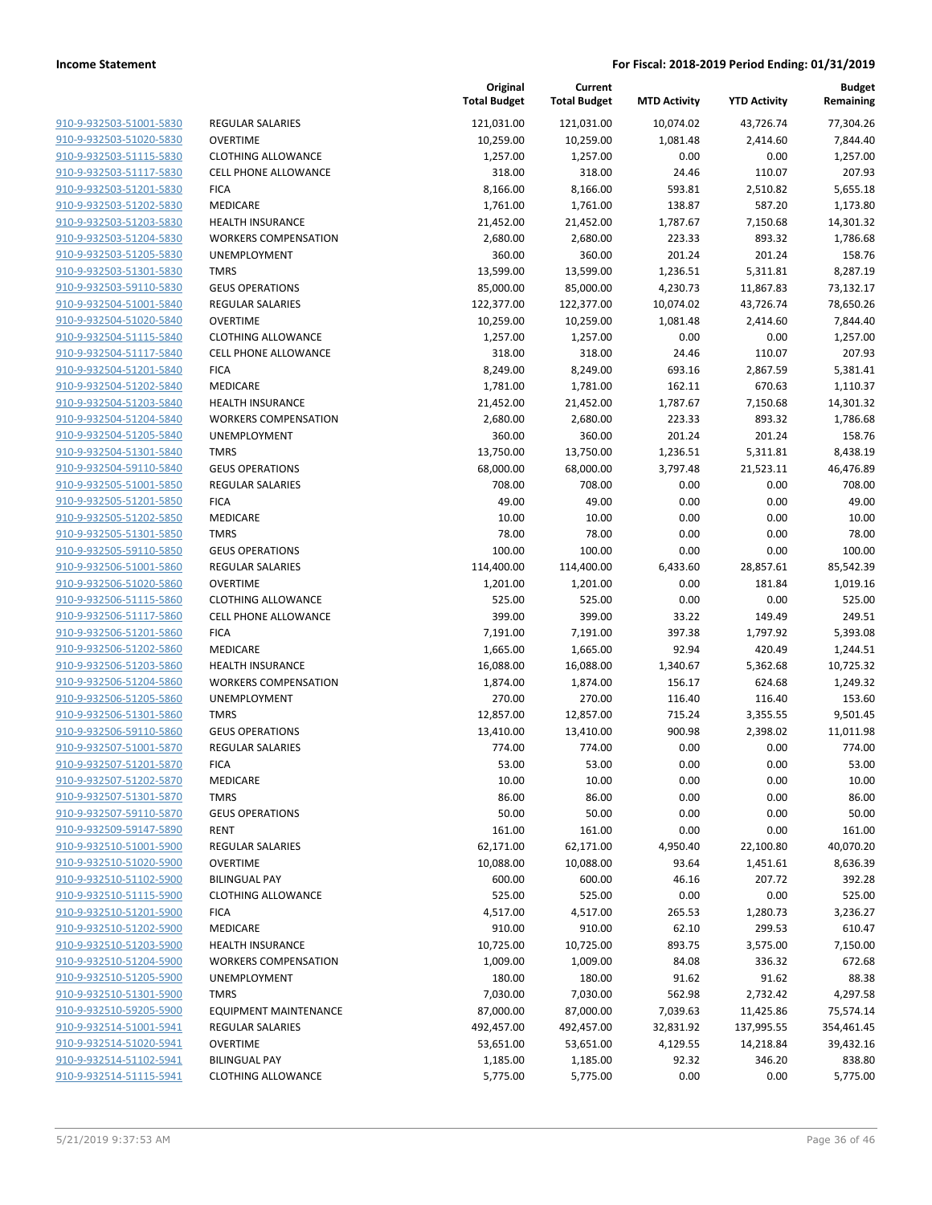**Income Statement** — **For Fiscal: 2018-2019 Period Ending: 01/31/2019**

| | | Original Total Budget | Current Total Budget | MTD Activity | YTD Activity | Budget Remaining |
|---|---|---|---|---|---|---|
| 910-9-932503-51001-5830 | REGULAR SALARIES | 121,031.00 | 121,031.00 | 10,074.02 | 43,726.74 | 77,304.26 |
| 910-9-932503-51020-5830 | OVERTIME | 10,259.00 | 10,259.00 | 1,081.48 | 2,414.60 | 7,844.40 |
| 910-9-932503-51115-5830 | CLOTHING ALLOWANCE | 1,257.00 | 1,257.00 | 0.00 | 0.00 | 1,257.00 |
| 910-9-932503-51117-5830 | CELL PHONE ALLOWANCE | 318.00 | 318.00 | 24.46 | 110.07 | 207.93 |
| 910-9-932503-51201-5830 | FICA | 8,166.00 | 8,166.00 | 593.81 | 2,510.82 | 5,655.18 |
| 910-9-932503-51202-5830 | MEDICARE | 1,761.00 | 1,761.00 | 138.87 | 587.20 | 1,173.80 |
| 910-9-932503-51203-5830 | HEALTH INSURANCE | 21,452.00 | 21,452.00 | 1,787.67 | 7,150.68 | 14,301.32 |
| 910-9-932503-51204-5830 | WORKERS COMPENSATION | 2,680.00 | 2,680.00 | 223.33 | 893.32 | 1,786.68 |
| 910-9-932503-51205-5830 | UNEMPLOYMENT | 360.00 | 360.00 | 201.24 | 201.24 | 158.76 |
| 910-9-932503-51301-5830 | TMRS | 13,599.00 | 13,599.00 | 1,236.51 | 5,311.81 | 8,287.19 |
| 910-9-932503-59110-5830 | GEUS OPERATIONS | 85,000.00 | 85,000.00 | 4,230.73 | 11,867.83 | 73,132.17 |
| 910-9-932504-51001-5840 | REGULAR SALARIES | 122,377.00 | 122,377.00 | 10,074.02 | 43,726.74 | 78,650.26 |
| 910-9-932504-51020-5840 | OVERTIME | 10,259.00 | 10,259.00 | 1,081.48 | 2,414.60 | 7,844.40 |
| 910-9-932504-51115-5840 | CLOTHING ALLOWANCE | 1,257.00 | 1,257.00 | 0.00 | 0.00 | 1,257.00 |
| 910-9-932504-51117-5840 | CELL PHONE ALLOWANCE | 318.00 | 318.00 | 24.46 | 110.07 | 207.93 |
| 910-9-932504-51201-5840 | FICA | 8,249.00 | 8,249.00 | 693.16 | 2,867.59 | 5,381.41 |
| 910-9-932504-51202-5840 | MEDICARE | 1,781.00 | 1,781.00 | 162.11 | 670.63 | 1,110.37 |
| 910-9-932504-51203-5840 | HEALTH INSURANCE | 21,452.00 | 21,452.00 | 1,787.67 | 7,150.68 | 14,301.32 |
| 910-9-932504-51204-5840 | WORKERS COMPENSATION | 2,680.00 | 2,680.00 | 223.33 | 893.32 | 1,786.68 |
| 910-9-932504-51205-5840 | UNEMPLOYMENT | 360.00 | 360.00 | 201.24 | 201.24 | 158.76 |
| 910-9-932504-51301-5840 | TMRS | 13,750.00 | 13,750.00 | 1,236.51 | 5,311.81 | 8,438.19 |
| 910-9-932504-59110-5840 | GEUS OPERATIONS | 68,000.00 | 68,000.00 | 3,797.48 | 21,523.11 | 46,476.89 |
| 910-9-932505-51001-5850 | REGULAR SALARIES | 708.00 | 708.00 | 0.00 | 0.00 | 708.00 |
| 910-9-932505-51201-5850 | FICA | 49.00 | 49.00 | 0.00 | 0.00 | 49.00 |
| 910-9-932505-51202-5850 | MEDICARE | 10.00 | 10.00 | 0.00 | 0.00 | 10.00 |
| 910-9-932505-51301-5850 | TMRS | 78.00 | 78.00 | 0.00 | 0.00 | 78.00 |
| 910-9-932505-59110-5850 | GEUS OPERATIONS | 100.00 | 100.00 | 0.00 | 0.00 | 100.00 |
| 910-9-932506-51001-5860 | REGULAR SALARIES | 114,400.00 | 114,400.00 | 6,433.60 | 28,857.61 | 85,542.39 |
| 910-9-932506-51020-5860 | OVERTIME | 1,201.00 | 1,201.00 | 0.00 | 181.84 | 1,019.16 |
| 910-9-932506-51115-5860 | CLOTHING ALLOWANCE | 525.00 | 525.00 | 0.00 | 0.00 | 525.00 |
| 910-9-932506-51117-5860 | CELL PHONE ALLOWANCE | 399.00 | 399.00 | 33.22 | 149.49 | 249.51 |
| 910-9-932506-51201-5860 | FICA | 7,191.00 | 7,191.00 | 397.38 | 1,797.92 | 5,393.08 |
| 910-9-932506-51202-5860 | MEDICARE | 1,665.00 | 1,665.00 | 92.94 | 420.49 | 1,244.51 |
| 910-9-932506-51203-5860 | HEALTH INSURANCE | 16,088.00 | 16,088.00 | 1,340.67 | 5,362.68 | 10,725.32 |
| 910-9-932506-51204-5860 | WORKERS COMPENSATION | 1,874.00 | 1,874.00 | 156.17 | 624.68 | 1,249.32 |
| 910-9-932506-51205-5860 | UNEMPLOYMENT | 270.00 | 270.00 | 116.40 | 116.40 | 153.60 |
| 910-9-932506-51301-5860 | TMRS | 12,857.00 | 12,857.00 | 715.24 | 3,355.55 | 9,501.45 |
| 910-9-932506-59110-5860 | GEUS OPERATIONS | 13,410.00 | 13,410.00 | 900.98 | 2,398.02 | 11,011.98 |
| 910-9-932507-51001-5870 | REGULAR SALARIES | 774.00 | 774.00 | 0.00 | 0.00 | 774.00 |
| 910-9-932507-51201-5870 | FICA | 53.00 | 53.00 | 0.00 | 0.00 | 53.00 |
| 910-9-932507-51202-5870 | MEDICARE | 10.00 | 10.00 | 0.00 | 0.00 | 10.00 |
| 910-9-932507-51301-5870 | TMRS | 86.00 | 86.00 | 0.00 | 0.00 | 86.00 |
| 910-9-932507-59110-5870 | GEUS OPERATIONS | 50.00 | 50.00 | 0.00 | 0.00 | 50.00 |
| 910-9-932509-59147-5890 | RENT | 161.00 | 161.00 | 0.00 | 0.00 | 161.00 |
| 910-9-932510-51001-5900 | REGULAR SALARIES | 62,171.00 | 62,171.00 | 4,950.40 | 22,100.80 | 40,070.20 |
| 910-9-932510-51020-5900 | OVERTIME | 10,088.00 | 10,088.00 | 93.64 | 1,451.61 | 8,636.39 |
| 910-9-932510-51102-5900 | BILINGUAL PAY | 600.00 | 600.00 | 46.16 | 207.72 | 392.28 |
| 910-9-932510-51115-5900 | CLOTHING ALLOWANCE | 525.00 | 525.00 | 0.00 | 0.00 | 525.00 |
| 910-9-932510-51201-5900 | FICA | 4,517.00 | 4,517.00 | 265.53 | 1,280.73 | 3,236.27 |
| 910-9-932510-51202-5900 | MEDICARE | 910.00 | 910.00 | 62.10 | 299.53 | 610.47 |
| 910-9-932510-51203-5900 | HEALTH INSURANCE | 10,725.00 | 10,725.00 | 893.75 | 3,575.00 | 7,150.00 |
| 910-9-932510-51204-5900 | WORKERS COMPENSATION | 1,009.00 | 1,009.00 | 84.08 | 336.32 | 672.68 |
| 910-9-932510-51205-5900 | UNEMPLOYMENT | 180.00 | 180.00 | 91.62 | 91.62 | 88.38 |
| 910-9-932510-51301-5900 | TMRS | 7,030.00 | 7,030.00 | 562.98 | 2,732.42 | 4,297.58 |
| 910-9-932510-59205-5900 | EQUIPMENT MAINTENANCE | 87,000.00 | 87,000.00 | 7,039.63 | 11,425.86 | 75,574.14 |
| 910-9-932514-51001-5941 | REGULAR SALARIES | 492,457.00 | 492,457.00 | 32,831.92 | 137,995.55 | 354,461.45 |
| 910-9-932514-51020-5941 | OVERTIME | 53,651.00 | 53,651.00 | 4,129.55 | 14,218.84 | 39,432.16 |
| 910-9-932514-51102-5941 | BILINGUAL PAY | 1,185.00 | 1,185.00 | 92.32 | 346.20 | 838.80 |
| 910-9-932514-51115-5941 | CLOTHING ALLOWANCE | 5,775.00 | 5,775.00 | 0.00 | 0.00 | 5,775.00 |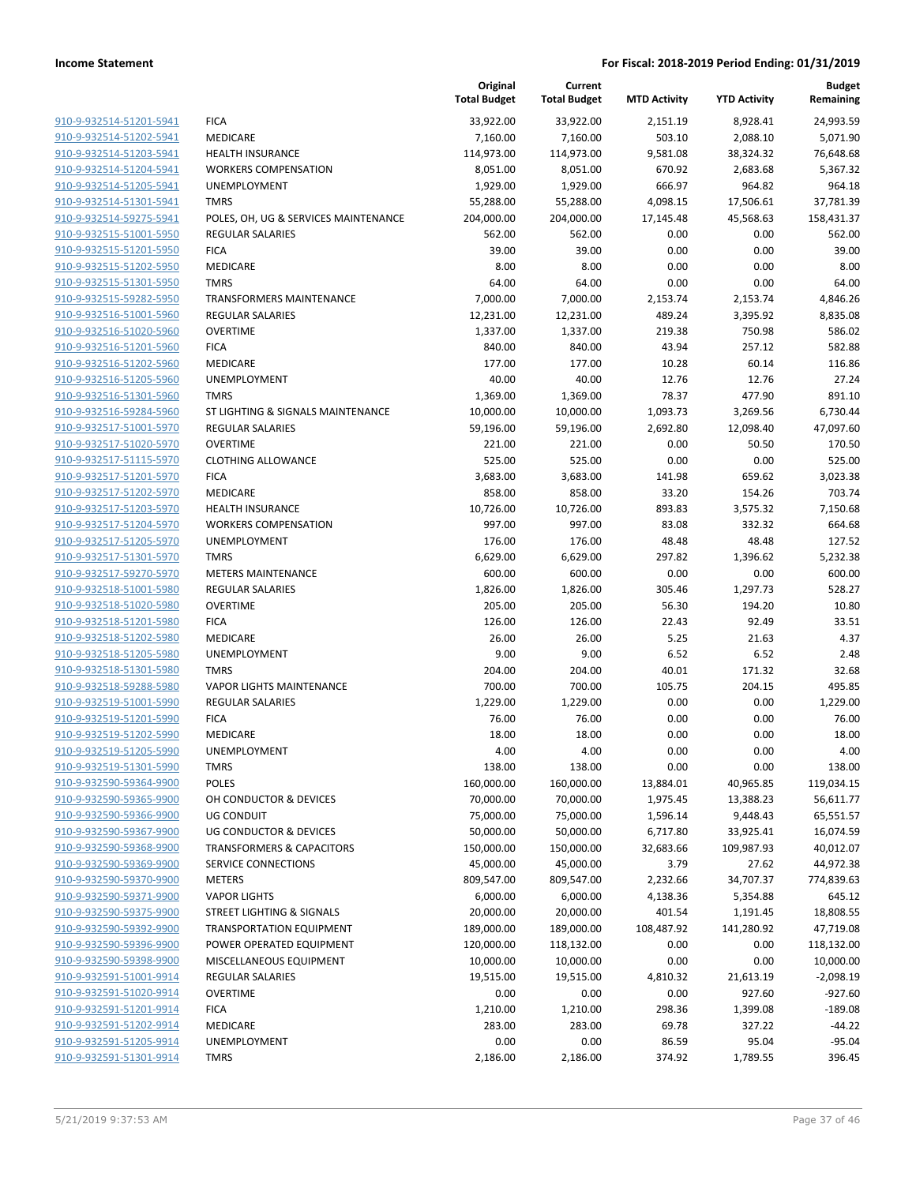**Income Statement** | **For Fiscal: 2018-2019 Period Ending: 01/31/2019**

| | | Original Total Budget | Current Total Budget | MTD Activity | YTD Activity | Budget Remaining |
|---|---|---|---|---|---|---|
| 910-9-932514-51201-5941 | FICA | 33,922.00 | 33,922.00 | 2,151.19 | 8,928.41 | 24,993.59 |
| 910-9-932514-51202-5941 | MEDICARE | 7,160.00 | 7,160.00 | 503.10 | 2,088.10 | 5,071.90 |
| 910-9-932514-51203-5941 | HEALTH INSURANCE | 114,973.00 | 114,973.00 | 9,581.08 | 38,324.32 | 76,648.68 |
| 910-9-932514-51204-5941 | WORKERS COMPENSATION | 8,051.00 | 8,051.00 | 670.92 | 2,683.68 | 5,367.32 |
| 910-9-932514-51205-5941 | UNEMPLOYMENT | 1,929.00 | 1,929.00 | 666.97 | 964.82 | 964.18 |
| 910-9-932514-51301-5941 | TMRS | 55,288.00 | 55,288.00 | 4,098.15 | 17,506.61 | 37,781.39 |
| 910-9-932514-59275-5941 | POLES, OH, UG & SERVICES MAINTENANCE | 204,000.00 | 204,000.00 | 17,145.48 | 45,568.63 | 158,431.37 |
| 910-9-932515-51001-5950 | REGULAR SALARIES | 562.00 | 562.00 | 0.00 | 0.00 | 562.00 |
| 910-9-932515-51201-5950 | FICA | 39.00 | 39.00 | 0.00 | 0.00 | 39.00 |
| 910-9-932515-51202-5950 | MEDICARE | 8.00 | 8.00 | 0.00 | 0.00 | 8.00 |
| 910-9-932515-51301-5950 | TMRS | 64.00 | 64.00 | 0.00 | 0.00 | 64.00 |
| 910-9-932515-59282-5950 | TRANSFORMERS MAINTENANCE | 7,000.00 | 7,000.00 | 2,153.74 | 2,153.74 | 4,846.26 |
| 910-9-932516-51001-5960 | REGULAR SALARIES | 12,231.00 | 12,231.00 | 489.24 | 3,395.92 | 8,835.08 |
| 910-9-932516-51020-5960 | OVERTIME | 1,337.00 | 1,337.00 | 219.38 | 750.98 | 586.02 |
| 910-9-932516-51201-5960 | FICA | 840.00 | 840.00 | 43.94 | 257.12 | 582.88 |
| 910-9-932516-51202-5960 | MEDICARE | 177.00 | 177.00 | 10.28 | 60.14 | 116.86 |
| 910-9-932516-51205-5960 | UNEMPLOYMENT | 40.00 | 40.00 | 12.76 | 12.76 | 27.24 |
| 910-9-932516-51301-5960 | TMRS | 1,369.00 | 1,369.00 | 78.37 | 477.90 | 891.10 |
| 910-9-932516-59284-5960 | ST LIGHTING & SIGNALS MAINTENANCE | 10,000.00 | 10,000.00 | 1,093.73 | 3,269.56 | 6,730.44 |
| 910-9-932517-51001-5970 | REGULAR SALARIES | 59,196.00 | 59,196.00 | 2,692.80 | 12,098.40 | 47,097.60 |
| 910-9-932517-51020-5970 | OVERTIME | 221.00 | 221.00 | 0.00 | 50.50 | 170.50 |
| 910-9-932517-51115-5970 | CLOTHING ALLOWANCE | 525.00 | 525.00 | 0.00 | 0.00 | 525.00 |
| 910-9-932517-51201-5970 | FICA | 3,683.00 | 3,683.00 | 141.98 | 659.62 | 3,023.38 |
| 910-9-932517-51202-5970 | MEDICARE | 858.00 | 858.00 | 33.20 | 154.26 | 703.74 |
| 910-9-932517-51203-5970 | HEALTH INSURANCE | 10,726.00 | 10,726.00 | 893.83 | 3,575.32 | 7,150.68 |
| 910-9-932517-51204-5970 | WORKERS COMPENSATION | 997.00 | 997.00 | 83.08 | 332.32 | 664.68 |
| 910-9-932517-51205-5970 | UNEMPLOYMENT | 176.00 | 176.00 | 48.48 | 48.48 | 127.52 |
| 910-9-932517-51301-5970 | TMRS | 6,629.00 | 6,629.00 | 297.82 | 1,396.62 | 5,232.38 |
| 910-9-932517-59270-5970 | METERS MAINTENANCE | 600.00 | 600.00 | 0.00 | 0.00 | 600.00 |
| 910-9-932518-51001-5980 | REGULAR SALARIES | 1,826.00 | 1,826.00 | 305.46 | 1,297.73 | 528.27 |
| 910-9-932518-51020-5980 | OVERTIME | 205.00 | 205.00 | 56.30 | 194.20 | 10.80 |
| 910-9-932518-51201-5980 | FICA | 126.00 | 126.00 | 22.43 | 92.49 | 33.51 |
| 910-9-932518-51202-5980 | MEDICARE | 26.00 | 26.00 | 5.25 | 21.63 | 4.37 |
| 910-9-932518-51205-5980 | UNEMPLOYMENT | 9.00 | 9.00 | 6.52 | 6.52 | 2.48 |
| 910-9-932518-51301-5980 | TMRS | 204.00 | 204.00 | 40.01 | 171.32 | 32.68 |
| 910-9-932518-59288-5980 | VAPOR LIGHTS MAINTENANCE | 700.00 | 700.00 | 105.75 | 204.15 | 495.85 |
| 910-9-932519-51001-5990 | REGULAR SALARIES | 1,229.00 | 1,229.00 | 0.00 | 0.00 | 1,229.00 |
| 910-9-932519-51201-5990 | FICA | 76.00 | 76.00 | 0.00 | 0.00 | 76.00 |
| 910-9-932519-51202-5990 | MEDICARE | 18.00 | 18.00 | 0.00 | 0.00 | 18.00 |
| 910-9-932519-51205-5990 | UNEMPLOYMENT | 4.00 | 4.00 | 0.00 | 0.00 | 4.00 |
| 910-9-932519-51301-5990 | TMRS | 138.00 | 138.00 | 0.00 | 0.00 | 138.00 |
| 910-9-932590-59364-9900 | POLES | 160,000.00 | 160,000.00 | 13,884.01 | 40,965.85 | 119,034.15 |
| 910-9-932590-59365-9900 | OH CONDUCTOR & DEVICES | 70,000.00 | 70,000.00 | 1,975.45 | 13,388.23 | 56,611.77 |
| 910-9-932590-59366-9900 | UG CONDUIT | 75,000.00 | 75,000.00 | 1,596.14 | 9,448.43 | 65,551.57 |
| 910-9-932590-59367-9900 | UG CONDUCTOR & DEVICES | 50,000.00 | 50,000.00 | 6,717.80 | 33,925.41 | 16,074.59 |
| 910-9-932590-59368-9900 | TRANSFORMERS & CAPACITORS | 150,000.00 | 150,000.00 | 32,683.66 | 109,987.93 | 40,012.07 |
| 910-9-932590-59369-9900 | SERVICE CONNECTIONS | 45,000.00 | 45,000.00 | 3.79 | 27.62 | 44,972.38 |
| 910-9-932590-59370-9900 | METERS | 809,547.00 | 809,547.00 | 2,232.66 | 34,707.37 | 774,839.63 |
| 910-9-932590-59371-9900 | VAPOR LIGHTS | 6,000.00 | 6,000.00 | 4,138.36 | 5,354.88 | 645.12 |
| 910-9-932590-59375-9900 | STREET LIGHTING & SIGNALS | 20,000.00 | 20,000.00 | 401.54 | 1,191.45 | 18,808.55 |
| 910-9-932590-59392-9900 | TRANSPORTATION EQUIPMENT | 189,000.00 | 189,000.00 | 108,487.92 | 141,280.92 | 47,719.08 |
| 910-9-932590-59396-9900 | POWER OPERATED EQUIPMENT | 120,000.00 | 118,132.00 | 0.00 | 0.00 | 118,132.00 |
| 910-9-932590-59398-9900 | MISCELLANEOUS EQUIPMENT | 10,000.00 | 10,000.00 | 0.00 | 0.00 | 10,000.00 |
| 910-9-932591-51001-9914 | REGULAR SALARIES | 19,515.00 | 19,515.00 | 4,810.32 | 21,613.19 | -2,098.19 |
| 910-9-932591-51020-9914 | OVERTIME | 0.00 | 0.00 | 0.00 | 927.60 | -927.60 |
| 910-9-932591-51201-9914 | FICA | 1,210.00 | 1,210.00 | 298.36 | 1,399.08 | -189.08 |
| 910-9-932591-51202-9914 | MEDICARE | 283.00 | 283.00 | 69.78 | 327.22 | -44.22 |
| 910-9-932591-51205-9914 | UNEMPLOYMENT | 0.00 | 0.00 | 86.59 | 95.04 | -95.04 |
| 910-9-932591-51301-9914 | TMRS | 2,186.00 | 2,186.00 | 374.92 | 1,789.55 | 396.45 |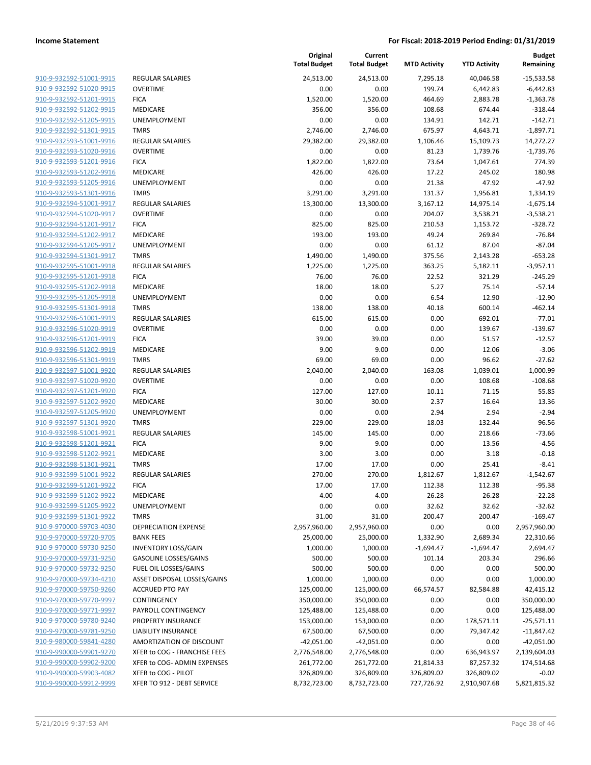| | | Original Total Budget | Current Total Budget | MTD Activity | YTD Activity | Budget Remaining |
|---|---|---|---|---|---|---|
| 910-9-932592-51001-9915 | REGULAR SALARIES | 24,513.00 | 24,513.00 | 7,295.18 | 40,046.58 | -15,533.58 |
| 910-9-932592-51020-9915 | OVERTIME | 0.00 | 0.00 | 199.74 | 6,442.83 | -6,442.83 |
| 910-9-932592-51201-9915 | FICA | 1,520.00 | 1,520.00 | 464.69 | 2,883.78 | -1,363.78 |
| 910-9-932592-51202-9915 | MEDICARE | 356.00 | 356.00 | 108.68 | 674.44 | -318.44 |
| 910-9-932592-51205-9915 | UNEMPLOYMENT | 0.00 | 0.00 | 134.91 | 142.71 | -142.71 |
| 910-9-932592-51301-9915 | TMRS | 2,746.00 | 2,746.00 | 675.97 | 4,643.71 | -1,897.71 |
| 910-9-932593-51001-9916 | REGULAR SALARIES | 29,382.00 | 29,382.00 | 1,106.46 | 15,109.73 | 14,272.27 |
| 910-9-932593-51020-9916 | OVERTIME | 0.00 | 0.00 | 81.23 | 1,739.76 | -1,739.76 |
| 910-9-932593-51201-9916 | FICA | 1,822.00 | 1,822.00 | 73.64 | 1,047.61 | 774.39 |
| 910-9-932593-51202-9916 | MEDICARE | 426.00 | 426.00 | 17.22 | 245.02 | 180.98 |
| 910-9-932593-51205-9916 | UNEMPLOYMENT | 0.00 | 0.00 | 21.38 | 47.92 | -47.92 |
| 910-9-932593-51301-9916 | TMRS | 3,291.00 | 3,291.00 | 131.37 | 1,956.81 | 1,334.19 |
| 910-9-932594-51001-9917 | REGULAR SALARIES | 13,300.00 | 13,300.00 | 3,167.12 | 14,975.14 | -1,675.14 |
| 910-9-932594-51020-9917 | OVERTIME | 0.00 | 0.00 | 204.07 | 3,538.21 | -3,538.21 |
| 910-9-932594-51201-9917 | FICA | 825.00 | 825.00 | 210.53 | 1,153.72 | -328.72 |
| 910-9-932594-51202-9917 | MEDICARE | 193.00 | 193.00 | 49.24 | 269.84 | -76.84 |
| 910-9-932594-51205-9917 | UNEMPLOYMENT | 0.00 | 0.00 | 61.12 | 87.04 | -87.04 |
| 910-9-932594-51301-9917 | TMRS | 1,490.00 | 1,490.00 | 375.56 | 2,143.28 | -653.28 |
| 910-9-932595-51001-9918 | REGULAR SALARIES | 1,225.00 | 1,225.00 | 363.25 | 5,182.11 | -3,957.11 |
| 910-9-932595-51201-9918 | FICA | 76.00 | 76.00 | 22.52 | 321.29 | -245.29 |
| 910-9-932595-51202-9918 | MEDICARE | 18.00 | 18.00 | 5.27 | 75.14 | -57.14 |
| 910-9-932595-51205-9918 | UNEMPLOYMENT | 0.00 | 0.00 | 6.54 | 12.90 | -12.90 |
| 910-9-932595-51301-9918 | TMRS | 138.00 | 138.00 | 40.18 | 600.14 | -462.14 |
| 910-9-932596-51001-9919 | REGULAR SALARIES | 615.00 | 615.00 | 0.00 | 692.01 | -77.01 |
| 910-9-932596-51020-9919 | OVERTIME | 0.00 | 0.00 | 0.00 | 139.67 | -139.67 |
| 910-9-932596-51201-9919 | FICA | 39.00 | 39.00 | 0.00 | 51.57 | -12.57 |
| 910-9-932596-51202-9919 | MEDICARE | 9.00 | 9.00 | 0.00 | 12.06 | -3.06 |
| 910-9-932596-51301-9919 | TMRS | 69.00 | 69.00 | 0.00 | 96.62 | -27.62 |
| 910-9-932597-51001-9920 | REGULAR SALARIES | 2,040.00 | 2,040.00 | 163.08 | 1,039.01 | 1,000.99 |
| 910-9-932597-51020-9920 | OVERTIME | 0.00 | 0.00 | 0.00 | 108.68 | -108.68 |
| 910-9-932597-51201-9920 | FICA | 127.00 | 127.00 | 10.11 | 71.15 | 55.85 |
| 910-9-932597-51202-9920 | MEDICARE | 30.00 | 30.00 | 2.37 | 16.64 | 13.36 |
| 910-9-932597-51205-9920 | UNEMPLOYMENT | 0.00 | 0.00 | 2.94 | 2.94 | -2.94 |
| 910-9-932597-51301-9920 | TMRS | 229.00 | 229.00 | 18.03 | 132.44 | 96.56 |
| 910-9-932598-51001-9921 | REGULAR SALARIES | 145.00 | 145.00 | 0.00 | 218.66 | -73.66 |
| 910-9-932598-51201-9921 | FICA | 9.00 | 9.00 | 0.00 | 13.56 | -4.56 |
| 910-9-932598-51202-9921 | MEDICARE | 3.00 | 3.00 | 0.00 | 3.18 | -0.18 |
| 910-9-932598-51301-9921 | TMRS | 17.00 | 17.00 | 0.00 | 25.41 | -8.41 |
| 910-9-932599-51001-9922 | REGULAR SALARIES | 270.00 | 270.00 | 1,812.67 | 1,812.67 | -1,542.67 |
| 910-9-932599-51201-9922 | FICA | 17.00 | 17.00 | 112.38 | 112.38 | -95.38 |
| 910-9-932599-51202-9922 | MEDICARE | 4.00 | 4.00 | 26.28 | 26.28 | -22.28 |
| 910-9-932599-51205-9922 | UNEMPLOYMENT | 0.00 | 0.00 | 32.62 | 32.62 | -32.62 |
| 910-9-932599-51301-9922 | TMRS | 31.00 | 31.00 | 200.47 | 200.47 | -169.47 |
| 910-9-970000-59703-4030 | DEPRECIATION EXPENSE | 2,957,960.00 | 2,957,960.00 | 0.00 | 0.00 | 2,957,960.00 |
| 910-9-970000-59720-9705 | BANK FEES | 25,000.00 | 25,000.00 | 1,332.90 | 2,689.34 | 22,310.66 |
| 910-9-970000-59730-9250 | INVENTORY LOSS/GAIN | 1,000.00 | 1,000.00 | -1,694.47 | -1,694.47 | 2,694.47 |
| 910-9-970000-59731-9250 | GASOLINE LOSSES/GAINS | 500.00 | 500.00 | 101.14 | 203.34 | 296.66 |
| 910-9-970000-59732-9250 | FUEL OIL LOSSES/GAINS | 500.00 | 500.00 | 0.00 | 0.00 | 500.00 |
| 910-9-970000-59734-4210 | ASSET DISPOSAL LOSSES/GAINS | 1,000.00 | 1,000.00 | 0.00 | 0.00 | 1,000.00 |
| 910-9-970000-59750-9260 | ACCRUED PTO PAY | 125,000.00 | 125,000.00 | 66,574.57 | 82,584.88 | 42,415.12 |
| 910-9-970000-59770-9997 | CONTINGENCY | 350,000.00 | 350,000.00 | 0.00 | 0.00 | 350,000.00 |
| 910-9-970000-59771-9997 | PAYROLL CONTINGENCY | 125,488.00 | 125,488.00 | 0.00 | 0.00 | 125,488.00 |
| 910-9-970000-59780-9240 | PROPERTY INSURANCE | 153,000.00 | 153,000.00 | 0.00 | 178,571.11 | -25,571.11 |
| 910-9-970000-59781-9250 | LIABILITY INSURANCE | 67,500.00 | 67,500.00 | 0.00 | 79,347.42 | -11,847.42 |
| 910-9-980000-59841-4280 | AMORTIZATION OF DISCOUNT | -42,051.00 | -42,051.00 | 0.00 | 0.00 | -42,051.00 |
| 910-9-990000-59901-9270 | XFER to COG - FRANCHISE FEES | 2,776,548.00 | 2,776,548.00 | 0.00 | 636,943.97 | 2,139,604.03 |
| 910-9-990000-59902-9200 | XFER to COG- ADMIN EXPENSES | 261,772.00 | 261,772.00 | 21,814.33 | 87,257.32 | 174,514.68 |
| 910-9-990000-59903-4082 | XFER to COG - PILOT | 326,809.00 | 326,809.00 | 326,809.02 | 326,809.02 | -0.02 |
| 910-9-990000-59912-9999 | XFER TO 912 - DEBT SERVICE | 8,732,723.00 | 8,732,723.00 | 727,726.92 | 2,910,907.68 | 5,821,815.32 |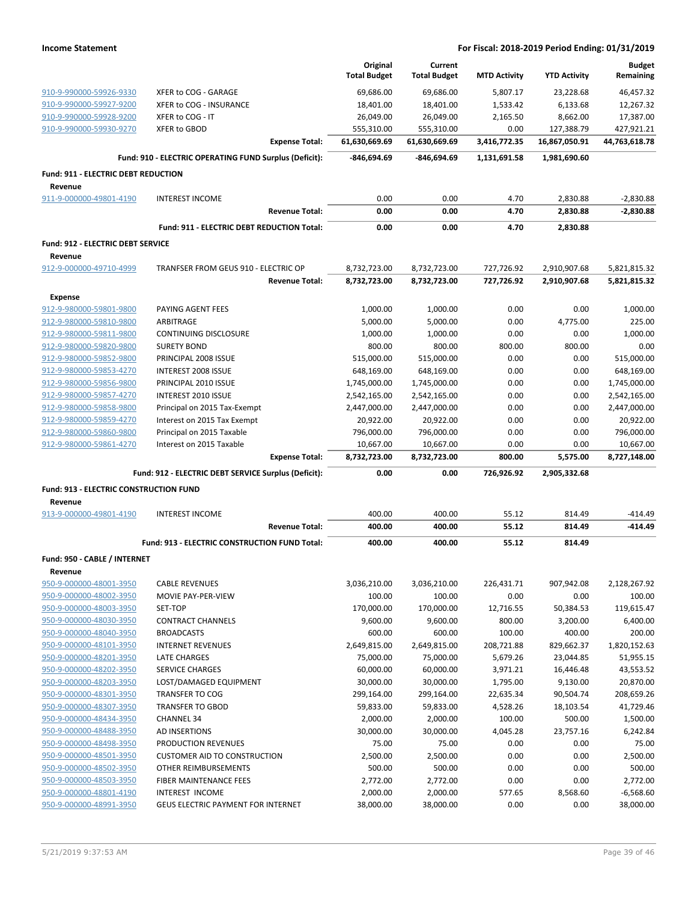**Income Statement** — **For Fiscal: 2018-2019 Period Ending: 01/31/2019**

| | | Original Total Budget | Current Total Budget | MTD Activity | YTD Activity | Budget Remaining |
|---|---|---|---|---|---|---|
| 910-9-990000-59926-9330 | XFER to COG - GARAGE | 69,686.00 | 69,686.00 | 5,807.17 | 23,228.68 | 46,457.32 |
| 910-9-990000-59927-9200 | XFER to COG - INSURANCE | 18,401.00 | 18,401.00 | 1,533.42 | 6,133.68 | 12,267.32 |
| 910-9-990000-59928-9200 | XFER to COG - IT | 26,049.00 | 26,049.00 | 2,165.50 | 8,662.00 | 17,387.00 |
| 910-9-990000-59930-9270 | XFER to GBOD | 555,310.00 | 555,310.00 | 0.00 | 127,388.79 | 427,921.21 |
| | **Expense Total:** | **61,630,669.69** | **61,630,669.69** | **3,416,772.35** | **16,867,050.91** | **44,763,618.78** |
| | **Fund: 910 - ELECTRIC OPERATING FUND Surplus (Deficit):** | **-846,694.69** | **-846,694.69** | **1,131,691.58** | **1,981,690.60** | |
| **Fund: 911 - ELECTRIC DEBT REDUCTION** | | | | | | |
| **Revenue** | | | | | | |
| 911-9-000000-49801-4190 | INTEREST INCOME | 0.00 | 0.00 | 4.70 | 2,830.88 | -2,830.88 |
| | **Revenue Total:** | **0.00** | **0.00** | **4.70** | **2,830.88** | **-2,830.88** |
| | **Fund: 911 - ELECTRIC DEBT REDUCTION Total:** | **0.00** | **0.00** | **4.70** | **2,830.88** | |
| **Fund: 912 - ELECTRIC DEBT SERVICE** | | | | | | |
| **Revenue** | | | | | | |
| 912-9-000000-49710-4999 | TRANFSER FROM GEUS 910 - ELECTRIC OP | 8,732,723.00 | 8,732,723.00 | 727,726.92 | 2,910,907.68 | 5,821,815.32 |
| | **Revenue Total:** | **8,732,723.00** | **8,732,723.00** | **727,726.92** | **2,910,907.68** | **5,821,815.32** |
| **Expense** | | | | | | |
| 912-9-980000-59801-9800 | PAYING AGENT FEES | 1,000.00 | 1,000.00 | 0.00 | 0.00 | 1,000.00 |
| 912-9-980000-59810-9800 | ARBITRAGE | 5,000.00 | 5,000.00 | 0.00 | 4,775.00 | 225.00 |
| 912-9-980000-59811-9800 | CONTINUING DISCLOSURE | 1,000.00 | 1,000.00 | 0.00 | 0.00 | 1,000.00 |
| 912-9-980000-59820-9800 | SURETY BOND | 800.00 | 800.00 | 800.00 | 800.00 | 0.00 |
| 912-9-980000-59852-9800 | PRINCIPAL 2008 ISSUE | 515,000.00 | 515,000.00 | 0.00 | 0.00 | 515,000.00 |
| 912-9-980000-59853-4270 | INTEREST 2008 ISSUE | 648,169.00 | 648,169.00 | 0.00 | 0.00 | 648,169.00 |
| 912-9-980000-59856-9800 | PRINCIPAL 2010 ISSUE | 1,745,000.00 | 1,745,000.00 | 0.00 | 0.00 | 1,745,000.00 |
| 912-9-980000-59857-4270 | INTEREST 2010 ISSUE | 2,542,165.00 | 2,542,165.00 | 0.00 | 0.00 | 2,542,165.00 |
| 912-9-980000-59858-9800 | Principal on 2015 Tax-Exempt | 2,447,000.00 | 2,447,000.00 | 0.00 | 0.00 | 2,447,000.00 |
| 912-9-980000-59859-4270 | Interest on 2015 Tax Exempt | 20,922.00 | 20,922.00 | 0.00 | 0.00 | 20,922.00 |
| 912-9-980000-59860-9800 | Principal on 2015 Taxable | 796,000.00 | 796,000.00 | 0.00 | 0.00 | 796,000.00 |
| 912-9-980000-59861-4270 | Interest on 2015 Taxable | 10,667.00 | 10,667.00 | 0.00 | 0.00 | 10,667.00 |
| | **Expense Total:** | **8,732,723.00** | **8,732,723.00** | **800.00** | **5,575.00** | **8,727,148.00** |
| | **Fund: 912 - ELECTRIC DEBT SERVICE Surplus (Deficit):** | **0.00** | **0.00** | **726,926.92** | **2,905,332.68** | |
| **Fund: 913 - ELECTRIC CONSTRUCTION FUND** | | | | | | |
| **Revenue** | | | | | | |
| 913-9-000000-49801-4190 | INTEREST INCOME | 400.00 | 400.00 | 55.12 | 814.49 | -414.49 |
| | **Revenue Total:** | **400.00** | **400.00** | **55.12** | **814.49** | **-414.49** |
| | **Fund: 913 - ELECTRIC CONSTRUCTION FUND Total:** | **400.00** | **400.00** | **55.12** | **814.49** | |
| **Fund: 950 - CABLE / INTERNET** | | | | | | |
| **Revenue** | | | | | | |
| 950-9-000000-48001-3950 | CABLE REVENUES | 3,036,210.00 | 3,036,210.00 | 226,431.71 | 907,942.08 | 2,128,267.92 |
| 950-9-000000-48002-3950 | MOVIE PAY-PER-VIEW | 100.00 | 100.00 | 0.00 | 0.00 | 100.00 |
| 950-9-000000-48003-3950 | SET-TOP | 170,000.00 | 170,000.00 | 12,716.55 | 50,384.53 | 119,615.47 |
| 950-9-000000-48030-3950 | CONTRACT CHANNELS | 9,600.00 | 9,600.00 | 800.00 | 3,200.00 | 6,400.00 |
| 950-9-000000-48040-3950 | BROADCASTS | 600.00 | 600.00 | 100.00 | 400.00 | 200.00 |
| 950-9-000000-48101-3950 | INTERNET REVENUES | 2,649,815.00 | 2,649,815.00 | 208,721.88 | 829,662.37 | 1,820,152.63 |
| 950-9-000000-48201-3950 | LATE CHARGES | 75,000.00 | 75,000.00 | 5,679.26 | 23,044.85 | 51,955.15 |
| 950-9-000000-48202-3950 | SERVICE CHARGES | 60,000.00 | 60,000.00 | 3,971.21 | 16,446.48 | 43,553.52 |
| 950-9-000000-48203-3950 | LOST/DAMAGED EQUIPMENT | 30,000.00 | 30,000.00 | 1,795.00 | 9,130.00 | 20,870.00 |
| 950-9-000000-48301-3950 | TRANSFER TO COG | 299,164.00 | 299,164.00 | 22,635.34 | 90,504.74 | 208,659.26 |
| 950-9-000000-48307-3950 | TRANSFER TO GBOD | 59,833.00 | 59,833.00 | 4,528.26 | 18,103.54 | 41,729.46 |
| 950-9-000000-48434-3950 | CHANNEL 34 | 2,000.00 | 2,000.00 | 100.00 | 500.00 | 1,500.00 |
| 950-9-000000-48488-3950 | AD INSERTIONS | 30,000.00 | 30,000.00 | 4,045.28 | 23,757.16 | 6,242.84 |
| 950-9-000000-48498-3950 | PRODUCTION REVENUES | 75.00 | 75.00 | 0.00 | 0.00 | 75.00 |
| 950-9-000000-48501-3950 | CUSTOMER AID TO CONSTRUCTION | 2,500.00 | 2,500.00 | 0.00 | 0.00 | 2,500.00 |
| 950-9-000000-48502-3950 | OTHER REIMBURSEMENTS | 500.00 | 500.00 | 0.00 | 0.00 | 500.00 |
| 950-9-000000-48503-3950 | FIBER MAINTENANCE FEES | 2,772.00 | 2,772.00 | 0.00 | 0.00 | 2,772.00 |
| 950-9-000000-48801-4190 | INTEREST INCOME | 2,000.00 | 2,000.00 | 577.65 | 8,568.60 | -6,568.60 |
| 950-9-000000-48991-3950 | GEUS ELECTRIC PAYMENT FOR INTERNET | 38,000.00 | 38,000.00 | 0.00 | 0.00 | 38,000.00 |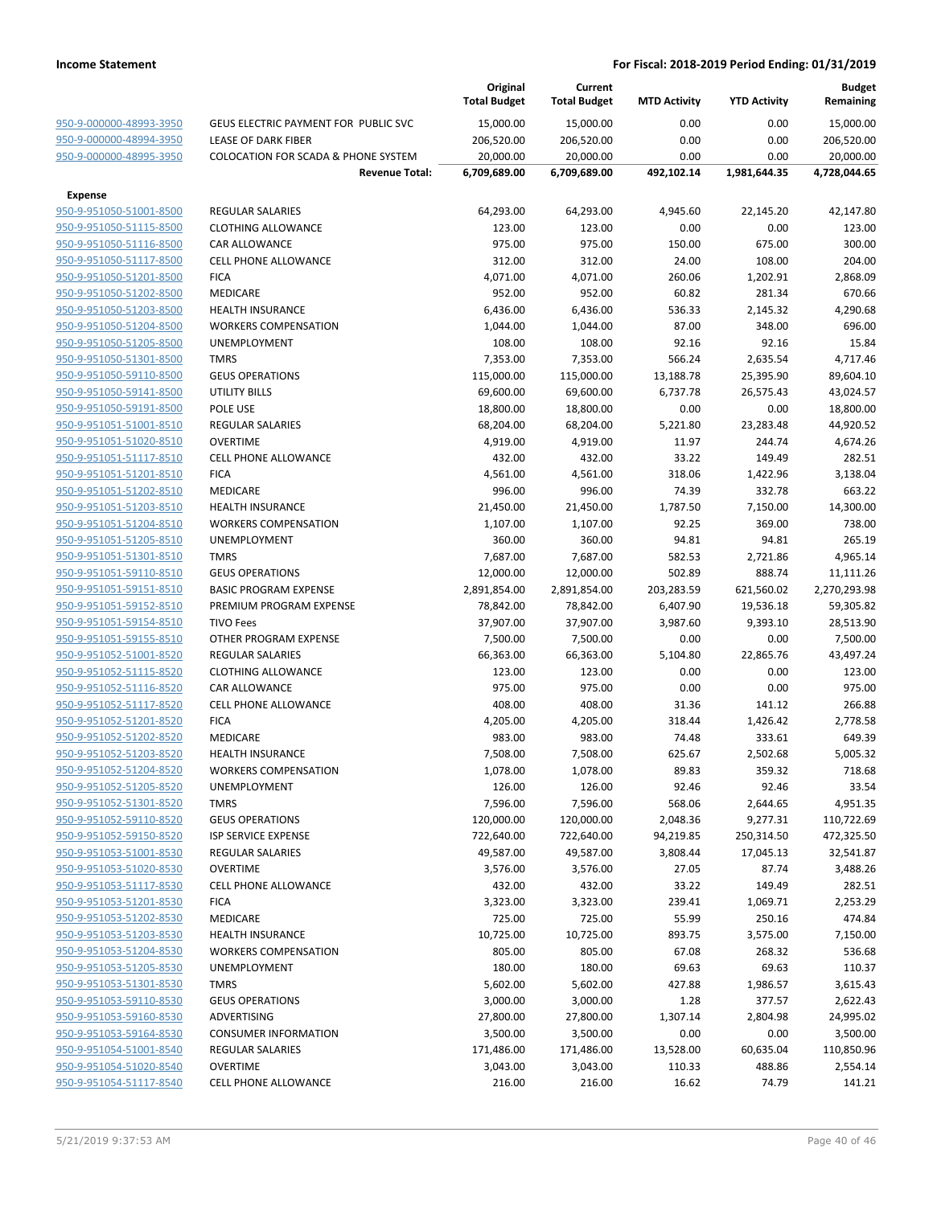**Income Statement** | **For Fiscal: 2018-2019 Period Ending: 01/31/2019**

| | | Original Total Budget | Current Total Budget | MTD Activity | YTD Activity | Budget Remaining |
|---|---|---|---|---|---|---|
| 950-9-000000-48993-3950 | GEUS ELECTRIC PAYMENT FOR PUBLIC SVC | 15,000.00 | 15,000.00 | 0.00 | 0.00 | 15,000.00 |
| 950-9-000000-48994-3950 | LEASE OF DARK FIBER | 206,520.00 | 206,520.00 | 0.00 | 0.00 | 206,520.00 |
| 950-9-000000-48995-3950 | COLOCATION FOR SCADA & PHONE SYSTEM | 20,000.00 | 20,000.00 | 0.00 | 0.00 | 20,000.00 |
| | **Revenue Total:** | **6,709,689.00** | **6,709,689.00** | **492,102.14** | **1,981,644.35** | **4,728,044.65** |
| **Expense** | | | | | | |
| 950-9-951050-51001-8500 | REGULAR SALARIES | 64,293.00 | 64,293.00 | 4,945.60 | 22,145.20 | 42,147.80 |
| 950-9-951050-51115-8500 | CLOTHING ALLOWANCE | 123.00 | 123.00 | 0.00 | 0.00 | 123.00 |
| 950-9-951050-51116-8500 | CAR ALLOWANCE | 975.00 | 975.00 | 150.00 | 675.00 | 300.00 |
| 950-9-951050-51117-8500 | CELL PHONE ALLOWANCE | 312.00 | 312.00 | 24.00 | 108.00 | 204.00 |
| 950-9-951050-51201-8500 | FICA | 4,071.00 | 4,071.00 | 260.06 | 1,202.91 | 2,868.09 |
| 950-9-951050-51202-8500 | MEDICARE | 952.00 | 952.00 | 60.82 | 281.34 | 670.66 |
| 950-9-951050-51203-8500 | HEALTH INSURANCE | 6,436.00 | 6,436.00 | 536.33 | 2,145.32 | 4,290.68 |
| 950-9-951050-51204-8500 | WORKERS COMPENSATION | 1,044.00 | 1,044.00 | 87.00 | 348.00 | 696.00 |
| 950-9-951050-51205-8500 | UNEMPLOYMENT | 108.00 | 108.00 | 92.16 | 92.16 | 15.84 |
| 950-9-951050-51301-8500 | TMRS | 7,353.00 | 7,353.00 | 566.24 | 2,635.54 | 4,717.46 |
| 950-9-951050-59110-8500 | GEUS OPERATIONS | 115,000.00 | 115,000.00 | 13,188.78 | 25,395.90 | 89,604.10 |
| 950-9-951050-59141-8500 | UTILITY BILLS | 69,600.00 | 69,600.00 | 6,737.78 | 26,575.43 | 43,024.57 |
| 950-9-951050-59191-8500 | POLE USE | 18,800.00 | 18,800.00 | 0.00 | 0.00 | 18,800.00 |
| 950-9-951051-51001-8510 | REGULAR SALARIES | 68,204.00 | 68,204.00 | 5,221.80 | 23,283.48 | 44,920.52 |
| 950-9-951051-51020-8510 | OVERTIME | 4,919.00 | 4,919.00 | 11.97 | 244.74 | 4,674.26 |
| 950-9-951051-51117-8510 | CELL PHONE ALLOWANCE | 432.00 | 432.00 | 33.22 | 149.49 | 282.51 |
| 950-9-951051-51201-8510 | FICA | 4,561.00 | 4,561.00 | 318.06 | 1,422.96 | 3,138.04 |
| 950-9-951051-51202-8510 | MEDICARE | 996.00 | 996.00 | 74.39 | 332.78 | 663.22 |
| 950-9-951051-51203-8510 | HEALTH INSURANCE | 21,450.00 | 21,450.00 | 1,787.50 | 7,150.00 | 14,300.00 |
| 950-9-951051-51204-8510 | WORKERS COMPENSATION | 1,107.00 | 1,107.00 | 92.25 | 369.00 | 738.00 |
| 950-9-951051-51205-8510 | UNEMPLOYMENT | 360.00 | 360.00 | 94.81 | 94.81 | 265.19 |
| 950-9-951051-51301-8510 | TMRS | 7,687.00 | 7,687.00 | 582.53 | 2,721.86 | 4,965.14 |
| 950-9-951051-59110-8510 | GEUS OPERATIONS | 12,000.00 | 12,000.00 | 502.89 | 888.74 | 11,111.26 |
| 950-9-951051-59151-8510 | BASIC PROGRAM EXPENSE | 2,891,854.00 | 2,891,854.00 | 203,283.59 | 621,560.02 | 2,270,293.98 |
| 950-9-951051-59152-8510 | PREMIUM PROGRAM EXPENSE | 78,842.00 | 78,842.00 | 6,407.90 | 19,536.18 | 59,305.82 |
| 950-9-951051-59154-8510 | TIVO Fees | 37,907.00 | 37,907.00 | 3,987.60 | 9,393.10 | 28,513.90 |
| 950-9-951051-59155-8510 | OTHER PROGRAM EXPENSE | 7,500.00 | 7,500.00 | 0.00 | 0.00 | 7,500.00 |
| 950-9-951052-51001-8520 | REGULAR SALARIES | 66,363.00 | 66,363.00 | 5,104.80 | 22,865.76 | 43,497.24 |
| 950-9-951052-51115-8520 | CLOTHING ALLOWANCE | 123.00 | 123.00 | 0.00 | 0.00 | 123.00 |
| 950-9-951052-51116-8520 | CAR ALLOWANCE | 975.00 | 975.00 | 0.00 | 0.00 | 975.00 |
| 950-9-951052-51117-8520 | CELL PHONE ALLOWANCE | 408.00 | 408.00 | 31.36 | 141.12 | 266.88 |
| 950-9-951052-51201-8520 | FICA | 4,205.00 | 4,205.00 | 318.44 | 1,426.42 | 2,778.58 |
| 950-9-951052-51202-8520 | MEDICARE | 983.00 | 983.00 | 74.48 | 333.61 | 649.39 |
| 950-9-951052-51203-8520 | HEALTH INSURANCE | 7,508.00 | 7,508.00 | 625.67 | 2,502.68 | 5,005.32 |
| 950-9-951052-51204-8520 | WORKERS COMPENSATION | 1,078.00 | 1,078.00 | 89.83 | 359.32 | 718.68 |
| 950-9-951052-51205-8520 | UNEMPLOYMENT | 126.00 | 126.00 | 92.46 | 92.46 | 33.54 |
| 950-9-951052-51301-8520 | TMRS | 7,596.00 | 7,596.00 | 568.06 | 2,644.65 | 4,951.35 |
| 950-9-951052-59110-8520 | GEUS OPERATIONS | 120,000.00 | 120,000.00 | 2,048.36 | 9,277.31 | 110,722.69 |
| 950-9-951052-59150-8520 | ISP SERVICE EXPENSE | 722,640.00 | 722,640.00 | 94,219.85 | 250,314.50 | 472,325.50 |
| 950-9-951053-51001-8530 | REGULAR SALARIES | 49,587.00 | 49,587.00 | 3,808.44 | 17,045.13 | 32,541.87 |
| 950-9-951053-51020-8530 | OVERTIME | 3,576.00 | 3,576.00 | 27.05 | 87.74 | 3,488.26 |
| 950-9-951053-51117-8530 | CELL PHONE ALLOWANCE | 432.00 | 432.00 | 33.22 | 149.49 | 282.51 |
| 950-9-951053-51201-8530 | FICA | 3,323.00 | 3,323.00 | 239.41 | 1,069.71 | 2,253.29 |
| 950-9-951053-51202-8530 | MEDICARE | 725.00 | 725.00 | 55.99 | 250.16 | 474.84 |
| 950-9-951053-51203-8530 | HEALTH INSURANCE | 10,725.00 | 10,725.00 | 893.75 | 3,575.00 | 7,150.00 |
| 950-9-951053-51204-8530 | WORKERS COMPENSATION | 805.00 | 805.00 | 67.08 | 268.32 | 536.68 |
| 950-9-951053-51205-8530 | UNEMPLOYMENT | 180.00 | 180.00 | 69.63 | 69.63 | 110.37 |
| 950-9-951053-51301-8530 | TMRS | 5,602.00 | 5,602.00 | 427.88 | 1,986.57 | 3,615.43 |
| 950-9-951053-59110-8530 | GEUS OPERATIONS | 3,000.00 | 3,000.00 | 1.28 | 377.57 | 2,622.43 |
| 950-9-951053-59160-8530 | ADVERTISING | 27,800.00 | 27,800.00 | 1,307.14 | 2,804.98 | 24,995.02 |
| 950-9-951053-59164-8530 | CONSUMER INFORMATION | 3,500.00 | 3,500.00 | 0.00 | 0.00 | 3,500.00 |
| 950-9-951054-51001-8540 | REGULAR SALARIES | 171,486.00 | 171,486.00 | 13,528.00 | 60,635.04 | 110,850.96 |
| 950-9-951054-51020-8540 | OVERTIME | 3,043.00 | 3,043.00 | 110.33 | 488.86 | 2,554.14 |
| 950-9-951054-51117-8540 | CELL PHONE ALLOWANCE | 216.00 | 216.00 | 16.62 | 74.79 | 141.21 |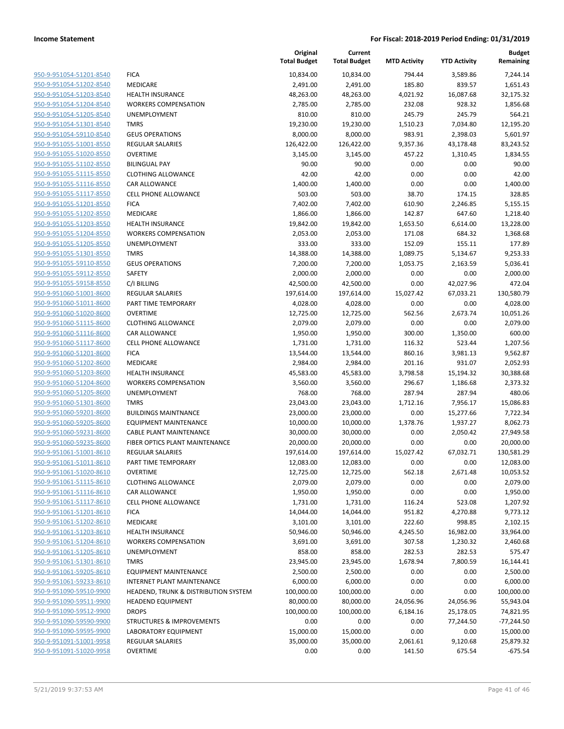| | | Original Total Budget | Current Total Budget | MTD Activity | YTD Activity | Budget Remaining |
|---|---|---|---|---|---|---|
| 950-9-951054-51201-8540 | FICA | 10,834.00 | 10,834.00 | 794.44 | 3,589.86 | 7,244.14 |
| 950-9-951054-51202-8540 | MEDICARE | 2,491.00 | 2,491.00 | 185.80 | 839.57 | 1,651.43 |
| 950-9-951054-51203-8540 | HEALTH INSURANCE | 48,263.00 | 48,263.00 | 4,021.92 | 16,087.68 | 32,175.32 |
| 950-9-951054-51204-8540 | WORKERS COMPENSATION | 2,785.00 | 2,785.00 | 232.08 | 928.32 | 1,856.68 |
| 950-9-951054-51205-8540 | UNEMPLOYMENT | 810.00 | 810.00 | 245.79 | 245.79 | 564.21 |
| 950-9-951054-51301-8540 | TMRS | 19,230.00 | 19,230.00 | 1,510.23 | 7,034.80 | 12,195.20 |
| 950-9-951054-59110-8540 | GEUS OPERATIONS | 8,000.00 | 8,000.00 | 983.91 | 2,398.03 | 5,601.97 |
| 950-9-951055-51001-8550 | REGULAR SALARIES | 126,422.00 | 126,422.00 | 9,357.36 | 43,178.48 | 83,243.52 |
| 950-9-951055-51020-8550 | OVERTIME | 3,145.00 | 3,145.00 | 457.22 | 1,310.45 | 1,834.55 |
| 950-9-951055-51102-8550 | BILINGUAL PAY | 90.00 | 90.00 | 0.00 | 0.00 | 90.00 |
| 950-9-951055-51115-8550 | CLOTHING ALLOWANCE | 42.00 | 42.00 | 0.00 | 0.00 | 42.00 |
| 950-9-951055-51116-8550 | CAR ALLOWANCE | 1,400.00 | 1,400.00 | 0.00 | 0.00 | 1,400.00 |
| 950-9-951055-51117-8550 | CELL PHONE ALLOWANCE | 503.00 | 503.00 | 38.70 | 174.15 | 328.85 |
| 950-9-951055-51201-8550 | FICA | 7,402.00 | 7,402.00 | 610.90 | 2,246.85 | 5,155.15 |
| 950-9-951055-51202-8550 | MEDICARE | 1,866.00 | 1,866.00 | 142.87 | 647.60 | 1,218.40 |
| 950-9-951055-51203-8550 | HEALTH INSURANCE | 19,842.00 | 19,842.00 | 1,653.50 | 6,614.00 | 13,228.00 |
| 950-9-951055-51204-8550 | WORKERS COMPENSATION | 2,053.00 | 2,053.00 | 171.08 | 684.32 | 1,368.68 |
| 950-9-951055-51205-8550 | UNEMPLOYMENT | 333.00 | 333.00 | 152.09 | 155.11 | 177.89 |
| 950-9-951055-51301-8550 | TMRS | 14,388.00 | 14,388.00 | 1,089.75 | 5,134.67 | 9,253.33 |
| 950-9-951055-59110-8550 | GEUS OPERATIONS | 7,200.00 | 7,200.00 | 1,053.75 | 2,163.59 | 5,036.41 |
| 950-9-951055-59112-8550 | SAFETY | 2,000.00 | 2,000.00 | 0.00 | 0.00 | 2,000.00 |
| 950-9-951055-59158-8550 | C/I BILLING | 42,500.00 | 42,500.00 | 0.00 | 42,027.96 | 472.04 |
| 950-9-951060-51001-8600 | REGULAR SALARIES | 197,614.00 | 197,614.00 | 15,027.42 | 67,033.21 | 130,580.79 |
| 950-9-951060-51011-8600 | PART TIME TEMPORARY | 4,028.00 | 4,028.00 | 0.00 | 0.00 | 4,028.00 |
| 950-9-951060-51020-8600 | OVERTIME | 12,725.00 | 12,725.00 | 562.56 | 2,673.74 | 10,051.26 |
| 950-9-951060-51115-8600 | CLOTHING ALLOWANCE | 2,079.00 | 2,079.00 | 0.00 | 0.00 | 2,079.00 |
| 950-9-951060-51116-8600 | CAR ALLOWANCE | 1,950.00 | 1,950.00 | 300.00 | 1,350.00 | 600.00 |
| 950-9-951060-51117-8600 | CELL PHONE ALLOWANCE | 1,731.00 | 1,731.00 | 116.32 | 523.44 | 1,207.56 |
| 950-9-951060-51201-8600 | FICA | 13,544.00 | 13,544.00 | 860.16 | 3,981.13 | 9,562.87 |
| 950-9-951060-51202-8600 | MEDICARE | 2,984.00 | 2,984.00 | 201.16 | 931.07 | 2,052.93 |
| 950-9-951060-51203-8600 | HEALTH INSURANCE | 45,583.00 | 45,583.00 | 3,798.58 | 15,194.32 | 30,388.68 |
| 950-9-951060-51204-8600 | WORKERS COMPENSATION | 3,560.00 | 3,560.00 | 296.67 | 1,186.68 | 2,373.32 |
| 950-9-951060-51205-8600 | UNEMPLOYMENT | 768.00 | 768.00 | 287.94 | 287.94 | 480.06 |
| 950-9-951060-51301-8600 | TMRS | 23,043.00 | 23,043.00 | 1,712.16 | 7,956.17 | 15,086.83 |
| 950-9-951060-59201-8600 | BUILDINGS MAINTNANCE | 23,000.00 | 23,000.00 | 0.00 | 15,277.66 | 7,722.34 |
| 950-9-951060-59205-8600 | EQUIPMENT MAINTENANCE | 10,000.00 | 10,000.00 | 1,378.76 | 1,937.27 | 8,062.73 |
| 950-9-951060-59231-8600 | CABLE PLANT MAINTENANCE | 30,000.00 | 30,000.00 | 0.00 | 2,050.42 | 27,949.58 |
| 950-9-951060-59235-8600 | FIBER OPTICS PLANT MAINTENANCE | 20,000.00 | 20,000.00 | 0.00 | 0.00 | 20,000.00 |
| 950-9-951061-51001-8610 | REGULAR SALARIES | 197,614.00 | 197,614.00 | 15,027.42 | 67,032.71 | 130,581.29 |
| 950-9-951061-51011-8610 | PART TIME TEMPORARY | 12,083.00 | 12,083.00 | 0.00 | 0.00 | 12,083.00 |
| 950-9-951061-51020-8610 | OVERTIME | 12,725.00 | 12,725.00 | 562.18 | 2,671.48 | 10,053.52 |
| 950-9-951061-51115-8610 | CLOTHING ALLOWANCE | 2,079.00 | 2,079.00 | 0.00 | 0.00 | 2,079.00 |
| 950-9-951061-51116-8610 | CAR ALLOWANCE | 1,950.00 | 1,950.00 | 0.00 | 0.00 | 1,950.00 |
| 950-9-951061-51117-8610 | CELL PHONE ALLOWANCE | 1,731.00 | 1,731.00 | 116.24 | 523.08 | 1,207.92 |
| 950-9-951061-51201-8610 | FICA | 14,044.00 | 14,044.00 | 951.82 | 4,270.88 | 9,773.12 |
| 950-9-951061-51202-8610 | MEDICARE | 3,101.00 | 3,101.00 | 222.60 | 998.85 | 2,102.15 |
| 950-9-951061-51203-8610 | HEALTH INSURANCE | 50,946.00 | 50,946.00 | 4,245.50 | 16,982.00 | 33,964.00 |
| 950-9-951061-51204-8610 | WORKERS COMPENSATION | 3,691.00 | 3,691.00 | 307.58 | 1,230.32 | 2,460.68 |
| 950-9-951061-51205-8610 | UNEMPLOYMENT | 858.00 | 858.00 | 282.53 | 282.53 | 575.47 |
| 950-9-951061-51301-8610 | TMRS | 23,945.00 | 23,945.00 | 1,678.94 | 7,800.59 | 16,144.41 |
| 950-9-951061-59205-8610 | EQUIPMENT MAINTENANCE | 2,500.00 | 2,500.00 | 0.00 | 0.00 | 2,500.00 |
| 950-9-951061-59233-8610 | INTERNET PLANT MAINTENANCE | 6,000.00 | 6,000.00 | 0.00 | 0.00 | 6,000.00 |
| 950-9-951090-59510-9900 | HEADEND, TRUNK & DISTRIBUTION SYSTEM | 100,000.00 | 100,000.00 | 0.00 | 0.00 | 100,000.00 |
| 950-9-951090-59511-9900 | HEADEND EQUIPMENT | 80,000.00 | 80,000.00 | 24,056.96 | 24,056.96 | 55,943.04 |
| 950-9-951090-59512-9900 | DROPS | 100,000.00 | 100,000.00 | 6,184.16 | 25,178.05 | 74,821.95 |
| 950-9-951090-59590-9900 | STRUCTURES & IMPROVEMENTS | 0.00 | 0.00 | 0.00 | 77,244.50 | -77,244.50 |
| 950-9-951090-59595-9900 | LABORATORY EQUIPMENT | 15,000.00 | 15,000.00 | 0.00 | 0.00 | 15,000.00 |
| 950-9-951091-51001-9958 | REGULAR SALARIES | 35,000.00 | 35,000.00 | 2,061.61 | 9,120.68 | 25,879.32 |
| 950-9-951091-51020-9958 | OVERTIME | 0.00 | 0.00 | 141.50 | 675.54 | -675.54 |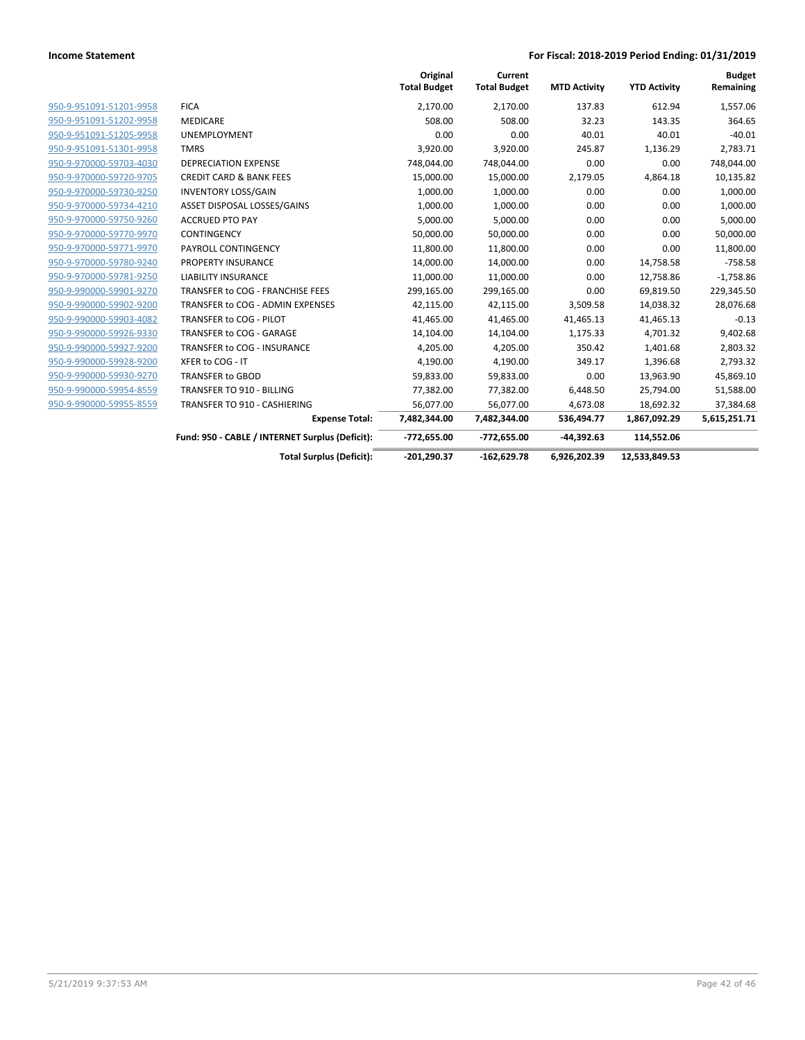**Income Statement** — For Fiscal: 2018-2019 Period Ending: 01/31/2019

| | | Original Total Budget | Current Total Budget | MTD Activity | YTD Activity | Budget Remaining |
|---|---|---|---|---|---|---|
| 950-9-951091-51201-9958 | FICA | 2,170.00 | 2,170.00 | 137.83 | 612.94 | 1,557.06 |
| 950-9-951091-51202-9958 | MEDICARE | 508.00 | 508.00 | 32.23 | 143.35 | 364.65 |
| 950-9-951091-51205-9958 | UNEMPLOYMENT | 0.00 | 0.00 | 40.01 | 40.01 | -40.01 |
| 950-9-951091-51301-9958 | TMRS | 3,920.00 | 3,920.00 | 245.87 | 1,136.29 | 2,783.71 |
| 950-9-970000-59703-4030 | DEPRECIATION EXPENSE | 748,044.00 | 748,044.00 | 0.00 | 0.00 | 748,044.00 |
| 950-9-970000-59720-9705 | CREDIT CARD & BANK FEES | 15,000.00 | 15,000.00 | 2,179.05 | 4,864.18 | 10,135.82 |
| 950-9-970000-59730-9250 | INVENTORY LOSS/GAIN | 1,000.00 | 1,000.00 | 0.00 | 0.00 | 1,000.00 |
| 950-9-970000-59734-4210 | ASSET DISPOSAL LOSSES/GAINS | 1,000.00 | 1,000.00 | 0.00 | 0.00 | 1,000.00 |
| 950-9-970000-59750-9260 | ACCRUED PTO PAY | 5,000.00 | 5,000.00 | 0.00 | 0.00 | 5,000.00 |
| 950-9-970000-59770-9970 | CONTINGENCY | 50,000.00 | 50,000.00 | 0.00 | 0.00 | 50,000.00 |
| 950-9-970000-59771-9970 | PAYROLL CONTINGENCY | 11,800.00 | 11,800.00 | 0.00 | 0.00 | 11,800.00 |
| 950-9-970000-59780-9240 | PROPERTY INSURANCE | 14,000.00 | 14,000.00 | 0.00 | 14,758.58 | -758.58 |
| 950-9-970000-59781-9250 | LIABILITY INSURANCE | 11,000.00 | 11,000.00 | 0.00 | 12,758.86 | -1,758.86 |
| 950-9-990000-59901-9270 | TRANSFER to COG - FRANCHISE FEES | 299,165.00 | 299,165.00 | 0.00 | 69,819.50 | 229,345.50 |
| 950-9-990000-59902-9200 | TRANSFER to COG - ADMIN EXPENSES | 42,115.00 | 42,115.00 | 3,509.58 | 14,038.32 | 28,076.68 |
| 950-9-990000-59903-4082 | TRANSFER to COG - PILOT | 41,465.00 | 41,465.00 | 41,465.13 | 41,465.13 | -0.13 |
| 950-9-990000-59926-9330 | TRANSFER to COG - GARAGE | 14,104.00 | 14,104.00 | 1,175.33 | 4,701.32 | 9,402.68 |
| 950-9-990000-59927-9200 | TRANSFER to COG - INSURANCE | 4,205.00 | 4,205.00 | 350.42 | 1,401.68 | 2,803.32 |
| 950-9-990000-59928-9200 | XFER to COG - IT | 4,190.00 | 4,190.00 | 349.17 | 1,396.68 | 2,793.32 |
| 950-9-990000-59930-9270 | TRANSFER to GBOD | 59,833.00 | 59,833.00 | 0.00 | 13,963.90 | 45,869.10 |
| 950-9-990000-59954-8559 | TRANSFER TO 910 - BILLING | 77,382.00 | 77,382.00 | 6,448.50 | 25,794.00 | 51,588.00 |
| 950-9-990000-59955-8559 | TRANSFER TO 910 - CASHIERING | 56,077.00 | 56,077.00 | 4,673.08 | 18,692.32 | 37,384.68 |
| | **Expense Total:** | **7,482,344.00** | **7,482,344.00** | **536,494.77** | **1,867,092.29** | **5,615,251.71** |
| | **Fund: 950 - CABLE / INTERNET Surplus (Deficit):** | **-772,655.00** | **-772,655.00** | **-44,392.63** | **114,552.06** | |
| | **Total Surplus (Deficit):** | **-201,290.37** | **-162,629.78** | **6,926,202.39** | **12,533,849.53** | |

5/21/2019 9:37:53 AM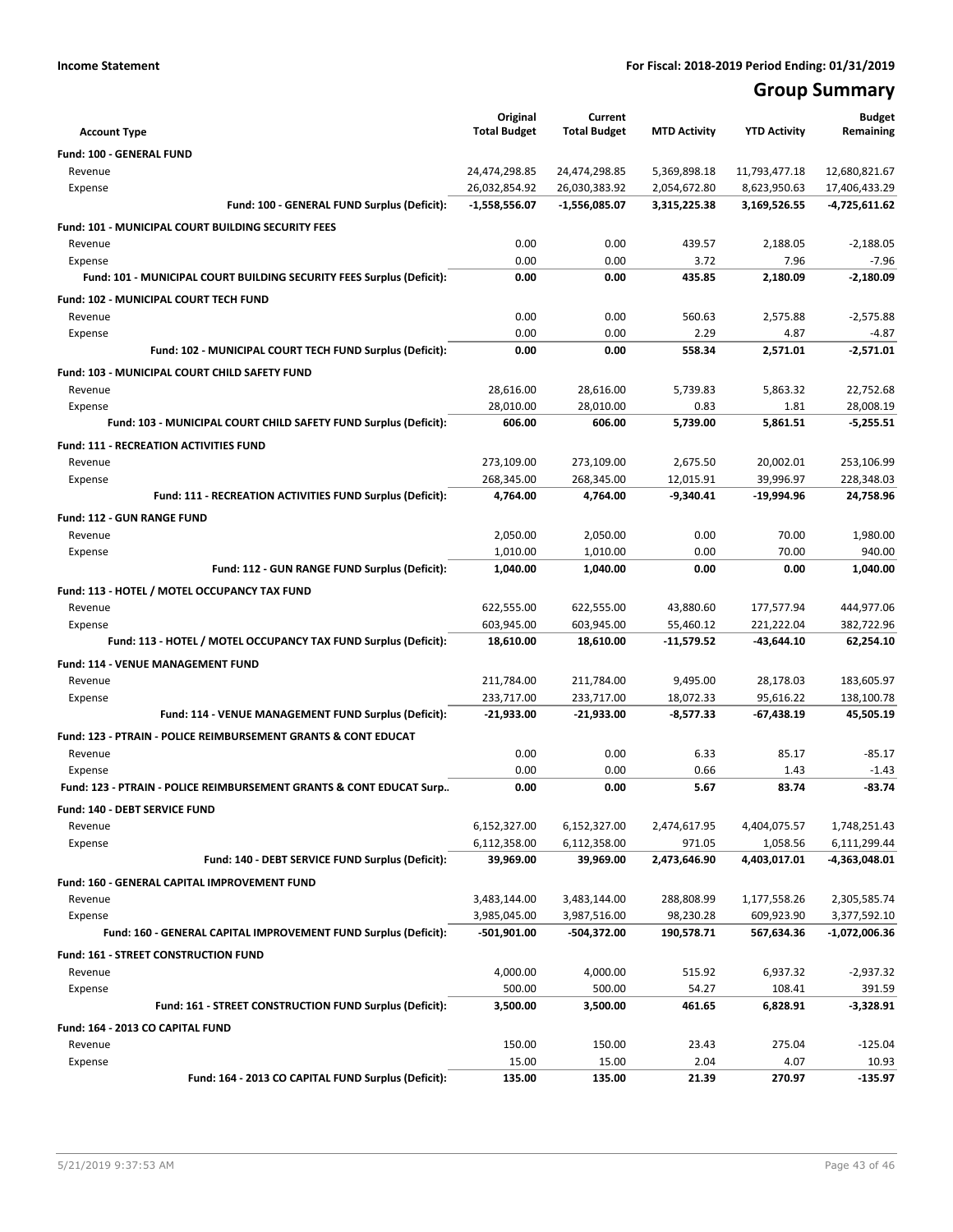**Income Statement** — For Fiscal: 2018-2019 Period Ending: 01/31/2019

# Group Summary

| Account Type | Original Total Budget | Current Total Budget | MTD Activity | YTD Activity | Budget Remaining |
|---|---|---|---|---|---|
| **Fund: 100 - GENERAL FUND** | | | | | |
| Revenue | 24,474,298.85 | 24,474,298.85 | 5,369,898.18 | 11,793,477.18 | 12,680,821.67 |
| Expense | 26,032,854.92 | 26,030,383.92 | 2,054,672.80 | 8,623,950.63 | 17,406,433.29 |
| **Fund: 100 - GENERAL FUND Surplus (Deficit):** | **-1,558,556.07** | **-1,556,085.07** | **3,315,225.38** | **3,169,526.55** | **-4,725,611.62** |
| **Fund: 101 - MUNICIPAL COURT BUILDING SECURITY FEES** | | | | | |
| Revenue | 0.00 | 0.00 | 439.57 | 2,188.05 | -2,188.05 |
| Expense | 0.00 | 0.00 | 3.72 | 7.96 | -7.96 |
| **Fund: 101 - MUNICIPAL COURT BUILDING SECURITY FEES Surplus (Deficit):** | **0.00** | **0.00** | **435.85** | **2,180.09** | **-2,180.09** |
| **Fund: 102 - MUNICIPAL COURT TECH FUND** | | | | | |
| Revenue | 0.00 | 0.00 | 560.63 | 2,575.88 | -2,575.88 |
| Expense | 0.00 | 0.00 | 2.29 | 4.87 | -4.87 |
| **Fund: 102 - MUNICIPAL COURT TECH FUND Surplus (Deficit):** | **0.00** | **0.00** | **558.34** | **2,571.01** | **-2,571.01** |
| **Fund: 103 - MUNICIPAL COURT CHILD SAFETY FUND** | | | | | |
| Revenue | 28,616.00 | 28,616.00 | 5,739.83 | 5,863.32 | 22,752.68 |
| Expense | 28,010.00 | 28,010.00 | 0.83 | 1.81 | 28,008.19 |
| **Fund: 103 - MUNICIPAL COURT CHILD SAFETY FUND Surplus (Deficit):** | **606.00** | **606.00** | **5,739.00** | **5,861.51** | **-5,255.51** |
| **Fund: 111 - RECREATION ACTIVITIES FUND** | | | | | |
| Revenue | 273,109.00 | 273,109.00 | 2,675.50 | 20,002.01 | 253,106.99 |
| Expense | 268,345.00 | 268,345.00 | 12,015.91 | 39,996.97 | 228,348.03 |
| **Fund: 111 - RECREATION ACTIVITIES FUND Surplus (Deficit):** | **4,764.00** | **4,764.00** | **-9,340.41** | **-19,994.96** | **24,758.96** |
| **Fund: 112 - GUN RANGE FUND** | | | | | |
| Revenue | 2,050.00 | 2,050.00 | 0.00 | 70.00 | 1,980.00 |
| Expense | 1,010.00 | 1,010.00 | 0.00 | 70.00 | 940.00 |
| **Fund: 112 - GUN RANGE FUND Surplus (Deficit):** | **1,040.00** | **1,040.00** | **0.00** | **0.00** | **1,040.00** |
| **Fund: 113 - HOTEL / MOTEL OCCUPANCY TAX FUND** | | | | | |
| Revenue | 622,555.00 | 622,555.00 | 43,880.60 | 177,577.94 | 444,977.06 |
| Expense | 603,945.00 | 603,945.00 | 55,460.12 | 221,222.04 | 382,722.96 |
| **Fund: 113 - HOTEL / MOTEL OCCUPANCY TAX FUND Surplus (Deficit):** | **18,610.00** | **18,610.00** | **-11,579.52** | **-43,644.10** | **62,254.10** |
| **Fund: 114 - VENUE MANAGEMENT FUND** | | | | | |
| Revenue | 211,784.00 | 211,784.00 | 9,495.00 | 28,178.03 | 183,605.97 |
| Expense | 233,717.00 | 233,717.00 | 18,072.33 | 95,616.22 | 138,100.78 |
| **Fund: 114 - VENUE MANAGEMENT FUND Surplus (Deficit):** | **-21,933.00** | **-21,933.00** | **-8,577.33** | **-67,438.19** | **45,505.19** |
| **Fund: 123 - PTRAIN - POLICE REIMBURSEMENT GRANTS & CONT EDUCAT** | | | | | |
| Revenue | 0.00 | 0.00 | 6.33 | 85.17 | -85.17 |
| Expense | 0.00 | 0.00 | 0.66 | 1.43 | -1.43 |
| **Fund: 123 - PTRAIN - POLICE REIMBURSEMENT GRANTS & CONT EDUCAT Surp..** | **0.00** | **0.00** | **5.67** | **83.74** | **-83.74** |
| **Fund: 140 - DEBT SERVICE FUND** | | | | | |
| Revenue | 6,152,327.00 | 6,152,327.00 | 2,474,617.95 | 4,404,075.57 | 1,748,251.43 |
| Expense | 6,112,358.00 | 6,112,358.00 | 971.05 | 1,058.56 | 6,111,299.44 |
| **Fund: 140 - DEBT SERVICE FUND Surplus (Deficit):** | **39,969.00** | **39,969.00** | **2,473,646.90** | **4,403,017.01** | **-4,363,048.01** |
| **Fund: 160 - GENERAL CAPITAL IMPROVEMENT FUND** | | | | | |
| Revenue | 3,483,144.00 | 3,483,144.00 | 288,808.99 | 1,177,558.26 | 2,305,585.74 |
| Expense | 3,985,045.00 | 3,987,516.00 | 98,230.28 | 609,923.90 | 3,377,592.10 |
| **Fund: 160 - GENERAL CAPITAL IMPROVEMENT FUND Surplus (Deficit):** | **-501,901.00** | **-504,372.00** | **190,578.71** | **567,634.36** | **-1,072,006.36** |
| **Fund: 161 - STREET CONSTRUCTION FUND** | | | | | |
| Revenue | 4,000.00 | 4,000.00 | 515.92 | 6,937.32 | -2,937.32 |
| Expense | 500.00 | 500.00 | 54.27 | 108.41 | 391.59 |
| **Fund: 161 - STREET CONSTRUCTION FUND Surplus (Deficit):** | **3,500.00** | **3,500.00** | **461.65** | **6,828.91** | **-3,328.91** |
| **Fund: 164 - 2013 CO CAPITAL FUND** | | | | | |
| Revenue | 150.00 | 150.00 | 23.43 | 275.04 | -125.04 |
| Expense | 15.00 | 15.00 | 2.04 | 4.07 | 10.93 |
| **Fund: 164 - 2013 CO CAPITAL FUND Surplus (Deficit):** | **135.00** | **135.00** | **21.39** | **270.97** | **-135.97** |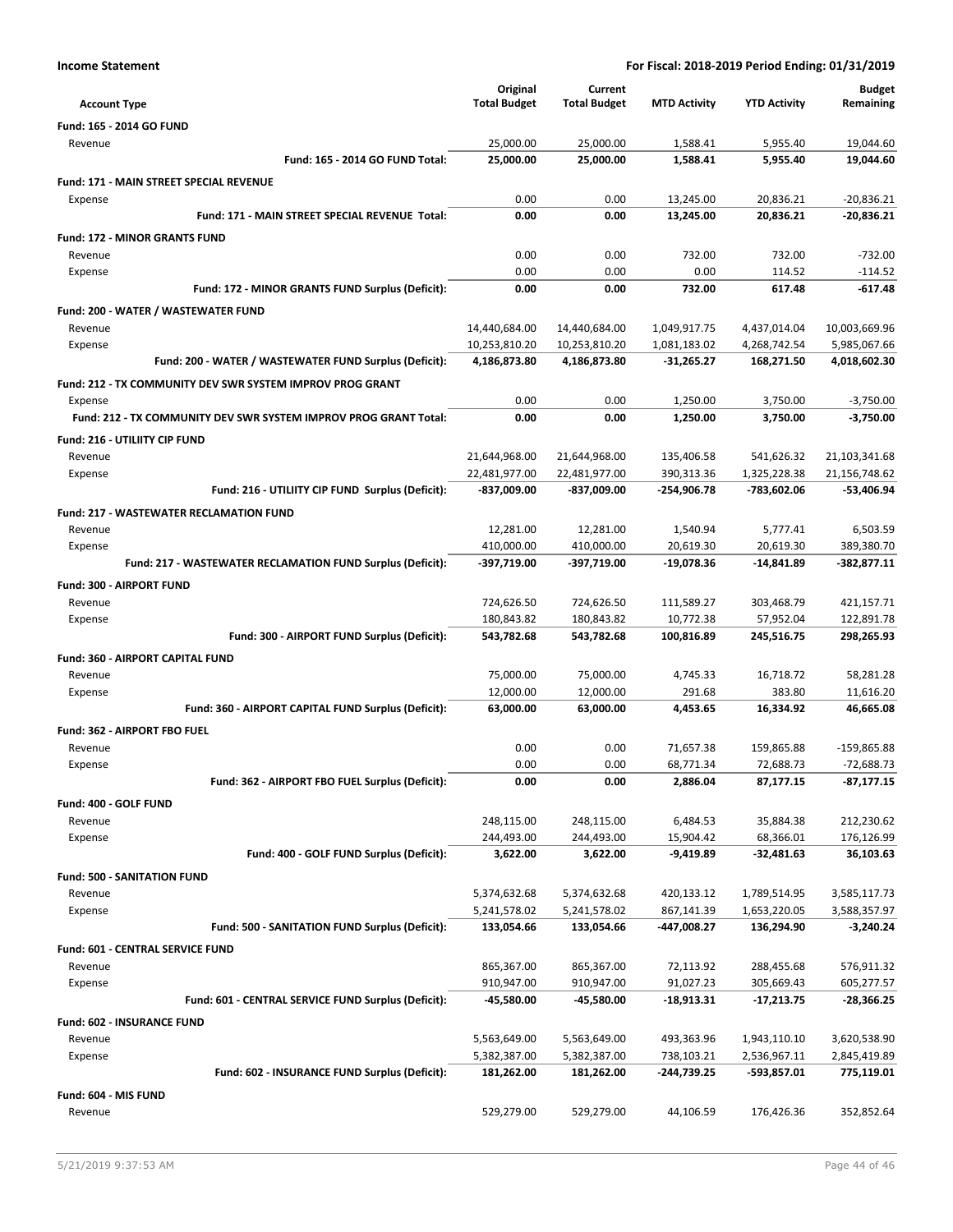**Income Statement** | **For Fiscal: 2018-2019 Period Ending: 01/31/2019**

| Account Type | Original Total Budget | Current Total Budget | MTD Activity | YTD Activity | Budget Remaining |
|---|---|---|---|---|---|
| **Fund: 165 - 2014 GO FUND** | | | | | |
| Revenue | 25,000.00 | 25,000.00 | 1,588.41 | 5,955.40 | 19,044.60 |
| **Fund: 165 - 2014 GO FUND Total:** | **25,000.00** | **25,000.00** | **1,588.41** | **5,955.40** | **19,044.60** |
| **Fund: 171 - MAIN STREET SPECIAL REVENUE** | | | | | |
| Expense | 0.00 | 0.00 | 13,245.00 | 20,836.21 | -20,836.21 |
| **Fund: 171 - MAIN STREET SPECIAL REVENUE Total:** | **0.00** | **0.00** | **13,245.00** | **20,836.21** | **-20,836.21** |
| **Fund: 172 - MINOR GRANTS FUND** | | | | | |
| Revenue | 0.00 | 0.00 | 732.00 | 732.00 | -732.00 |
| Expense | 0.00 | 0.00 | 0.00 | 114.52 | -114.52 |
| **Fund: 172 - MINOR GRANTS FUND Surplus (Deficit):** | **0.00** | **0.00** | **732.00** | **617.48** | **-617.48** |
| **Fund: 200 - WATER / WASTEWATER FUND** | | | | | |
| Revenue | 14,440,684.00 | 14,440,684.00 | 1,049,917.75 | 4,437,014.04 | 10,003,669.96 |
| Expense | 10,253,810.20 | 10,253,810.20 | 1,081,183.02 | 4,268,742.54 | 5,985,067.66 |
| **Fund: 200 - WATER / WASTEWATER FUND Surplus (Deficit):** | **4,186,873.80** | **4,186,873.80** | **-31,265.27** | **168,271.50** | **4,018,602.30** |
| **Fund: 212 - TX COMMUNITY DEV SWR SYSTEM IMPROV PROG GRANT** | | | | | |
| Expense | 0.00 | 0.00 | 1,250.00 | 3,750.00 | -3,750.00 |
| **Fund: 212 - TX COMMUNITY DEV SWR SYSTEM IMPROV PROG GRANT Total:** | **0.00** | **0.00** | **1,250.00** | **3,750.00** | **-3,750.00** |
| **Fund: 216 - UTILIITY CIP FUND** | | | | | |
| Revenue | 21,644,968.00 | 21,644,968.00 | 135,406.58 | 541,626.32 | 21,103,341.68 |
| Expense | 22,481,977.00 | 22,481,977.00 | 390,313.36 | 1,325,228.38 | 21,156,748.62 |
| **Fund: 216 - UTILIITY CIP FUND Surplus (Deficit):** | **-837,009.00** | **-837,009.00** | **-254,906.78** | **-783,602.06** | **-53,406.94** |
| **Fund: 217 - WASTEWATER RECLAMATION FUND** | | | | | |
| Revenue | 12,281.00 | 12,281.00 | 1,540.94 | 5,777.41 | 6,503.59 |
| Expense | 410,000.00 | 410,000.00 | 20,619.30 | 20,619.30 | 389,380.70 |
| **Fund: 217 - WASTEWATER RECLAMATION FUND Surplus (Deficit):** | **-397,719.00** | **-397,719.00** | **-19,078.36** | **-14,841.89** | **-382,877.11** |
| **Fund: 300 - AIRPORT FUND** | | | | | |
| Revenue | 724,626.50 | 724,626.50 | 111,589.27 | 303,468.79 | 421,157.71 |
| Expense | 180,843.82 | 180,843.82 | 10,772.38 | 57,952.04 | 122,891.78 |
| **Fund: 300 - AIRPORT FUND Surplus (Deficit):** | **543,782.68** | **543,782.68** | **100,816.89** | **245,516.75** | **298,265.93** |
| **Fund: 360 - AIRPORT CAPITAL FUND** | | | | | |
| Revenue | 75,000.00 | 75,000.00 | 4,745.33 | 16,718.72 | 58,281.28 |
| Expense | 12,000.00 | 12,000.00 | 291.68 | 383.80 | 11,616.20 |
| **Fund: 360 - AIRPORT CAPITAL FUND Surplus (Deficit):** | **63,000.00** | **63,000.00** | **4,453.65** | **16,334.92** | **46,665.08** |
| **Fund: 362 - AIRPORT FBO FUEL** | | | | | |
| Revenue | 0.00 | 0.00 | 71,657.38 | 159,865.88 | -159,865.88 |
| Expense | 0.00 | 0.00 | 68,771.34 | 72,688.73 | -72,688.73 |
| **Fund: 362 - AIRPORT FBO FUEL Surplus (Deficit):** | **0.00** | **0.00** | **2,886.04** | **87,177.15** | **-87,177.15** |
| **Fund: 400 - GOLF FUND** | | | | | |
| Revenue | 248,115.00 | 248,115.00 | 6,484.53 | 35,884.38 | 212,230.62 |
| Expense | 244,493.00 | 244,493.00 | 15,904.42 | 68,366.01 | 176,126.99 |
| **Fund: 400 - GOLF FUND Surplus (Deficit):** | **3,622.00** | **3,622.00** | **-9,419.89** | **-32,481.63** | **36,103.63** |
| **Fund: 500 - SANITATION FUND** | | | | | |
| Revenue | 5,374,632.68 | 5,374,632.68 | 420,133.12 | 1,789,514.95 | 3,585,117.73 |
| Expense | 5,241,578.02 | 5,241,578.02 | 867,141.39 | 1,653,220.05 | 3,588,357.97 |
| **Fund: 500 - SANITATION FUND Surplus (Deficit):** | **133,054.66** | **133,054.66** | **-447,008.27** | **136,294.90** | **-3,240.24** |
| **Fund: 601 - CENTRAL SERVICE FUND** | | | | | |
| Revenue | 865,367.00 | 865,367.00 | 72,113.92 | 288,455.68 | 576,911.32 |
| Expense | 910,947.00 | 910,947.00 | 91,027.23 | 305,669.43 | 605,277.57 |
| **Fund: 601 - CENTRAL SERVICE FUND Surplus (Deficit):** | **-45,580.00** | **-45,580.00** | **-18,913.31** | **-17,213.75** | **-28,366.25** |
| **Fund: 602 - INSURANCE FUND** | | | | | |
| Revenue | 5,563,649.00 | 5,563,649.00 | 493,363.96 | 1,943,110.10 | 3,620,538.90 |
| Expense | 5,382,387.00 | 5,382,387.00 | 738,103.21 | 2,536,967.11 | 2,845,419.89 |
| **Fund: 602 - INSURANCE FUND Surplus (Deficit):** | **181,262.00** | **181,262.00** | **-244,739.25** | **-593,857.01** | **775,119.01** |
| **Fund: 604 - MIS FUND** | | | | | |
| Revenue | 529,279.00 | 529,279.00 | 44,106.59 | 176,426.36 | 352,852.64 |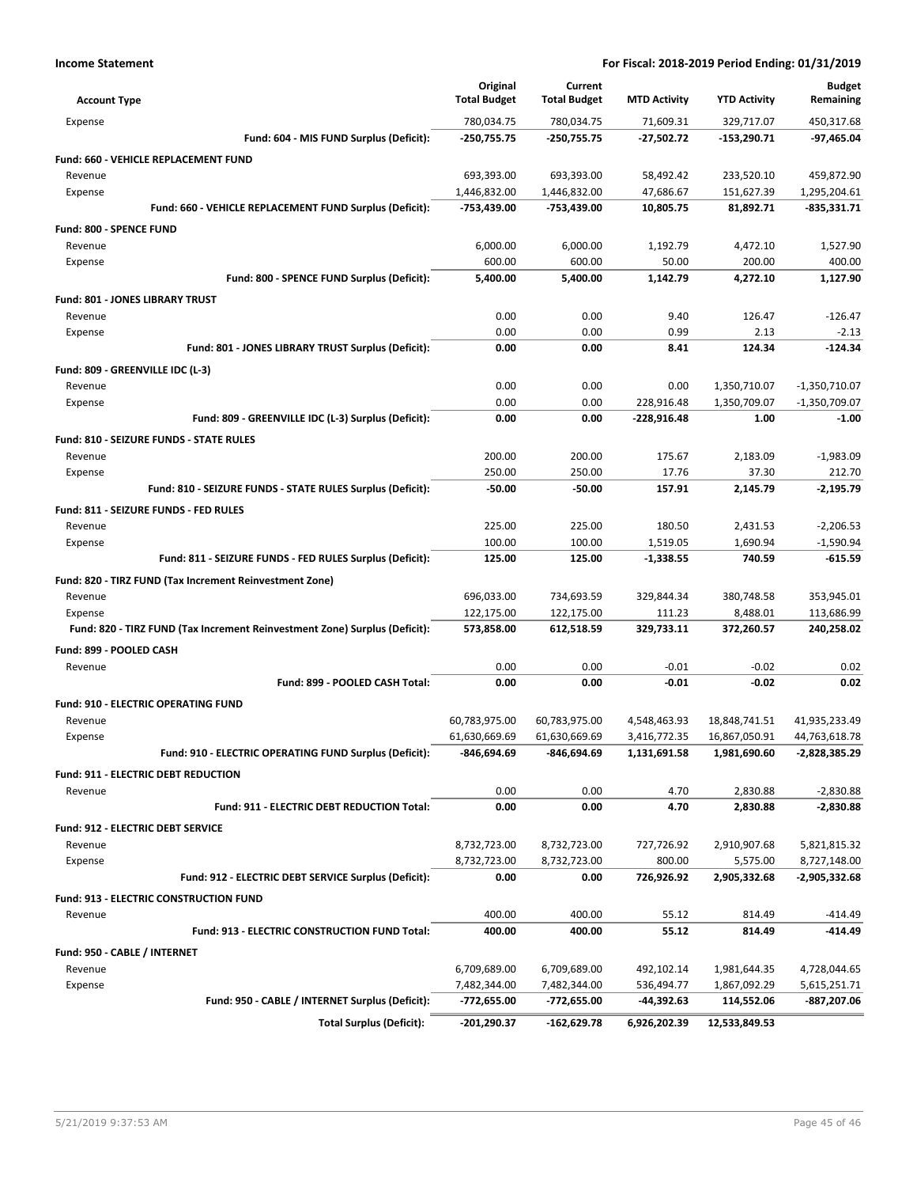**Income Statement** | **For Fiscal: 2018-2019 Period Ending: 01/31/2019**

| Account Type | Original Total Budget | Current Total Budget | MTD Activity | YTD Activity | Budget Remaining |
|---|---|---|---|---|---|
| Expense | 780,034.75 | 780,034.75 | 71,609.31 | 329,717.07 | 450,317.68 |
| **Fund: 604 - MIS FUND Surplus (Deficit):** | **-250,755.75** | **-250,755.75** | **-27,502.72** | **-153,290.71** | **-97,465.04** |
| **Fund: 660 - VEHICLE REPLACEMENT FUND** | | | | | |
| Revenue | 693,393.00 | 693,393.00 | 58,492.42 | 233,520.10 | 459,872.90 |
| Expense | 1,446,832.00 | 1,446,832.00 | 47,686.67 | 151,627.39 | 1,295,204.61 |
| **Fund: 660 - VEHICLE REPLACEMENT FUND Surplus (Deficit):** | **-753,439.00** | **-753,439.00** | **10,805.75** | **81,892.71** | **-835,331.71** |
| **Fund: 800 - SPENCE FUND** | | | | | |
| Revenue | 6,000.00 | 6,000.00 | 1,192.79 | 4,472.10 | 1,527.90 |
| Expense | 600.00 | 600.00 | 50.00 | 200.00 | 400.00 |
| **Fund: 800 - SPENCE FUND Surplus (Deficit):** | **5,400.00** | **5,400.00** | **1,142.79** | **4,272.10** | **1,127.90** |
| **Fund: 801 - JONES LIBRARY TRUST** | | | | | |
| Revenue | 0.00 | 0.00 | 9.40 | 126.47 | -126.47 |
| Expense | 0.00 | 0.00 | 0.99 | 2.13 | -2.13 |
| **Fund: 801 - JONES LIBRARY TRUST Surplus (Deficit):** | **0.00** | **0.00** | **8.41** | **124.34** | **-124.34** |
| **Fund: 809 - GREENVILLE IDC (L-3)** | | | | | |
| Revenue | 0.00 | 0.00 | 0.00 | 1,350,710.07 | -1,350,710.07 |
| Expense | 0.00 | 0.00 | 228,916.48 | 1,350,709.07 | -1,350,709.07 |
| **Fund: 809 - GREENVILLE IDC (L-3) Surplus (Deficit):** | **0.00** | **0.00** | **-228,916.48** | **1.00** | **-1.00** |
| **Fund: 810 - SEIZURE FUNDS - STATE RULES** | | | | | |
| Revenue | 200.00 | 200.00 | 175.67 | 2,183.09 | -1,983.09 |
| Expense | 250.00 | 250.00 | 17.76 | 37.30 | 212.70 |
| **Fund: 810 - SEIZURE FUNDS - STATE RULES Surplus (Deficit):** | **-50.00** | **-50.00** | **157.91** | **2,145.79** | **-2,195.79** |
| **Fund: 811 - SEIZURE FUNDS - FED RULES** | | | | | |
| Revenue | 225.00 | 225.00 | 180.50 | 2,431.53 | -2,206.53 |
| Expense | 100.00 | 100.00 | 1,519.05 | 1,690.94 | -1,590.94 |
| **Fund: 811 - SEIZURE FUNDS - FED RULES Surplus (Deficit):** | **125.00** | **125.00** | **-1,338.55** | **740.59** | **-615.59** |
| **Fund: 820 - TIRZ FUND (Tax Increment Reinvestment Zone)** | | | | | |
| Revenue | 696,033.00 | 734,693.59 | 329,844.34 | 380,748.58 | 353,945.01 |
| Expense | 122,175.00 | 122,175.00 | 111.23 | 8,488.01 | 113,686.99 |
| **Fund: 820 - TIRZ FUND (Tax Increment Reinvestment Zone) Surplus (Deficit):** | **573,858.00** | **612,518.59** | **329,733.11** | **372,260.57** | **240,258.02** |
| **Fund: 899 - POOLED CASH** | | | | | |
| Revenue | 0.00 | 0.00 | -0.01 | -0.02 | 0.02 |
| **Fund: 899 - POOLED CASH Total:** | **0.00** | **0.00** | **-0.01** | **-0.02** | **0.02** |
| **Fund: 910 - ELECTRIC OPERATING FUND** | | | | | |
| Revenue | 60,783,975.00 | 60,783,975.00 | 4,548,463.93 | 18,848,741.51 | 41,935,233.49 |
| Expense | 61,630,669.69 | 61,630,669.69 | 3,416,772.35 | 16,867,050.91 | 44,763,618.78 |
| **Fund: 910 - ELECTRIC OPERATING FUND Surplus (Deficit):** | **-846,694.69** | **-846,694.69** | **1,131,691.58** | **1,981,690.60** | **-2,828,385.29** |
| **Fund: 911 - ELECTRIC DEBT REDUCTION** | | | | | |
| Revenue | 0.00 | 0.00 | 4.70 | 2,830.88 | -2,830.88 |
| **Fund: 911 - ELECTRIC DEBT REDUCTION Total:** | **0.00** | **0.00** | **4.70** | **2,830.88** | **-2,830.88** |
| **Fund: 912 - ELECTRIC DEBT SERVICE** | | | | | |
| Revenue | 8,732,723.00 | 8,732,723.00 | 727,726.92 | 2,910,907.68 | 5,821,815.32 |
| Expense | 8,732,723.00 | 8,732,723.00 | 800.00 | 5,575.00 | 8,727,148.00 |
| **Fund: 912 - ELECTRIC DEBT SERVICE Surplus (Deficit):** | **0.00** | **0.00** | **726,926.92** | **2,905,332.68** | **-2,905,332.68** |
| **Fund: 913 - ELECTRIC CONSTRUCTION FUND** | | | | | |
| Revenue | 400.00 | 400.00 | 55.12 | 814.49 | -414.49 |
| **Fund: 913 - ELECTRIC CONSTRUCTION FUND Total:** | **400.00** | **400.00** | **55.12** | **814.49** | **-414.49** |
| **Fund: 950 - CABLE / INTERNET** | | | | | |
| Revenue | 6,709,689.00 | 6,709,689.00 | 492,102.14 | 1,981,644.35 | 4,728,044.65 |
| Expense | 7,482,344.00 | 7,482,344.00 | 536,494.77 | 1,867,092.29 | 5,615,251.71 |
| **Fund: 950 - CABLE / INTERNET Surplus (Deficit):** | **-772,655.00** | **-772,655.00** | **-44,392.63** | **114,552.06** | **-887,207.06** |
| **Total Surplus (Deficit):** | **-201,290.37** | **-162,629.78** | **6,926,202.39** | **12,533,849.53** | |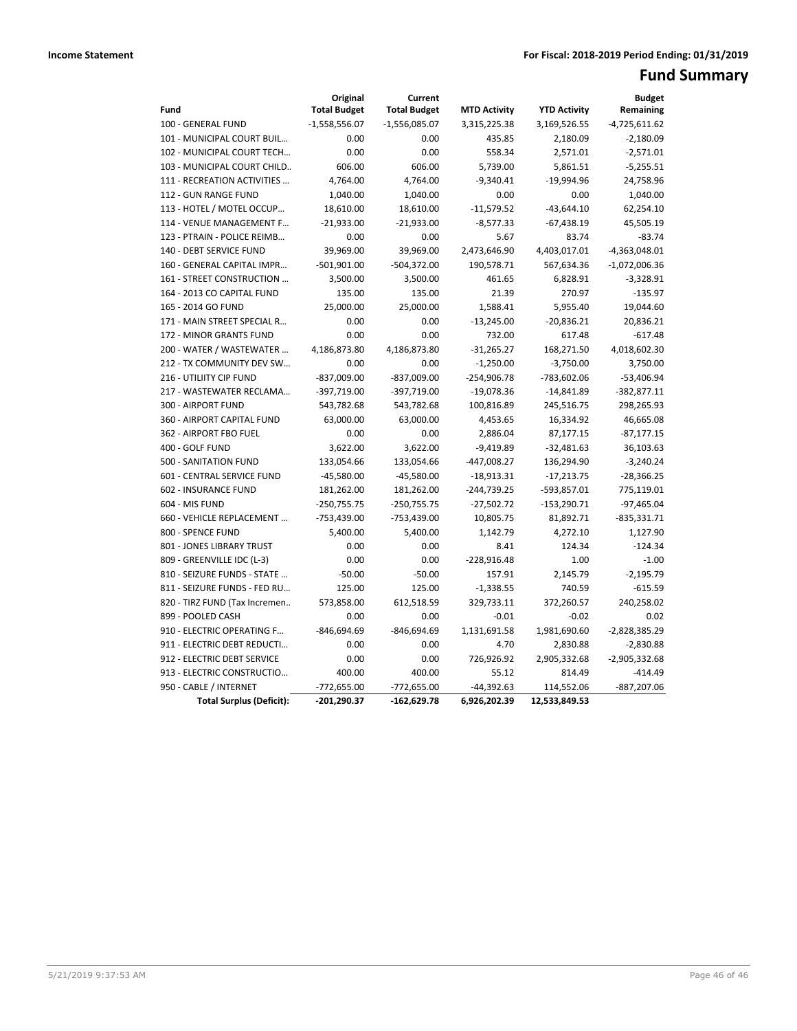**Income Statement** **For Fiscal: 2018-2019 Period Ending: 01/31/2019**

# Fund Summary

| Fund | Original Total Budget | Current Total Budget | MTD Activity | YTD Activity | Budget Remaining |
|---|---|---|---|---|---|
| 100 - GENERAL FUND | -1,558,556.07 | -1,556,085.07 | 3,315,225.38 | 3,169,526.55 | -4,725,611.62 |
| 101 - MUNICIPAL COURT BUIL… | 0.00 | 0.00 | 435.85 | 2,180.09 | -2,180.09 |
| 102 - MUNICIPAL COURT TECH… | 0.00 | 0.00 | 558.34 | 2,571.01 | -2,571.01 |
| 103 - MUNICIPAL COURT CHILD.. | 606.00 | 606.00 | 5,739.00 | 5,861.51 | -5,255.51 |
| 111 - RECREATION ACTIVITIES … | 4,764.00 | 4,764.00 | -9,340.41 | -19,994.96 | 24,758.96 |
| 112 - GUN RANGE FUND | 1,040.00 | 1,040.00 | 0.00 | 0.00 | 1,040.00 |
| 113 - HOTEL / MOTEL OCCUP… | 18,610.00 | 18,610.00 | -11,579.52 | -43,644.10 | 62,254.10 |
| 114 - VENUE MANAGEMENT F… | -21,933.00 | -21,933.00 | -8,577.33 | -67,438.19 | 45,505.19 |
| 123 - PTRAIN - POLICE REIMB… | 0.00 | 0.00 | 5.67 | 83.74 | -83.74 |
| 140 - DEBT SERVICE FUND | 39,969.00 | 39,969.00 | 2,473,646.90 | 4,403,017.01 | -4,363,048.01 |
| 160 - GENERAL CAPITAL IMPR… | -501,901.00 | -504,372.00 | 190,578.71 | 567,634.36 | -1,072,006.36 |
| 161 - STREET CONSTRUCTION … | 3,500.00 | 3,500.00 | 461.65 | 6,828.91 | -3,328.91 |
| 164 - 2013 CO CAPITAL FUND | 135.00 | 135.00 | 21.39 | 270.97 | -135.97 |
| 165 - 2014 GO FUND | 25,000.00 | 25,000.00 | 1,588.41 | 5,955.40 | 19,044.60 |
| 171 - MAIN STREET SPECIAL R… | 0.00 | 0.00 | -13,245.00 | -20,836.21 | 20,836.21 |
| 172 - MINOR GRANTS FUND | 0.00 | 0.00 | 732.00 | 617.48 | -617.48 |
| 200 - WATER / WASTEWATER … | 4,186,873.80 | 4,186,873.80 | -31,265.27 | 168,271.50 | 4,018,602.30 |
| 212 - TX COMMUNITY DEV SW… | 0.00 | 0.00 | -1,250.00 | -3,750.00 | 3,750.00 |
| 216 - UTILIITY CIP FUND | -837,009.00 | -837,009.00 | -254,906.78 | -783,602.06 | -53,406.94 |
| 217 - WASTEWATER RECLAMA… | -397,719.00 | -397,719.00 | -19,078.36 | -14,841.89 | -382,877.11 |
| 300 - AIRPORT FUND | 543,782.68 | 543,782.68 | 100,816.89 | 245,516.75 | 298,265.93 |
| 360 - AIRPORT CAPITAL FUND | 63,000.00 | 63,000.00 | 4,453.65 | 16,334.92 | 46,665.08 |
| 362 - AIRPORT FBO FUEL | 0.00 | 0.00 | 2,886.04 | 87,177.15 | -87,177.15 |
| 400 - GOLF FUND | 3,622.00 | 3,622.00 | -9,419.89 | -32,481.63 | 36,103.63 |
| 500 - SANITATION FUND | 133,054.66 | 133,054.66 | -447,008.27 | 136,294.90 | -3,240.24 |
| 601 - CENTRAL SERVICE FUND | -45,580.00 | -45,580.00 | -18,913.31 | -17,213.75 | -28,366.25 |
| 602 - INSURANCE FUND | 181,262.00 | 181,262.00 | -244,739.25 | -593,857.01 | 775,119.01 |
| 604 - MIS FUND | -250,755.75 | -250,755.75 | -27,502.72 | -153,290.71 | -97,465.04 |
| 660 - VEHICLE REPLACEMENT … | -753,439.00 | -753,439.00 | 10,805.75 | 81,892.71 | -835,331.71 |
| 800 - SPENCE FUND | 5,400.00 | 5,400.00 | 1,142.79 | 4,272.10 | 1,127.90 |
| 801 - JONES LIBRARY TRUST | 0.00 | 0.00 | 8.41 | 124.34 | -124.34 |
| 809 - GREENVILLE IDC (L-3) | 0.00 | 0.00 | -228,916.48 | 1.00 | -1.00 |
| 810 - SEIZURE FUNDS - STATE … | -50.00 | -50.00 | 157.91 | 2,145.79 | -2,195.79 |
| 811 - SEIZURE FUNDS - FED RU… | 125.00 | 125.00 | -1,338.55 | 740.59 | -615.59 |
| 820 - TIRZ FUND (Tax Incremen.. | 573,858.00 | 612,518.59 | 329,733.11 | 372,260.57 | 240,258.02 |
| 899 - POOLED CASH | 0.00 | 0.00 | -0.01 | -0.02 | 0.02 |
| 910 - ELECTRIC OPERATING F… | -846,694.69 | -846,694.69 | 1,131,691.58 | 1,981,690.60 | -2,828,385.29 |
| 911 - ELECTRIC DEBT REDUCTI… | 0.00 | 0.00 | 4.70 | 2,830.88 | -2,830.88 |
| 912 - ELECTRIC DEBT SERVICE | 0.00 | 0.00 | 726,926.92 | 2,905,332.68 | -2,905,332.68 |
| 913 - ELECTRIC CONSTRUCTIO… | 400.00 | 400.00 | 55.12 | 814.49 | -414.49 |
| 950 - CABLE / INTERNET | -772,655.00 | -772,655.00 | -44,392.63 | 114,552.06 | -887,207.06 |
| **Total Surplus (Deficit):** | **-201,290.37** | **-162,629.78** | **6,926,202.39** | **12,533,849.53** | |